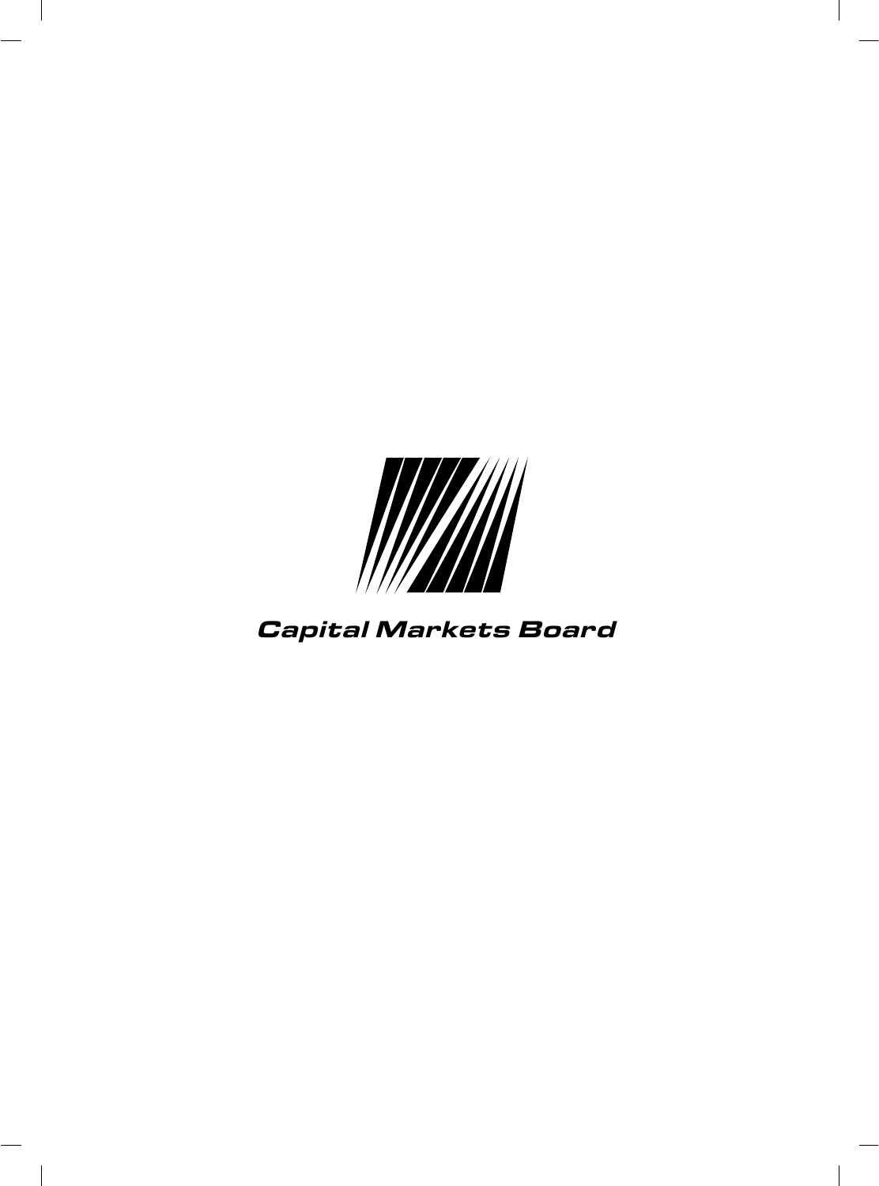Capital Markets Board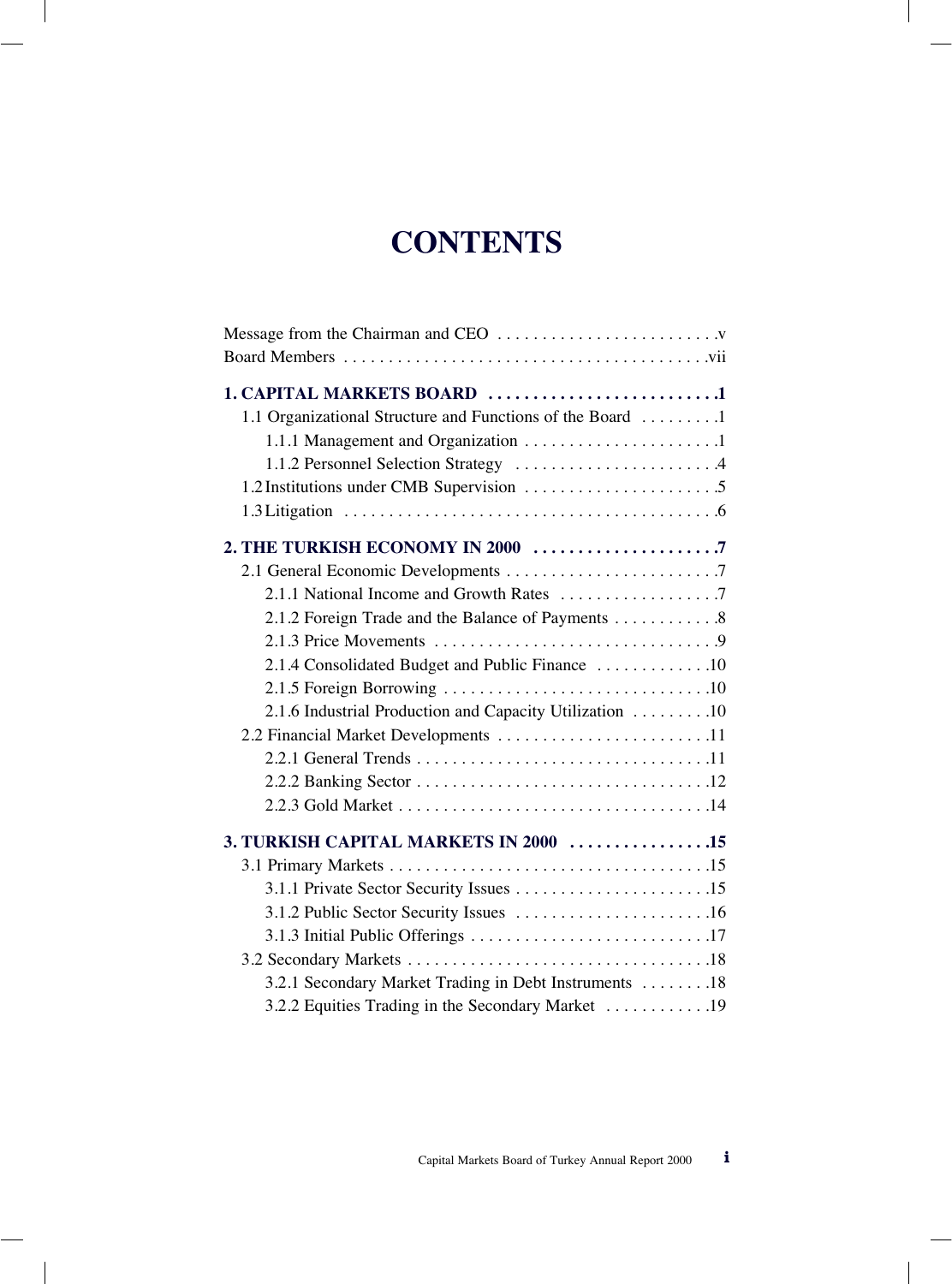# CONTENTS

Message from the Chairman and CEO . . . . . . . . . . . . . . . . . . . . . . . . .v
Board Members . . . . . . . . . . . . . . . . . . . . . . . . . . . . . . . . . . . . . . . . .vii

**1. CAPITAL MARKETS BOARD . . . . . . . . . . . . . . . . . . . . . . . . . .1**
- 1.1 Organizational Structure and Functions of the Board . . . . . . . . .1
  - 1.1.1 Management and Organization . . . . . . . . . . . . . . . . . . . . . .1
  - 1.1.2 Personnel Selection Strategy . . . . . . . . . . . . . . . . . . . . . . .4
- 1.2 Institutions under CMB Supervision . . . . . . . . . . . . . . . . . . . . . .5
- 1.3 Litigation . . . . . . . . . . . . . . . . . . . . . . . . . . . . . . . . . . . . . . . . . .6

**2. THE TURKISH ECONOMY IN 2000 . . . . . . . . . . . . . . . . . . . . .7**
- 2.1 General Economic Developments . . . . . . . . . . . . . . . . . . . . . . . .7
  - 2.1.1 National Income and Growth Rates . . . . . . . . . . . . . . . . . .7
  - 2.1.2 Foreign Trade and the Balance of Payments . . . . . . . . . . . .8
  - 2.1.3 Price Movements . . . . . . . . . . . . . . . . . . . . . . . . . . . . . . . .9
  - 2.1.4 Consolidated Budget and Public Finance . . . . . . . . . . . . .10
  - 2.1.5 Foreign Borrowing . . . . . . . . . . . . . . . . . . . . . . . . . . . . . .10
  - 2.1.6 Industrial Production and Capacity Utilization . . . . . . . . .10
- 2.2 Financial Market Developments . . . . . . . . . . . . . . . . . . . . . . . .11
  - 2.2.1 General Trends . . . . . . . . . . . . . . . . . . . . . . . . . . . . . . . . .11
  - 2.2.2 Banking Sector . . . . . . . . . . . . . . . . . . . . . . . . . . . . . . . . .12
  - 2.2.3 Gold Market . . . . . . . . . . . . . . . . . . . . . . . . . . . . . . . . . . .14

**3. TURKISH CAPITAL MARKETS IN 2000 . . . . . . . . . . . . . . . .15**
- 3.1 Primary Markets . . . . . . . . . . . . . . . . . . . . . . . . . . . . . . . . . . . .15
  - 3.1.1 Private Sector Security Issues . . . . . . . . . . . . . . . . . . . . . .15
  - 3.1.2 Public Sector Security Issues . . . . . . . . . . . . . . . . . . . . . .16
  - 3.1.3 Initial Public Offerings . . . . . . . . . . . . . . . . . . . . . . . . . . .17
- 3.2 Secondary Markets . . . . . . . . . . . . . . . . . . . . . . . . . . . . . . . . . .18
  - 3.2.1 Secondary Market Trading in Debt Instruments . . . . . . . .18
  - 3.2.2 Equities Trading in the Secondary Market . . . . . . . . . . . .19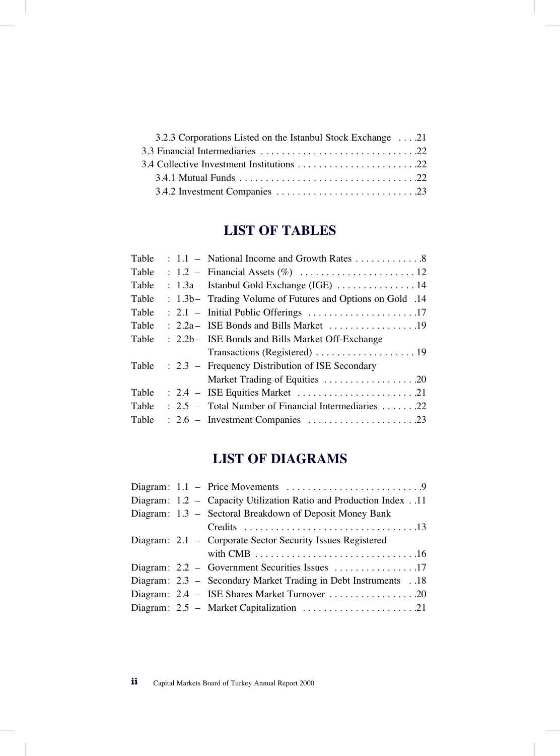3.2.3 Corporations Listed on the Istanbul Stock Exchange . . . .21

3.3 Financial Intermediaries . . . . . . . . . . . . . . . . . . . . . . . . . . . . . .22

3.4 Collective Investment Institutions . . . . . . . . . . . . . . . . . . . . . . .22

3.4.1 Mutual Funds . . . . . . . . . . . . . . . . . . . . . . . . . . . . . . . . . .22

3.4.2 Investment Companies . . . . . . . . . . . . . . . . . . . . . . . . . . .23

## LIST OF TABLES

Table : 1.1 – National Income and Growth Rates . . . . . . . . . . . . .8

Table : 1.2 – Financial Assets (%) . . . . . . . . . . . . . . . . . . . . . . 12

Table : 1.3a – Istanbul Gold Exchange (IGE) . . . . . . . . . . . . . . . 14

Table : 1.3b – Trading Volume of Futures and Options on Gold .14

Table : 2.1 – Initial Public Offerings . . . . . . . . . . . . . . . . . . . . .17

Table : 2.2a – ISE Bonds and Bills Market . . . . . . . . . . . . . . . . .19

Table : 2.2b – ISE Bonds and Bills Market Off-Exchange Transactions (Registered) . . . . . . . . . . . . . . . . . . . 19

Table : 2.3 – Frequency Distribution of ISE Secondary Market Trading of Equities . . . . . . . . . . . . . . . . . .20

Table : 2.4 – ISE Equities Market . . . . . . . . . . . . . . . . . . . . . . .21

Table : 2.5 – Total Number of Financial Intermediaries . . . . . . .22

Table : 2.6 – Investment Companies . . . . . . . . . . . . . . . . . . . . .23

## LIST OF DIAGRAMS

Diagram: 1.1 – Price Movements . . . . . . . . . . . . . . . . . . . . . . . . . .9

Diagram: 1.2 – Capacity Utilization Ratio and Production Index . .11

Diagram: 1.3 – Sectoral Breakdown of Deposit Money Bank Credits . . . . . . . . . . . . . . . . . . . . . . . . . . . . . . . . .13

Diagram: 2.1 – Corporate Sector Security Issues Registered with CMB . . . . . . . . . . . . . . . . . . . . . . . . . . . . . .16

Diagram: 2.2 – Government Securities Issues . . . . . . . . . . . . . . . .17

Diagram: 2.3 – Secondary Market Trading in Debt Instruments . .18

Diagram: 2.4 – ISE Shares Market Turnover . . . . . . . . . . . . . . . . .20

Diagram: 2.5 – Market Capitalization . . . . . . . . . . . . . . . . . . . . . .21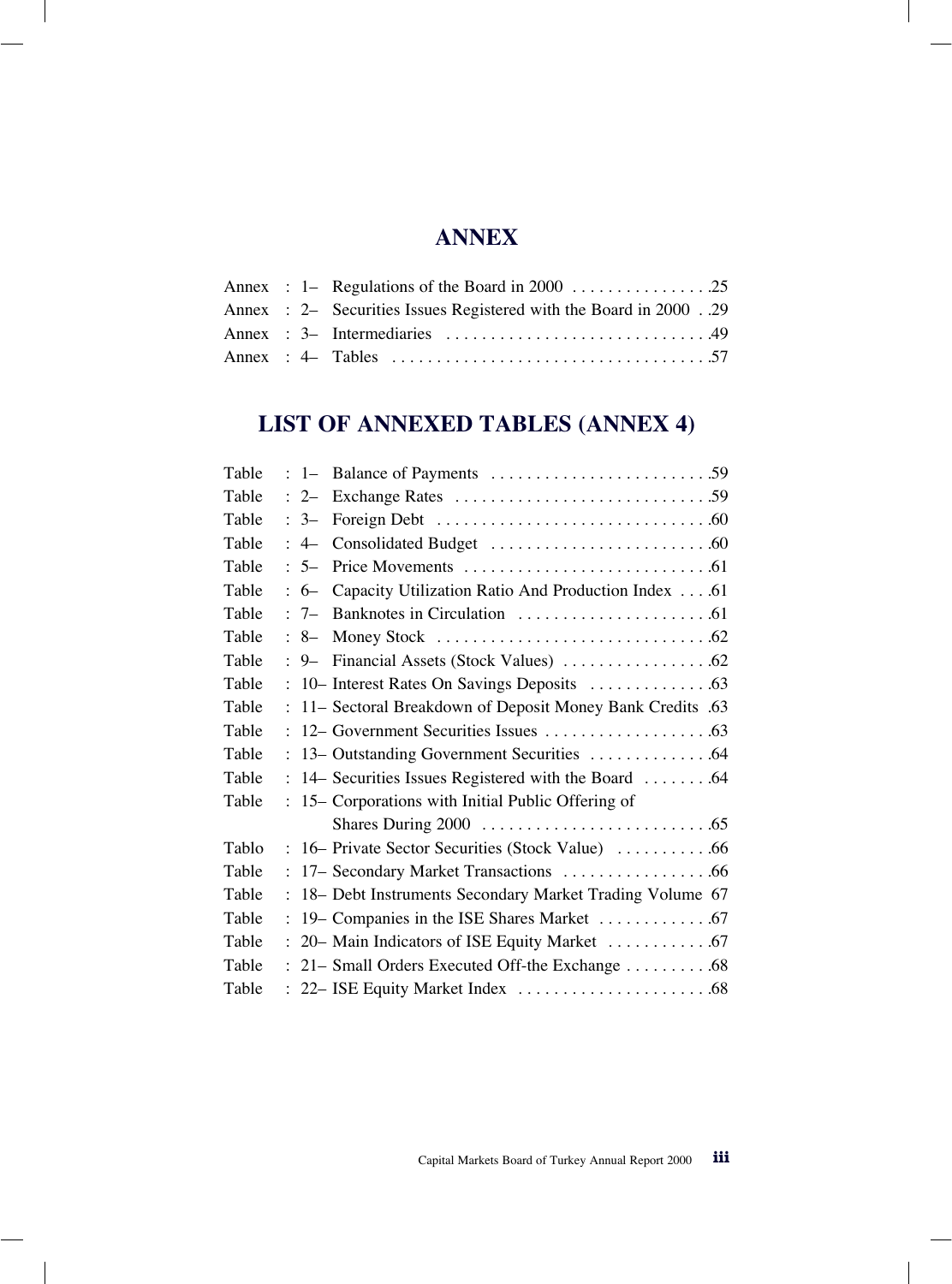# ANNEX

Annex : 1– Regulations of the Board in 2000 . . . . . . . . . . . . . . . .25
Annex : 2– Securities Issues Registered with the Board in 2000 . .29
Annex : 3– Intermediaries . . . . . . . . . . . . . . . . . . . . . . . . . . . . . .49
Annex : 4– Tables . . . . . . . . . . . . . . . . . . . . . . . . . . . . . . . . . . . .57

# LIST OF ANNEXED TABLES (ANNEX 4)

Table : 1– Balance of Payments . . . . . . . . . . . . . . . . . . . . . . . . .59
Table : 2– Exchange Rates . . . . . . . . . . . . . . . . . . . . . . . . . . . . .59
Table : 3– Foreign Debt . . . . . . . . . . . . . . . . . . . . . . . . . . . . . . .60
Table : 4– Consolidated Budget . . . . . . . . . . . . . . . . . . . . . . . . .60
Table : 5– Price Movements . . . . . . . . . . . . . . . . . . . . . . . . . . . .61
Table : 6– Capacity Utilization Ratio And Production Index . . . .61
Table : 7– Banknotes in Circulation . . . . . . . . . . . . . . . . . . . . . .61
Table : 8– Money Stock . . . . . . . . . . . . . . . . . . . . . . . . . . . . . . .62
Table : 9– Financial Assets (Stock Values) . . . . . . . . . . . . . . . . .62
Table : 10– Interest Rates On Savings Deposits . . . . . . . . . . . . . .63
Table : 11– Sectoral Breakdown of Deposit Money Bank Credits .63
Table : 12– Government Securities Issues . . . . . . . . . . . . . . . . . . .63
Table : 13– Outstanding Government Securities . . . . . . . . . . . . . .64
Table : 14– Securities Issues Registered with the Board . . . . . . . .64
Table : 15– Corporations with Initial Public Offering of Shares During 2000 . . . . . . . . . . . . . . . . . . . . . . . . . .65
Tablo : 16– Private Sector Securities (Stock Value) . . . . . . . . . . .66
Table : 17– Secondary Market Transactions . . . . . . . . . . . . . . . . .66
Table : 18– Debt Instruments Secondary Market Trading Volume 67
Table : 19– Companies in the ISE Shares Market . . . . . . . . . . . . .67
Table : 20– Main Indicators of ISE Equity Market . . . . . . . . . . . .67
Table : 21– Small Orders Executed Off-the Exchange . . . . . . . . . .68
Table : 22– ISE Equity Market Index . . . . . . . . . . . . . . . . . . . . . .68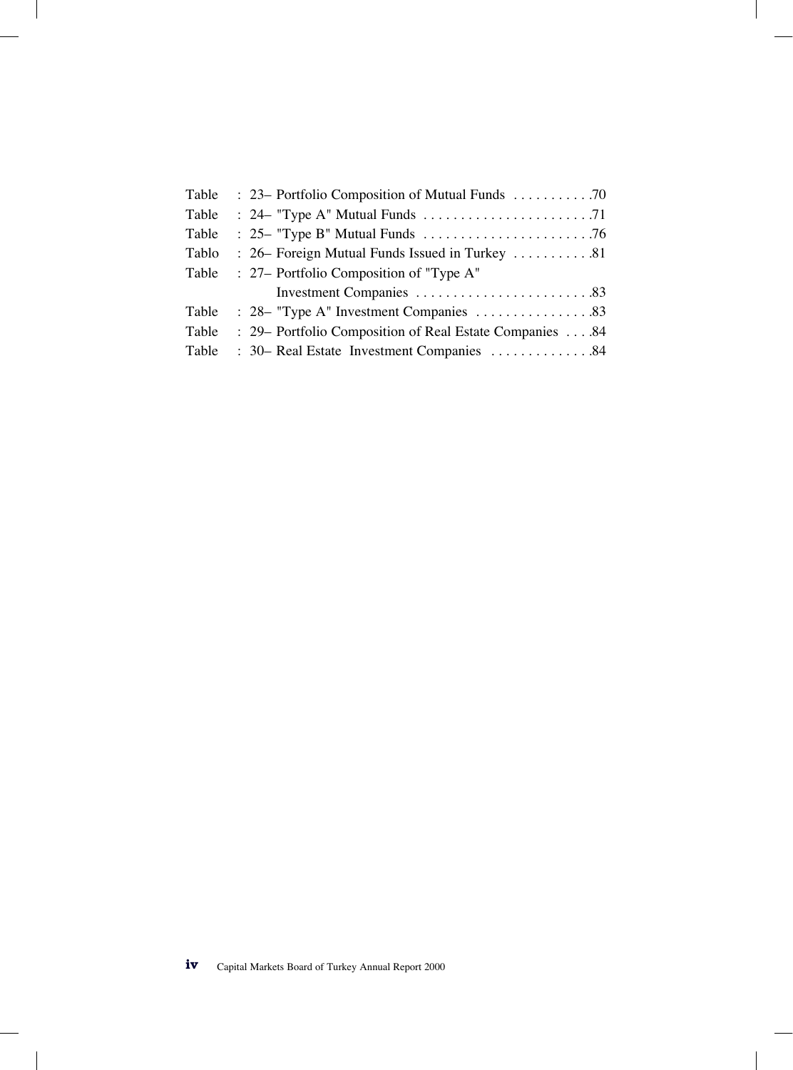| | | |
|---|---|---|
| Table | : 23– Portfolio Composition of Mutual Funds | 70 |
| Table | : 24– "Type A" Mutual Funds | 71 |
| Table | : 25– "Type B" Mutual Funds | 76 |
| Tablo | : 26– Foreign Mutual Funds Issued in Turkey | 81 |
| Table | : 27– Portfolio Composition of "Type A" Investment Companies | 83 |
| Table | : 28– "Type A" Investment Companies | 83 |
| Table | : 29– Portfolio Composition of Real Estate Companies | 84 |
| Table | : 30– Real Estate Investment Companies | 84 |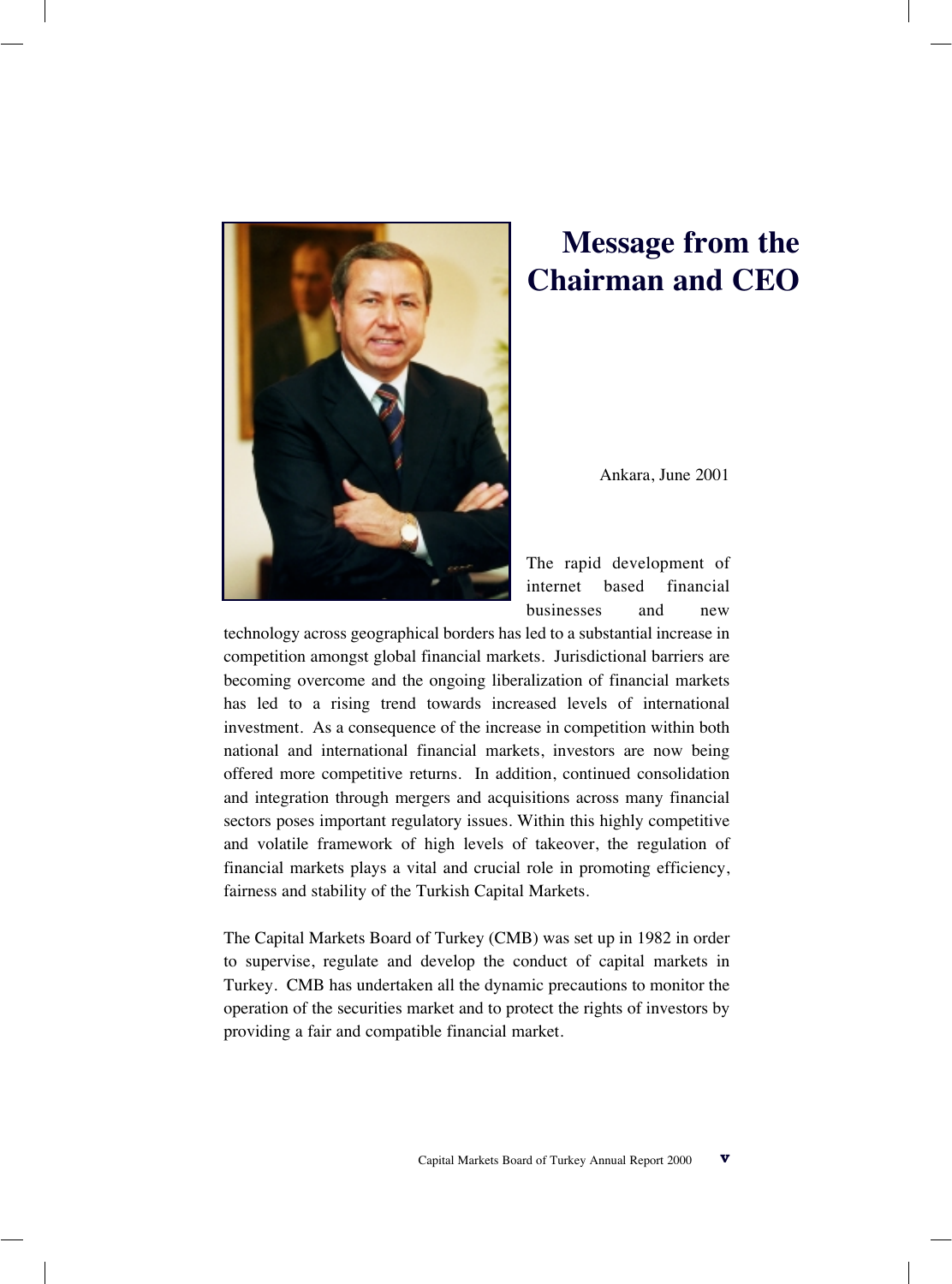# Message from the Chairman and CEO

Ankara, June 2001

The rapid development of internet based financial businesses and new technology across geographical borders has led to a substantial increase in competition amongst global financial markets. Jurisdictional barriers are becoming overcome and the ongoing liberalization of financial markets has led to a rising trend towards increased levels of international investment. As a consequence of the increase in competition within both national and international financial markets, investors are now being offered more competitive returns. In addition, continued consolidation and integration through mergers and acquisitions across many financial sectors poses important regulatory issues. Within this highly competitive and volatile framework of high levels of takeover, the regulation of financial markets plays a vital and crucial role in promoting efficiency, fairness and stability of the Turkish Capital Markets.

The Capital Markets Board of Turkey (CMB) was set up in 1982 in order to supervise, regulate and develop the conduct of capital markets in Turkey. CMB has undertaken all the dynamic precautions to monitor the operation of the securities market and to protect the rights of investors by providing a fair and compatible financial market.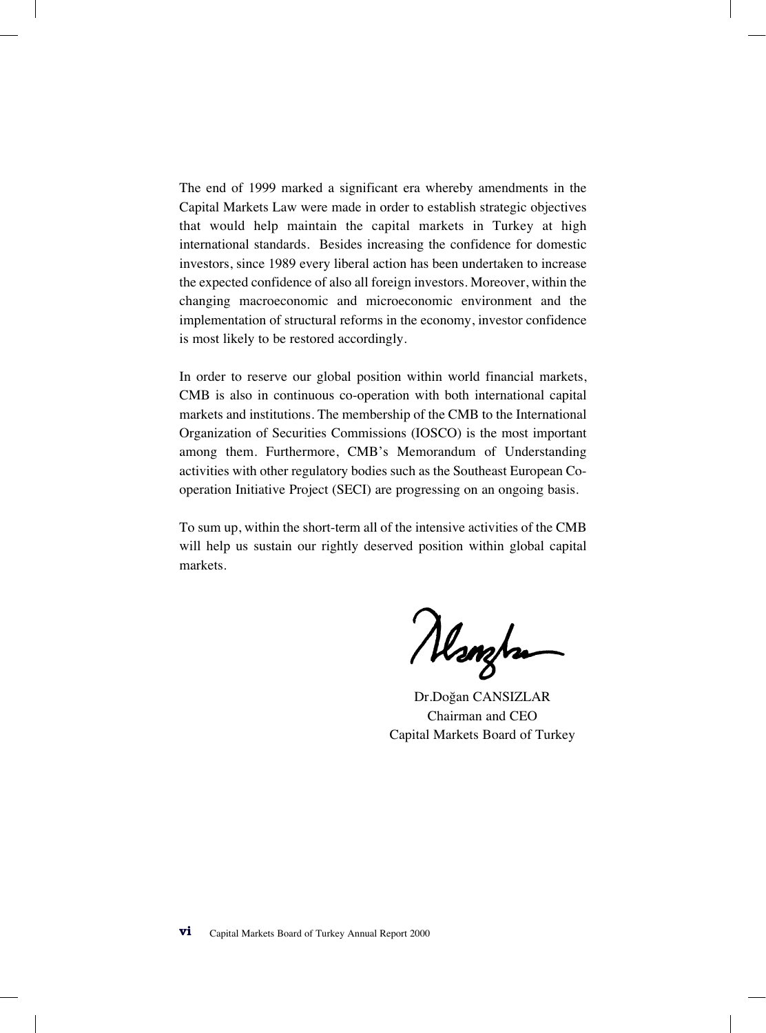The end of 1999 marked a significant era whereby amendments in the Capital Markets Law were made in order to establish strategic objectives that would help maintain the capital markets in Turkey at high international standards. Besides increasing the confidence for domestic investors, since 1989 every liberal action has been undertaken to increase the expected confidence of also all foreign investors. Moreover, within the changing macroeconomic and microeconomic environment and the implementation of structural reforms in the economy, investor confidence is most likely to be restored accordingly.

In order to reserve our global position within world financial markets, CMB is also in continuous co-operation with both international capital markets and institutions. The membership of the CMB to the International Organization of Securities Commissions (IOSCO) is the most important among them. Furthermore, CMB's Memorandum of Understanding activities with other regulatory bodies such as the Southeast European Co-operation Initiative Project (SECI) are progressing on an ongoing basis.

To sum up, within the short-term all of the intensive activities of the CMB will help us sustain our rightly deserved position within global capital markets.

Dr.Doğan CANSIZLAR
Chairman and CEO
Capital Markets Board of Turkey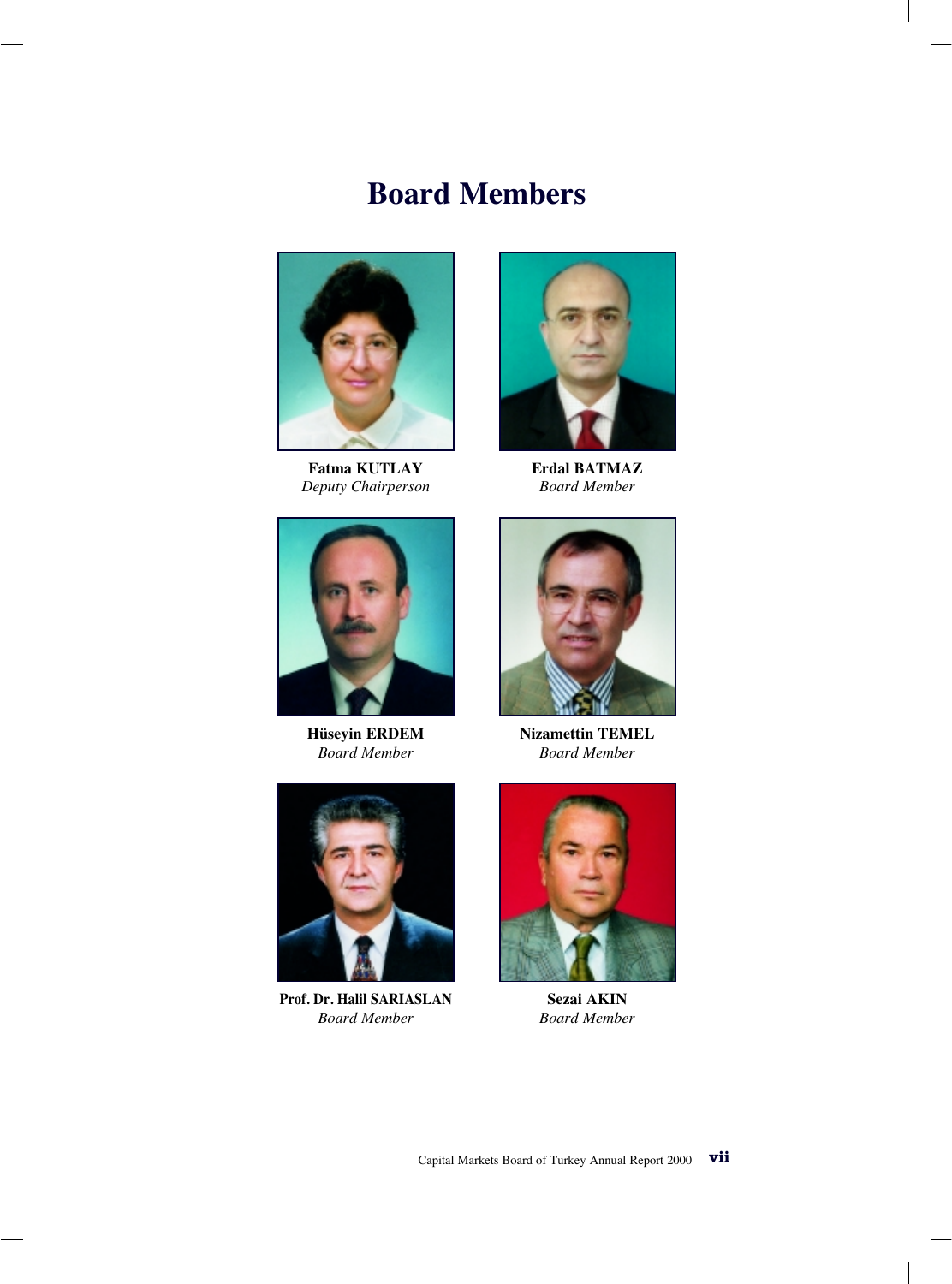# Board Members

**Fatma KUTLAY**
*Deputy Chairperson*

**Erdal BATMAZ**
*Board Member*

**Hüseyin ERDEM**
*Board Member*

**Nizamettin TEMEL**
*Board Member*

**Prof. Dr. Halil SARIASLAN**
*Board Member*

**Sezai AKIN**
*Board Member*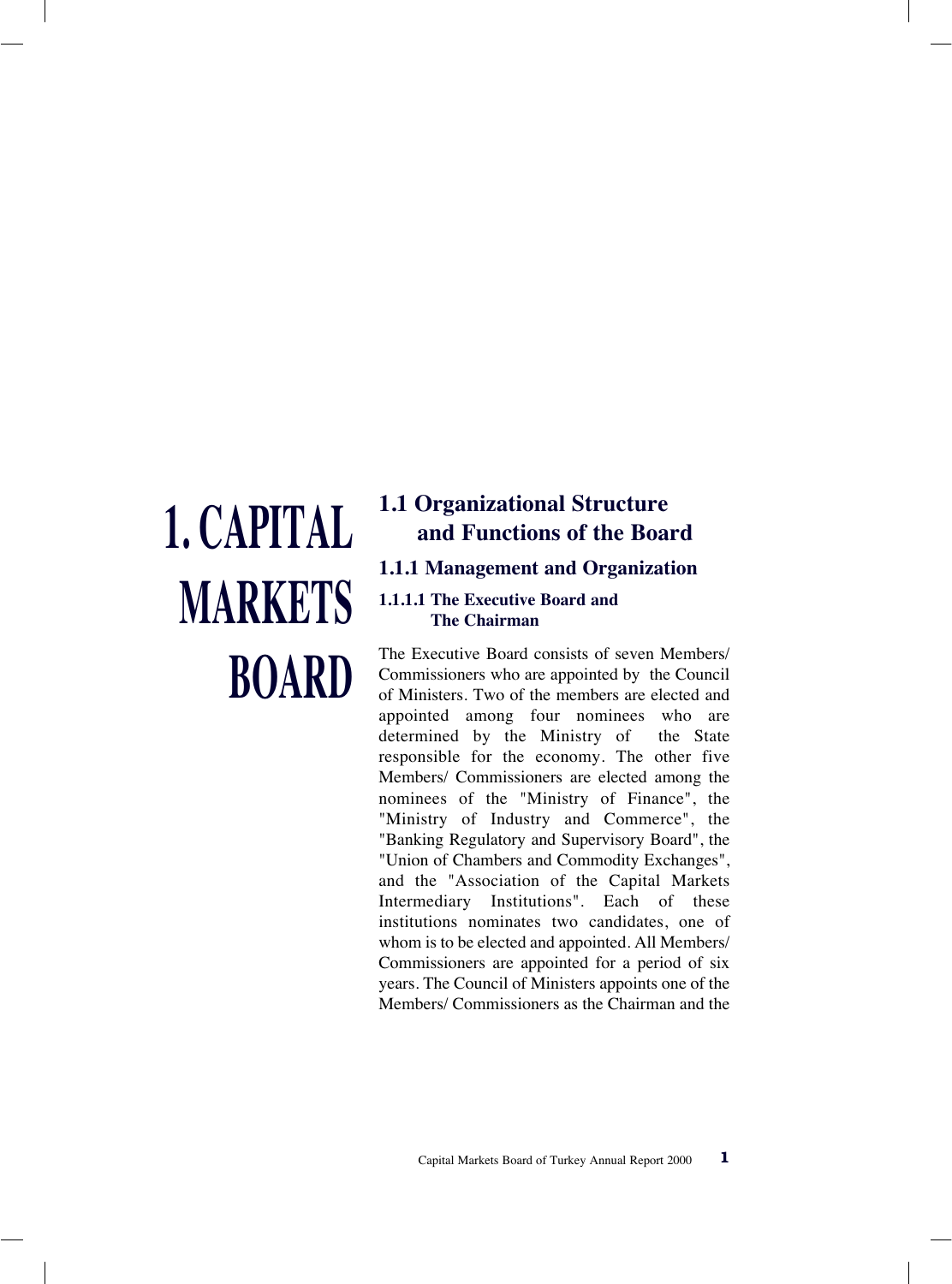# 1. CAPITAL MARKETS BOARD

## 1.1 Organizational Structure and Functions of the Board

### 1.1.1 Management and Organization

#### 1.1.1.1 The Executive Board and The Chairman

The Executive Board consists of seven Members/ Commissioners who are appointed by the Council of Ministers. Two of the members are elected and appointed among four nominees who are determined by the Ministry of the State responsible for the economy. The other five Members/ Commissioners are elected among the nominees of the "Ministry of Finance", the "Ministry of Industry and Commerce", the "Banking Regulatory and Supervisory Board", the "Union of Chambers and Commodity Exchanges", and the "Association of the Capital Markets Intermediary Institutions". Each of these institutions nominates two candidates, one of whom is to be elected and appointed. All Members/ Commissioners are appointed for a period of six years. The Council of Ministers appoints one of the Members/ Commissioners as the Chairman and the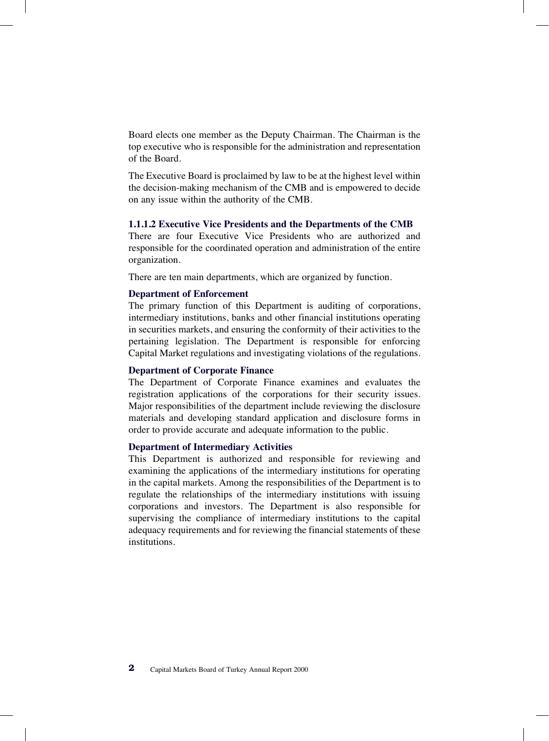Board elects one member as the Deputy Chairman. The Chairman is the top executive who is responsible for the administration and representation of the Board.

The Executive Board is proclaimed by law to be at the highest level within the decision-making mechanism of the CMB and is empowered to decide on any issue within the authority of the CMB.

#### 1.1.1.2 Executive Vice Presidents and the Departments of the CMB

There are four Executive Vice Presidents who are authorized and responsible for the coordinated operation and administration of the entire organization.

There are ten main departments, which are organized by function.

**Department of Enforcement**

The primary function of this Department is auditing of corporations, intermediary institutions, banks and other financial institutions operating in securities markets, and ensuring the conformity of their activities to the pertaining legislation. The Department is responsible for enforcing Capital Market regulations and investigating violations of the regulations.

**Department of Corporate Finance**

The Department of Corporate Finance examines and evaluates the registration applications of the corporations for their security issues. Major responsibilities of the department include reviewing the disclosure materials and developing standard application and disclosure forms in order to provide accurate and adequate information to the public.

**Department of Intermediary Activities**

This Department is authorized and responsible for reviewing and examining the applications of the intermediary institutions for operating in the capital markets. Among the responsibilities of the Department is to regulate the relationships of the intermediary institutions with issuing corporations and investors. The Department is also responsible for supervising the compliance of intermediary institutions to the capital adequacy requirements and for reviewing the financial statements of these institutions.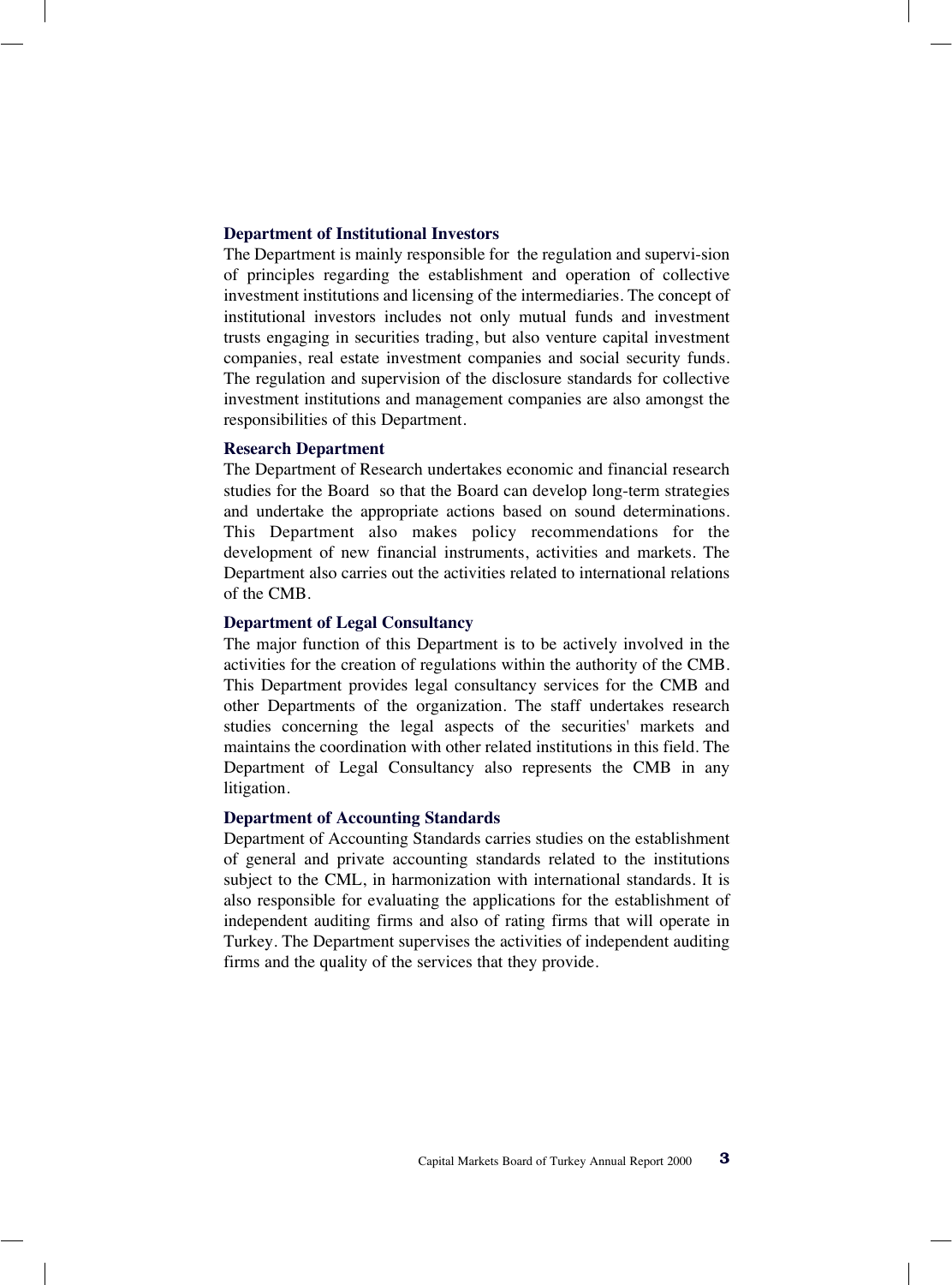### Department of Institutional Investors

The Department is mainly responsible for the regulation and supervi-sion of principles regarding the establishment and operation of collective investment institutions and licensing of the intermediaries. The concept of institutional investors includes not only mutual funds and investment trusts engaging in securities trading, but also venture capital investment companies, real estate investment companies and social security funds. The regulation and supervision of the disclosure standards for collective investment institutions and management companies are also amongst the responsibilities of this Department.

### Research Department

The Department of Research undertakes economic and financial research studies for the Board so that the Board can develop long-term strategies and undertake the appropriate actions based on sound determinations. This Department also makes policy recommendations for the development of new financial instruments, activities and markets. The Department also carries out the activities related to international relations of the CMB.

### Department of Legal Consultancy

The major function of this Department is to be actively involved in the activities for the creation of regulations within the authority of the CMB. This Department provides legal consultancy services for the CMB and other Departments of the organization. The staff undertakes research studies concerning the legal aspects of the securities' markets and maintains the coordination with other related institutions in this field. The Department of Legal Consultancy also represents the CMB in any litigation.

### Department of Accounting Standards

Department of Accounting Standards carries studies on the establishment of general and private accounting standards related to the institutions subject to the CML, in harmonization with international standards. It is also responsible for evaluating the applications for the establishment of independent auditing firms and also of rating firms that will operate in Turkey. The Department supervises the activities of independent auditing firms and the quality of the services that they provide.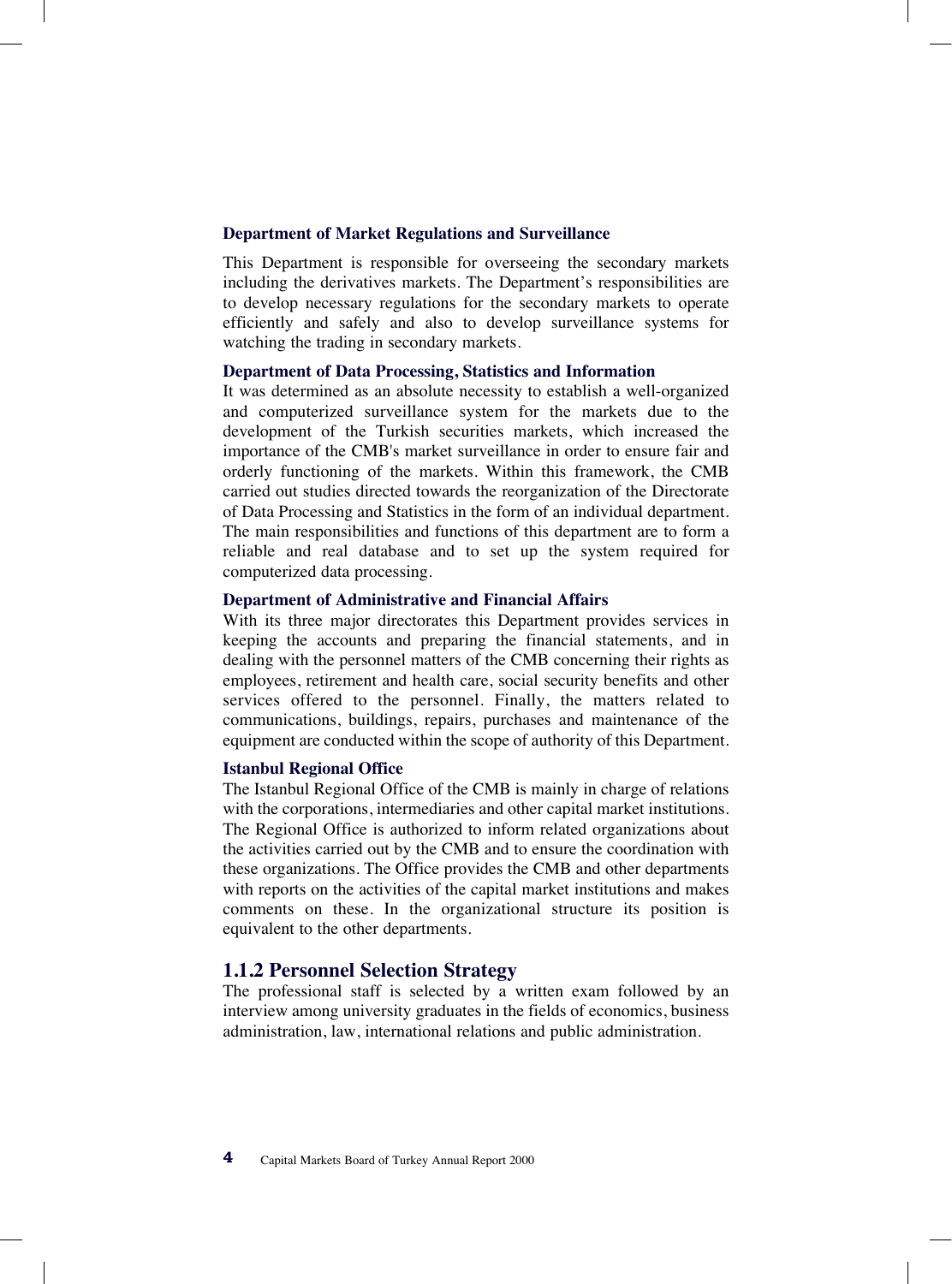### Department of Market Regulations and Surveillance

This Department is responsible for overseeing the secondary markets including the derivatives markets. The Department's responsibilities are to develop necessary regulations for the secondary markets to operate efficiently and safely and also to develop surveillance systems for watching the trading in secondary markets.

### Department of Data Processing, Statistics and Information

It was determined as an absolute necessity to establish a well-organized and computerized surveillance system for the markets due to the development of the Turkish securities markets, which increased the importance of the CMB's market surveillance in order to ensure fair and orderly functioning of the markets. Within this framework, the CMB carried out studies directed towards the reorganization of the Directorate of Data Processing and Statistics in the form of an individual department. The main responsibilities and functions of this department are to form a reliable and real database and to set up the system required for computerized data processing.

### Department of Administrative and Financial Affairs

With its three major directorates this Department provides services in keeping the accounts and preparing the financial statements, and in dealing with the personnel matters of the CMB concerning their rights as employees, retirement and health care, social security benefits and other services offered to the personnel. Finally, the matters related to communications, buildings, repairs, purchases and maintenance of the equipment are conducted within the scope of authority of this Department.

### Istanbul Regional Office

The Istanbul Regional Office of the CMB is mainly in charge of relations with the corporations, intermediaries and other capital market institutions. The Regional Office is authorized to inform related organizations about the activities carried out by the CMB and to ensure the coordination with these organizations. The Office provides the CMB and other departments with reports on the activities of the capital market institutions and makes comments on these. In the organizational structure its position is equivalent to the other departments.

## 1.1.2 Personnel Selection Strategy

The professional staff is selected by a written exam followed by an interview among university graduates in the fields of economics, business administration, law, international relations and public administration.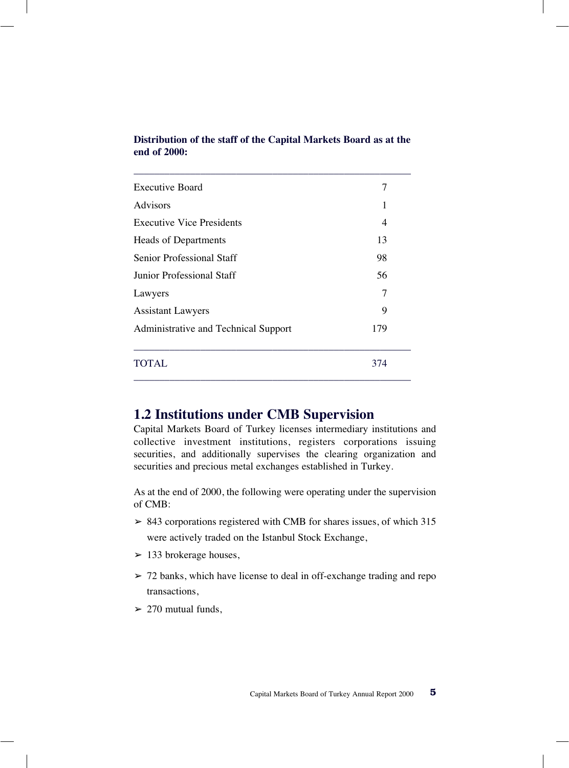**Distribution of the staff of the Capital Markets Board as at the end of 2000:**

| | |
|---|---|
| Executive Board | 7 |
| Advisors | 1 |
| Executive Vice Presidents | 4 |
| Heads of Departments | 13 |
| Senior Professional Staff | 98 |
| Junior Professional Staff | 56 |
| Lawyers | 7 |
| Assistant Lawyers | 9 |
| Administrative and Technical Support | 179 |
| TOTAL | 374 |

## 1.2 Institutions under CMB Supervision

Capital Markets Board of Turkey licenses intermediary institutions and collective investment institutions, registers corporations issuing securities, and additionally supervises the clearing organization and securities and precious metal exchanges established in Turkey.

As at the end of 2000, the following were operating under the supervision of CMB:

- 843 corporations registered with CMB for shares issues, of which 315 were actively traded on the Istanbul Stock Exchange,
- 133 brokerage houses,
- 72 banks, which have license to deal in off-exchange trading and repo transactions,
- 270 mutual funds,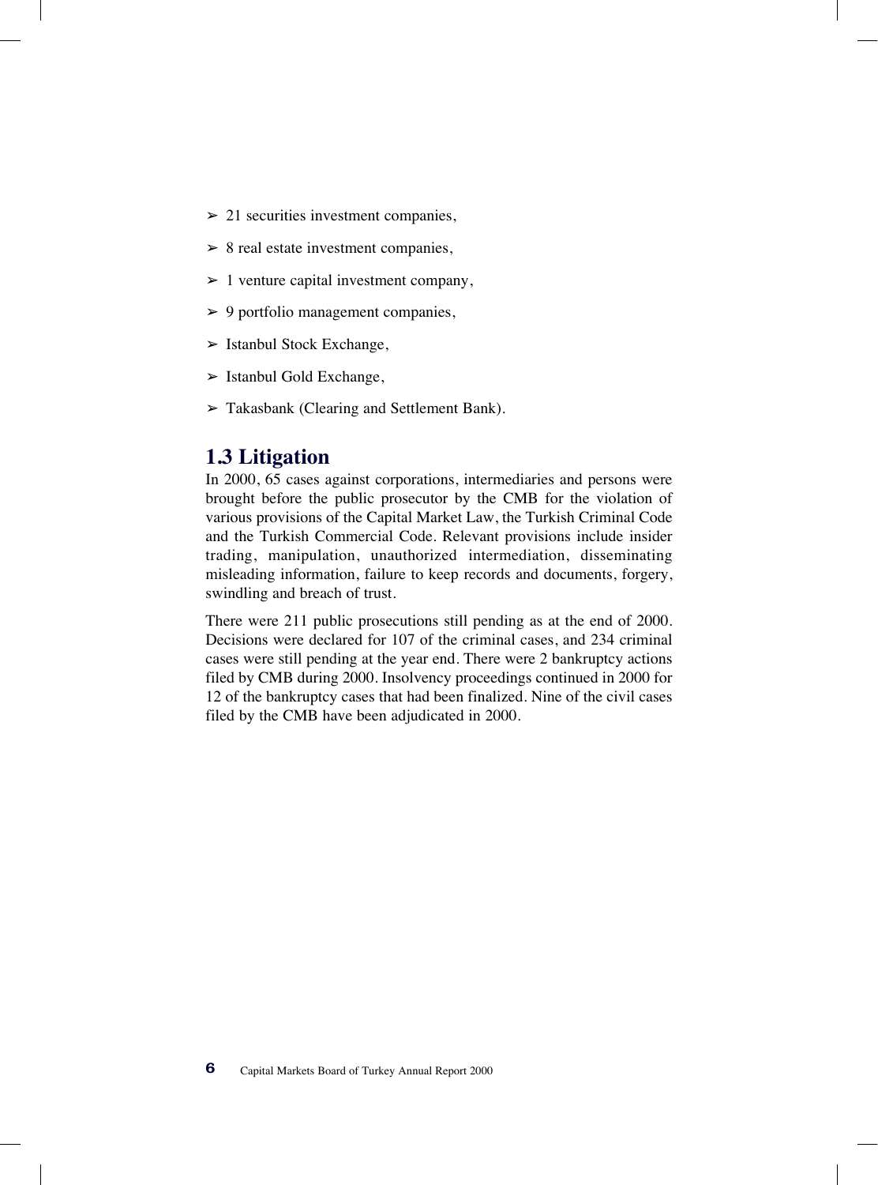- 21 securities investment companies,
- 8 real estate investment companies,
- 1 venture capital investment company,
- 9 portfolio management companies,
- Istanbul Stock Exchange,
- Istanbul Gold Exchange,
- Takasbank (Clearing and Settlement Bank).

## 1.3 Litigation

In 2000, 65 cases against corporations, intermediaries and persons were brought before the public prosecutor by the CMB for the violation of various provisions of the Capital Market Law, the Turkish Criminal Code and the Turkish Commercial Code. Relevant provisions include insider trading, manipulation, unauthorized intermediation, disseminating misleading information, failure to keep records and documents, forgery, swindling and breach of trust.

There were 211 public prosecutions still pending as at the end of 2000. Decisions were declared for 107 of the criminal cases, and 234 criminal cases were still pending at the year end. There were 2 bankruptcy actions filed by CMB during 2000. Insolvency proceedings continued in 2000 for 12 of the bankruptcy cases that had been finalized. Nine of the civil cases filed by the CMB have been adjudicated in 2000.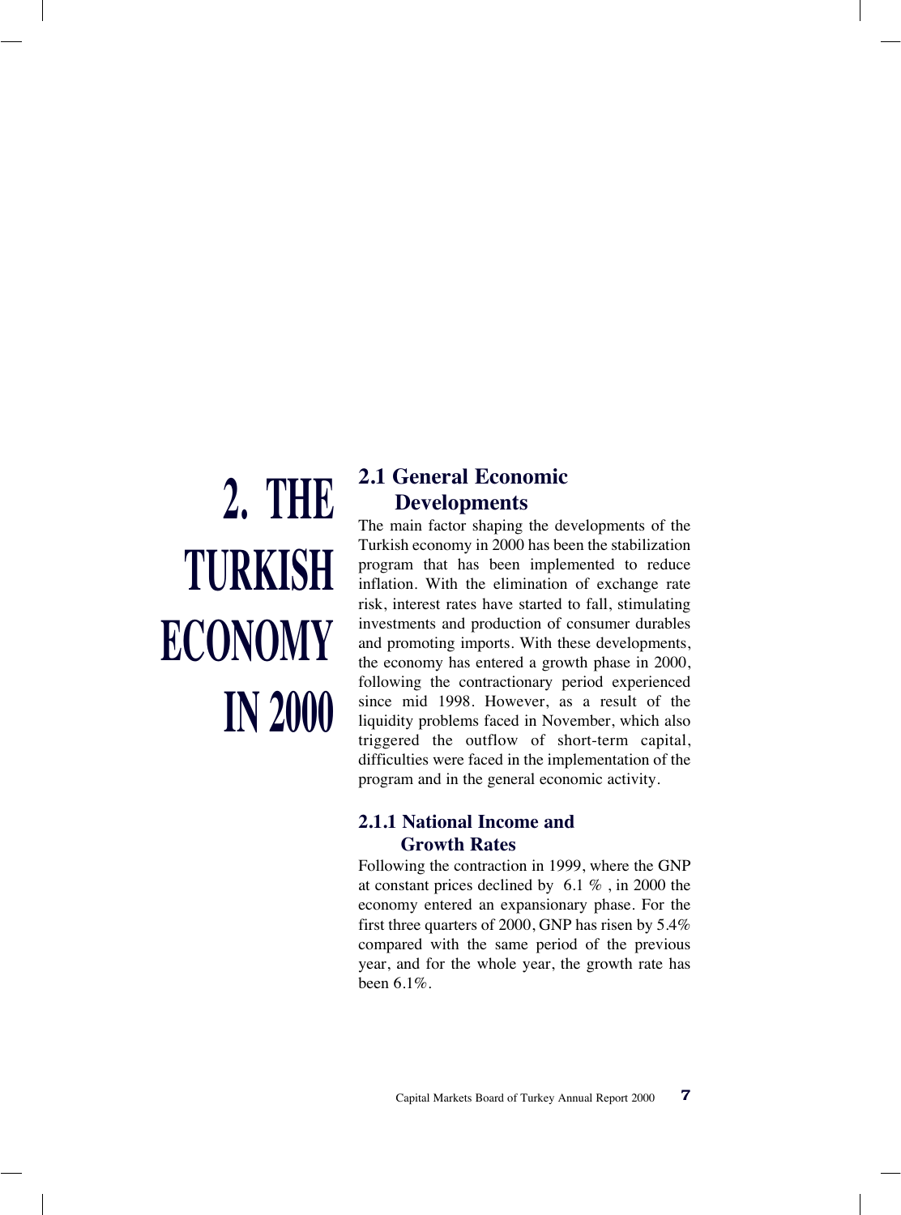# 2. THE TURKISH ECONOMY IN 2000

## 2.1 General Economic Developments

The main factor shaping the developments of the Turkish economy in 2000 has been the stabilization program that has been implemented to reduce inflation. With the elimination of exchange rate risk, interest rates have started to fall, stimulating investments and production of consumer durables and promoting imports. With these developments, the economy has entered a growth phase in 2000, following the contractionary period experienced since mid 1998. However, as a result of the liquidity problems faced in November, which also triggered the outflow of short-term capital, difficulties were faced in the implementation of the program and in the general economic activity.

### 2.1.1 National Income and Growth Rates

Following the contraction in 1999, where the GNP at constant prices declined by 6.1 % , in 2000 the economy entered an expansionary phase. For the first three quarters of 2000, GNP has risen by 5.4% compared with the same period of the previous year, and for the whole year, the growth rate has been 6.1%.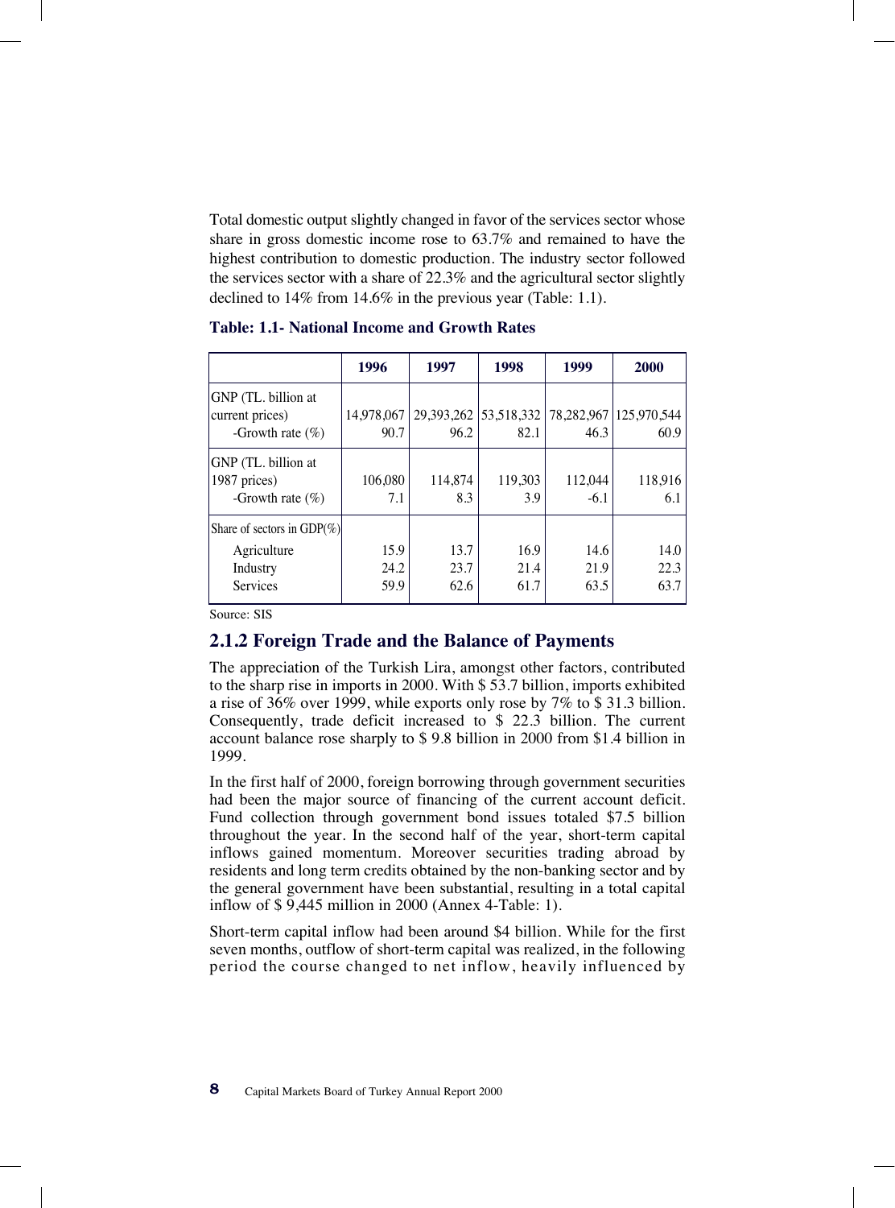Total domestic output slightly changed in favor of the services sector whose share in gross domestic income rose to 63.7% and remained to have the highest contribution to domestic production. The industry sector followed the services sector with a share of 22.3% and the agricultural sector slightly declined to 14% from 14.6% in the previous year (Table: 1.1).

**Table: 1.1- National Income and Growth Rates**

| | 1996 | 1997 | 1998 | 1999 | 2000 |
|---|---|---|---|---|---|
| GNP (TL. billion at current prices) | 14,978,067 | 29,393,262 | 53,518,332 | 78,282,967 | 125,970,544 |
| -Growth rate (%) | 90.7 | 96.2 | 82.1 | 46.3 | 60.9 |
| GNP (TL. billion at 1987 prices) | 106,080 | 114,874 | 119,303 | 112,044 | 118,916 |
| -Growth rate (%) | 7.1 | 8.3 | 3.9 | -6.1 | 6.1 |
| Share of sectors in GDP(%) | | | | | |
| Agriculture | 15.9 | 13.7 | 16.9 | 14.6 | 14.0 |
| Industry | 24.2 | 23.7 | 21.4 | 21.9 | 22.3 |
| Services | 59.9 | 62.6 | 61.7 | 63.5 | 63.7 |

Source: SIS

## 2.1.2 Foreign Trade and the Balance of Payments

The appreciation of the Turkish Lira, amongst other factors, contributed to the sharp rise in imports in 2000. With $ 53.7 billion, imports exhibited a rise of 36% over 1999, while exports only rose by 7% to $ 31.3 billion. Consequently, trade deficit increased to $ 22.3 billion. The current account balance rose sharply to $ 9.8 billion in 2000 from $1.4 billion in 1999.

In the first half of 2000, foreign borrowing through government securities had been the major source of financing of the current account deficit. Fund collection through government bond issues totaled $7.5 billion throughout the year. In the second half of the year, short-term capital inflows gained momentum. Moreover securities trading abroad by residents and long term credits obtained by the non-banking sector and by the general government have been substantial, resulting in a total capital inflow of $ 9,445 million in 2000 (Annex 4-Table: 1).

Short-term capital inflow had been around $4 billion. While for the first seven months, outflow of short-term capital was realized, in the following period the course changed to net inflow, heavily influenced by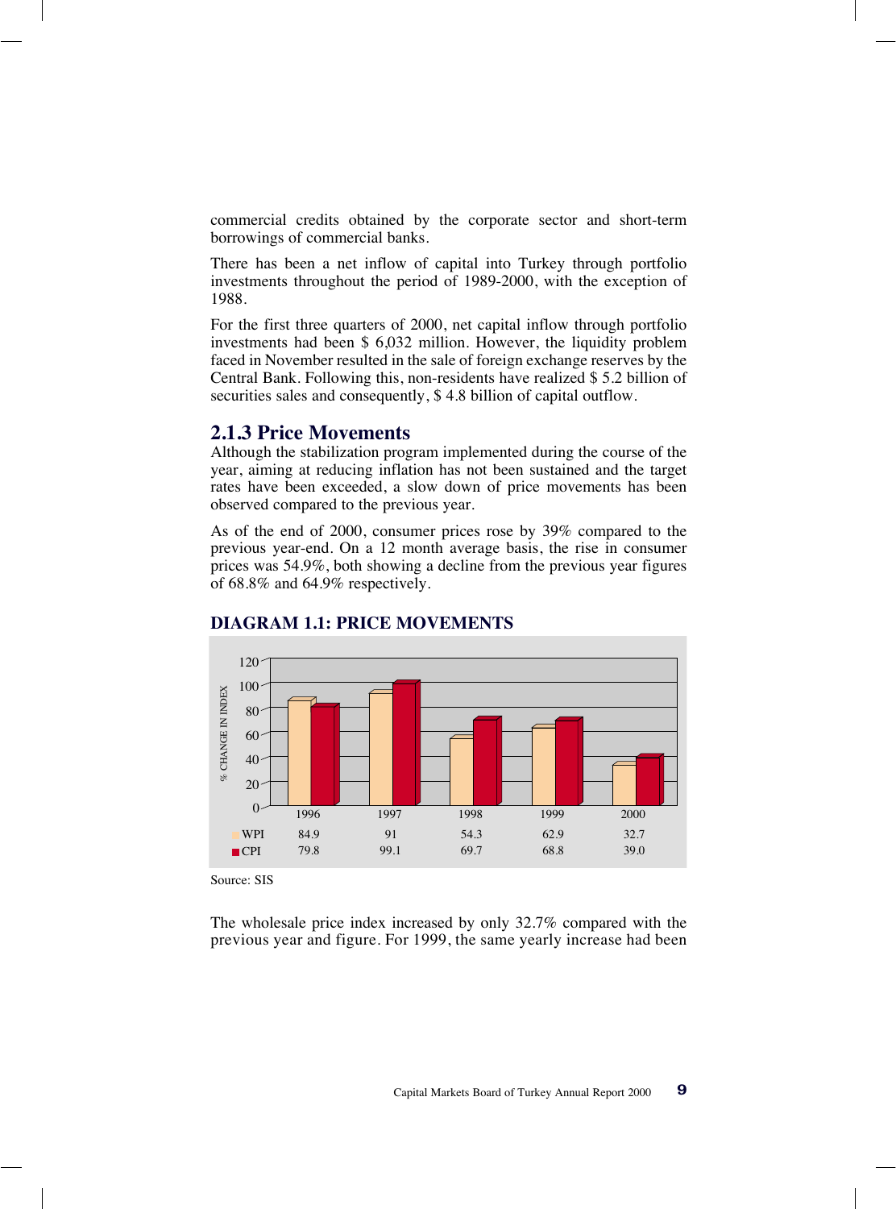commercial credits obtained by the corporate sector and short-term borrowings of commercial banks.

There has been a net inflow of capital into Turkey through portfolio investments throughout the period of 1989-2000, with the exception of 1988.

For the first three quarters of 2000, net capital inflow through portfolio investments had been $ 6,032 million. However, the liquidity problem faced in November resulted in the sale of foreign exchange reserves by the Central Bank. Following this, non-residents have realized $ 5.2 billion of securities sales and consequently, $ 4.8 billion of capital outflow.

### 2.1.3 Price Movements

Although the stabilization program implemented during the course of the year, aiming at reducing inflation has not been sustained and the target rates have been exceeded, a slow down of price movements has been observed compared to the previous year.

As of the end of 2000, consumer prices rose by 39% compared to the previous year-end. On a 12 month average basis, the rise in consumer prices was 54.9%, both showing a decline from the previous year figures of 68.8% and 64.9% respectively.

**DIAGRAM 1.1: PRICE MOVEMENTS**

| | 1996 | 1997 | 1998 | 1999 | 2000 |
|---|---|---|---|---|---|
| WPI | 84.9 | 91 | 54.3 | 62.9 | 32.7 |
| CPI | 79.8 | 99.1 | 69.7 | 68.8 | 39.0 |

Source: SIS

The wholesale price index increased by only 32.7% compared with the previous year and figure. For 1999, the same yearly increase had been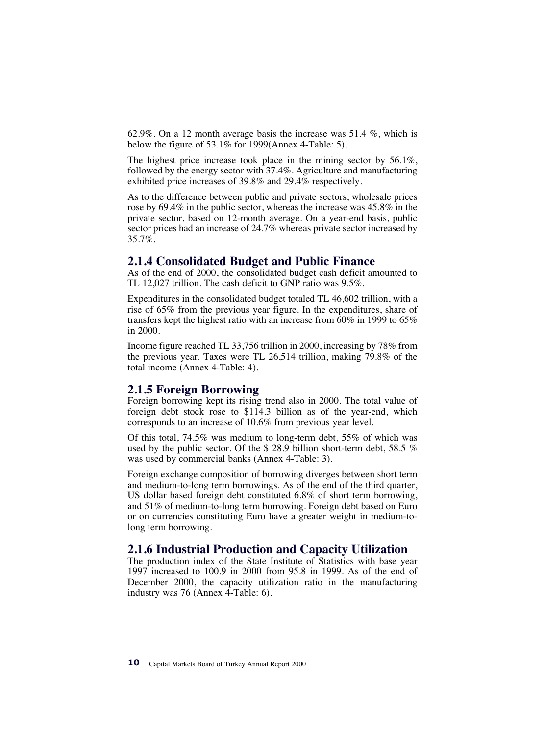62.9%. On a 12 month average basis the increase was 51.4 %, which is below the figure of 53.1% for 1999(Annex 4-Table: 5).

The highest price increase took place in the mining sector by 56.1%, followed by the energy sector with 37.4%. Agriculture and manufacturing exhibited price increases of 39.8% and 29.4% respectively.

As to the difference between public and private sectors, wholesale prices rose by 69.4% in the public sector, whereas the increase was 45.8% in the private sector, based on 12-month average. On a year-end basis, public sector prices had an increase of 24.7% whereas private sector increased by 35.7%.

### 2.1.4 Consolidated Budget and Public Finance

As of the end of 2000, the consolidated budget cash deficit amounted to TL 12,027 trillion. The cash deficit to GNP ratio was 9.5%.

Expenditures in the consolidated budget totaled TL 46,602 trillion, with a rise of 65% from the previous year figure. In the expenditures, share of transfers kept the highest ratio with an increase from 60% in 1999 to 65% in 2000.

Income figure reached TL 33,756 trillion in 2000, increasing by 78% from the previous year. Taxes were TL 26,514 trillion, making 79.8% of the total income (Annex 4-Table: 4).

### 2.1.5 Foreign Borrowing

Foreign borrowing kept its rising trend also in 2000. The total value of foreign debt stock rose to $114.3 billion as of the year-end, which corresponds to an increase of 10.6% from previous year level.

Of this total, 74.5% was medium to long-term debt, 55% of which was used by the public sector. Of the $ 28.9 billion short-term debt, 58.5 % was used by commercial banks (Annex 4-Table: 3).

Foreign exchange composition of borrowing diverges between short term and medium-to-long term borrowings. As of the end of the third quarter, US dollar based foreign debt constituted 6.8% of short term borrowing, and 51% of medium-to-long term borrowing. Foreign debt based on Euro or on currencies constituting Euro have a greater weight in medium-to-long term borrowing.

### 2.1.6 Industrial Production and Capacity Utilization

The production index of the State Institute of Statistics with base year 1997 increased to 100.9 in 2000 from 95.8 in 1999. As of the end of December 2000, the capacity utilization ratio in the manufacturing industry was 76 (Annex 4-Table: 6).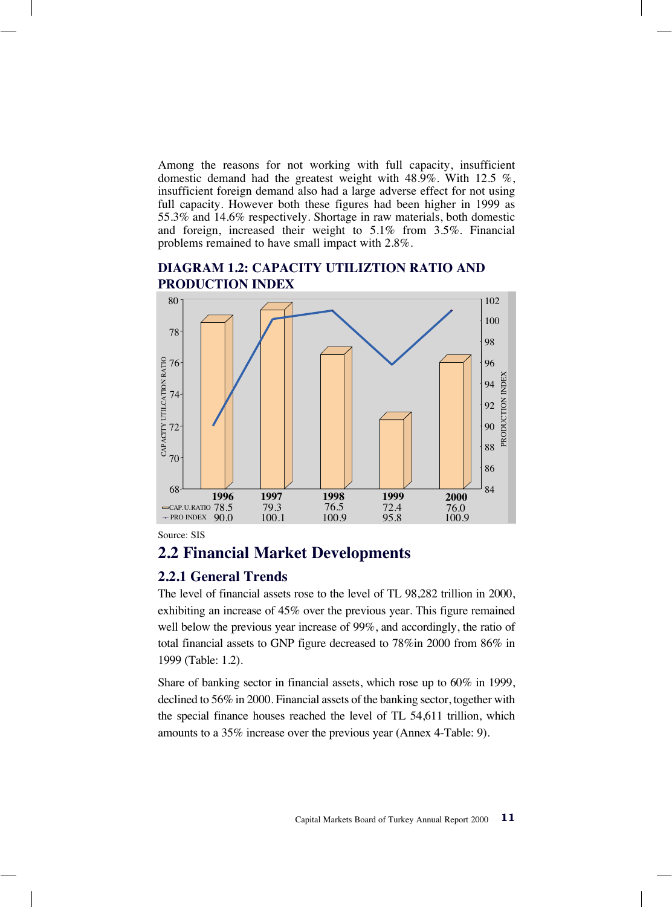Among the reasons for not working with full capacity, insufficient domestic demand had the greatest weight with 48.9%. With 12.5 %, insufficient foreign demand also had a large adverse effect for not using full capacity. However both these figures had been higher in 1999 as 55.3% and 14.6% respectively. Shortage in raw materials, both domestic and foreign, increased their weight to 5.1% from 3.5%. Financial problems remained to have small impact with 2.8%.

**DIAGRAM 1.2: CAPACITY UTILIZTION RATIO AND PRODUCTION INDEX**

| | 1996 | 1997 | 1998 | 1999 | 2000 |
|---|---|---|---|---|---|
| CAP.U.RATIO | 78.5 | 79.3 | 76.5 | 72.4 | 76.0 |
| PRO INDEX | 90.0 | 100.1 | 100.9 | 95.8 | 100.9 |

Source: SIS

## 2.2 Financial Market Developments

### 2.2.1 General Trends

The level of financial assets rose to the level of TL 98,282 trillion in 2000, exhibiting an increase of 45% over the previous year. This figure remained well below the previous year increase of 99%, and accordingly, the ratio of total financial assets to GNP figure decreased to 78%in 2000 from 86% in 1999 (Table: 1.2).

Share of banking sector in financial assets, which rose up to 60% in 1999, declined to 56% in 2000. Financial assets of the banking sector, together with the special finance houses reached the level of TL 54,611 trillion, which amounts to a 35% increase over the previous year (Annex 4-Table: 9).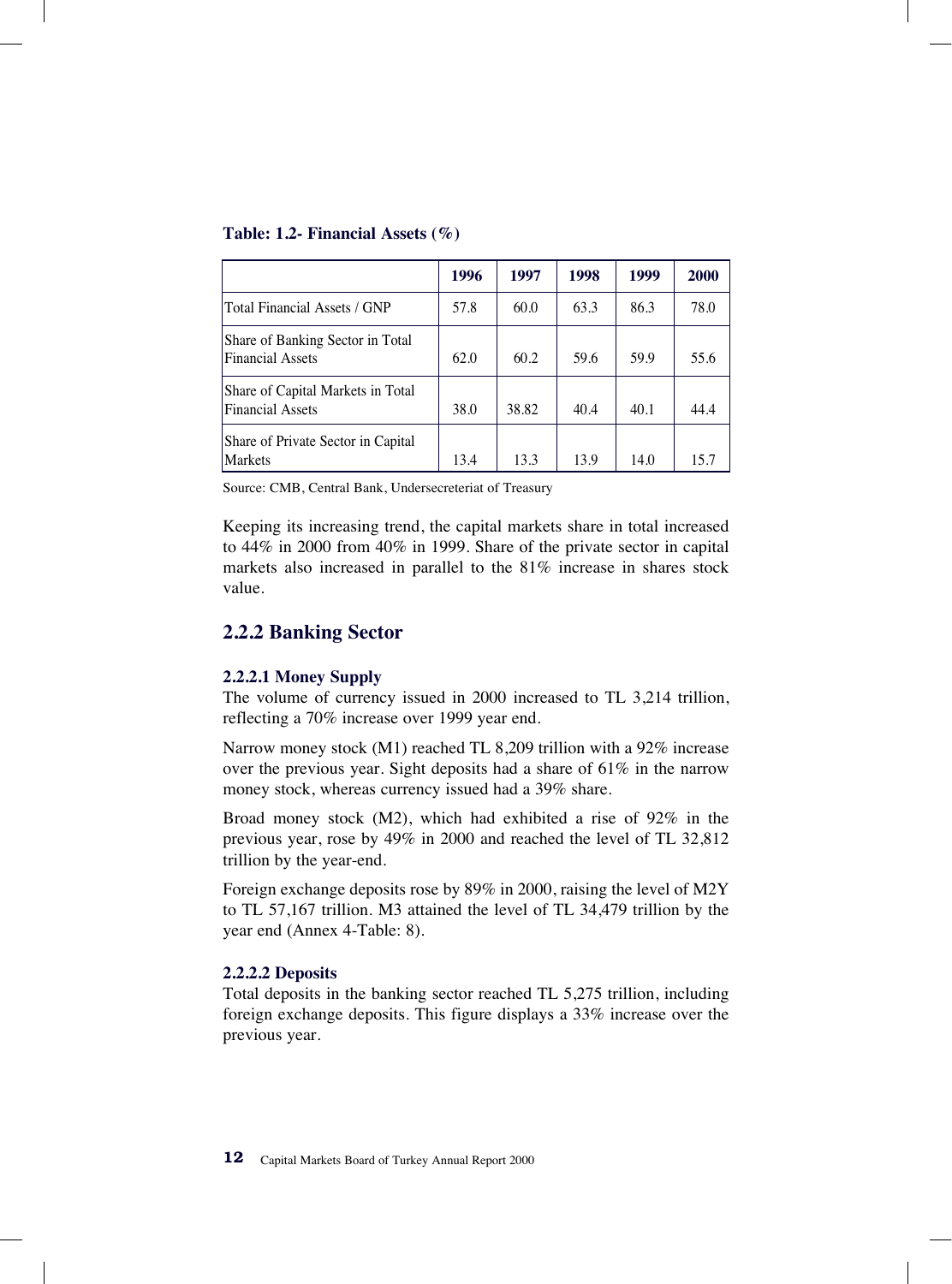**Table: 1.2- Financial Assets (%)**

| | 1996 | 1997 | 1998 | 1999 | 2000 |
|---|---|---|---|---|---|
| Total Financial Assets / GNP | 57.8 | 60.0 | 63.3 | 86.3 | 78.0 |
| Share of Banking Sector in Total Financial Assets | 62.0 | 60.2 | 59.6 | 59.9 | 55.6 |
| Share of Capital Markets in Total Financial Assets | 38.0 | 38.82 | 40.4 | 40.1 | 44.4 |
| Share of Private Sector in Capital Markets | 13.4 | 13.3 | 13.9 | 14.0 | 15.7 |

Source: CMB, Central Bank, Undersecreteriat of Treasury

Keeping its increasing trend, the capital markets share in total increased to 44% in 2000 from 40% in 1999. Share of the private sector in capital markets also increased in parallel to the 81% increase in shares stock value.

## 2.2.2 Banking Sector

### 2.2.2.1 Money Supply

The volume of currency issued in 2000 increased to TL 3,214 trillion, reflecting a 70% increase over 1999 year end.

Narrow money stock (M1) reached TL 8,209 trillion with a 92% increase over the previous year. Sight deposits had a share of 61% in the narrow money stock, whereas currency issued had a 39% share.

Broad money stock (M2), which had exhibited a rise of 92% in the previous year, rose by 49% in 2000 and reached the level of TL 32,812 trillion by the year-end.

Foreign exchange deposits rose by 89% in 2000, raising the level of M2Y to TL 57,167 trillion. M3 attained the level of TL 34,479 trillion by the year end (Annex 4-Table: 8).

### 2.2.2.2 Deposits

Total deposits in the banking sector reached TL 5,275 trillion, including foreign exchange deposits. This figure displays a 33% increase over the previous year.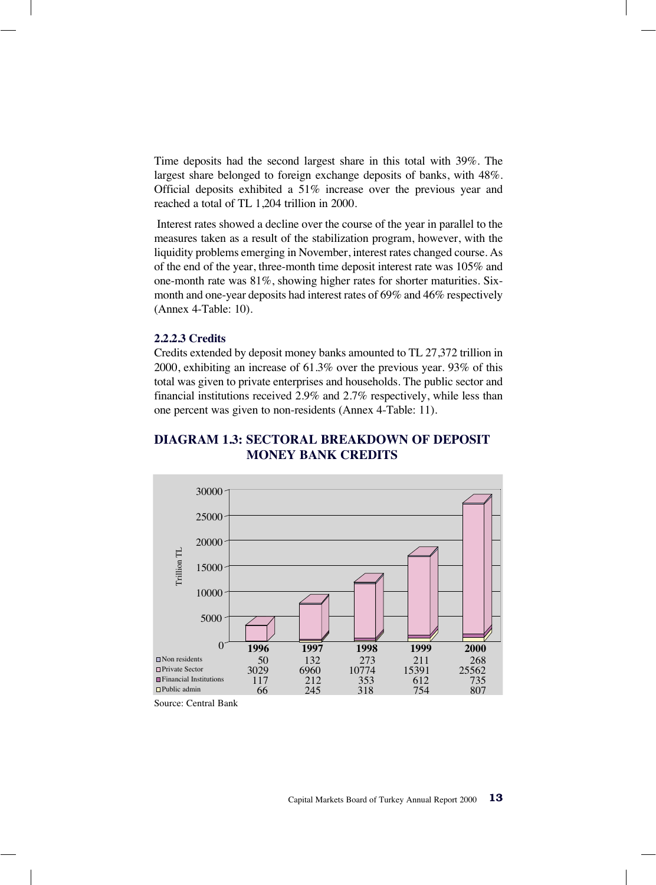Time deposits had the second largest share in this total with 39%. The largest share belonged to foreign exchange deposits of banks, with 48%. Official deposits exhibited a 51% increase over the previous year and reached a total of TL 1,204 trillion in 2000.

Interest rates showed a decline over the course of the year in parallel to the measures taken as a result of the stabilization program, however, with the liquidity problems emerging in November, interest rates changed course. As of the end of the year, three-month time deposit interest rate was 105% and one-month rate was 81%, showing higher rates for shorter maturities. Six-month and one-year deposits had interest rates of 69% and 46% respectively (Annex 4-Table: 10).

### 2.2.2.3 Credits

Credits extended by deposit money banks amounted to TL 27,372 trillion in 2000, exhibiting an increase of 61.3% over the previous year. 93% of this total was given to private enterprises and households. The public sector and financial institutions received 2.9% and 2.7% respectively, while less than one percent was given to non-residents (Annex 4-Table: 11).

## DIAGRAM 1.3: SECTORAL BREAKDOWN OF DEPOSIT MONEY BANK CREDITS

(Trillion TL)

| | 1996 | 1997 | 1998 | 1999 | 2000 |
|---|---|---|---|---|---|
| Non residents | 50 | 132 | 273 | 211 | 268 |
| Private Sector | 3029 | 6960 | 10774 | 15391 | 25562 |
| Financial Institutions | 117 | 212 | 353 | 612 | 735 |
| Public admin | 66 | 245 | 318 | 754 | 807 |

Source: Central Bank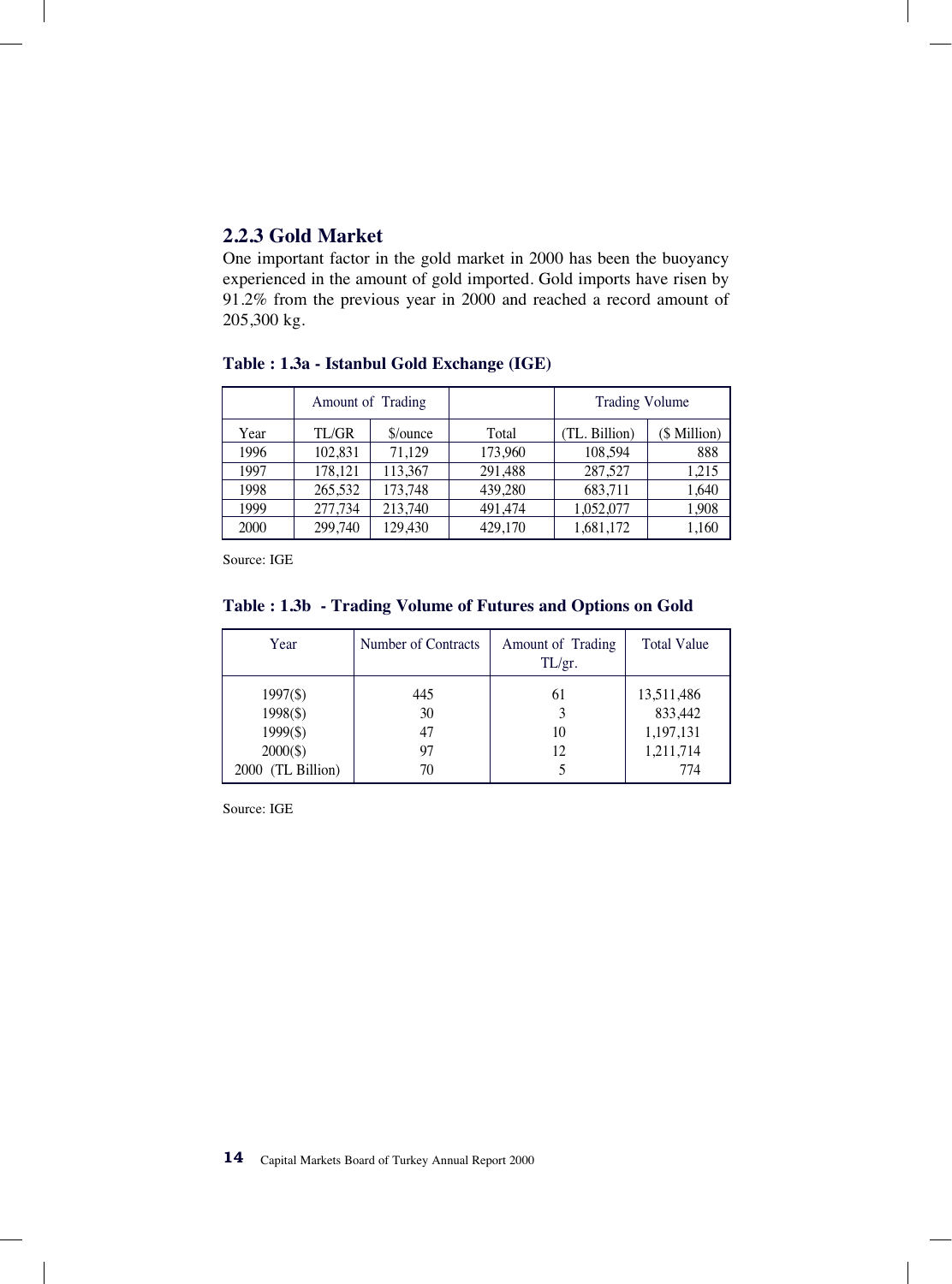### 2.2.3 Gold Market

One important factor in the gold market in 2000 has been the buoyancy experienced in the amount of gold imported. Gold imports have risen by 91.2% from the previous year in 2000 and reached a record amount of 205,300 kg.

**Table : 1.3a - Istanbul Gold Exchange (IGE)**

| | Amount of Trading | | | Trading Volume | |
|---|---|---|---|---|---|
| Year | TL/GR | $/ounce | Total | (TL. Billion) | ($ Million) |
| 1996 | 102,831 | 71,129 | 173,960 | 108,594 | 888 |
| 1997 | 178,121 | 113,367 | 291,488 | 287,527 | 1,215 |
| 1998 | 265,532 | 173,748 | 439,280 | 683,711 | 1,640 |
| 1999 | 277,734 | 213,740 | 491,474 | 1,052,077 | 1,908 |
| 2000 | 299,740 | 129,430 | 429,170 | 1,681,172 | 1,160 |

Source: IGE

**Table : 1.3b - Trading Volume of Futures and Options on Gold**

| Year | Number of Contracts | Amount of Trading TL/gr. | Total Value |
|---|---|---|---|
| 1997($) | 445 | 61 | 13,511,486 |
| 1998($) | 30 | 3 | 833,442 |
| 1999($) | 47 | 10 | 1,197,131 |
| 2000($) | 97 | 12 | 1,211,714 |
| 2000 (TL Billion) | 70 | 5 | 774 |

Source: IGE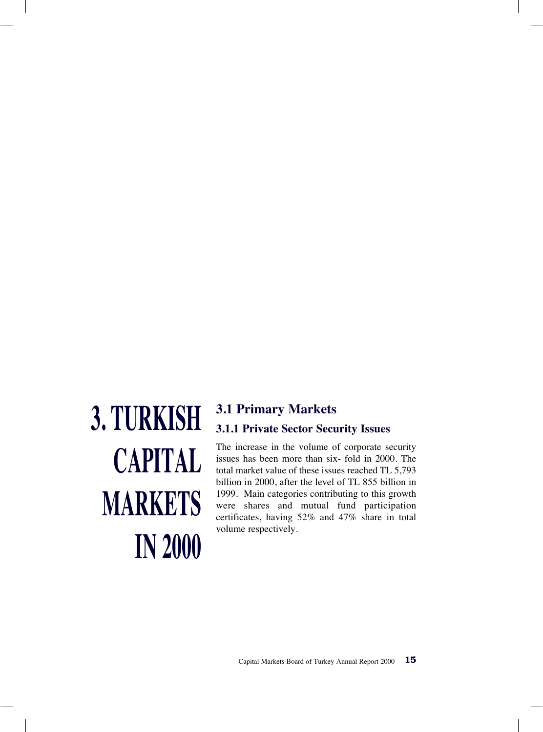# 3. TURKISH CAPITAL MARKETS IN 2000

## 3.1 Primary Markets

### 3.1.1 Private Sector Security Issues

The increase in the volume of corporate security issues has been more than six- fold in 2000. The total market value of these issues reached TL 5,793 billion in 2000, after the level of TL 855 billion in 1999. Main categories contributing to this growth were shares and mutual fund participation certificates, having 52% and 47% share in total volume respectively.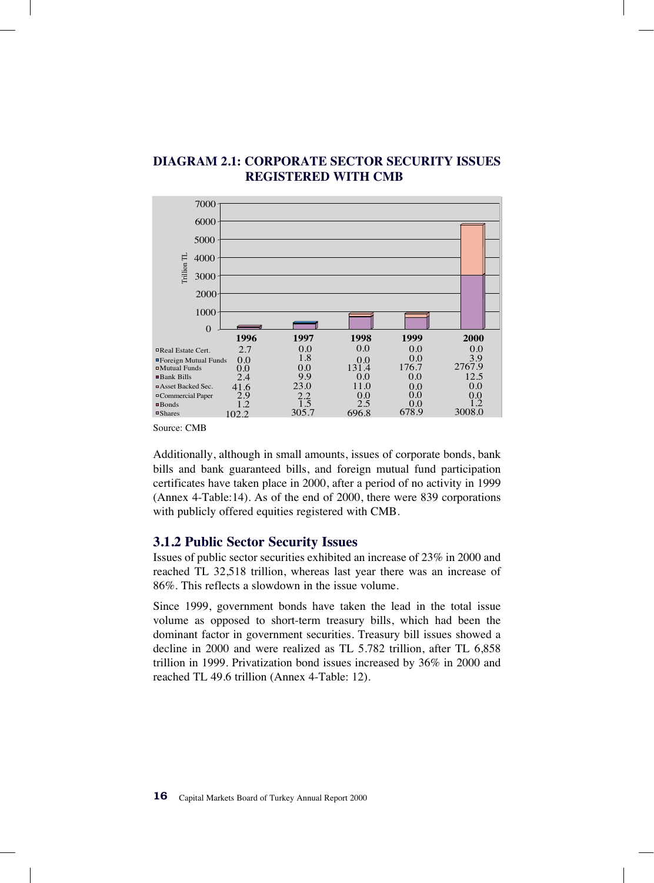## DIAGRAM 2.1: CORPORATE SECTOR SECURITY ISSUES REGISTERED WITH CMB

| Trillion TL | 1996 | 1997 | 1998 | 1999 | 2000 |
|---|---|---|---|---|---|
| Real Estate Cert. | 2.7 | 0.0 | 0.0 | 0.0 | 0.0 |
| Foreign Mutual Funds | 0.0 | 1.8 | 0.0 | 0.0 | 3.9 |
| Mutual Funds | 0.0 | 0.0 | 131.4 | 176.7 | 2767.9 |
| Bank Bills | 2.4 | 9.9 | 0.0 | 0.0 | 12.5 |
| Asset Backed Sec. | 41.6 | 23.0 | 11.0 | 0.0 | 0.0 |
| Commercial Paper | 2.9 | 2.2 | 0.0 | 0.0 | 0.0 |
| Bonds | 1.2 | 1.5 | 2.5 | 0.0 | 1.2 |
| Shares | 102.2 | 305.7 | 696.8 | 678.9 | 3008.0 |

Source: CMB

Additionally, although in small amounts, issues of corporate bonds, bank bills and bank guaranteed bills, and foreign mutual fund participation certificates have taken place in 2000, after a period of no activity in 1999 (Annex 4-Table:14). As of the end of 2000, there were 839 corporations with publicly offered equities registered with CMB.

### 3.1.2 Public Sector Security Issues

Issues of public sector securities exhibited an increase of 23% in 2000 and reached TL 32,518 trillion, whereas last year there was an increase of 86%. This reflects a slowdown in the issue volume.

Since 1999, government bonds have taken the lead in the total issue volume as opposed to short-term treasury bills, which had been the dominant factor in government securities. Treasury bill issues showed a decline in 2000 and were realized as TL 5.782 trillion, after TL 6,858 trillion in 1999. Privatization bond issues increased by 36% in 2000 and reached TL 49.6 trillion (Annex 4-Table: 12).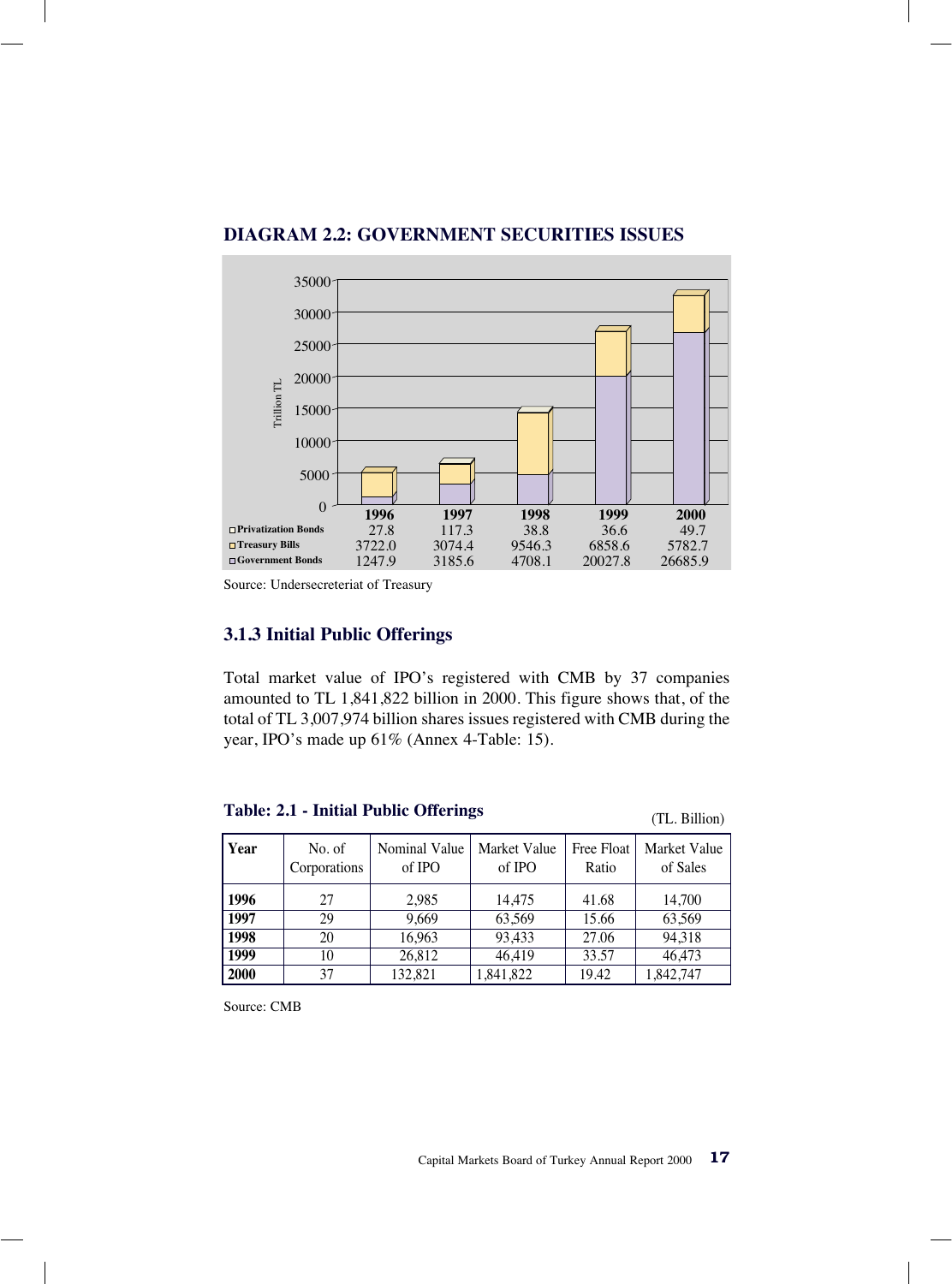### DIAGRAM 2.2: GOVERNMENT SECURITIES ISSUES

| | 1996 | 1997 | 1998 | 1999 | 2000 |
|---|---|---|---|---|---|
| Privatization Bonds | 27.8 | 117.3 | 38.8 | 36.6 | 49.7 |
| Treasury Bills | 3722.0 | 3074.4 | 9546.3 | 6858.6 | 5782.7 |
| Government Bonds | 1247.9 | 3185.6 | 4708.1 | 20027.8 | 26685.9 |

Trillion TL

Source: Undersecreteriat of Treasury

### 3.1.3 Initial Public Offerings

Total market value of IPO's registered with CMB by 37 companies amounted to TL 1,841,822 billion in 2000. This figure shows that, of the total of TL 3,007,974 billion shares issues registered with CMB during the year, IPO's made up 61% (Annex 4-Table: 15).

**Table: 2.1 - Initial Public Offerings**

(TL. Billion)

| Year | No. of Corporations | Nominal Value of IPO | Market Value of IPO | Free Float Ratio | Market Value of Sales |
|---|---|---|---|---|---|
| **1996** | 27 | 2,985 | 14,475 | 41.68 | 14,700 |
| **1997** | 29 | 9,669 | 63,569 | 15.66 | 63,569 |
| **1998** | 20 | 16,963 | 93,433 | 27.06 | 94,318 |
| **1999** | 10 | 26,812 | 46,419 | 33.57 | 46,473 |
| **2000** | 37 | 132,821 | 1,841,822 | 19.42 | 1,842,747 |

Source: CMB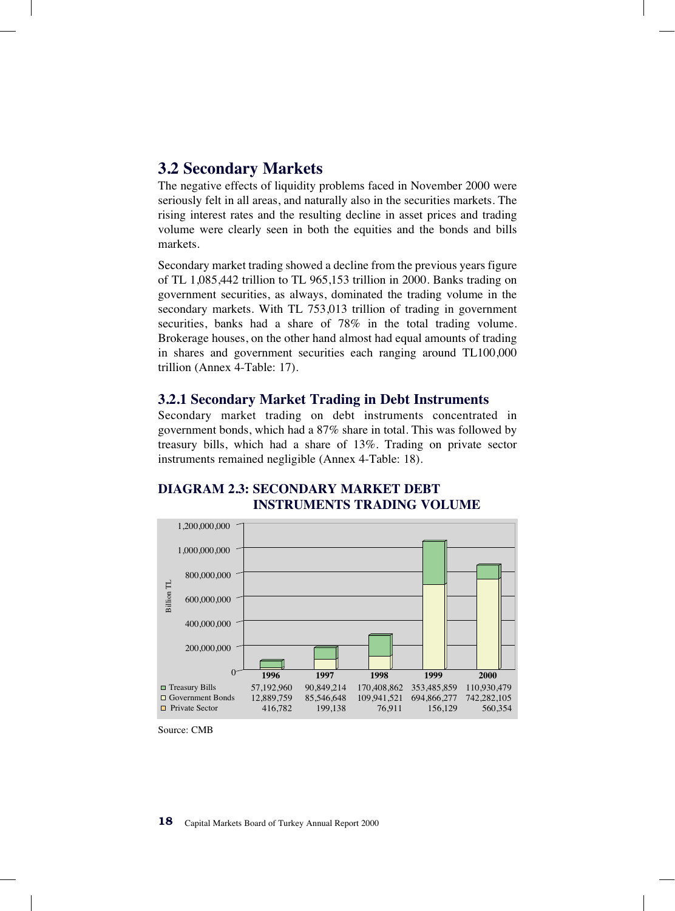## 3.2 Secondary Markets

The negative effects of liquidity problems faced in November 2000 were seriously felt in all areas, and naturally also in the securities markets. The rising interest rates and the resulting decline in asset prices and trading volume were clearly seen in both the equities and the bonds and bills markets.

Secondary market trading showed a decline from the previous years figure of TL 1,085,442 trillion to TL 965,153 trillion in 2000. Banks trading on government securities, as always, dominated the trading volume in the secondary markets. With TL 753,013 trillion of trading in government securities, banks had a share of 78% in the total trading volume. Brokerage houses, on the other hand almost had equal amounts of trading in shares and government securities each ranging around TL100,000 trillion (Annex 4-Table: 17).

### 3.2.1 Secondary Market Trading in Debt Instruments

Secondary market trading on debt instruments concentrated in government bonds, which had a 87% share in total. This was followed by treasury bills, which had a share of 13%. Trading on private sector instruments remained negligible (Annex 4-Table: 18).

**DIAGRAM 2.3: SECONDARY MARKET DEBT INSTRUMENTS TRADING VOLUME**

Billion TL

| | 1996 | 1997 | 1998 | 1999 | 2000 |
|---|---|---|---|---|---|
| Treasury Bills | 57,192,960 | 90,849,214 | 170,408,862 | 353,485,859 | 110,930,479 |
| Government Bonds | 12,889,759 | 85,546,648 | 109,941,521 | 694,866,277 | 742,282,105 |
| Private Sector | 416,782 | 199,138 | 76,911 | 156,129 | 560,354 |

Source: CMB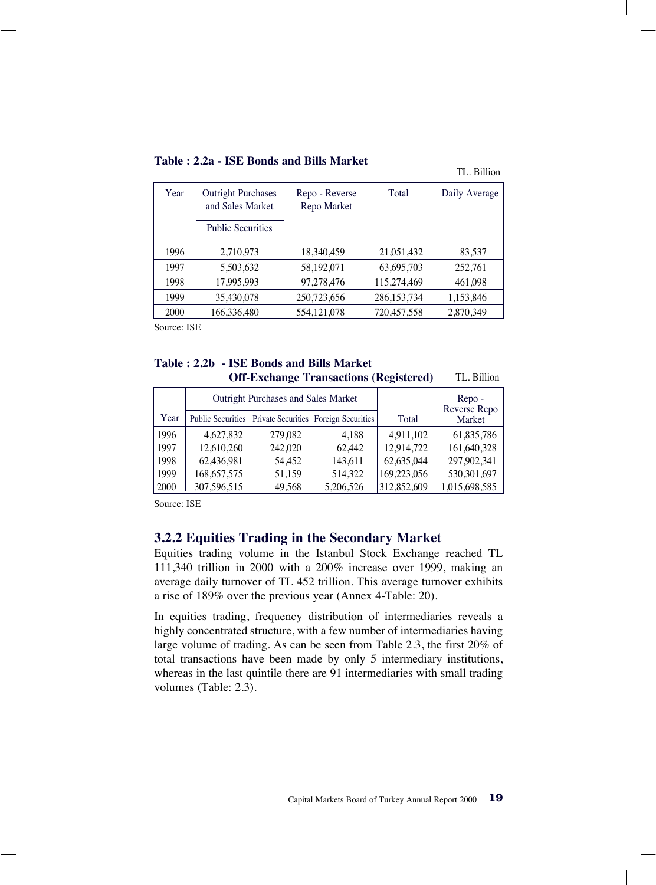**Table : 2.2a - ISE Bonds and Bills Market**

TL. Billion

| Year | Outright Purchases and Sales Market | Repo - Reverse Repo Market | Total | Daily Average |
|---|---|---|---|---|
| | Public Securities | | | |
| 1996 | 2,710,973 | 18,340,459 | 21,051,432 | 83,537 |
| 1997 | 5,503,632 | 58,192,071 | 63,695,703 | 252,761 |
| 1998 | 17,995,993 | 97,278,476 | 115,274,469 | 461,098 |
| 1999 | 35,430,078 | 250,723,656 | 286,153,734 | 1,153,846 |
| 2000 | 166,336,480 | 554,121,078 | 720,457,558 | 2,870,349 |

Source: ISE

**Table : 2.2b - ISE Bonds and Bills Market Off-Exchange Transactions (Registered)**

TL. Billion

| Year | Outright Purchases and Sales Market | | | Total | Repo - Reverse Repo Market |
|---|---|---|---|---|---|
| | Public Securities | Private Securities | Foreign Securities | | |
| 1996 | 4,627,832 | 279,082 | 4,188 | 4,911,102 | 61,835,786 |
| 1997 | 12,610,260 | 242,020 | 62,442 | 12,914,722 | 161,640,328 |
| 1998 | 62,436,981 | 54,452 | 143,611 | 62,635,044 | 297,902,341 |
| 1999 | 168,657,575 | 51,159 | 514,322 | 169,223,056 | 530,301,697 |
| 2000 | 307,596,515 | 49,568 | 5,206,526 | 312,852,609 | 1,015,698,585 |

Source: ISE

### 3.2.2 Equities Trading in the Secondary Market

Equities trading volume in the Istanbul Stock Exchange reached TL 111,340 trillion in 2000 with a 200% increase over 1999, making an average daily turnover of TL 452 trillion. This average turnover exhibits a rise of 189% over the previous year (Annex 4-Table: 20).

In equities trading, frequency distribution of intermediaries reveals a highly concentrated structure, with a few number of intermediaries having large volume of trading. As can be seen from Table 2.3, the first 20% of total transactions have been made by only 5 intermediary institutions, whereas in the last quintile there are 91 intermediaries with small trading volumes (Table: 2.3).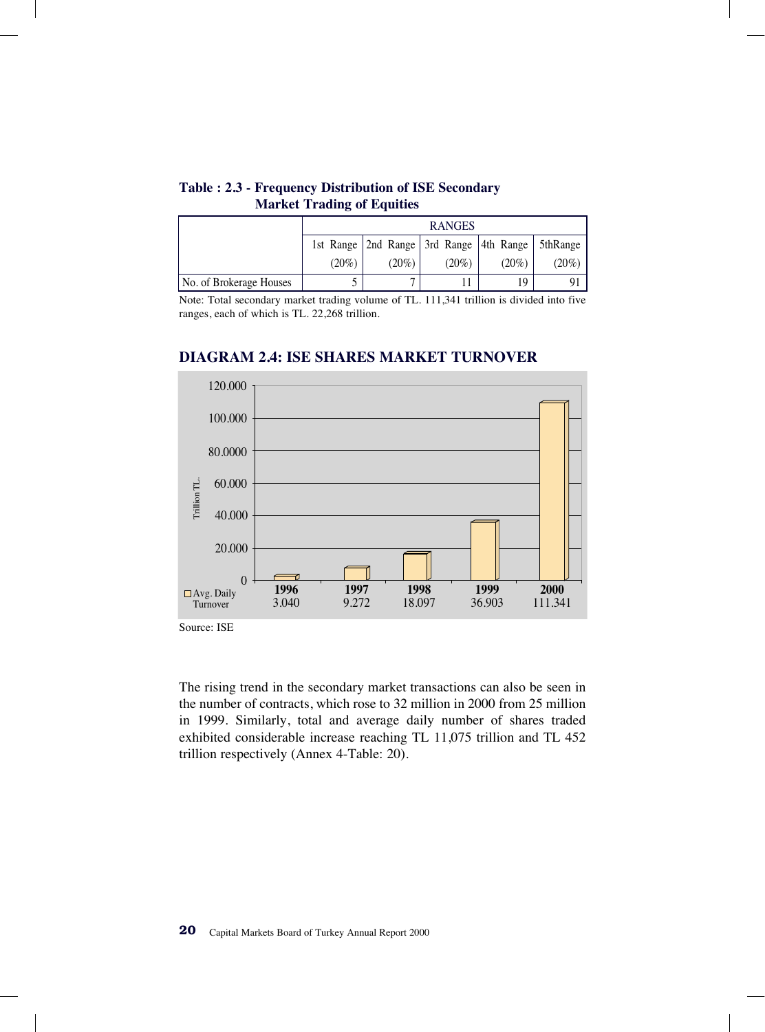**Table : 2.3 - Frequency Distribution of ISE Secondary Market Trading of Equities**

| | RANGES | | | | |
|---|---|---|---|---|---|
| | 1st Range (20%) | 2nd Range (20%) | 3rd Range (20%) | 4th Range (20%) | 5thRange (20%) |
| No. of Brokerage Houses | 5 | 7 | 11 | 19 | 91 |

Note: Total secondary market trading volume of TL. 111,341 trillion is divided into five ranges, each of which is TL. 22,268 trillion.

## DIAGRAM 2.4: ISE SHARES MARKET TURNOVER

Trillion TL.

| | 1996 | 1997 | 1998 | 1999 | 2000 |
|---|---|---|---|---|---|
| Avg. Daily Turnover | 3.040 | 9.272 | 18.097 | 36.903 | 111.341 |

Source: ISE

The rising trend in the secondary market transactions can also be seen in the number of contracts, which rose to 32 million in 2000 from 25 million in 1999. Similarly, total and average daily number of shares traded exhibited considerable increase reaching TL 11,075 trillion and TL 452 trillion respectively (Annex 4-Table: 20).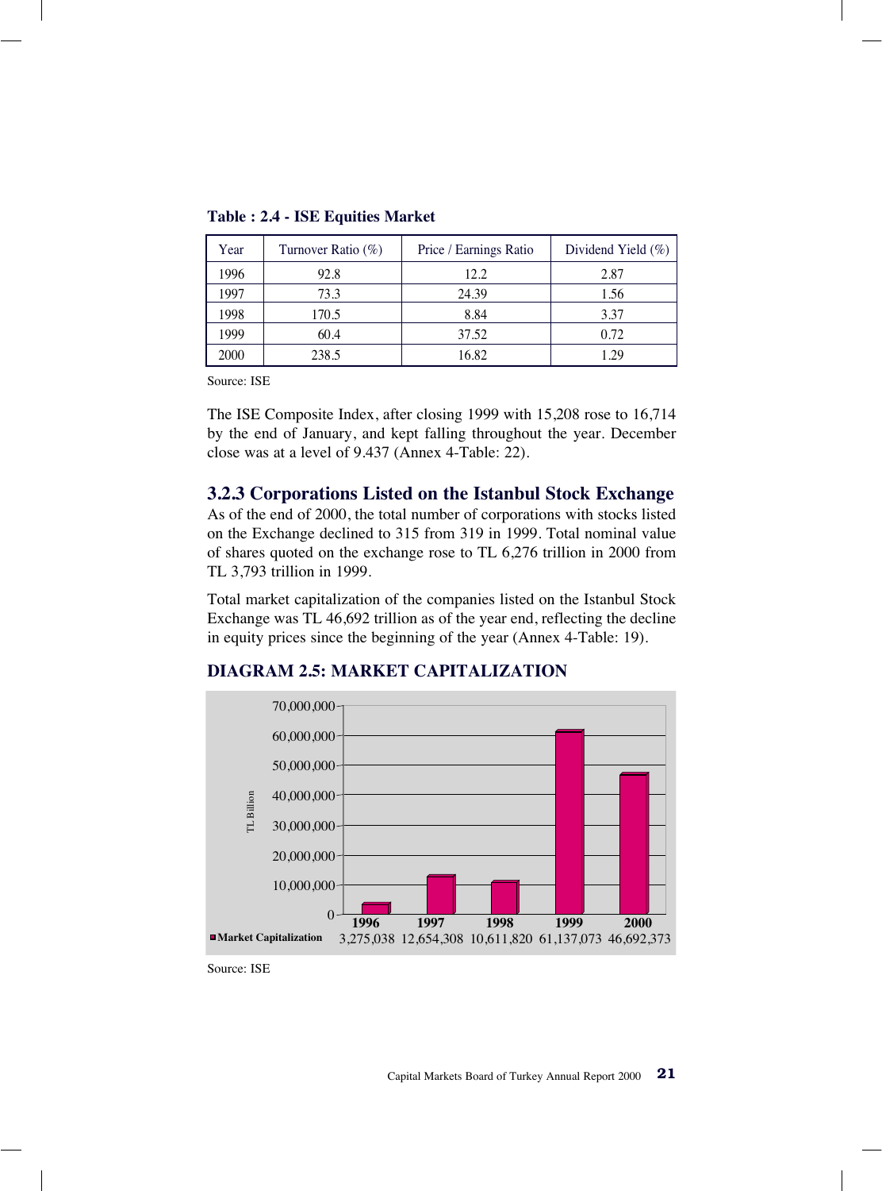**Table : 2.4 - ISE Equities Market**

| Year | Turnover Ratio (%) | Price / Earnings Ratio | Dividend Yield (%) |
|---|---|---|---|
| 1996 | 92.8 | 12.2 | 2.87 |
| 1997 | 73.3 | 24.39 | 1.56 |
| 1998 | 170.5 | 8.84 | 3.37 |
| 1999 | 60.4 | 37.52 | 0.72 |
| 2000 | 238.5 | 16.82 | 1.29 |

Source: ISE

The ISE Composite Index, after closing 1999 with 15,208 rose to 16,714 by the end of January, and kept falling throughout the year. December close was at a level of 9.437 (Annex 4-Table: 22).

### 3.2.3 Corporations Listed on the Istanbul Stock Exchange

As of the end of 2000, the total number of corporations with stocks listed on the Exchange declined to 315 from 319 in 1999. Total nominal value of shares quoted on the exchange rose to TL 6,276 trillion in 2000 from TL 3,793 trillion in 1999.

Total market capitalization of the companies listed on the Istanbul Stock Exchange was TL 46,692 trillion as of the year end, reflecting the decline in equity prices since the beginning of the year (Annex 4-Table: 19).

**DIAGRAM 2.5: MARKET CAPITALIZATION**

TL Billion

| | 1996 | 1997 | 1998 | 1999 | 2000 |
|---|---|---|---|---|---|
| Market Capitalization | 3,275,038 | 12,654,308 | 10,611,820 | 61,137,073 | 46,692,373 |

Source: ISE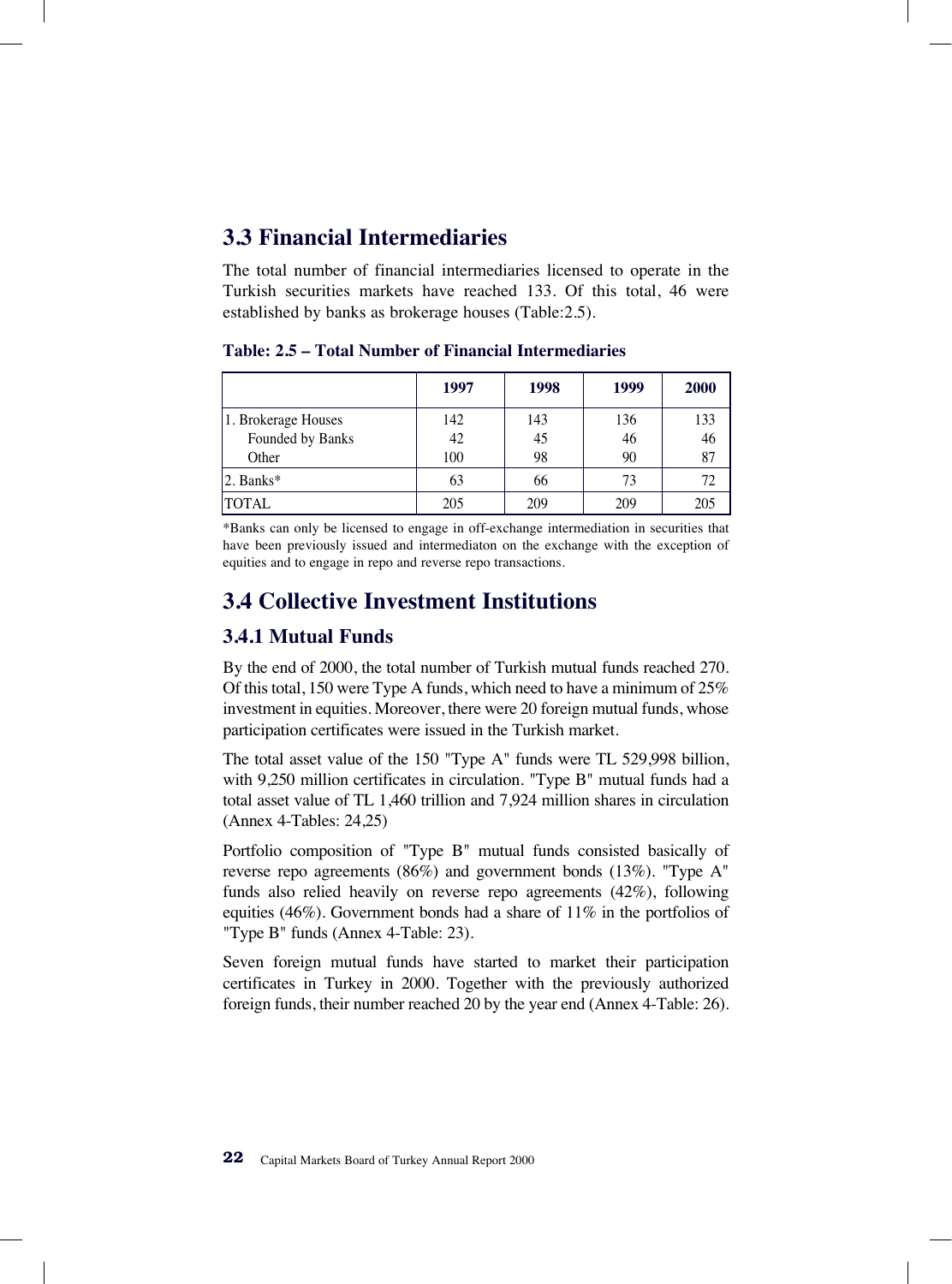## 3.3 Financial Intermediaries

The total number of financial intermediaries licensed to operate in the Turkish securities markets have reached 133. Of this total, 46 were established by banks as brokerage houses (Table:2.5).

**Table: 2.5 – Total Number of Financial Intermediaries**

| | 1997 | 1998 | 1999 | 2000 |
|---|---|---|---|---|
| 1. Brokerage Houses | 142 | 143 | 136 | 133 |
| Founded by Banks | 42 | 45 | 46 | 46 |
| Other | 100 | 98 | 90 | 87 |
| 2. Banks* | 63 | 66 | 73 | 72 |
| TOTAL | 205 | 209 | 209 | 205 |

*Banks can only be licensed to engage in off-exchange intermediation in securities that have been previously issued and intermediaton on the exchange with the exception of equities and to engage in repo and reverse repo transactions.

## 3.4 Collective Investment Institutions

### 3.4.1 Mutual Funds

By the end of 2000, the total number of Turkish mutual funds reached 270. Of this total, 150 were Type A funds, which need to have a minimum of 25% investment in equities. Moreover, there were 20 foreign mutual funds, whose participation certificates were issued in the Turkish market.

The total asset value of the 150 "Type A" funds were TL 529,998 billion, with 9,250 million certificates in circulation. "Type B" mutual funds had a total asset value of TL 1,460 trillion and 7,924 million shares in circulation (Annex 4-Tables: 24,25)

Portfolio composition of "Type B" mutual funds consisted basically of reverse repo agreements (86%) and government bonds (13%). "Type A" funds also relied heavily on reverse repo agreements (42%), following equities (46%). Government bonds had a share of 11% in the portfolios of "Type B" funds (Annex 4-Table: 23).

Seven foreign mutual funds have started to market their participation certificates in Turkey in 2000. Together with the previously authorized foreign funds, their number reached 20 by the year end (Annex 4-Table: 26).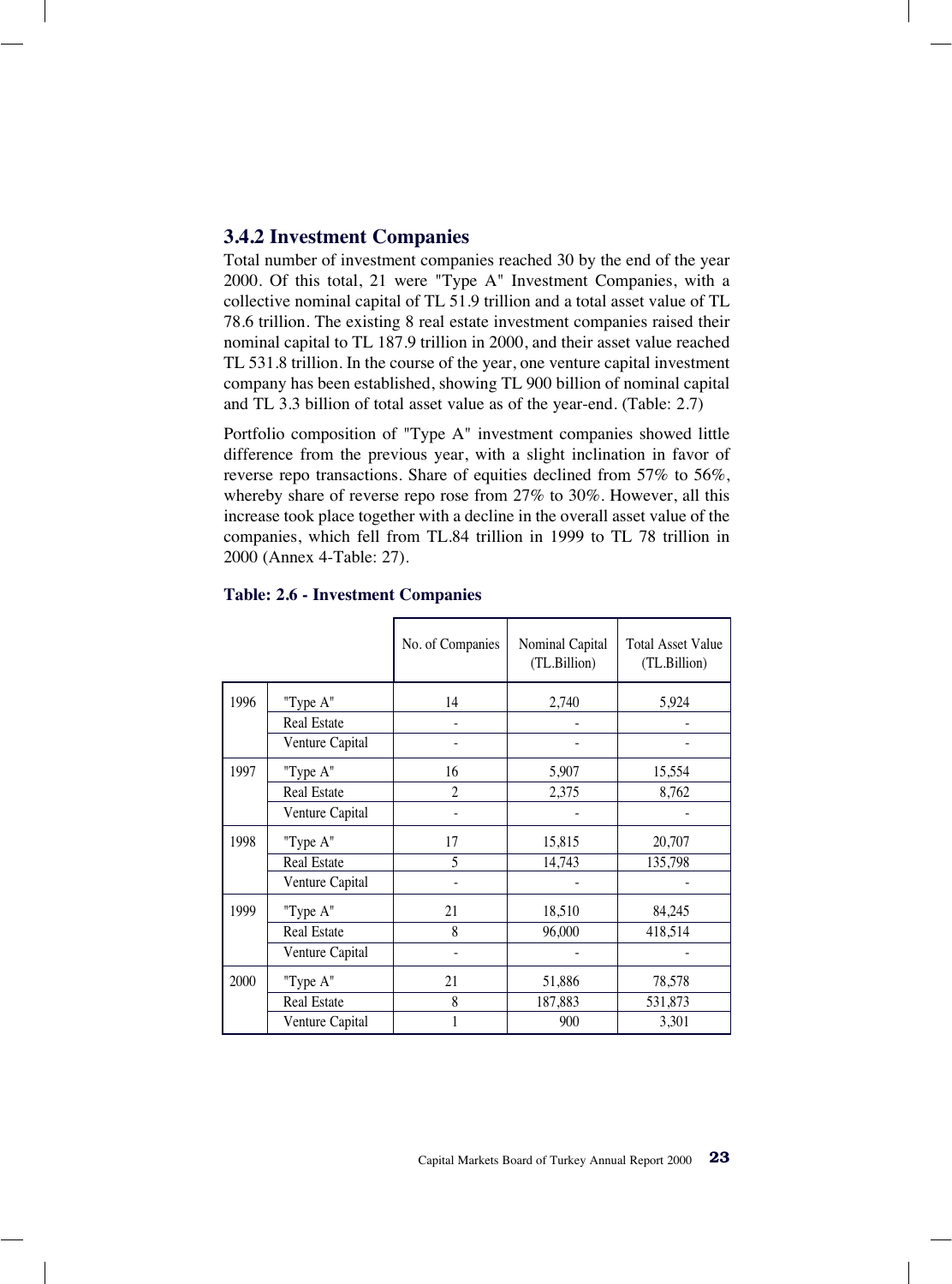### 3.4.2 Investment Companies

Total number of investment companies reached 30 by the end of the year 2000. Of this total, 21 were "Type A" Investment Companies, with a collective nominal capital of TL 51.9 trillion and a total asset value of TL 78.6 trillion. The existing 8 real estate investment companies raised their nominal capital to TL 187.9 trillion in 2000, and their asset value reached TL 531.8 trillion. In the course of the year, one venture capital investment company has been established, showing TL 900 billion of nominal capital and TL 3.3 billion of total asset value as of the year-end. (Table: 2.7)

Portfolio composition of "Type A" investment companies showed little difference from the previous year, with a slight inclination in favor of reverse repo transactions. Share of equities declined from 57% to 56%, whereby share of reverse repo rose from 27% to 30%. However, all this increase took place together with a decline in the overall asset value of the companies, which fell from TL.84 trillion in 1999 to TL 78 trillion in 2000 (Annex 4-Table: 27).

**Table: 2.6 - Investment Companies**

| | | No. of Companies | Nominal Capital (TL.Billion) | Total Asset Value (TL.Billion) |
|---|---|---|---|---|
| 1996 | "Type A" | 14 | 2,740 | 5,924 |
| | Real Estate | - | - | - |
| | Venture Capital | - | - | - |
| 1997 | "Type A" | 16 | 5,907 | 15,554 |
| | Real Estate | 2 | 2,375 | 8,762 |
| | Venture Capital | - | - | - |
| 1998 | "Type A" | 17 | 15,815 | 20,707 |
| | Real Estate | 5 | 14,743 | 135,798 |
| | Venture Capital | - | - | - |
| 1999 | "Type A" | 21 | 18,510 | 84,245 |
| | Real Estate | 8 | 96,000 | 418,514 |
| | Venture Capital | - | - | - |
| 2000 | "Type A" | 21 | 51,886 | 78,578 |
| | Real Estate | 8 | 187,883 | 531,873 |
| | Venture Capital | 1 | 900 | 3,301 |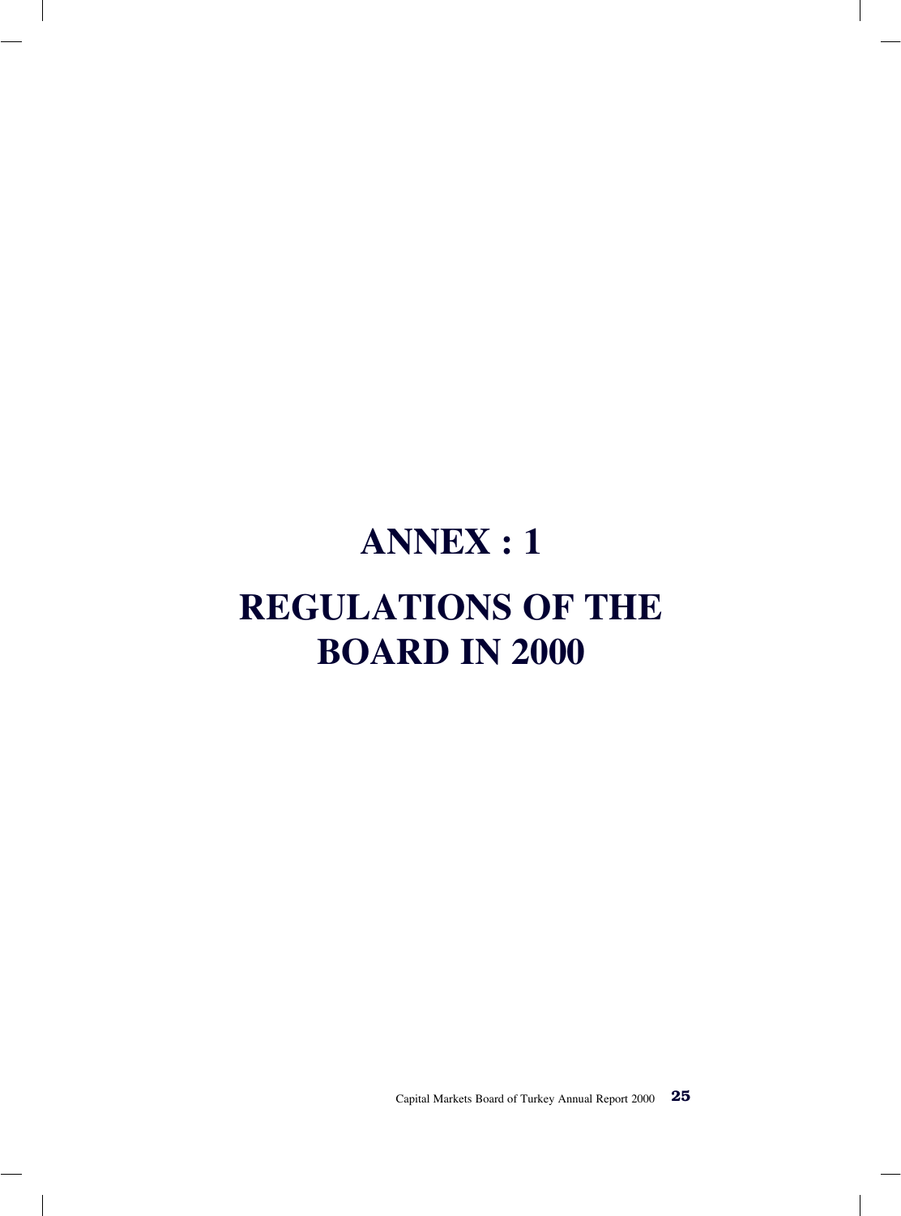# ANNEX : 1

# REGULATIONS OF THE BOARD IN 2000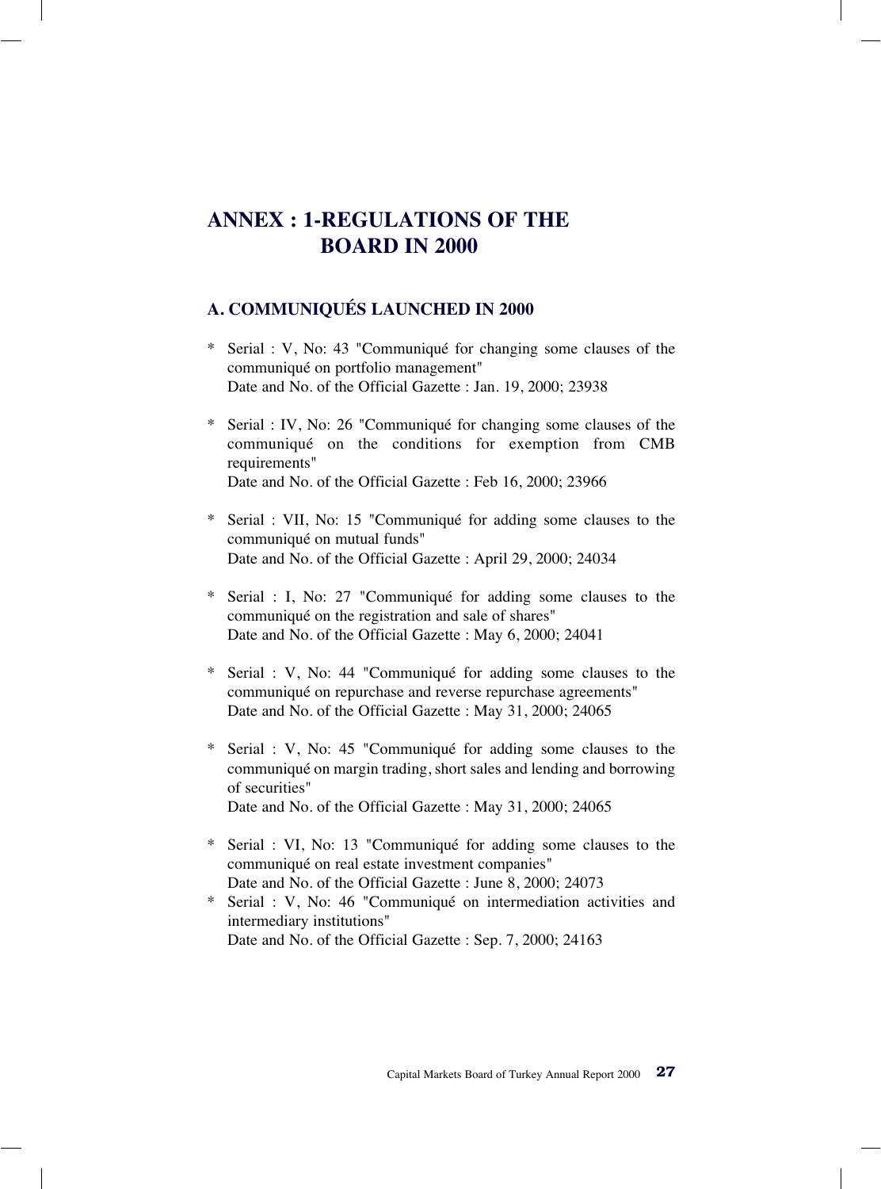# ANNEX : 1-REGULATIONS OF THE BOARD IN 2000

## A. COMMUNIQUÉS LAUNCHED IN 2000

* Serial : V, No: 43 "Communiqué for changing some clauses of the communiqué on portfolio management"
  Date and No. of the Official Gazette : Jan. 19, 2000; 23938

* Serial : IV, No: 26 "Communiqué for changing some clauses of the communiqué on the conditions for exemption from CMB requirements"
  Date and No. of the Official Gazette : Feb 16, 2000; 23966

* Serial : VII, No: 15 "Communiqué for adding some clauses to the communiqué on mutual funds"
  Date and No. of the Official Gazette : April 29, 2000; 24034

* Serial : I, No: 27 "Communiqué for adding some clauses to the communiqué on the registration and sale of shares"
  Date and No. of the Official Gazette : May 6, 2000; 24041

* Serial : V, No: 44 "Communiqué for adding some clauses to the communiqué on repurchase and reverse repurchase agreements"
  Date and No. of the Official Gazette : May 31, 2000; 24065

* Serial : V, No: 45 "Communiqué for adding some clauses to the communiqué on margin trading, short sales and lending and borrowing of securities"
  Date and No. of the Official Gazette : May 31, 2000; 24065

* Serial : VI, No: 13 "Communiqué for adding some clauses to the communiqué on real estate investment companies"
  Date and No. of the Official Gazette : June 8, 2000; 24073

* Serial : V, No: 46 "Communiqué on intermediation activities and intermediary institutions"
  Date and No. of the Official Gazette : Sep. 7, 2000; 24163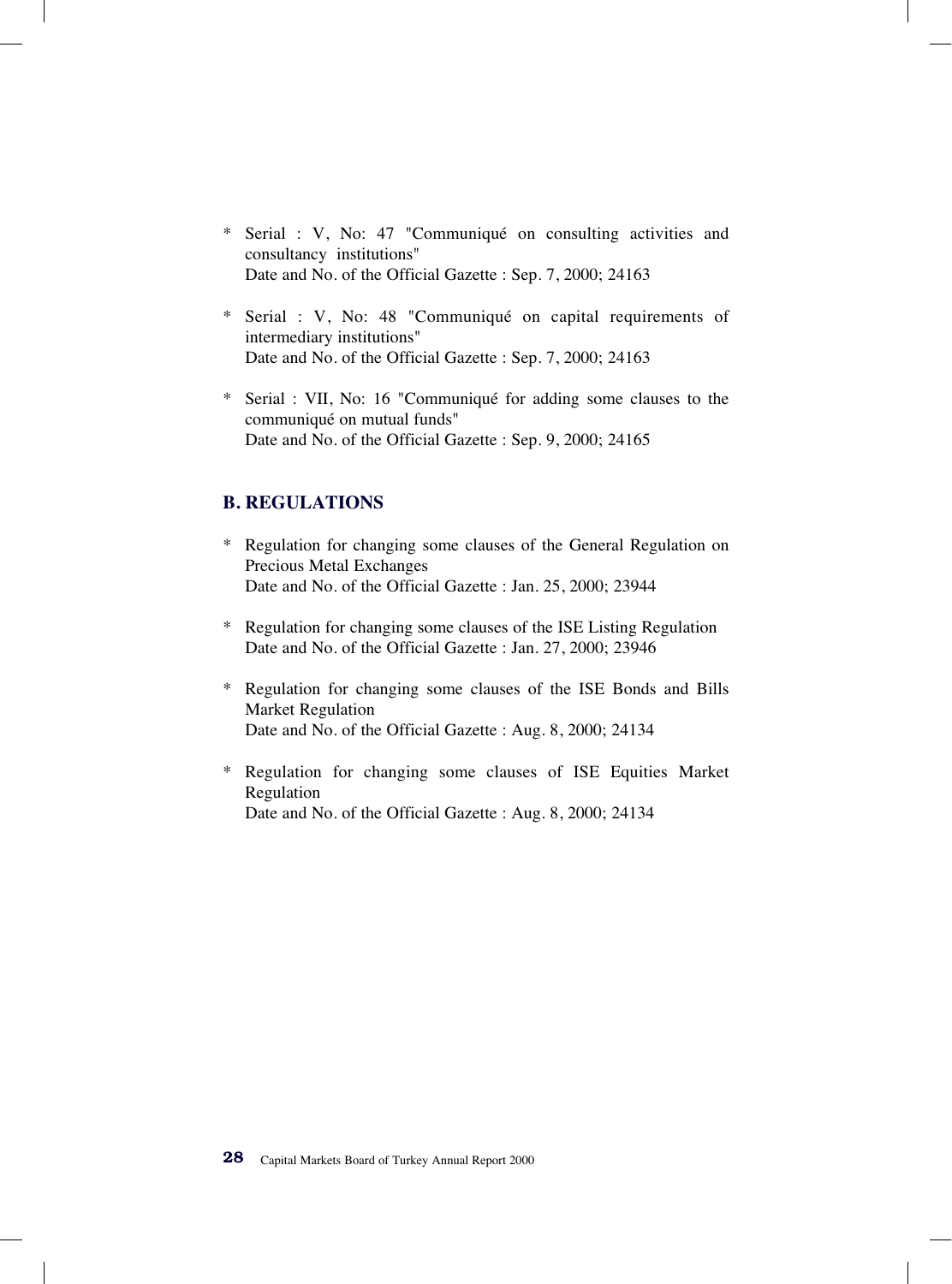* Serial : V, No: 47 "Communiqué on consulting activities and consultancy institutions"
  Date and No. of the Official Gazette : Sep. 7, 2000; 24163

* Serial : V, No: 48 "Communiqué on capital requirements of intermediary institutions"
  Date and No. of the Official Gazette : Sep. 7, 2000; 24163

* Serial : VII, No: 16 "Communiqué for adding some clauses to the communiqué on mutual funds"
  Date and No. of the Official Gazette : Sep. 9, 2000; 24165

## B. REGULATIONS

* Regulation for changing some clauses of the General Regulation on Precious Metal Exchanges
  Date and No. of the Official Gazette : Jan. 25, 2000; 23944

* Regulation for changing some clauses of the ISE Listing Regulation
  Date and No. of the Official Gazette : Jan. 27, 2000; 23946

* Regulation for changing some clauses of the ISE Bonds and Bills Market Regulation
  Date and No. of the Official Gazette : Aug. 8, 2000; 24134

* Regulation for changing some clauses of ISE Equities Market Regulation
  Date and No. of the Official Gazette : Aug. 8, 2000; 24134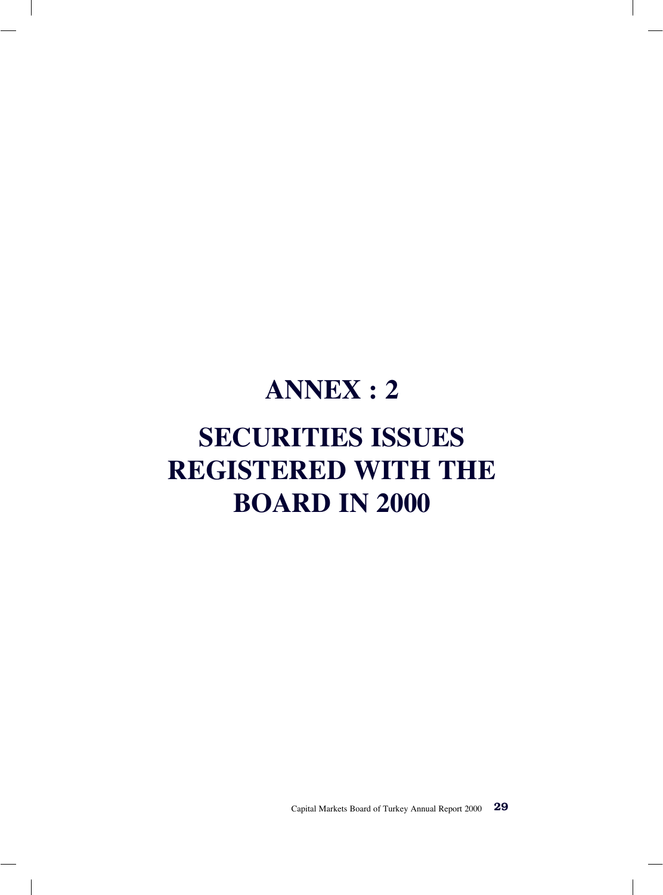# ANNEX : 2

# SECURITIES ISSUES REGISTERED WITH THE BOARD IN 2000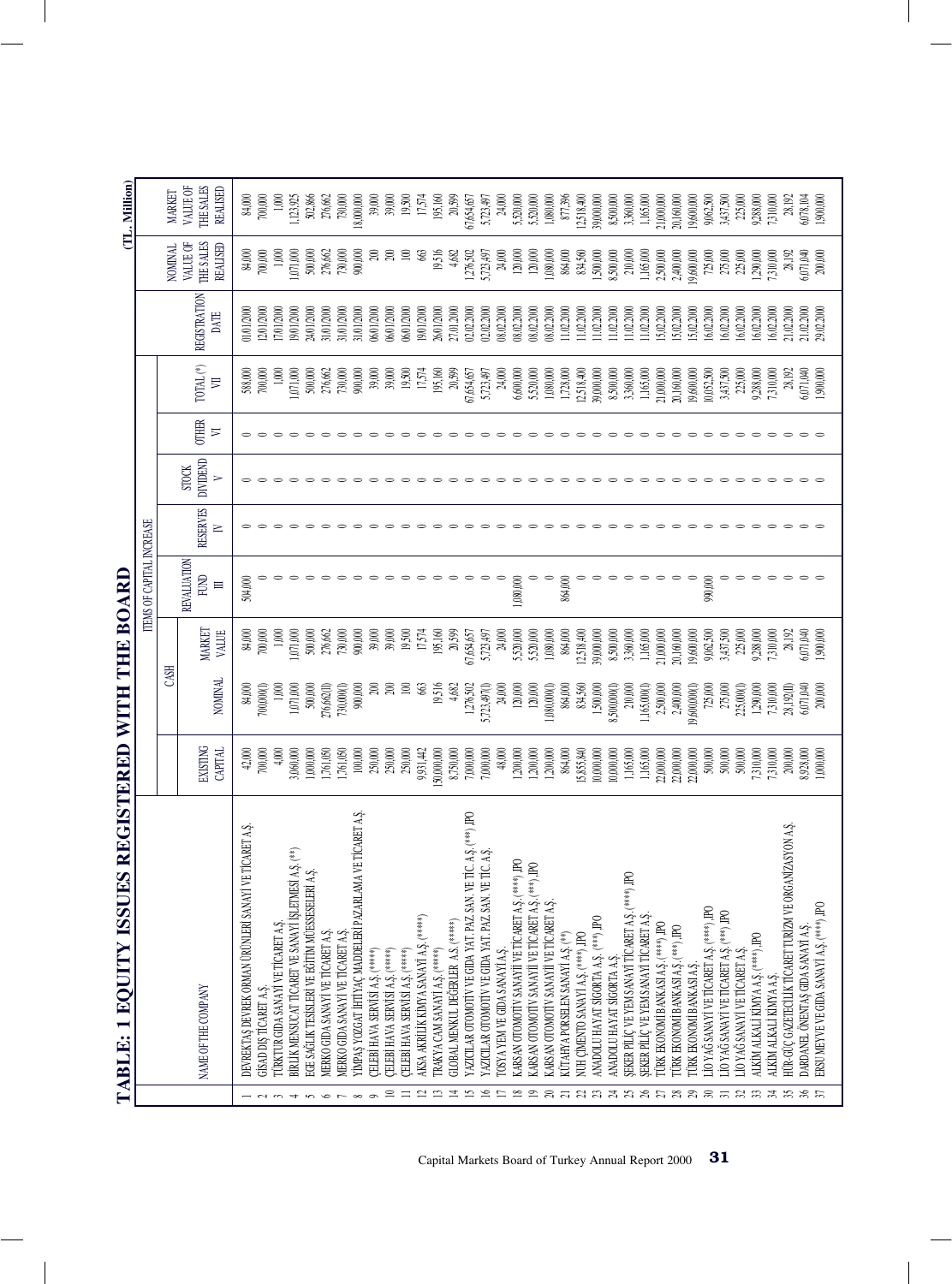# TABLE: 1 EQUITY ISSUES REGISTERED WITH THE BOARD

(TL. Million)

| | NAME OF THE COMPANY | EXISTING CAPITAL | CASH | | ITEMS OF CAPITAL INCREASE | | | | | REGISTRATION DATE | NOMINAL VALUE OF THE SALES REALISED | MARKET VALUE OF THE SALES REALISED |
|---|---|---|---|---|---|---|---|---|---|---|---|---|
| | | | NOMINAL | MARKET VALUE | REVALUATION FUND III | RESERVES IV | STOCK DIVIDEND V | OTHER VI | TOTAL (*) VII | | | |
| 1 | DEVREKTAŞ DEVREK ORMAN ÜRÜNLERİ SANAYİ VE TİCARET A.Ş. | 42,000 | 84,000 | 84,000 | 504,000 | 0 | 0 | 0 | 588,000 | 01.01.2000 | 84,000 | 84,000 |
| 2 | GİSAD DIŞ TİCARET A.Ş. | 700,000 | 700,000(1) | 700,000 | 0 | 0 | 0 | 0 | 700,000 | 12.01.2000 | 700,000 | 700,000 |
| 3 | TÜRKTUR GIDA SANAYİ VE TİCARET A.Ş. | 4,000 | 1,000 | 1,000 | 0 | 0 | 0 | 0 | 1,000 | 17.01.2000 | 1,000 | 1,000 |
| 4 | BİRLİK MENSUCAT TİCARET VE SANAYİ İŞLETMESİ A.Ş. (**) | 3,060,000 | 1,071,000 | 1,071,000 | 0 | 0 | 0 | 0 | 1,071,000 | 19.01.2000 | 1,071,000 | 1,123,925 |
| 5 | EGE SAĞLIK TESİSLERİ VE EĞİTİM MÜESSESELERİ A.Ş. | 1,000,000 | 500,000 | 500,000 | 0 | 0 | 0 | 0 | 500,000 | 24.01.2000 | 500,000 | 502,866 |
| 6 | MERKO GIDA SANAYİ VE TİCARET A.Ş. | 1,761,050 | 276,662(1) | 276,662 | 0 | 0 | 0 | 0 | 276,662 | 31.01.2000 | 276,662 | 276,662 |
| 7 | MERKO GIDA SANAYİ VE TİCARET A.Ş. | 1,761,050 | 730,000(1) | 730,000 | 0 | 0 | 0 | 0 | 730,000 | 31.01.2000 | 730,000 | 730,000 |
| 8 | YİMPAŞ YOZGAT İHTİYAÇ MADDELERİ PAZARLAMA VE TİCARET A.Ş. | 100,000 | 900,000 | 900,000 | 0 | 0 | 0 | 0 | 900,000 | 31.01.2000 | 900,000 | 18,000,000 |
| 9 | ÇELEBİ HAVA SERVİSİ A.Ş. (*****) | 250,000 | 200 | 39,000 | 0 | 0 | 0 | 0 | 39,000 | 06.01.2000 | 200 | 39,000 |
| 10 | ÇELEBİ HAVA SERVİSİ A.Ş. (*****) | 250,000 | 200 | 39,000 | 0 | 0 | 0 | 0 | 39,000 | 06.01.2000 | 200 | 39,000 |
| 11 | ÇELEBİ HAVA SERVİSİ A.Ş. (*****) | 250,000 | 100 | 19,500 | 0 | 0 | 0 | 0 | 19,500 | 06.01.2000 | 100 | 19,500 |
| 12 | AKSA AKRİLİK KİMYA SANAYİİ A.Ş. (*****) | 9,931,442 | 663 | 17,574 | 0 | 0 | 0 | 0 | 17,574 | 19.01.2000 | 663 | 17,574 |
| 13 | TRAKYA CAM SANAYİ A.Ş. (*****) | 150,000,000 | 19,516 | 195,160 | 0 | 0 | 0 | 0 | 195,160 | 26.01.2000 | 19,516 | 195,160 |
| 14 | GLOBAL MENKUL DEĞERLER A.Ş. (*****) | 8,750,000 | 4,682 | 20,599 | 0 | 0 | 0 | 0 | 20,599 | 27.01.2000 | 4,682 | 20,599 |
| 15 | YAZICILAR OTOMOTİV VE GIDA YAT. PAZ. SAN. VE TİC. A.Ş. (***) ,IPO | 7,000,000 | 1,276,502 | 67,654,657 | 0 | 0 | 0 | 0 | 67,654,657 | 02.02.2000 | 1,276,502 | 67,654,657 |
| 16 | YAZICILAR OTOMOTİV VE GIDA YAT. PAZ. SAN. VE TİC. A.Ş. | 7,000,000 | 5,723,497(1) | 5,723,497 | 0 | 0 | 0 | 0 | 5,723,497 | 02.02.2000 | 5,723,497 | 5,723,497 |
| 17 | TOSYA YEM VE GIDA SANAYİ A.Ş. | 48,000 | 24,000 | 24,000 | 0 | 0 | 0 | 0 | 24,000 | 08.02.2000 | 24,000 | 24,000 |
| 18 | KARSAN OTOMOTİV SANAYİİ VE TİCARET A.Ş. (****) ,IPO | 1,200,000 | 120,000 | 5,520,000 | 1,080,000 | 0 | 0 | 0 | 6,600,000 | 08.02.2000 | 120,000 | 5,520,000 |
| 19 | KARSAN OTOMOTİV SANAYİİ VE TİCARET A.Ş. (***) ,IPO | 1,200,000 | 120,000 | 5,520,000 | 0 | 0 | 0 | 0 | 5,520,000 | 08.02.2000 | 120,000 | 5,520,000 |
| 20 | KARSAN OTOMOTİV SANAYİİ VE TİCARET A.Ş. | 1,200,000 | 1,080,000(1) | 1,080,000 | 0 | 0 | 0 | 0 | 1,080,000 | 08.02.2000 | 1,080,000 | 1,080,000 |
| 21 | KÜTAHYA PORSELEN SANAYİİ A.Ş. (**) | 864,000 | 864,000 | 864,000 | 864,000 | 0 | 0 | 0 | 1,728,000 | 11.02.2000 | 864,000 | 877,396 |
| 22 | NUH ÇİMENTO SANAYİ A.Ş. (****) ,IPO | 15,855,840 | 834,560 | 12,518,400 | 0 | 0 | 0 | 0 | 12,518,400 | 11.02.2000 | 834,560 | 12,518,400 |
| 23 | ANADOLU HAYAT SİGORTA A.Ş. (***) ,IPO | 10,000,000 | 1,500,000 | 39,000,000 | 0 | 0 | 0 | 0 | 39,000,000 | 11.02.2000 | 1,500,000 | 39,000,000 |
| 24 | ANADOLU HAYAT SİGORTA A.Ş. | 10,000,000 | 8,500,000(1) | 8,500,000 | 0 | 0 | 0 | 0 | 8,500,000 | 11.02.2000 | 8,500,000 | 8,500,000 |
| 25 | ŞEKER PİLİÇ VE YEM SANAYİ TİCARET A.Ş. (****) ,IPO | 1,165,000 | 210,000 | 3,360,000 | 0 | 0 | 0 | 0 | 3,360,000 | 11.02.2000 | 210,000 | 3,360,000 |
| 26 | ŞEKER PİLİÇ VE YEM SANAYİ TİCARET A.Ş. | 1,165,000 | 1,165,000(1) | 1,165,000 | 0 | 0 | 0 | 0 | 1,165,000 | 11.02.2000 | 1,165,000 | 1,165,000 |
| 27 | TÜRK EKONOMİ BANKASI A.Ş. (****) ,IPO | 22,000,000 | 2,500,000 | 21,000,000 | 0 | 0 | 0 | 0 | 21,000,000 | 15.02.2000 | 2,500,000 | 21,000,000 |
| 28 | TÜRK EKONOMİ BANKASI A.Ş. (***) ,IPO | 22,000,000 | 2,400,000 | 20,160,000 | 0 | 0 | 0 | 0 | 20,160,000 | 15.02.2000 | 2,400,000 | 20,160,000 |
| 29 | TÜRK EKONOMİ BANKASI A.Ş. | 22,000,000 | 19,600,000(1) | 19,600,000 | 0 | 0 | 0 | 0 | 19,600,000 | 15.02.2000 | 19,600,000 | 19,600,000 |
| 30 | LİO YAĞ SANAYİ VE TİCARET A.Ş. (****) ,IPO | 500,000 | 725,000 | 9,062,500 | 990,000 | 0 | 0 | 0 | 10,052,500 | 16.02.2000 | 725,000 | 9,062,500 |
| 31 | LİO YAĞ SANAYİ VE TİCARET A.Ş. (***) ,IPO | 500,000 | 275,000 | 3,437,500 | 0 | 0 | 0 | 0 | 3,437,500 | 16.02.2000 | 275,000 | 3,437,500 |
| 32 | LİO YAĞ SANAYİ VE TİCARET A.Ş. | 500,000 | 225,000(1) | 225,000 | 0 | 0 | 0 | 0 | 225,000 | 16.02.2000 | 225,000 | 225,000 |
| 33 | ALKİM ALKALİ KİMYA A.Ş. (****) ,IPO | 7,310,000 | 1,290,000 | 9,288,000 | 0 | 0 | 0 | 0 | 9,288,000 | 16.02.2000 | 1,290,000 | 9,288,000 |
| 34 | ALKİM ALKALİ KİMYA A.Ş. | 7,310,000 | 7,310,000 | 7,310,000 | 0 | 0 | 0 | 0 | 7,310,000 | 16.02.2000 | 7,310,000 | 7,310,000 |
| 35 | HÜR-GÜÇ GAZETECİLİK TİCARET TURİZM VE ORGANİZASYON A.Ş. | 200,000 | 28,192(1) | 28,192 | 0 | 0 | 0 | 0 | 28,192 | 21.02.2000 | 28,192 | 28,192 |
| 36 | DARDANEL ÖNENTAŞ GIDA SANAYİ A.Ş. | 8,928,000 | 6,071,040 | 6,071,040 | 0 | 0 | 0 | 0 | 6,071,040 | 21.02.2000 | 6,071,040 | 6,078,104 |
| 37 | ERSU MEYVE VE GIDA SANAYİ A.Ş. (****) ,IPO | 1,000,000 | 200,000 | 1,900,000 | 0 | 0 | 0 | 0 | 1,900,000 | 29.02.2000 | 200,000 | 1,900,000 |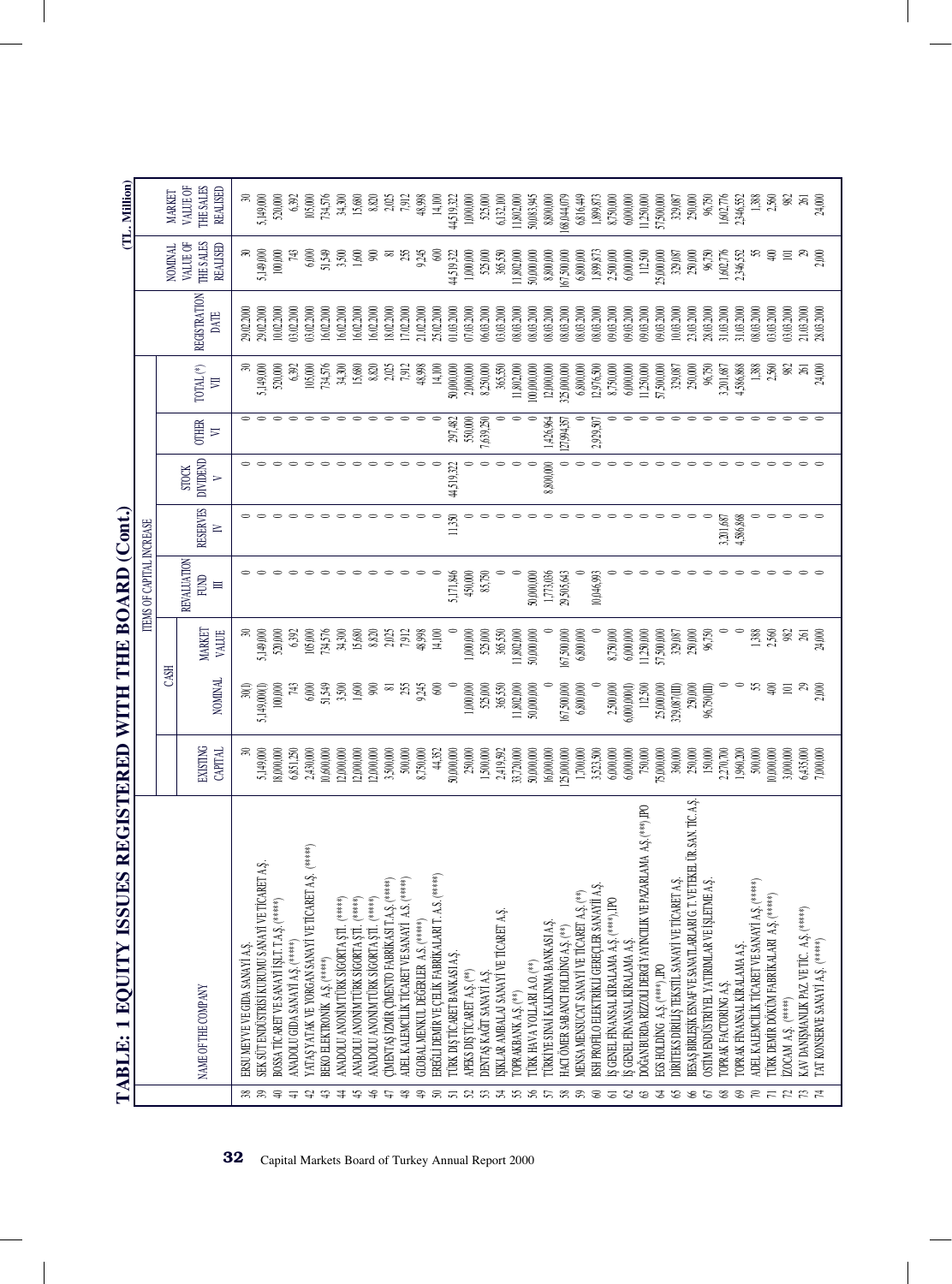# TABLE: 1 EQUITY ISSUES REGISTERED WITH THE BOARD (Cont.)

(TL Million)

| | NAME OF THE COMPANY | EXISTING CAPITAL | ITEMS OF CAPITAL INCREASE | | | | | | | REGISTRATION DATE | NOMINAL VALUE OF THE SALES REALISED | MARKET VALUE OF THE SALES REALISED |
|---|---|---|---|---|---|---|---|---|---|---|---|---|
| | | | CASH | | REVALUATION FUND III | RESERVES IV | STOCK DIVIDEND V | OTHER VI | TOTAL (*) VII | | | |
| | | | NOMINAL | MARKET VALUE | | | | | | | | |
| 38 | ERSU MEYVE VE GIDA SANAYİ A.Ş. | 30 | 30(I) | 30 | 0 | 0 | 0 | 0 | 30 | 29.02.2000 | 30 | 30 |
| 39 | SEK SÜT ENDÜSTRİSİ KURUMU SANAYİ VE TİCARET A.Ş. | 5,149,000 | 5,149,000(I) | 5,149,000 | 0 | 0 | 0 | 0 | 5,149,000 | 29.02.2000 | 5,149,000 | 5,149,000 |
| 40 | BOSSA TİCARET VE SANAYİ İŞLT. T.A.Ş. (*****) | 18,000,000 | 100,000 | 520,000 | 0 | 0 | 0 | 0 | 520,000 | 10.02.2000 | 100,000 | 520,000 |
| 41 | ANADOLU GIDA SANAYİ A.Ş. (*****) | 6,851,250 | 743 | 6,392 | 0 | 0 | 0 | 0 | 6,392 | 03.02.2000 | 743 | 6,392 |
| 42 | YATAŞ YATAK VE YORGAN SANAYİ VE TİCARET A.Ş. (*****) | 2,430,000 | 6,000 | 105,000 | 0 | 0 | 0 | 0 | 105,000 | 03.02.2000 | 6,000 | 105,000 |
| 43 | BEKO ELEKTRONİK A.Ş. (*****) | 10,600,000 | 51,549 | 734,576 | 0 | 0 | 0 | 0 | 734,576 | 16.02.2000 | 51,549 | 734,576 |
| 44 | ANADOLU ANONİM TÜRK SİGORTA ŞTİ. (*****) | 12,000,000 | 3,500 | 34,300 | 0 | 0 | 0 | 0 | 34,300 | 16.02.2000 | 3,500 | 34,300 |
| 45 | ANADOLU ANONİM TÜRK SİGORTA ŞTİ. (*****) | 12,000,000 | 1,600 | 15,680 | 0 | 0 | 0 | 0 | 15,680 | 16.02.2000 | 1,600 | 15,680 |
| 46 | ANADOLU ANONİM TÜRK SİGORTA ŞTİ. (*****) | 12,000,000 | 900 | 8,820 | 0 | 0 | 0 | 0 | 8,820 | 16.02.2000 | 900 | 8,820 |
| 47 | ÇİMENTAŞ İZMİR ÇİMENTO FABRİKASI T.A.Ş. (*****) | 3,500,000 | 81 | 2,025 | 0 | 0 | 0 | 0 | 2,025 | 18.02.2000 | 81 | 2,025 |
| 48 | ADEL KALEMCİLİK TİCARET VE SANAYİ A.Ş. (*****) | 500,000 | 255 | 7,912 | 0 | 0 | 0 | 0 | 7,912 | 17.02.2000 | 255 | 7,912 |
| 49 | GLOBAL MENKUL DEĞERLER A.Ş. (*****) | 8,750,000 | 9,245 | 48,998 | 0 | 0 | 0 | 0 | 48,998 | 21.02.2000 | 9,245 | 48,998 |
| 50 | EREĞLİ DEMİR VE ÇELİK FABRİKALARI T. A.Ş. (*****) | 44,352 | 600 | 14,100 | 0 | 0 | 0 | 0 | 14,100 | 25.02.2000 | 600 | 14,100 |
| 51 | TÜRK DIŞ TİCARET BANKASI A.Ş. | 50,000,000 | 0 | 0 | 5,171,846 | 11,350 | 44,519,322 | 297,482 | 50,000,000 | 01.03.2000 | 44,519,322 | 44,519,322 |
| 52 | APEKS DIŞ TİCARET A.Ş. (**) | 250,000 | 1,000,000 | 1,000,000 | 450,000 | 0 | 0 | 550,000 | 2,000,000 | 07.03.2000 | 1,000,000 | 1,000,000 |
| 53 | DENTAŞ KAĞIT SANAYİ A.Ş. | 1,500,000 | 525,000 | 525,000 | 85,750 | 0 | 0 | 7,639,250 | 8,250,000 | 06.03.2000 | 525,000 | 525,000 |
| 54 | IŞIKLAR AMBALAJ SANAYİ VE TİCARET A.Ş. | 2,419,592 | 365,550 | 365,550 | 0 | 0 | 0 | 0 | 365,550 | 03.03.2000 | 365,550 | 6,132,100 |
| 55 | TOPRAKBANK A.Ş. (**) | 33,720,000 | 11,802,000 | 11,802,000 | 0 | 0 | 0 | 0 | 11,802,000 | 08.03.2000 | 11,802,000 | 11,802,000 |
| 56 | TÜRK HAVA YOLLARI A.O. (**) | 50,000,000 | 50,000,000 | 50,000,000 | 50,000,000 | 0 | 0 | 0 | 100,000,000 | 08.03.2000 | 50,000,000 | 50,083,945 |
| 57 | TÜRKİYE SINAİ KALKINMA BANKASI A.Ş. | 16,000,000 | 0 | 0 | 1,773,036 | 0 | 8,800,000 | 1,426,964 | 12,000,000 | 08.03.2000 | 8,800,000 | 8,800,000 |
| 58 | HACI ÖMER SABANCI HOLDİNG A.Ş. (**) | 125,000,000 | 167,500,000 | 167,500,000 | 29,505,643 | 0 | 0 | 127,994,357 | 325,000,000 | 08.03.2000 | 167,500,000 | 168,044,079 |
| 59 | MENSA MENSUCAT SANAYİ VE TİCARET A.Ş. (**) | 1,700,000 | 6,800,000 | 6,800,000 | 0 | 0 | 0 | 0 | 6,800,000 | 08.03.2000 | 6,800,000 | 6,816,449 |
| 60 | BSH PROFİLO ELEKTRİKLİ GEREÇLER SANAYİİ A.Ş. | 3,523,500 | 0 | 0 | 10,046,993 | 0 | 0 | 2,929,507 | 12,976,500 | 08.03.2000 | 1,899,873 | 1,899,873 |
| 61 | İŞ GENEL FİNANSAL KİRALAMA A.Ş. (****), IPO | 6,000,000 | 2,500,000 | 8,750,000 | 0 | 0 | 0 | 0 | 8,750,000 | 09.03.2000 | 2,500,000 | 8,750,000 |
| 62 | İŞ GENEL FİNANSAL KİRALAMA A.Ş. | 6,000,000 | 6,000,000(I) | 6,000,000 | 0 | 0 | 0 | 0 | 6,000,000 | 09.03.2000 | 6,000,000 | 6,000,000 |
| 63 | DOĞAN BURDA RIZZOLI DERGİ YAYINCILIK VE PAZARLAMA A.Ş.(***), IPO | 750,000 | 112,500 | 11,250,000 | 0 | 0 | 0 | 0 | 11,250,000 | 09.03.2000 | 112,500 | 11,250,000 |
| 64 | EGS HOLDİNG A.Ş.(****), IPO | 75,000,000 | 25,000,000 | 57,500,000 | 0 | 0 | 0 | 0 | 57,500,000 | 09.03.2000 | 25,000,000 | 57,500,000 |
| 65 | DİRİTEKS DİRİLİŞ TEKSTİL SANAYİ VE TİCARET A.Ş. | 360,000 | 329,087(III) | 329,087 | 0 | 0 | 0 | 0 | 329,087 | 10.03.2000 | 329,087 | 329,087 |
| 66 | BESAŞ BİRLEŞİK ESNAF VE SANATKARLAR G.T. VE TEKEL ÜR. SAN. TİC. A.Ş. | 250,000 | 250,000 | 250,000 | 0 | 0 | 0 | 0 | 250,000 | 23.03.2000 | 250,000 | 250,000 |
| 67 | OSTİM ENDÜSTRİYEL YATIRIMLAR VE İŞLETME A.Ş. | 150,000 | 96,750(III) | 96,750 | 0 | 0 | 0 | 0 | 96,750 | 28.03.2000 | 96,750 | 96,750 |
| 68 | TOPRAK FACTORING A.Ş. | 2,270,700 | 0 | 0 | 0 | 3,201,687 | 0 | 0 | 3,201,687 | 31.03.2000 | 1,602,776 | 1,602,776 |
| 69 | TOPRAK FİNANSAL KİRALAMA A.Ş. | 1,960,200 | 0 | 0 | 0 | 4,586,868 | 0 | 0 | 4,586,868 | 31.03.2000 | 2,346,552 | 2,346,552 |
| 70 | ADEL KALEMCİLİK TİCARET VE SANAYİ A.Ş.(*****) | 500,000 | 55 | 1,388 | 0 | 0 | 0 | 0 | 1,388 | 08.03.2000 | 55 | 1,388 |
| 71 | TÜRK DEMİR DÖKÜM FABRİKALARI A.Ş. (*****) | 10,000,000 | 400 | 2,560 | 0 | 0 | 0 | 0 | 2,560 | 03.03.2000 | 400 | 2,560 |
| 72 | İZOCAM A.Ş. (*****) | 3,000,000 | 101 | 982 | 0 | 0 | 0 | 0 | 982 | 03.03.2000 | 101 | 982 |
| 73 | KAV DANIŞMANLIK PAZ. VE TİC. A.Ş.(*****) | 6,435,000 | 29 | 261 | 0 | 0 | 0 | 0 | 261 | 21.03.2000 | 29 | 261 |
| 74 | TAT KONSERVE SANAYİ A.Ş. (*****) | 7,000,000 | 2,000 | 24,000 | 0 | 0 | 0 | 0 | 24,000 | 28.03.2000 | 2,000 | 24,000 |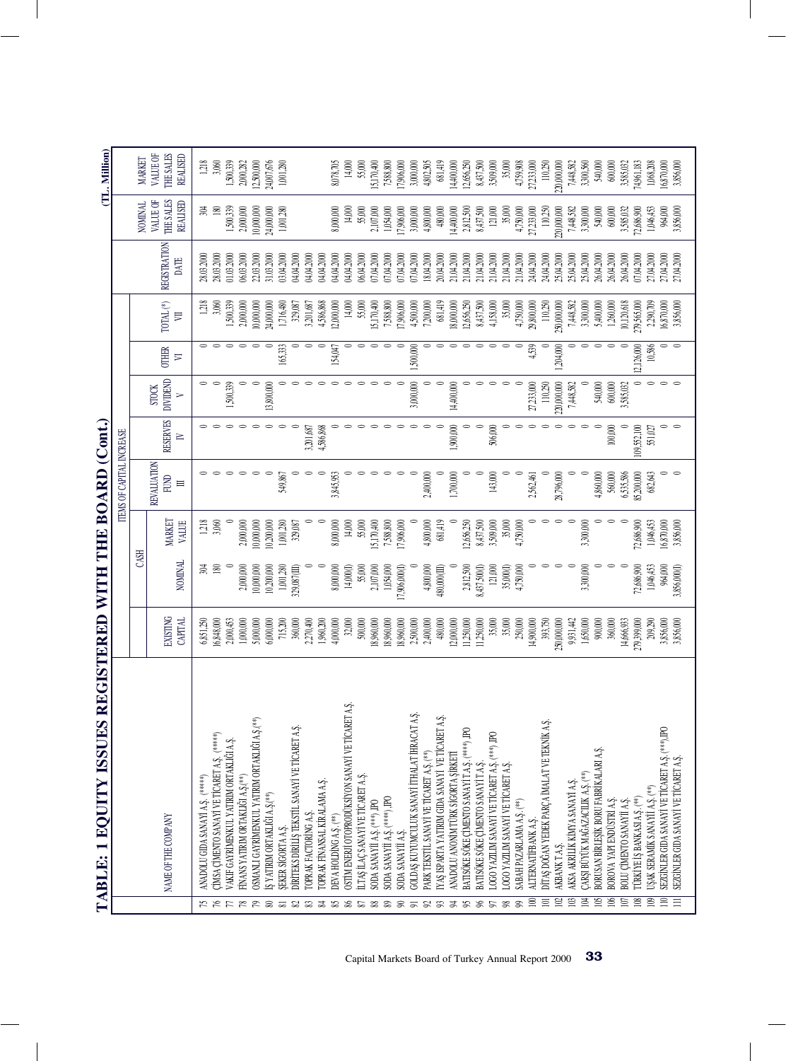# TABLE: 1 EQUITY ISSUES REGISTERED WITH THE BOARD (Cont.)

(TL. Million)

| | NAME OF THE COMPANY | EXISTING CAPITAL | CASH | | ITEMS OF CAPITAL INCREASE | | | | | REGISTRATION DATE | NOMINAL VALUE OF THE SALES REALISED | MARKET VALUE OF THE SALES REALISED |
|---|---|---|---|---|---|---|---|---|---|---|---|---|
| | | | NOMINAL | MARKET VALUE | REVALUATION FUND III | RESERVES IV | STOCK DIVIDEND V | OTHER VI | TOTAL (*) VII | | | |
| 75 | ANADOLU GIDA SANAYİ A.Ş. (*****) | 6,851,250 | 304 | 1,218 | 0 | 0 | 0 | 0 | 1,218 | 28.03.2000 | 304 | 1,218 |
| 76 | ÇİMSA ÇİMENTO SANAYİ VE TİCARET A.Ş. (*****) | 16,848,000 | 180 | 3,060 | 0 | 0 | 0 | 0 | 3,060 | 28.03.2000 | 180 | 3,060 |
| 77 | VAKIF GAYRİMENKUL YATIRIM ORTAKLIĞI A.Ş. | 2,000,453 | 0 | 0 | 0 | 0 | 1,500,339 | 0 | 1,500,339 | 01.03.2000 | 1,500,339 | 1,500,339 |
| 78 | FİNANS YATIRIM ORTAKLIĞI A.Ş.(**) | 1,000,000 | 2,000,000 | 2,000,000 | 0 | 0 | 0 | 0 | 2,000,000 | 06.03.2000 | 2,000,000 | 2,000,282 |
| 79 | OSMANLI GAYRİMENKUL YATIRIM ORTAKLIĞI A.Ş.(**) | 5,000,000 | 10,000,000 | 10,000,000 | 0 | 0 | 0 | 0 | 10,000,000 | 22.03.2000 | 10,000,000 | 12,500,000 |
| 80 | İŞ YATIRIM ORTAKLIĞI A.Ş.(**) | 6,000,000 | 10,200,000 | 10,200,000 | 0 | 0 | 13,800,000 | 0 | 24,000,000 | 31.03.2000 | 24,000,000 | 24,007,676 |
| 81 | ŞEKER SİGORTA A.Ş. | 715,200 | 1,001,280 | 1,001,280 | 549,867 | 0 | 0 | 165,333 | 1,716,480 | 03.04.2000 | 1,001,280 | 1,001,280 |
| 82 | DİRİTEKS DİRİLİŞ TEKSTİL SANAYİ VE TİCARET A.Ş. | 360,000 | 329,087(III) | 329,087 | 0 | 0 | 0 | 0 | 329,087 | 04.04.2000 | | |
| 83 | TOPRAK FACTORİNG A.Ş. | 2,270,400 | 0 | 0 | 0 | 3,201,687 | 0 | 0 | 3,201,687 | 04.04.2000 | | |
| 84 | TOPRAK FİNANSAL KİRALAMA A.Ş. | 1,960,200 | 0 | 0 | 0 | 4,586,868 | 0 | 0 | 4,586,868 | 04.04.2000 | | |
| 85 | DEVA HOLDİNG A.Ş. (**) | 4,000,000 | 8,000,000 | 8,000,000 | 3,845,953 | 0 | 0 | 154,047 | 12,000,000 | 04.04.2000 | 8,000,000 | 8,078,705 |
| 86 | OSTİM ENERJİ OTOPRODÜKSİYON SANAYİ VE TİCARET A.Ş. | 32,000 | 14,000(I) | 14,000 | 0 | 0 | 0 | 0 | 14,000 | 04.04.2000 | 14,000 | 14,000 |
| 87 | İLTAŞ İLAÇ SANAYİ VE TİCARET A.Ş. | 500,000 | 55,000 | 55,000 | 0 | 0 | 0 | 0 | 55,000 | 06.04.2000 | 55,000 | 55,000 |
| 88 | SODA SANAYİİ A.Ş. (***) ,IPO | 18,960,000 | 2,107,000 | 15,170,400 | 0 | 0 | 0 | 0 | 15,170,400 | 07.04.2000 | 2,107,000 | 15,170,400 |
| 89 | SODA SANAYİİ A.Ş. (****) ,IPO | 18,960,000 | 1,054,000 | 7,588,800 | 0 | 0 | 0 | 0 | 7,588,800 | 07.04.2000 | 1,054,000 | 7,588,800 |
| 90 | SODA SANAYİİ A.Ş. | 18,960,000 | 17,906,000(I) | 17,906,000 | 0 | 0 | 0 | 0 | 17,906,000 | 07.04.2000 | 17,906,000 | 17,906,000 |
| 91 | GOLDAŞ KUYUMCULUK SANAYİ İTHALAT İHRACAT A.Ş. | 2,500,000 | 0 | 0 | 0 | 0 | 3,000,000 | 1,500,000 | 4,500,000 | 07.04.2000 | 3,000,000 | 3,000,000 |
| 92 | PARK TEKSTİL SANAYİ VE TİCARET A.Ş. (**) | 2,400,000 | 4,800,000 | 4,800,000 | 2,400,000 | 0 | 0 | 0 | 7,200,000 | 18.04.2000 | 4,800,000 | 4,802,505 |
| 93 | IYAŞ ISPARTA YATIRIM GIDA SANAYİ VE TİCARET A.Ş. | 480,000 | 480,000(III) | 681,419 | 0 | 0 | 0 | 0 | 681,419 | 20.04.2000 | 480,000 | 681,419 |
| 94 | ANADOLU ANONİM TÜRK SİGORTA ŞİRKETİ | 12,000,000 | 0 | 0 | 1,700,000 | 1,900,000 | 14,400,000 | 0 | 18,000,000 | 21.04.2000 | 14,400,000 | 14,400,000 |
| 95 | BATISÖKE SÖKE ÇİMENTO SANAYİ T.A.Ş. (****) ,IPO | 11,250,000 | 2,812,500 | 12,656,250 | 0 | 0 | 0 | 0 | 12,656,250 | 21.04.2000 | 2,812,500 | 12,656,250 |
| 96 | BATISÖKE SÖKE ÇİMENTO SANAYİ T.A.Ş. | 11,250,000 | 8,437,500(I) | 8,437,500 | 0 | 0 | 0 | 0 | 8,437,500 | 21.04.2000 | 8,437,500 | 8,437,500 |
| 97 | LOGO YAZILIM SANAYİ VE TİCARET A.Ş. (***) ,IPO | 35,000 | 121,000 | 3,509,000 | 145,000 | 506,000 | 0 | 0 | 4,158,000 | 21.04.2000 | 121,000 | 3,509,000 |
| 98 | LOGO YAZILIM SANAYİ VE TİCARET A.Ş. | 35,000 | 35,000(I) | 35,000 | 0 | 0 | 0 | 0 | 35,000 | 21.04.2000 | 35,000 | 35,000 |
| 99 | SABAH PAZARLAMA A.Ş. (**) | 250,000 | 4,750,000 | 4,750,000 | 0 | 0 | 0 | 0 | 4,750,000 | 21.04.2000 | 4,750,000 | 4,759,908 |
| 100 | ALTERNATİFBANK A.Ş. | 14,900,000 | 0 | 0 | 2,562,461 | 0 | 27,233,000 | 4,539 | 29,800,000 | 24.04.2000 | 27,233,000 | 27,233,000 |
| 101 | DİTAŞ DOĞAN YEDEK PARÇA İMALAT VE TEKNİK A.Ş. | 393,750 | 0 | 0 | 0 | 0 | 110,250 | 0 | 110,250 | 24.04.2000 | 110,250 | 110,250 |
| 102 | AKBANK T.A.Ş. | 290,000,000 | 0 | 0 | 28,796,000 | 0 | 220,000,000 | 1,204,000 | 250,000,000 | 25.04.2000 | 220,000,000 | 220,000,000 |
| 103 | AKSA AKRİLİK KİMYA SANAYİİ A.Ş. | 9,931,442 | 0 | 0 | 0 | 0 | 7,448,582 | 0 | 7,448,582 | 25.04.2000 | 7,448,582 | 7,448,582 |
| 104 | ÇARŞI BÜYÜK MAĞAZACILIK A.Ş. (**) | 1,650,000 | 3,300,000 | 3,300,000 | 0 | 0 | 0 | 0 | 3,300,000 | 25.04.2000 | 3,300,000 | 3,300,560 |
| 105 | BORUSAN BİRLEŞİK BORU FABRİKALARI A.Ş. | 900,000 | 0 | 0 | 4,860,000 | 0 | 540,000 | 0 | 5,400,000 | 26.04.2000 | 540,000 | 540,000 |
| 106 | BOROVA YAPI ENDÜSTRİ A.Ş. | 360,000 | 0 | 0 | 560,000 | 100,000 | 600,000 | 0 | 1,260,000 | 26.04.2000 | 600,000 | 600,000 |
| 107 | BOLU ÇİMENTO SANAYİİ A.Ş. | 14,666,933 | 0 | 0 | 6,535,586 | 0 | 3,585,032 | 0 | 10,120,618 | 26.04.2000 | 3,585,032 | 3,585,032 |
| 108 | TÜRKİYE İŞ BANKASI A.Ş. (**) | 279,399,000 | 72,686,900 | 72,686,900 | 85,200,000 | 109,552,100 | 0 | 12,126,000 | 279,565,000 | 07.04.2000 | 72,686,900 | 74,961,183 |
| 109 | UŞAK SERAMİK SANAYİİ A.Ş. (**) | 209,250 | 1,046,453 | 1,046,453 | 682,643 | 551,027 | 0 | 10,586 | 2,290,709 | 27.04.2000 | 1,046,453 | 1,068,208 |
| 110 | SEZGİNLER GIDA SANAYİ VE TİCARET A.Ş. (***) ,IPO | 3,856,000 | 964,000 | 16,870,000 | 0 | 0 | 0 | 0 | 16,870,000 | 27.04.2000 | 964,000 | 16,870,000 |
| 111 | SEZGİNLER GIDA SANAYİ VE TİCARET A.Ş. | 3,856,000 | 3,856,000(I) | 3,856,000 | 0 | 0 | 0 | 0 | 3,856,000 | 27.04.2000 | 3,856,000 | 3,856,000 |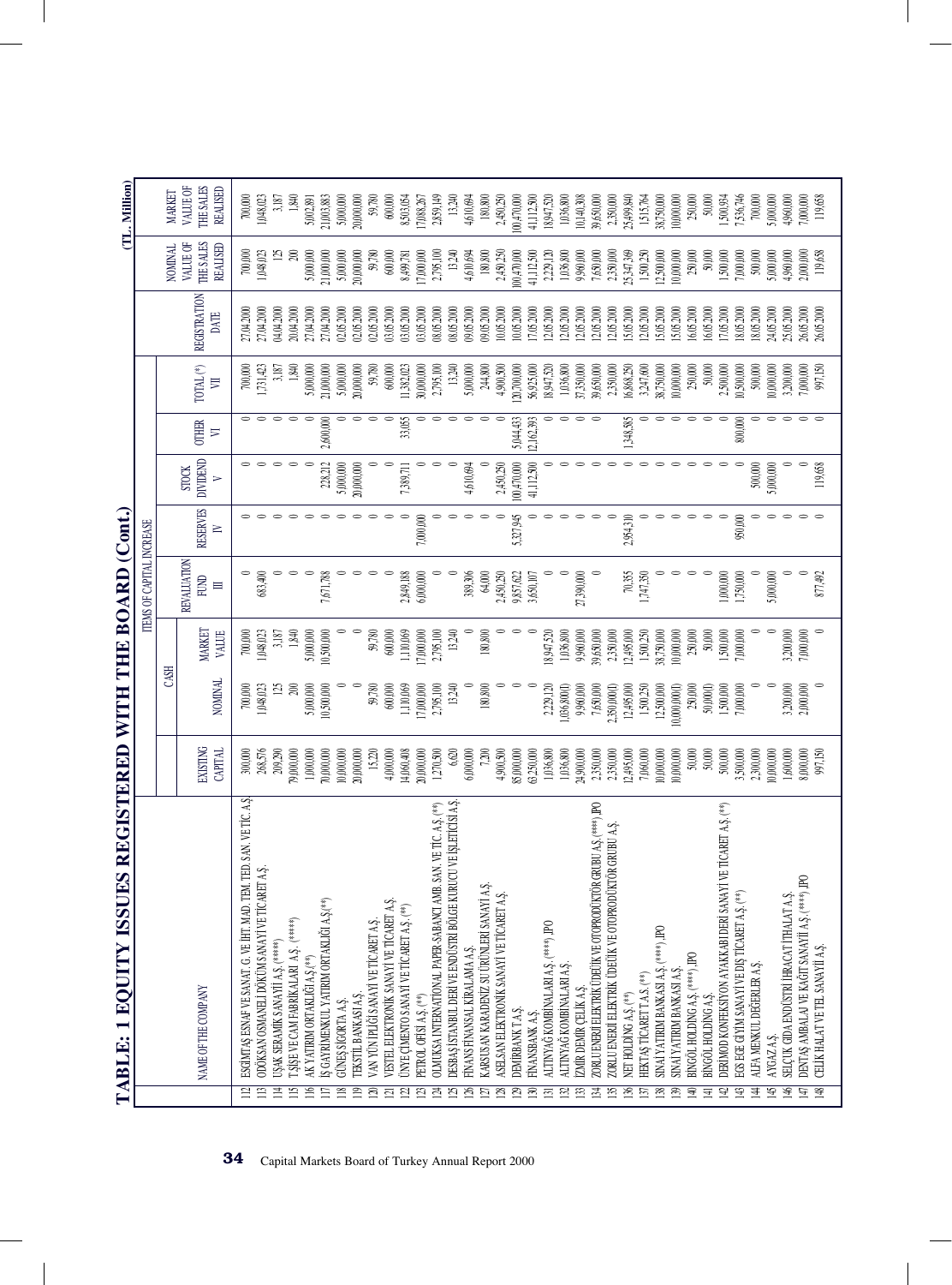# TABLE: 1 EQUITY ISSUES REGISTERED WITH THE BOARD (Cont.)

(TL. Million)

| | NAME OF THE COMPANY | EXISTING CAPITAL | ITEMS OF CAPITAL INCREASE | | | | | | | REGISTRATION DATE | NOMINAL VALUE OF THE SALES REALISED | MARKET VALUE OF THE SALES REALISED |
|---|---|---|---|---|---|---|---|---|---|---|---|---|
| | | | CASH | | REVALUATION FUND III | RESERVES IV | STOCK DIVIDEND V | OTHER VI | TOTAL (*) VII | | | |
| | | | NOMINAL | MARKET VALUE | | | | | | | | |
| 112 | ESGİMTAŞ ESNAF VE SANAT. G. VE İHT. MAD. TEM. TED. SAN. VE TİC. A.Ş. | 300,000 | 700,000 | 700,000 | 0 | 0 | 0 | 0 | 700,000 | 27.04.2000 | 700,000 | 700,000 |
| 113 | ODÖKSAN OSMANELİ DÖKÜM SANAYİ VE TİCARET A.Ş. | 268,576 | 1,048,023 | 1,048,023 | 683,400 | 0 | 0 | 0 | 1,731,423 | 27.04.2000 | 1,048,023 | 1,048,023 |
| 114 | UŞAK SERAMİK SANAYİİ A.Ş. (*****) | 209,290 | 125 | 3,187 | 0 | 0 | 0 | 0 | 3,187 | 04.04.2000 | 125 | 3,187 |
| 115 | T.ŞİŞE VE CAM FABRİKALARI A.Ş. (*****) | 79,000,000 | 200 | 1,840 | 0 | 0 | 0 | 0 | 1,840 | 20.04.2000 | 200 | 1,840 |
| 116 | AK YATIRIM ORTAKLIĞI A.Ş.(**) | 1,000,000 | 5,000,000 | 5,000,000 | 0 | 0 | 0 | 0 | 5,000,000 | 27.04.2000 | 5,000,000 | 5,002,891 |
| 117 | İŞ GAYRİMENKUL YATIRIM ORTAKLIĞI A.Ş.(**) | 70,000,000 | 10,500,000 | 10,500,000 | 7,671,788 | 0 | 228,212 | 2,600,000 | 21,000,000 | 27.04.2000 | 21,000,000 | 21,003,883 |
| 118 | GÜNEŞ SİGORTA A.Ş. | 10,000,000 | 0 | 0 | 0 | 0 | 5,000,000 | 0 | 5,000,000 | 02.05.2000 | 5,000,000 | 5,000,000 |
| 119 | TEKSTİL BANKASI A.Ş. | 20,000,000 | 0 | 0 | 0 | 0 | 20,000,000 | 0 | 20,000,000 | 02.05.2000 | 20,000,000 | 20,000,000 |
| 120 | VAN YÜN İPLİĞİ SANAYİİ VE TİCARET A.Ş. | 15,220 | 59,780 | 59,780 | 0 | 0 | 0 | 0 | 59,780 | 02.05.2000 | 59,780 | 59,780 |
| 121 | VESTEL ELEKTRONİK SANAYİ VE TİCARET A.Ş. | 4,000,000 | 600,000 | 600,000 | 0 | 0 | 0 | 0 | 600,000 | 03.05.2000 | 600,000 | 600,000 |
| 122 | ÜNYE ÇİMENTO SANAYİİ VE TİCARET A.Ş. (**) | 14,060,408 | 1,110,069 | 1,110,069 | 2,849,188 | 0 | 7,389,711 | 33,055 | 11,382,023 | 03.05.2000 | 8,499,781 | 8,503,054 |
| 123 | PETROL OFİSİ A.Ş. (**) | 20,000,000 | 17,000,000 | 17,000,000 | 6,000,000 | 7,000,000 | 0 | 0 | 30,000,000 | 03.05.2000 | 17,000,000 | 17,088,267 |
| 124 | OLMUKSA INTERNATIONAL PAPER-SABANCI AMB. SAN. VE TİC. A.Ş. (**) | 1,270,500 | 2,795,100 | 2,795,100 | 0 | 0 | 0 | 0 | 2,795,100 | 08.05.2000 | 2,795,100 | 2,859,149 |
| 125 | DESBAŞ İSTANBUL DERİ VE ENDÜSTRİ BÖLGE KURUCU VE İŞLETİCİSİ A.Ş. | 6,620 | 13,240 | 13,240 | 0 | 0 | 0 | 0 | 13,240 | 08.05.2000 | 13,240 | 13,240 |
| 126 | FİNANS FİNANSAL KİRALAMA A.Ş. | 6,000,000 | 0 | 0 | 389,306 | 0 | 4,610,694 | 0 | 5,000,000 | 09.05.2000 | 4,610,694 | 4,610,694 |
| 127 | KARSUSAN KARADENİZ SU ÜRÜNLERİ SANAYİİ A.Ş. | 7,200 | 180,800 | 180,800 | 64,000 | 0 | 0 | 0 | 244,800 | 09.05.2000 | 180,800 | 180,800 |
| 128 | ASELSAN ELEKTRONİK SANAYİ VE TİCARET A.Ş. | 4,900,500 | 0 | 0 | 2,450,250 | 0 | 2,450,250 | 0 | 4,900,500 | 10.05.2000 | 2,450,250 | 2,450,250 |
| 129 | DEMİRBANK T.A.Ş. | 85,000,000 | 0 | 0 | 9,857,622 | 5,327,945 | 100,470,000 | 5,044,433 | 120,700,000 | 10.05.2000 | 100,470,000 | 100,470,000 |
| 130 | FİNANSBANK A.Ş. | 63,250,000 | 0 | 0 | 3,650,107 | 0 | 41,112,500 | 12,162,393 | 56,925,000 | 17.05.2000 | 41,112,500 | 41,112,500 |
| 131 | ALTINYAĞ KOMBİNALARI A.Ş. (****) ,IPO | 1,036,800 | 2,229,120 | 18,947,520 | 0 | 0 | 0 | 0 | 18,947,520 | 12.05.2000 | 2,229,120 | 18,947,520 |
| 132 | ALTINYAĞ KOMBİNALARI A.Ş. | 1,036,800 | 1,036,800(1) | 1,036,800 | 0 | 0 | 0 | 0 | 1,036,800 | 12.05.2000 | 1,036,800 | 1,036,800 |
| 133 | İZMİR DEMİR ÇELİK A.Ş. | 24,900,000 | 9,960,000 | 9,960,000 | 27,390,000 | 0 | 0 | 0 | 37,350,000 | 12.05.2000 | 9,960,000 | 10,140,308 |
| 134 | ZORLU ENERJİ ELEKTRİK ÜDETİK VE OTOPRODÜKTÖR GRUBU A.Ş.(****) ,IPO | 2,350,000 | 7,650,000 | 39,650,000 | 0 | 0 | 0 | 0 | 39,650,000 | 12.05.2000 | 7,650,000 | 39,650,000 |
| 135 | ZORLU ENERJİ ELEKTRİK ÜDETİK VE OTOPRODÜKTÖR GRUBU A.Ş. | 2,350,000 | 2,350,000(1) | 2,350,000 | | 0 | 0 | 0 | 2,350,000 | 12.05.2000 | 2,350,000 | 2,350,000 |
| 136 | NET HOLDİNG A.Ş. (**) | 12,495,000 | 12,495,000 | 12,495,000 | 70,355 | 2,954,310 | 0 | 1,348,585 | 16,868,250 | 15.05.2000 | 25,347,369 | 25,499,840 |
| 137 | HEKTAŞ TİCARET T.A.Ş. (**) | 7,000,000 | 1,500,250 | 1,500,250 | 1,747,350 | 0 | 0 | 0 | 3,247,600 | 12.05.2000 | 1,500,250 | 1,515,764 |
| 138 | SINAİ YATIRIM BANKASI A.Ş. (****) ,IPO | 10,000,000 | 12,500,000 | 38,750,000 | 0 | 0 | 0 | 0 | 38,750,000 | 15.05.2000 | 12,500,000 | 38,750,000 |
| 139 | SINAİ YATIRIM BANKASI A.Ş. | 10,000,000 | 10,000,000(1) | 10,000,000 | 0 | 0 | 0 | 0 | 10,000,000 | 15.05.2000 | 10,000,000 | 10,000,000 |
| 140 | BİNGÖL HOLDİNG A.Ş. (****) ,IPO | 50,000 | 250,000 | 250,000 | 0 | 0 | 0 | 0 | 250,000 | 16.05.2000 | 250,000 | 250,000 |
| 141 | BİNGÖL HOLDİNG A.Ş. | 50,000 | 50,000(1) | 50,000 | 0 | 0 | 0 | 0 | 50,000 | 16.05.2000 | 50,000 | 50,000 |
| 142 | DERİMOD KONFEKSİYON AYAKKABI DERİ SANAYİ VE TİCARET A.Ş. (**) | 500,000 | 1,500,000 | 1,500,000 | 1,000,000 | 0 | 0 | 0 | 2,500,000 | 17.05.2000 | 1,500,000 | 1,500,934 |
| 143 | EGS EGE GİYİM SANAYİ VE DIŞ TİCARET A.Ş. (**) | 3,500,000 | 7,000,000 | 7,000,000 | 1,750,000 | 950,000 | 0 | 800,000 | 10,500,000 | 18.05.2000 | 7,000,000 | 7,536,746 |
| 144 | ALFA MENKUL DEĞERLER A.Ş. | 2,300,000 | 0 | 0 | 0 | 0 | 500,000 | 0 | 500,000 | 18.05.2000 | 500,000 | 700,000 |
| 145 | AYGAZ A.Ş. | 10,000,000 | 0 | 0 | 5,000,000 | 0 | 5,000,000 | 0 | 10,000,000 | 24.05.2000 | 5,000,000 | 5,000,000 |
| 146 | SELÇUK GIDA ENDÜSTRİ İHRACAT İTHALAT A.Ş. | 1,600,000 | 3,200,000 | 3,200,000 | 0 | 0 | 0 | 0 | 3,200,000 | 25.05.2000 | 4,960,000 | 4,960,000 |
| 147 | DENTAŞ AMBALAJ VE KAĞIT SANAYİİ A.Ş. (****) ,IPO | 8,000,000 | 2,000,000 | 7,000,000 | 0 | 0 | 0 | 0 | 7,000,000 | 26.05.2000 | 2,000,000 | 7,000,000 |
| 148 | ÇELİK HALAT VE TEL SANAYİİ A.Ş. | 997,150 | 0 | 0 | 877,492 | 0 | 119,658 | 0 | 997,150 | 26.05.2000 | 119,658 | 119,658 |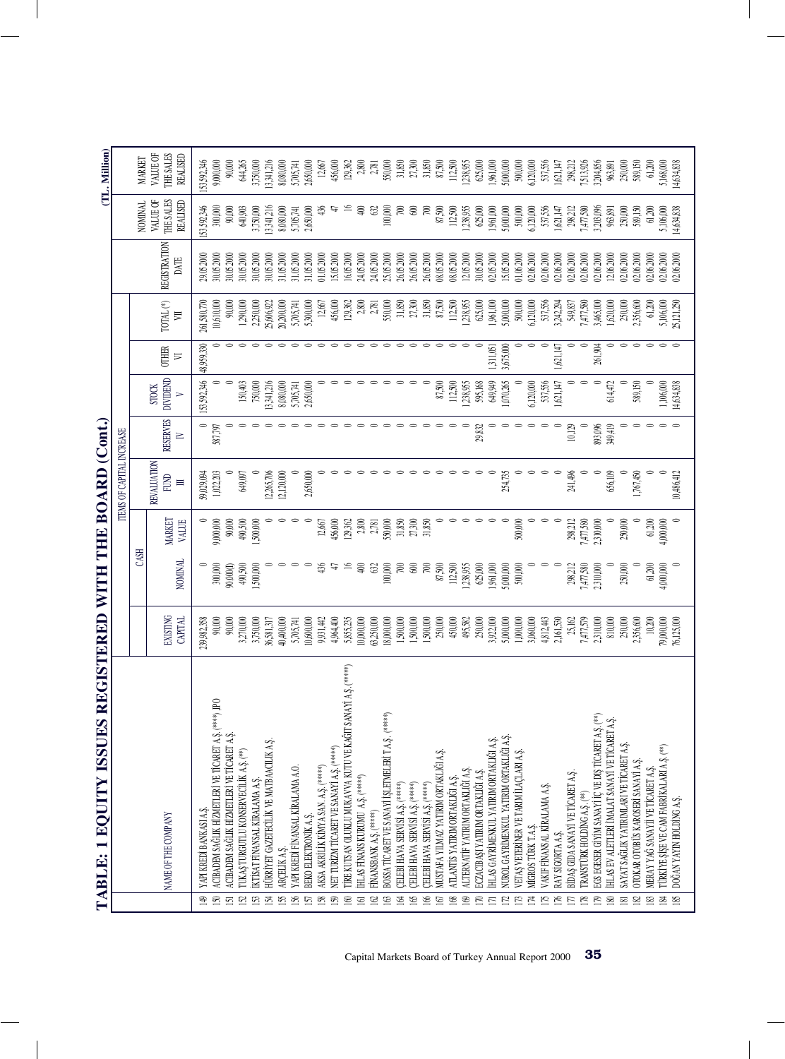# TABLE: 1 EQUITY ISSUES REGISTERED WITH THE BOARD (Cont.)

(TL. Million)

| | NAME OF THE COMPANY | EXISTING CAPITAL | ITEMS OF CAPITAL INCREASE | | | | | | | REGISTRATION DATE | NOMINAL VALUE OF THE SALES REALISED | MARKET VALUE OF THE SALES REALISED |
|---|---|---|---|---|---|---|---|---|---|---|---|---|
| | | | CASH | | REVALUATION FUND | RESERVES | STOCK DIVIDEND | OTHER | TOTAL (*) | | | |
| | | | NOMINAL | MARKET VALUE | III | IV | V | VI | VII | | | |
| 149 | YAPI KREDİ BANKASI A.Ş. | 299,982,358 | 0 | 0 | 59,029,094 | 0 | 153,592,346 | 48,959,330 | 261,580,770 | 29.05.2000 | 153,592,346 | 153,592,346 |
| 150 | ACIBADEM SAĞLIK HİZMETLERİ VE TİCARET A.Ş. (****) IPO | 90,000 | 300,000 | 9,000,000 | 1,022,203 | 587,797 | 0 | 0 | 10,610,000 | 30.05.2000 | 300,000 | 9,000,000 |
| 151 | ACIBADEM SAĞLIK HİZMETLERİ VE TİCARET A.Ş. | 90,000 | 90,000 | 90,000 | 0 | 0 | 0 | 0 | 90,000 | 30.05.2000 | 90,000 | 90,000 |
| 152 | TUKAŞ TURGUTLU KONSERVECİLİK A.Ş. (**) | 3,270,000 | 490,500 | 490,500 | 649,097 | 0 | 150,403 | 0 | 1,290,000 | 30.05.2000 | 640,903 | 644,265 |
| 153 | İKTİSAT FİNANSAL KİRALAMA A.Ş. | 3,750,000 | 1,500,000 | 1,500,000 | 0 | 0 | 750,000 | 0 | 2,250,000 | 30.05.2000 | 3,750,000 | 3,750,000 |
| 154 | HÜRRİYET GAZETECİLİK VE MATBAACILIK A.Ş. | 36,581,317 | 0 | 0 | 12,265,706 | 0 | 13,341,216 | 0 | 25,606,922 | 30.05.2000 | 13,341,216 | 13,341,216 |
| 155 | ARÇELİK A.Ş. | 40,400,000 | 0 | 0 | 12,120,000 | 0 | 8,080,000 | 0 | 20,200,000 | 31.05.2000 | 8,080,000 | 8,080,000 |
| 156 | YAPI KREDİ FİNANSAL KİRALAMA A.O. | 5,705,741 | 0 | 0 | 0 | 0 | 5,705,741 | 0 | 5,705,741 | 31.05.2000 | 5,705,741 | 5,705,741 |
| 157 | BEKO ELEKTRONİK A.Ş. | 10,600,000 | 0 | 0 | 2,650,000 | 0 | 2,650,000 | 0 | 5,300,000 | 31.05.2000 | 2,650,000 | 2,650,000 |
| 158 | AKSA AKRİLİK KİMYA SAN. A.Ş. (*****) | 9,931,442 | 436 | 12,667 | 0 | 0 | 0 | 0 | 12,667 | 01.05.2000 | 436 | 12,667 |
| 159 | NET TURİZM TİCARET VE SANAYİ A.Ş. (*****) | 4,964,400 | 47 | 456,000 | 0 | 0 | 0 | 0 | 456,000 | 15.05.2000 | 47 | 456,000 |
| 160 | TİRE KUTSAN OLUKLU MUKAVVA KUTU VE KAĞIT SANAYİ A.Ş. (*****) | 5,855,235 | 16 | 129,362 | 0 | 0 | 0 | 0 | 129,362 | 16.05.2000 | 16 | 129,362 |
| 161 | İHLAS FİNANS KURUMU A.Ş. (*****) | 10,000,000 | 400 | 2,800 | 0 | 0 | 0 | 0 | 2,800 | 24.05.2000 | 400 | 2,800 |
| 162 | FİNANSBANK A.Ş. (*****) | 63,250,000 | 632 | 2,781 | 0 | 0 | 0 | 0 | 2,781 | 24.05.2000 | 632 | 2,781 |
| 163 | BOSSA TİCARET VE SANAYİ İŞLETMELERİ T.A.Ş. (*****) | 18,000,000 | 100,000 | 550,000 | 0 | 0 | 0 | 0 | 550,000 | 25.05.2000 | 100,000 | 550,000 |
| 164 | ÇELEBİ HAVA SERVİSİ A.Ş. (*****) | 1,500,000 | 700 | 31,850 | 0 | 0 | 0 | 0 | 31,850 | 26.05.2000 | 700 | 31,850 |
| 165 | ÇELEBİ HAVA SERVİSİ A.Ş. (*****) | 1,500,000 | 600 | 27,300 | 0 | 0 | 0 | 0 | 27,300 | 26.05.2000 | 600 | 27,300 |
| 166 | ÇELEBİ HAVA SERVİSİ A.Ş. (*****) | 1,500,000 | 700 | 31,850 | 0 | 0 | 0 | 0 | 31,850 | 26.05.2000 | 700 | 31,850 |
| 167 | MUSTAFA YILMAZ YATIRIM ORTAKLIĞI A.Ş. | 250,000 | 87,500 | 0 | 0 | 0 | 87,500 | 0 | 87,500 | 08.05.2000 | 87,500 | 87,500 |
| 168 | ATLANTİS YATIRIM ORTAKLIĞI A.Ş. | 450,000 | 112,500 | 0 | 0 | 0 | 112,500 | 0 | 112,500 | 08.05.2000 | 112,500 | 112,500 |
| 169 | ALTERNATİF YATIRIM ORTAKLIĞI A.Ş. | 495,582 | 1,238,955 | 0 | 0 | 0 | 1,238,955 | 0 | 1,238,955 | 12.05.2000 | 1,238,955 | 1,238,955 |
| 170 | ECZACIBAŞI YATIRIM ORTAKLIĞI A.Ş. | 250,000 | 625,000 | 0 | 0 | 29,832 | 595,168 | 0 | 625,000 | 30.05.2000 | 625,000 | 625,000 |
| 171 | İHLAS GAYRİMENKUL YATIRIM ORTAKLIĞI A.Ş. | 3,922,000 | 1,961,000 | 0 | 0 | 0 | 649,949 | 1,311,051 | 1,961,000 | 02.05.2000 | 1,961,000 | 1,961,000 |
| 172 | NUROL GAYRİMENKUL YATIRIM ORTAKLIĞI A.Ş. | 5,000,000 | 5,000,000 | 0 | 254,735 | 0 | 1,070,265 | 3,675,000 | 5,000,000 | 15.05.2000 | 5,000,000 | 5,000,000 |
| 173 | VETAŞ VETERİNER VE TARIM İLAÇLARI A.Ş. | 1,000,000 | 500,000 | 500,000 | 0 | 0 | 0 | 0 | 500,000 | 01.06.2000 | 500,000 | 500,000 |
| 174 | MİGROS TÜRK T.A.Ş. | 3,060,000 | 0 | 0 | 0 | 0 | 6,120,000 | 0 | 6,120,000 | 02.06.2000 | 6,120,000 | 6,120,000 |
| 175 | VAKIF FİNANSAL KİRALAMA A.Ş. | 4,812,443 | 0 | 0 | 0 | 0 | 537,556 | 0 | 537,556 | 02.06.2000 | 537,556 | 537,556 |
| 176 | RAY SİGORTA A.Ş. | 2,161,550 | 0 | 0 | 0 | 0 | 1,621,147 | 1,621,147 | 3,242,294 | 02.06.2000 | 1,621,147 | 1,621,147 |
| 177 | BİDAŞ GIDA SANAYİ VE TİCARET A.Ş. | 25,162 | 298,212 | 298,212 | 241,496 | 10,129 | 0 | 0 | 549,837 | 02.06.2000 | 298,212 | 298,212 |
| 178 | TRANSTÜRK HOLDİNG A.Ş. (**) | 7,477,579 | 7,477,580 | 7,477,580 | 0 | 0 | 0 | 0 | 7,477,580 | 02.06.2000 | 7,477,580 | 7,513,926 |
| 179 | EGS EGESER GİYİM SANAYİ İÇ VE DIŞ TİCARET A.Ş. (**) | 2,310,000 | 2,310,000 | 2,310,000 | 0 | 893,096 | 0 | 261,904 | 3,465,000 | 02.06.2000 | 3,203,096 | 3,204,856 |
| 180 | İHLAS EV ALETLERİ İMALAT SANAYİ VE TİCARET A.Ş. | 810,000 | 0 | 0 | 656,109 | 349,419 | 614,472 | 0 | 1,620,000 | 12.06.2000 | 963,891 | 963,891 |
| 181 | SAYAT SAĞLIK YATIRIMLARI VE TİCARET A.Ş. | 250,000 | 250,000 | 250,000 | 0 | 0 | 0 | 0 | 250,000 | 02.06.2000 | 250,000 | 250,000 |
| 182 | OTOKAR OTOBÜS KAROSERİ SANAYİ A.Ş. | 2,356,600 | 0 | 0 | 1,767,450 | 0 | 589,150 | 0 | 2,356,600 | 02.06.2000 | 589,150 | 589,150 |
| 183 | MERAY YAĞ SANAYİİ VE TİCARET A.Ş. | 10,200 | 61,200 | 61,200 | 0 | 0 | 0 | 0 | 61,200 | 02.06.2000 | 61,200 | 61,200 |
| 184 | TÜRKİYE ŞİŞE VE CAM FABRİKALARI A.Ş. (**) | 79,000,000 | 4,000,000 | 4,000,000 | 0 | 0 | 1,106,000 | 0 | 5,106,000 | 02.06.2000 | 5,106,000 | 5,168,000 |
| 185 | DOĞAN YAYIN HOLDİNG A.Ş. | 76,125,000 | 0 | 0 | 10,486,412 | 0 | 14,634,838 | 0 | 25,121,250 | 02.06.2000 | 14,634,838 | 14,634,838 |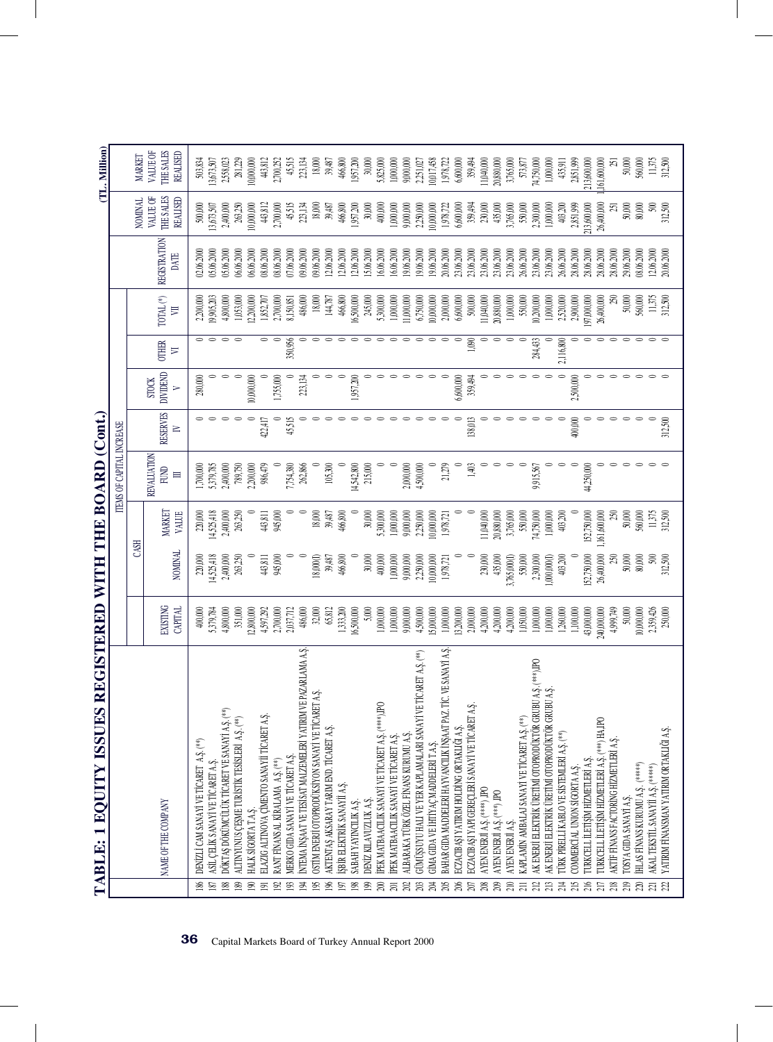# TABLE: 1 EQUITY ISSUES REGISTERED WITH THE BOARD (Cont.)

(TL. Million)

| | NAME OF THE COMPANY | EXISTING CAPITAL | CASH | | ITEMS OF CAPITAL INCREASE | | | | TOTAL (*) | REGISTRATION DATE | NOMINAL VALUE OF THE SALES REALISED | MARKET VALUE OF THE SALES REALISED |
|---|---|---|---|---|---|---|---|---|---|---|---|---|
| | | | NOMINAL | MARKET VALUE | REVALUATION FUND III | RESERVES IV | STOCK DIVIDEND V | OTHER VI | VII | | | |
| 186 | DENİZLİ CAM SANAYİ VE TİCARET A.Ş. (**) | 400,000 | 220,000 | 220,000 | 1,700,000 | 0 | 280,000 | 0 | 2,200,000 | 02.06.2000 | 500,000 | 503,834 |
| 187 | ASİL ÇELİK SANAYİ VE TİCARET A.Ş. | 5,379,784 | 14,525,418 | 14,525,418 | 5,379,785 | 0 | 0 | 0 | 19,905,203 | 05.06.2000 | 13,673,507 | 13,673,507 |
| 188 | DÖKTAŞ DÖKÜMCÜLÜK TİCARET VE SANAYİ A.Ş. (**) | 4,800,000 | 2,400,000 | 2,400,000 | 2,400,000 | 0 | 0 | 0 | 4,800,000 | 05.06.2000 | 2,400,000 | 2,558,023 |
| 189 | ALTINYUNUS ÇEŞME TURİSTİK TESİSLERİ A.Ş. (**) | 351,000 | 263,250 | 263,250 | 789,750 | 0 | 0 | 0 | 1,053,000 | 06.06.2000 | 263,250 | 281,229 |
| 190 | HALK SİGORTA T.A.Ş. | 12,800,000 | 0 | 0 | 2,200,000 | 0 | 10,000,000 | 0 | 12,200,000 | 06.06.2000 | 10,000,000 | 10,000,000 |
| 191 | ELAZIĞ ALTINOVA ÇİMENTO SANAYİ TİCARET A.Ş. | 4,597,292 | 443,811 | 443,811 | 986,479 | 422,417 | 0 | 0 | 1,852,707 | 08.06.2000 | 443,812 | 443,812 |
| 192 | RANT FİNANSAL KİRALAMA A.Ş. (**) | 2,700,000 | 945,000 | 945,000 | 0 | 0 | 1,755,000 | 0 | 2,700,000 | 08.06.2000 | 2,700,000 | 2,700,252 |
| 193 | MERKO GIDA SANAYİ VE TİCARET A.Ş. | 2,037,712 | 0 | 0 | 7,754,380 | 45,515 | 0 | 350,956 | 8,150,851 | 07.06.2000 | 45,515 | 45,515 |
| 194 | İNTEMA İNŞAAT VE TESİSAT MALZEMELERİ YATIRIM VE PAZARLAMA A.Ş. | 486,000 | 0 | 0 | 262,866 | 0 | 223,134 | 0 | 486,000 | 09.06.2000 | 223,134 | 223,134 |
| 195 | OSTİM ENERJİ OTOPRODÜKSİYON SANAYİ VE TİCARET A.Ş. | 32,000 | 18,000 | 18,000 | 0 | 0 | 0 | 0 | 18,000 | 09.06.2000 | 18,000 | 18,000 |
| 196 | AKTENTAŞ AKSARAY TARIM END. TİCARET A.Ş. | 65,812 | 39,487 | 39,487 | 105,300 | 0 | 0 | 0 | 144,787 | 12.06.2000 | 39,487 | 39,487 |
| 197 | İŞBİR ELEKTRİK SANAYİİ A.Ş. | 1,333,200 | 466,800 | 466,800 | 0 | 0 | 0 | 0 | 466,800 | 12.06.2000 | 466,800 | 466,800 |
| 198 | SABAH YAYINCILIK A.Ş. | 16,500,000 | 0 | 0 | 14,542,800 | 0 | 1,957,200 | 0 | 16,500,000 | 12.06.2000 | 1,957,200 | 1,957,200 |
| 199 | DENİZ KILAVUZLUK A.Ş. | 5,000 | 30,000 | 30,000 | 215,000 | 0 | 0 | 0 | 245,000 | 15.06.2000 | 30,000 | 30,000 |
| 200 | İPEK MATBAACILIK SANAYİ VE TİCARET A.Ş. (****) IPO | 1,000,000 | 400,000 | 5,300,000 | 0 | 0 | 0 | 0 | 5,300,000 | 16.06.2000 | 400,000 | 5,825,000 |
| 201 | İPEK MATBAACILIK SANAYİ VE TİCARET A.Ş. | 1,000,000 | 1,000,000 | 1,000,000 | 0 | 0 | 0 | 0 | 1,000,000 | 16.06.2000 | 1,000,000 | 1,000,000 |
| 202 | ALBARAKA TÜRK ÖZEL FİNANS KURUMU A.Ş. | 9,000,000 | 9,000,000 | 9,000,000 | 2,000,000 | 0 | 0 | 0 | 11,000,000 | 19.06.2000 | 9,000,000 | 9,000,000 |
| 203 | GÜMÜŞSUYU HALI VE YER KAPLAMALARI SANAYİ VE TİCARET A.Ş. (**) | 4,500,000 | 2,250,000 | 2,250,000 | 4,500,000 | 0 | 0 | 0 | 6,750,000 | 19.06.2000 | 2,250,000 | 2,251,027 |
| 204 | GIMA GIDA VE İHTİYAÇ MADDELERİ T.A.Ş. | 15,000,000 | 10,000,000 | 10,000,000 | 0 | 0 | 0 | 0 | 10,000,000 | 19.06.2000 | 10,000,000 | 10,017,458 |
| 205 | BAHAR GIDA MADDELERİ HAYVANCILIK İNŞAAT PAZ. TİC. VE SANAYİ A.Ş. | 1,000,000 | 1,978,721 | 1,978,721 | 21,279 | 0 | 0 | 0 | 2,000,000 | 20.06.2000 | 1,978,722 | 1,978,722 |
| 206 | ECZACIBAŞI YATIRIM HOLDİNG ORTAKLIĞI A.Ş. | 13,200,000 | 0 | 0 | 0 | 0 | 6,600,000 | 0 | 6,600,000 | 23.06.2000 | 6,600,000 | 6,600,000 |
| 207 | ECZACIBAŞI YAPI GEREÇLERİ SANAYİ VE TİCARET A.Ş. | 2,000,000 | 0 | 0 | 1,403 | 138,013 | 359,494 | 1,090 | 500,000 | 23.06.2000 | 359,494 | 359,494 |
| 208 | AYEN ENERJİ A.Ş. (****) IPO | 4,200,000 | 230,000 | 11,040,000 | 0 | 0 | 0 | 0 | 11,040,000 | 23.06.2000 | 230,000 | 11,040,000 |
| 209 | AYEN ENERJİ A.Ş. (***) IPO | 4,200,000 | 435,000 | 20,880,000 | 0 | 0 | 0 | 0 | 20,880,000 | 23.06.2000 | 435,000 | 20,880,000 |
| 210 | AYEN ENERJİ A.Ş. | 4,200,000 | 3,765,000 | 3,765,000 | 0 | 0 | 0 | 0 | 1,000,000 | 23.06.2000 | 3,765,000 | 3,765,000 |
| 211 | KAPLAMİN AMBALAJ SANAYİ VE TİCARET A.Ş. (**) | 1,050,000 | 550,000 | 550,000 | 0 | 0 | 0 | 0 | 550,000 | 26.06.2000 | 550,000 | 573,877 |
| 212 | AK ENERJİ ELEKTRİK ÜRETİMİ OTOPRODÜKTÖR GRUBU A.Ş. (***) IPO | 1,000,000 | 2,300,000 | 74,750,000 | 9,915,567 | 0 | 0 | 284,433 | 10,200,000 | 23.06.2000 | 2,300,000 | 74,750,000 |
| 213 | AK ENERJİ ELEKTRİK ÜRETİMİ OTOPRODÜKTÖR GRUBU A.Ş. | 1,000,000 | 1,000,000 | 1,000,000 | 0 | 0 | 0 | 0 | 1,000,000 | 23.06.2000 | 1,000,000 | 1,000,000 |
| 214 | TÜRK PİRELLİ KABLO VE SİSTEMLERİ A.Ş. (**) | 1,260,000 | 403,200 | 403,200 | 0 | 0 | 0 | 2,116,800 | 2,520,000 | 26.06.2000 | 403,200 | 435,911 |
| 215 | COMMERCIAL UNION SİGORTA A.Ş. | 1,100,000 | 0 | 0 | 0 | 400,000 | 2,500,000 | 0 | 2,900,000 | 28.06.2000 | 2,851,999 | 2,851,999 |
| 216 | TURKCELL İLETİŞİM HİZMETLERİ A.Ş. | 43,000,000 | 152,750,000 | 152,750,000 | 44,250,000 | 0 | 0 | 0 | 197,000,000 | 28.06.2000 | 213,600,000 | 213,600,000 |
| 217 | TURKCELL İLETİŞİM HİZMETLERİ A.Ş. (***) HA IPO | 240,000,000 | 26,400,000 | 1,161,600,000 | 0 | 0 | 0 | 0 | 26,400,000 | 28.06.2000 | 26,400,000 | 1,161,600,000 |
| 218 | AKTİF FİNANS FACTORING HİZMETLERİ A.Ş. | 4,999,749 | 250 | 250 | 0 | 0 | 0 | 0 | 250 | 28.06.2000 | 251 | 251 |
| 219 | TOSYA GIDA SANAYİ A.Ş. | 50,000 | 50,000 | 50,000 | 0 | 0 | 0 | 0 | 50,000 | 29.06.2000 | 50,000 | 50,000 |
| 220 | İHLAS FİNANS KURUMU A.Ş. (*****) | 10,000,000 | 80,000 | 560,000 | 0 | 0 | 0 | 0 | 560,000 | 08.06.2000 | 80,000 | 560,000 |
| 221 | AKAL TEKSTİL SANAYİİ A.Ş. (*****) | 2,359,426 | 500 | 11,375 | 0 | 0 | 0 | 0 | 11,375 | 12.06.2000 | 500 | 11,375 |
| 222 | YATIRIM FİNANSMAN YATIRIM ORTAKLIĞI A.Ş. | 250,000 | 312,500 | 312,500 | 0 | 312,500 | 0 | 0 | 312,500 | 20.06.2000 | 312,500 | 312,500 |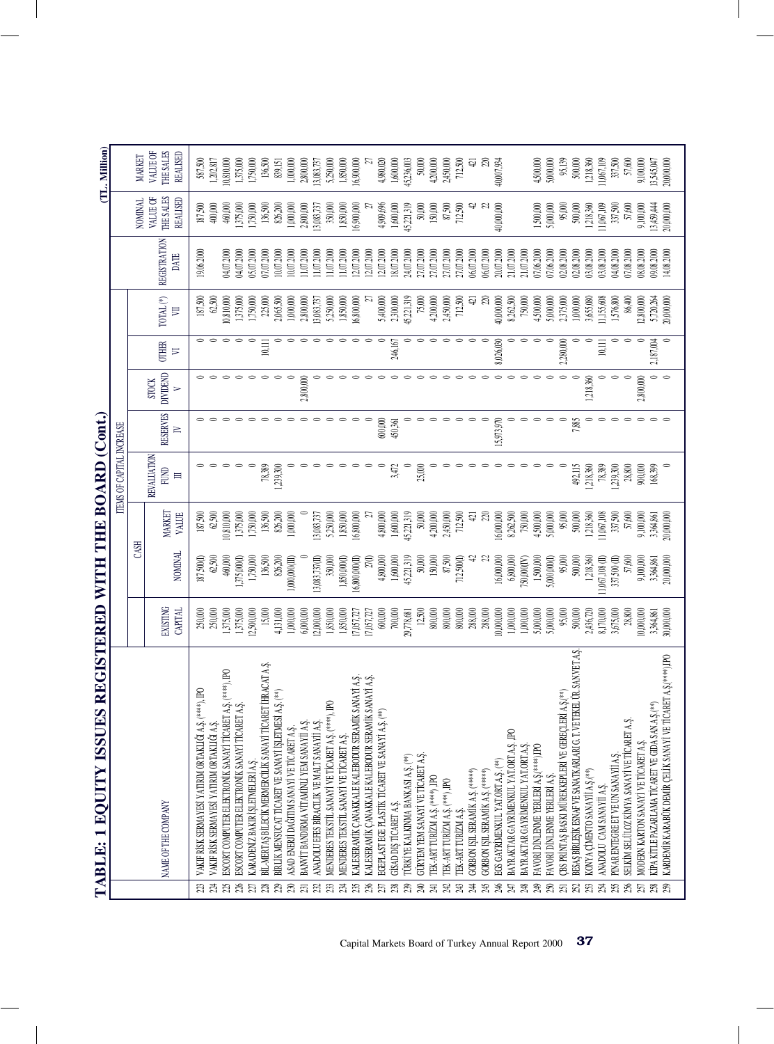# TABLE: 1 EQUITY ISSUES REGISTERED WITH THE BOARD (Cont.)

(TL. Million)

| | NAME OF THE COMPANY | EXISTING CAPITAL | ITEMS OF CAPITAL INCREASE | | | | | | | REGISTRATION DATE | NOMINAL VALUE OF THE SALES REALISED | MARKET VALUE OF THE SALES REALISED |
|---|---|---|---|---|---|---|---|---|---|---|---|---|
| | | | CASH | | REVALUATION FUND | RESERVES | STOCK DIVIDEND | OTHER | TOTAL (*) | | | |
| | | | NOMINAL | MARKET VALUE | III | IV | V | VI | VII | | | |
| 223 | VAKIF RISK SERMAYESİ YATIRIM ORTAKLIĞI A.Ş. (****) IPO | 250,000 | 187,500(I) | 187,500 | 0 | 0 | 0 | 0 | 187,500 | 19.06.2000 | 187,500 | 587,500 |
| 224 | VAKIF RISK SERMAYESİ YATIRIM ORTAKLIĞI A.Ş. | 250,000 | 62,500 | 62,500 | 0 | 0 | 0 | 0 | 62,500 | | 400,000 | 1,202,817 |
| 225 | ESCORT COMPUTER ELEKTRONİK SANAYİ TİCARET A.Ş. (****) IPO | 1,375,000 | 460,000 | 10,810,000 | 0 | 0 | 0 | 0 | 10,810,000 | 04.07.2000 | 460,000 | 10,810,000 |
| 226 | ESCORT COMPUTER ELEKTRONİK SANAYİ TİCARET A.Ş. | 1,375,000 | 1,375,000(I) | 1,375,000 | 0 | 0 | 0 | 0 | 1,375,000 | 04.07.2000 | 1,375,000 | 1,375,000 |
| 227 | KARADENİZ BAKIR İŞLETMELERİ A.Ş. | 12,500,000 | 1,750,000 | 1,750,000 | 0 | 0 | 0 | 0 | 1,750,000 | 05.07.2000 | 1,750,000 | 1,750,000 |
| 228 | BİL-MERTAŞ BİLECİK MERMERCİLİK SANAYİ TİCARET İHRACAT A.Ş. | 15,000 | 136,500 | 136,500 | 78,389 | 0 | 0 | 10,111 | 225,000 | 07.07.2000 | 136,500 | 136,500 |
| 229 | BİRLİK MENSUCAT TİCARET VE SANAYİ İŞLETMESİ A.Ş. (**) | 4,131,000 | 826,200 | 826,200 | 1,239,300 | 0 | 0 | 0 | 2,065,500 | 10.07.2000 | 826,200 | 839,151 |
| 230 | ASAD ENERJİ DAĞITIM SANAYİ VE TİCARET A.Ş. | 1,000,000 | 1,000,000(III) | 1,000,000 | 0 | 0 | 0 | 0 | 1,000,000 | 10.07.2000 | 1,000,000 | 1,000,000 |
| 231 | BANVİT BANDIRMA VİTAMİNLİ YEM SANAYİİ A.Ş. | 6,000,000 | 0 | 0 | 0 | 0 | 2,800,000 | 0 | 2,800,000 | 11.07.2000 | 2,800,000 | 2,800,000 |
| 232 | ANADOLU EFES BİRACILIK VE MALT SANAYİİ A.Ş. | 12,000,000 | 13,083,737(II) | 13,083,737 | 0 | 0 | 0 | 0 | 13,083,737 | 11.07.2000 | 13,083,737 | 13,083,737 |
| 233 | MENDERES TEKSTİL SANAYİ VE TİCARET A.Ş. (****) IPO | 1,850,000 | 350,000 | 5,250,000 | 0 | 0 | 0 | 0 | 5,250,000 | 11.07.2000 | 350,000 | 5,250,000 |
| 234 | MENDERES TEKSTİL SANAYİ VE TİCARET A.Ş. | 1,850,000 | 1,850,000(I) | 1,850,000 | 0 | 0 | 0 | 0 | 1,850,000 | 11.07.2000 | 1,850,000 | 1,850,000 |
| 235 | KALESERAMİK ÇANAKKALE KALEBODUR SERAMİK SANAYİ A.Ş. | 17,057,727 | 16,800,000(II) | 16,800,000 | 0 | 0 | 0 | 0 | 16,800,000 | 12.07.2000 | 16,900,000 | 16,900,000 |
| 236 | KALESERAMİK ÇANAKKALE KALEBODUR SERAMİK SANAYİ A.Ş. | 17,057,727 | 27(I) | 27 | 0 | 0 | 0 | 0 | 27 | 12.07.2000 | 27 | 27 |
| 237 | EGEPLAST EGE PLASTİK TİCARET VE SANAYİ A.Ş. (**) | 600,000 | 4,800,000 | 4,800,000 | 0 | 600,000 | 0 | 0 | 5,400,000 | 12.07.2000 | 4,909,696 | 4,980,020 |
| 238 | GİSAD DIŞ TİCARET A.Ş. | 700,000 | 1,600,000 | 1,600,000 | 3,472 | 450,361 | 0 | 246,167 | 2,300,000 | 18.07.2000 | 1,600,000 | 1,600,000 |
| 239 | TÜRKİYE KALKINMA BANKASI A.Ş. (**) | 29,778,681 | 45,221,319 | 45,221,319 | 0 | 0 | 0 | 0 | 45,221,319 | 24.07.2000 | 45,221,319 | 45,236,003 |
| 240 | GÜRYEM YEM SANAYİ VE TİCARET A.Ş. | 12,500 | 50,000 | 50,000 | 25,000 | 0 | 0 | 0 | 75,000 | 27.07.2000 | 50,000 | 50,000 |
| 241 | TEK-ART TURİZM A.Ş. (****) IPO | 800,000 | 150,000 | 4,200,000 | 0 | 0 | 0 | 0 | 4,200,000 | 27.07.2000 | 150,000 | 4,200,000 |
| 242 | TEK-ART TURİZM A.Ş. (***) IPO | 800,000 | 87,500 | 2,450,000 | 0 | 0 | 0 | 0 | 2,450,000 | 27.07.2000 | 87,500 | 2,450,000 |
| 243 | TEK-ART TURİZM A.Ş. | 800,000 | 712,500(I) | 712,500 | 0 | 0 | 0 | 0 | 712,500 | 27.07.2000 | 712,500 | 712,500 |
| 244 | GORBON IŞIL SERAMİK A.Ş. (*****) | 288,000 | 42 | 421 | 0 | 0 | 0 | 0 | 421 | 06.07.2000 | 42 | 421 |
| 245 | GORBON IŞIL SERAMİK A.Ş. (*****) | 288,000 | 22 | 220 | 0 | 0 | 0 | 0 | 220 | 06.07.2000 | 22 | 220 |
| 246 | EGS GAYRİMENKUL YAT.ORT.A.Ş. (**) | 10,000,000 | 16,000,000 | 16,000,000 | 0 | 15,973,970 | 0 | 8,026,030 | 40,000,000 | 20.07.2000 | 40,000,000 | 40,007,954 |
| 247 | BAYRAKTAR GAYRİMENKUL YAT.ORT.A.Ş. IPO | 1,000,000 | 6,800,000 | 8,262,500 | 0 | 0 | 0 | 0 | 8,262,500 | 21.07.2000 | | |
| 248 | BAYRAKTAR GAYRİMENKUL YAT.ORT.A.Ş. | 1,000,000 | 750,000(IV) | 750,000 | 0 | 0 | 0 | 0 | 750,000 | 21.07.2000 | | |
| 249 | FAVORİ DİNLENME YERLERİ A.Ş.(****) IPO | 5,000,000 | 1,500,000 | 4,500,000 | 0 | 0 | 0 | 0 | 4,500,000 | 07.06.2000 | 1,500,000 | 4,500,000 |
| 250 | FAVORİ DİNLENME YERLERİ A.Ş. | 5,000,000 | 5,000,000(I) | 5,000,000 | 0 | 0 | 0 | 0 | 5,000,000 | 07.06.2000 | 5,000,000 | 5,000,000 |
| 251 | CBS PRINTAŞ BASKI MÜREKKEPLERİ VE GEREÇLERİ A.Ş.(**) | 95,000 | 95,000 | 95,000 | 0 | 0 | 0 | 2,280,000 | 2,375,000 | 02.08.2000 | 95,000 | 95,139 |
| 252 | BESAŞ BİRLEŞİK ESNAF VE SANATKARLARI G.T. VE TEKEL ÜR. SAN.VE T. A.Ş. | 500,000 | 500,000 | 500,000 | 492,115 | 7,885 | 0 | 0 | 1,000,000 | 02.08.2000 | 500,000 | 500,000 |
| 253 | KONYA ÇİMENTO SANAYİİ A.Ş.(**) | 2,436,720 | 1,218,360 | 1,218,360 | 1,218,360 | 0 | 1,218,360 | 0 | 3,655,080 | 03.08.2000 | 1,218,360 | 1,218,360 |
| 254 | ANADOLU CAM SANAYİİ A.Ş. | 8,170,000 | 11,067,108(II) | 11,067,108 | 78,389 | 0 | 0 | 10,111 | 11,155,608 | 03.08.2000 | 11,067,109 | 11,067,109 |
| 255 | PINAR ENTEGRE ET VE UN SANAYİİ A.Ş. | 3,675,000 | 337,500(II) | 337,500 | 1,239,300 | 0 | 0 | 0 | 1,576,800 | 04.08.2000 | 337,500 | 337,500 |
| 256 | SELKİM SELÜLOZ KİMYA SANAYİ VE TİCARET A.Ş. | 28,800 | 57,600 | 57,600 | 28,800 | 0 | 0 | 0 | 86,400 | 07.08.2000 | 57,600 | 57,600 |
| 257 | MODERN KARTON SANAYİ VE TİCARET A.Ş. | 10,000,000 | 9,100,000 | 9,100,000 | 900,000 | 0 | 2,800,000 | 0 | 12,800,000 | 08.08.2000 | 9,100,000 | 9,100,000 |
| 258 | KİPA KİTLE PAZARLAMA TİCARET VE GIDA SAN.A.Ş.(**) | 3,364,861 | 3,364,861 | 3,364,861 | 168,399 | 0 | 0 | 2,187,004 | 5,720,264 | 09.08.2000 | 13,459,444 | 13,545,047 |
| 259 | KARDEMİR KARABÜK DEMİR ÇELİK SANAYİ VE TİCARET A.Ş.(****) IPO | 30,000,000 | 20,000,000 | 20,000,000 | 0 | 0 | 0 | 0 | 20,000,000 | 14.08.2000 | 20,000,000 | 20,000,000 |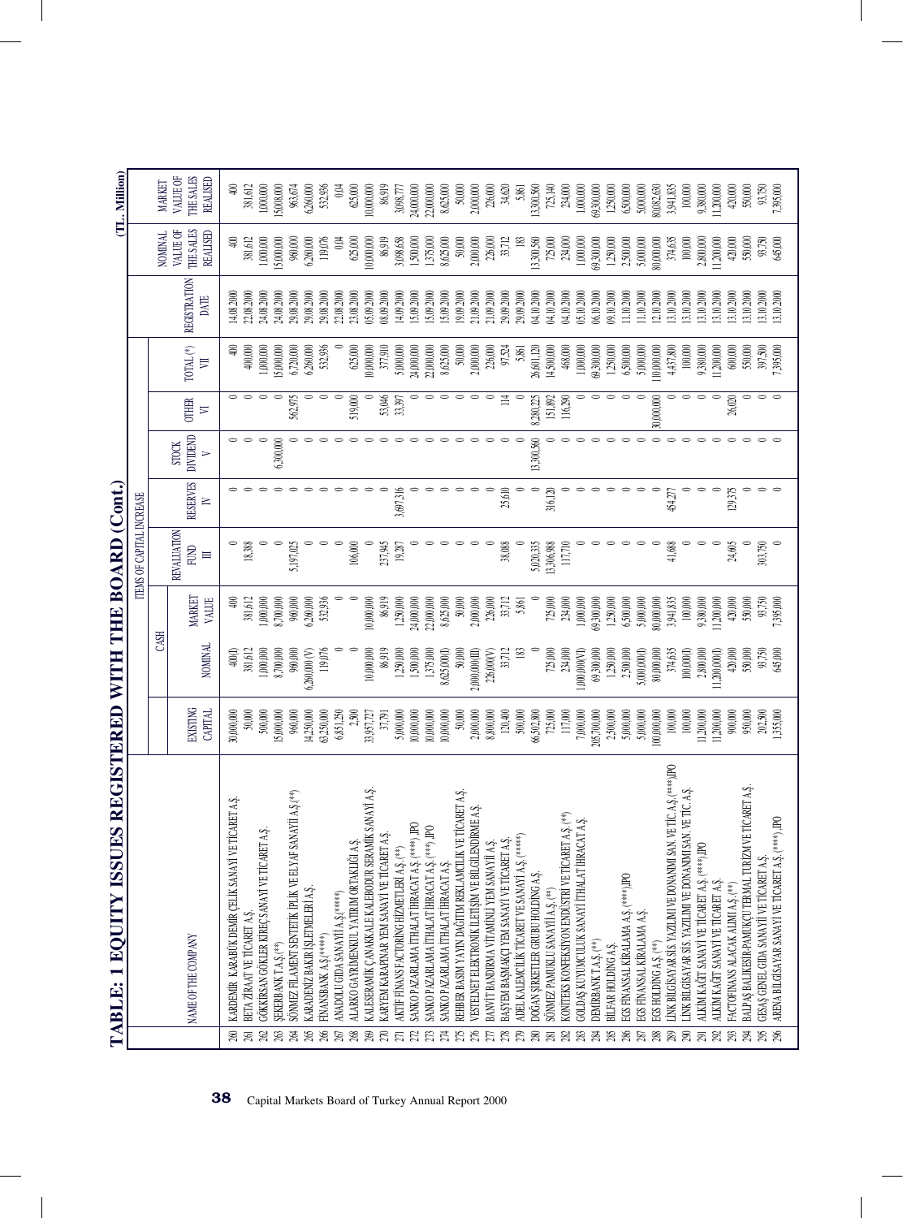# TABLE: 1 EQUITY ISSUES REGISTERED WITH THE BOARD (Cont.)

(TL Million)

| | NAME OF THE COMPANY | EXISTING CAPITAL | ITEMS OF CAPITAL INCREASE | | | | | | | REGISTRATION DATE | NOMINAL VALUE OF THE SALES REALISED | MARKET VALUE OF THE SALES REALISED |
|---|---|---|---|---|---|---|---|---|---|---|---|---|
| | | | CASH | | REVALUATION FUND | RESERVES | STOCK DIVIDEND | OTHER | TOTAL (*) | | | |
| | | | NOMINAL | MARKET VALUE | III | IV | V | VI | VII | | | |
| 260 | KARDEMİR KARABÜK DEMİR ÇELİK SANAYİ VE TİCARET A.Ş. | 30,000,000 | 400(I) | 400 | 0 | 0 | 0 | 0 | 400 | 14.08.2000 | 400 | 400 |
| 261 | BETA ZİRAAT VE TİCARET A.Ş. | 50,000 | 381,612 | 381,612 | 18,388 | 0 | 0 | 0 | 400,000 | 22.08.2000 | 381,612 | 381,612 |
| 262 | GÖKKİRSAN GÖKLER KİREÇ SANAYİ VE TİCARET A.Ş. | 500,000 | 1,000,000 | 1,000,000 | 0 | 0 | 0 | 0 | 1,000,000 | 24.08.2000 | 1,000,000 | 1,000,000 |
| 263 | ŞEKERBANK T.A.Ş.(**) | 15,000,000 | 8,700,000 | 8,700,000 | 0 | 0 | 6,300,000 | 0 | 15,000,000 | 24.08.2000 | 15,000,000 | 15,008,000 |
| 264 | SÖNMEZ FİLAMENT SENTETİK İPLİK VE ELYAF SANAYİİ A.Ş.(**) | 960,000 | 960,000 | 960,000 | 5,197,025 | 0 | 0 | 562,975 | 6,720,000 | 29.08.2000 | 960,000 | 963,674 |
| 265 | KARADENİZ BAKIR İŞLETMELERİ A.Ş. | 14,250,000 | 6,260,000 (V) | 6,260,000 | 0 | 0 | 0 | 0 | 6,260,000 | 29.08.2000 | 6,260,000 | 6,260,000 |
| 266 | FİNANSBANK A.Ş.(*****) | 63,250,000 | 119,076 | 532,936 | 0 | 0 | 0 | 0 | 532,936 | 29.08.2000 | 119,076 | 532,936 |
| 267 | ANADOLU GIDA SANAYİİ A.Ş.(*****) | 6,851,250 | 0 | 0 | 0 | 0 | 0 | 0 | 0 | 22.08.2000 | 0.04 | 0.04 |
| 268 | ALARKO GAYRİMENKUL YATIRIM ORTAKLIĞI A.Ş. | 2,500 | 0 | 0 | 106,000 | 0 | 0 | 519,000 | 625,000 | 23.08.2000 | 625,000 | 625,000 |
| 269 | KALESERAMİK ÇANAKKALE KALEBODUR SERAMİK SANAYİ A.Ş. | 33,957,727 | 10,000,000 | 10,000,000 | 0 | 0 | 0 | 0 | 10,000,000 | 05.09.2000 | 10,000,000 | 10,000,000 |
| 270 | KARYEM KARAPINAR YEM SANAYİ VE TİCARET A.Ş. | 37,791 | 86,919 | 86,919 | 237,945 | 0 | 0 | 53,046 | 377,910 | 08.09.2000 | 86,919 | 86,919 |
| 271 | AKTİF FİNANS FACTORİNG HİZMETLERİ A.Ş.(**) | 5,000,000 | 1,250,000 | 1,250,000 | 19,287 | 3,697,316 | 0 | 33,397 | 5,000,000 | 14.09.2000 | 3,098,658 | 3,098,777 |
| 272 | SANKO PAZARLAMA İTHALAT İHRACAT A.Ş.(****) IPO | 10,000,000 | 1,500,000 | 24,000,000 | 0 | 0 | 0 | 0 | 24,000,000 | 15.09.2000 | 1,500,000 | 24,000,000 |
| 273 | SANKO PAZARLAMA İTHALAT İHRACAT A.Ş.(****) IPO | 10,000,000 | 1,375,000 | 22,000,000 | 0 | 0 | 0 | 0 | 22,000,000 | 15.09.2000 | 1,375,000 | 22,000,000 |
| 274 | SANKO PAZARLAMA İTHALAT İHRACAT A.Ş. | 10,000,000 | 8,625,000(I) | 8,625,000 | 0 | 0 | 0 | 0 | 8,625,000 | 15.09.2000 | 8,625,000 | 8,625,000 |
| 275 | REHBER BASIM YAYIN DAĞITIM REKLAMCILIK VE TİCARET A.Ş. | 50,000 | 50,000 | 50,000 | 0 | 0 | 0 | 0 | 50,000 | 19.09.2000 | 50,000 | 50,000 |
| 276 | VESTELNET ELEKTRONİK İLETİŞİM VE BİLGİLENDİRME A.Ş. | 2,000,000 | 2,000,000(III) | 2,000,000 | 0 | 0 | 0 | 0 | 2,000,000 | 21.09.2000 | 2,000,000 | 2,000,000 |
| 277 | BANVİT BANDIRMA VİTAMİNLİ YEM SANAYİİ A.Ş. | 8,800,000 | 226,000(V) | 226,000 | 0 | 0 | 0 | 0 | 226,000 | 21.09.2000 | 226,000 | 226,000 |
| 278 | BAŞYEM BAŞMAKÇI YEM SANAYİ VE TİCARET A.Ş. | 120,400 | 33,712 | 33,712 | 38,088 | 25,610 | 0 | 114 | 97,524 | 29.09.2000 | 33,712 | 34,620 |
| 279 | ADEL KALEMCİLİK TİCARET VE SANAYİ A.Ş.(*****) | 500,000 | 183 | 5,861 | 0 | 0 | 0 | 0 | 5,861 | 29.09.2000 | 183 | 5,861 |
| 280 | DOĞAN ŞİRKETLER GRUBU HOLDİNG A.Ş. | 66,502,800 | 0 | 0 | 5,020,335 | 0 | 13,300,560 | 8,280,225 | 26,601,120 | 04.10.2000 | 13,300,560 | 13,300,560 |
| 281 | SÖNMEZ PAMUKLU SANAYİİ A.Ş.(**) | 725,000 | 725,000 | 725,000 | 13,306,988 | 316,120 | 0 | 151,892 | 14,500,000 | 04.10.2000 | 725,000 | 725,140 |
| 282 | KONİTEKS KONFEKSİYON ENDÜSTRİ VE TİCARET A.Ş.(**) | 117,000 | 234,000 | 234,000 | 117,710 | 0 | 0 | 116,290 | 468,000 | 04.10.2000 | 234,000 | 234,000 |
| 283 | GOLDAŞ KUYUMCULUK SANAYİ İTHALAT İHRACAT A.Ş. | 7,000,000 | 1,000,000(VI) | 1,000,000 | 0 | 0 | 0 | 0 | 1,000,000 | 05.10.2000 | 1,000,000 | 1,000,000 |
| 284 | DEMİRBANK T.A.Ş.(**) | 205,700,000 | 69,300,000 | 69,300,000 | 0 | 0 | 0 | 0 | 69,300,000 | 06.10.2000 | 69,300,000 | 69,300,000 |
| 285 | BİLFAR HOLDİNG A.Ş. | 2,500,000 | 1,250,000 | 1,250,000 | 0 | 0 | 0 | 0 | 1,250,000 | 09.10.2000 | 1,250,000 | 1,250,000 |
| 286 | EGS FİNANSAL KİRALAMA A.Ş.(****) IPO | 5,000,000 | 2,500,000 | 6,500,000 | 0 | 0 | 0 | 0 | 6,500,000 | 11.10.2000 | 2,500,000 | 6,500,000 |
| 287 | EGS FİNANSAL KİRALAMA A.Ş. | 5,000,000 | 5,000,000(I) | 5,000,000 | 0 | 0 | 0 | 0 | 5,000,000 | 11.10.2000 | 5,000,000 | 5,000,000 |
| 288 | EGS HOLDİNG A.Ş.(**) | 100,000,000 | 80,000,000 | 80,000,000 | 0 | 0 | 0 | 30,000,000 | 110,000,000 | 12.10.2000 | 80,000,000 | 80,082,630 |
| 289 | LİNK BİLGİSAYAR SİS. YAZILIMI VE DONANIMI SAN. VE TİC. A.Ş.(****) IPO | 100,000 | 374,635 | 3,941,835 | 41,688 | 454,277 | 0 | 0 | 4,437,800 | 13.10.2000 | 374,635 | 3,941,835 |
| 290 | LİNK BİLGİSAYAR SİS. YAZILIMI VE DONANIMI SAN. VE TİC. A.Ş. | 100,000 | 100,000(I) | 100,000 | 0 | 0 | 0 | 0 | 100,000 | 13.10.2000 | 100,000 | 100,000 |
| 291 | ALKİM KAĞIT SANAYİ VE TİCARET A.Ş.(****) IPO | 11,200,000 | 2,800,000 | 9,380,000 | 0 | 0 | 0 | 0 | 9,380,000 | 13.10.2000 | 2,800,000 | 9,380,000 |
| 292 | ALKİM KAĞIT SANAYİ VE TİCARET A.Ş. | 11,200,000 | 11,200,000(I) | 11,200,000 | 0 | 0 | 0 | 0 | 11,200,000 | 13.10.2000 | 11,200,000 | 11,200,000 |
| 293 | FACTOFİNANS ALACAK ALIMI A.Ş.(**) | 900,000 | 420,000 | 420,000 | 24,605 | 129,375 | 0 | 26,020 | 600,000 | 13.10.2000 | 420,000 | 420,000 |
| 294 | BALPAŞ BALIKESİR-PAMUKÇU TERMAL TURİZM VE TİCARET A.Ş. | 950,000 | 550,000 | 550,000 | 0 | 0 | 0 | 0 | 550,000 | 13.10.2000 | 550,000 | 550,000 |
| 295 | GESAŞ GENEL GIDA SANAYİ VE TİCARET A.Ş. | 202,500 | 93,750 | 93,750 | 303,750 | 0 | 0 | 0 | 397,500 | 13.10.2000 | 93,750 | 93,750 |
| 296 | ARENA BİLGİSAYAR SANAYİ VE TİCARET A.Ş.(****) IPO | 1,355,000 | 645,000 | 7,395,000 | 0 | 0 | 0 | 0 | 7,395,000 | 13.10.2000 | 645,000 | 7,395,000 |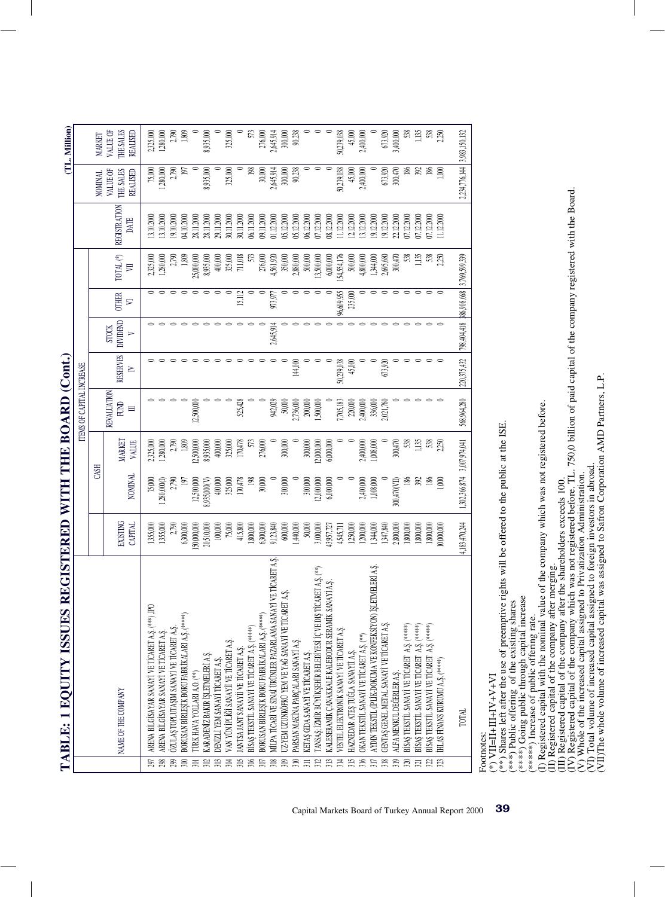# TABLE: 1 EQUITY ISSUES REGISTERED WITH THE BOARD (Cont.)

(TL. Million)

| | NAME OF THE COMPANY | EXISTING CAPITAL | ITEMS OF CAPITAL INCREASE | | | | | | | REGISTRATION DATE | NOMINAL VALUE OF THE SALES REALISED | MARKET VALUE OF THE SALES REALISED |
|---|---|---|---|---|---|---|---|---|---|---|---|---|
| | | | CASH | | REVALUATION FUND III | RESERVES IV | STOCK DIVIDEND V | OTHER VI | TOTAL (*) VII | | | |
| | | | NOMINAL | MARKET VALUE | | | | | | | | |
| 297 | ARENA BİLGİSAYAR SANAYİ VE TİCARET A.Ş. (***) ,IPO | 1,355,000 | 75,000 | 2,325,000 | 0 | 0 | 0 | 0 | 2,325,000 | 13.10.2000 | 75,000 | 2,325,000 |
| 298 | ARENA BİLGİSAYAR SANAYİ VE TİCARET A.Ş. | 1,355,000 | 1,280,000(I) | 1,280,000 | 0 | 0 | 0 | 0 | 1,280,000 | 13.10.2000 | 1,280,000 | 1,280,000 |
| 299 | ÖZİLAŞ TOPLU TAŞIM SANAYİ VE TİCARET A.Ş. | 2,790 | 2,790 | 2,790 | 0 | 0 | 0 | 0 | 2,790 | 19.10.2000 | 2,790 | 2,790 |
| 300 | BORUSAN BİRLEŞİK BORU FABRİKALARI A.Ş. (*****) | 6,300,000 | 197 | 1,809 | 0 | 0 | 0 | 0 | 1,809 | 04.10.2000 | 197 | 1,809 |
| 301 | TÜRK HAVA YOLLARI A.O. (**) | 150,000,000 | 12,500,000 | 12,500,000 | 12,500,000 | 0 | 0 | 0 | 25,000,000 | 28.11.2000 | 0 | 0 |
| 302 | KARADENİZ BAKIR İŞLETMELERİ A.Ş. | 20,510,000 | 8,935,000(V) | 8,935,000 | 0 | 0 | 0 | 0 | 8,935,000 | 28.11.2000 | 8,935,000 | 8,935,000 |
| 303 | DENİZLİ YEM SANAYİ TİCARET A.Ş. | 100,000 | 400,000 | 400,000 | 0 | 0 | 0 | 0 | 400,000 | 29.11.2000 | 0 | 0 |
| 304 | VAN YÜN İPLİĞİ SANAYİİ VE TİCARET A.Ş. | 75,000 | 325,000 | 325,000 | 0 | 0 | 0 | 0 | 325,000 | 30.11.2000 | 325,000 | 325,000 |
| 305 | JANTSA JANT SANAYİ VE TİCARET A.Ş. | 415,800 | 170,478 | 170,478 | 525,428 | 0 | 0 | 15,112 | 711,018 | 30.11.2000 | 0 | 0 |
| 306 | BİSAŞ TEKSTİL SANAYİ VE TİCARET A.Ş. (*****) | 1,800,000 | 198 | 573 | 0 | 0 | 0 | 0 | 573 | 06.11.2000 | 198 | 573 |
| 307 | BORUSAN BİRLEŞİK BORU FABRİKALARI A.Ş. (*****) | 6,300,000 | 30,000 | 276,000 | 0 | 0 | 0 | 0 | 276,000 | 09.11.2000 | 30,000 | 276,000 |
| 308 | MİLPA TİCARİ VE SINAİ ÜRÜNLER PAZARLAMA SANAYİ VE TİCARET A.Ş. | 9,123,840 | 0 | 0 | 942,029 | 0 | 2,645,914 | 973,977 | 4,561,920 | 01.12.2000 | 2,645,914 | 2,645,914 |
| 309 | UZ-YEM UZUNKÖPRÜ YEM VE YAĞ SANAYİ VE TİCARET A.Ş. | 600,000 | 300,000 | 300,000 | 50,000 | 0 | 0 | 0 | 350,000 | 05.12.2000 | 300,000 | 300,000 |
| 310 | PARSAN MAKİNA PARÇALARI SANAYİ A.Ş. | 1,440,000 | 0 | 0 | 2,736,000 | 144,000 | 0 | 0 | 2,880,000 | 05.12.2000 | 90,238 | 90,238 |
| 311 | KETAŞ GIDA SANAYİ VE TİCARET A.Ş. | 50,000 | 300,000 | 300,000 | 200,000 | 0 | 0 | 0 | 500,000 | 06.12.2000 | 0 | 0 |
| 312 | TANSAŞ İZMİR BÜYÜKŞEHİR BELEDİYESİ İÇ VE DIŞ TİCARET A.Ş. (**) | 3,000,000 | 12,000,000 | 12,000,000 | 1,500,000 | 0 | 0 | 0 | 13,500,000 | 07.12.2000 | 0 | 0 |
| 313 | KALESERAMİK ÇANAKKALE KALEBODUR SERAMİK SANAYİ A.Ş. | 43,957,727 | 6,000,000 | 6,000,000 | 0 | 0 | 0 | 0 | 6,000,000 | 08.12.2000 | 0 | 0 |
| 314 | VESTEL ELEKTRONİK SANAYİ VE TİCARET A.Ş. | 4,545,711 | 0 | 0 | 7,705,183 | 50,239,038 | 0 | 96,609,955 | 154,554,176 | 11.12.2000 | 50,239,038 | 50,239,038 |
| 315 | HAZNEDAR ATEŞ TUĞLA SANAYİİ A.Ş. | 1,250,000 | 0 | 0 | 220,000 | 45,000 | 0 | 235,000 | 500,000 | 12.12.2000 | 45,000 | 45,000 |
| 316 | OKAN TEKSTİL SANAYİ VE TİCARET A.Ş. (**) | 1,200,000 | 2,400,000 | 2,400,000 | 2,400,000 | 0 | 0 | 0 | 4,800,000 | 13.12.2000 | 2,400,000 | 2,400,000 |
| 317 | AYDIN TEKSTİL (İPLİK-DOKUMA VE KONFEKSİYON) İŞLETMELERİ A.Ş. | 1,344,000 | 1,008,000 | 1,008,000 | 336,000 | 0 | 0 | 0 | 1,344,000 | 19.12.2000 | 0 | 0 |
| 318 | GENTAŞ GENEL METAL SANAYİ VE TİCARET A.Ş. | 1,347,840 | 0 | 0 | 2,021,760 | 673,920 | 0 | 0 | 2,695,680 | 19.12.2000 | 673,920 | 673,920 |
| 319 | ALFA MENKUL DEĞERLER A.Ş. | 2,800,000 | 300,470(VII) | 300,470 | 0 | 0 | 0 | 0 | 300,470 | 22.12.2000 | 300,470 | 3,400,000 |
| 320 | BİSAŞ TEKSTİL SANAYİ VE TİCARET A.Ş. (*****) | 1,800,000 | 186 | 538 | 0 | 0 | 0 | 0 | 538 | 07.12.2000 | 186 | 538 |
| 321 | BİSAŞ TEKSTİL SANAYİ VE TİCARET A.Ş. (*****) | 1,800,000 | 392 | 1,135 | 0 | 0 | 0 | 0 | 1,135 | 07.12.2000 | 392 | 1,135 |
| 322 | BİSAŞ TEKSTİL SANAYİ VE TİCARET A.Ş. (*****) | 1,800,000 | 186 | 538 | 0 | 0 | 0 | 0 | 538 | 07.12.2000 | 186 | 538 |
| 323 | İHLAS FİNANS KURUMU A.Ş. (*****) | 10,000,000 | 1,000 | 2,250 | 0 | 0 | 0 | 0 | 2,250 | 11.12.2000 | 1,000 | 2,250 |
| | TOTAL | 4,183,470,244 | 1,302,366,874 | 3,007,974,041 | 568,964,280 | 220,375,432 | 798,404,418 | 186,908,668 | 3,769,599,339 | | 2,234,776,144 | 3,983,150,132 |

Footnotes:
(*) VII=II+III+IV+V+VI
(**) Shares left after the use of preemptive rights will be offered to the public at the ISE.
(***) Public offering of the existing shares
(****) Going public through capital increase
(*****) Increase of public offering rate.
(I) Registered capital with the nominal value of the company which was not registered before.
(II) Registered capital of the company after merging.
(III) Registered capital of the company after the shareholders exceeds 100.
(IV) Registered capital of the company which was not registered before. TL. 750,0 billion of paid capital of the company registered with the Board.
(V) Whole of the increased capital assigned to Privatization Administration.
(VI) Total volume of increased capital assigned to foreign investors in abroad.
(VII)The whole volume of increased capital was assigned to Safron Corporation AMD Partners, L.P.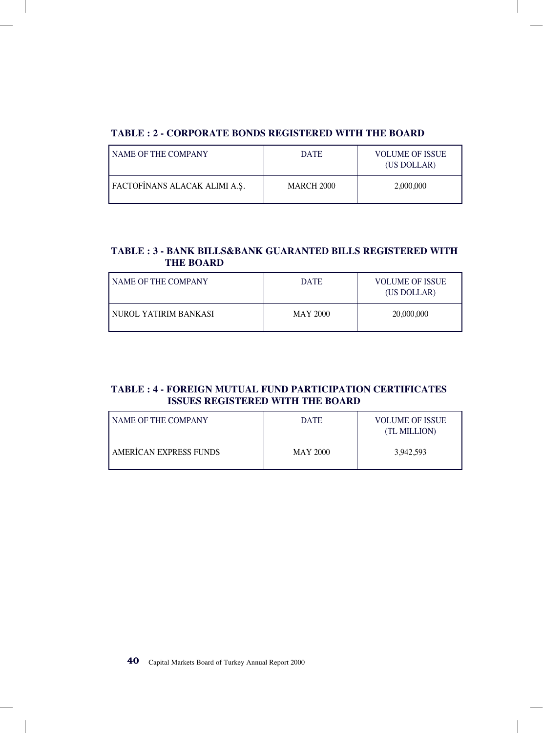### TABLE : 2 - CORPORATE BONDS REGISTERED WITH THE BOARD

| NAME OF THE COMPANY | DATE | VOLUME OF ISSUE (US DOLLAR) |
|---|---|---|
| FACTOFİNANS ALACAK ALIMI A.Ş. | MARCH 2000 | 2,000,000 |

### TABLE : 3 - BANK BILLS&BANK GUARANTED BILLS REGISTERED WITH THE BOARD

| NAME OF THE COMPANY | DATE | VOLUME OF ISSUE (US DOLLAR) |
|---|---|---|
| NUROL YATIRIM BANKASI | MAY 2000 | 20,000,000 |

### TABLE : 4 - FOREIGN MUTUAL FUND PARTICIPATION CERTIFICATES ISSUES REGISTERED WITH THE BOARD

| NAME OF THE COMPANY | DATE | VOLUME OF ISSUE (TL MILLION) |
|---|---|---|
| AMERİCAN EXPRESS FUNDS | MAY 2000 | 3,942,593 |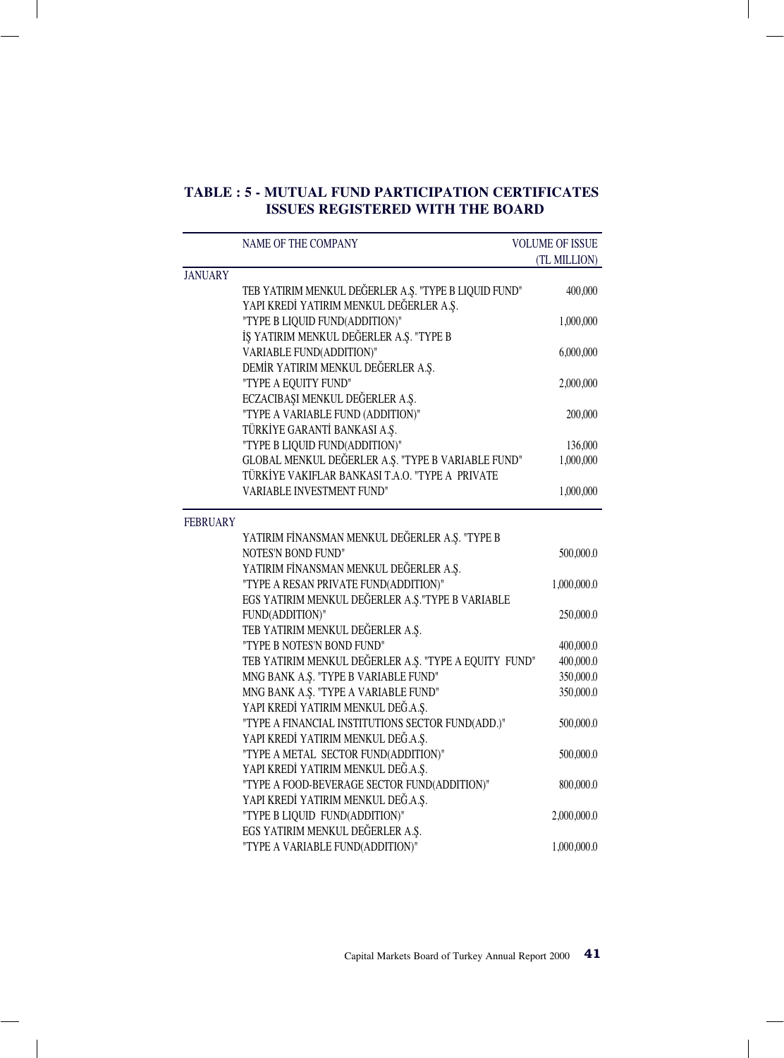## TABLE : 5 - MUTUAL FUND PARTICIPATION CERTIFICATES ISSUES REGISTERED WITH THE BOARD

| | NAME OF THE COMPANY | VOLUME OF ISSUE (TL MILLION) |
|---|---|---|
| JANUARY | | |
| | TEB YATIRIM MENKUL DEĞERLER A.Ş. "TYPE B LIQUID FUND" | 400,000 |
| | YAPI KREDİ YATIRIM MENKUL DEĞERLER A.Ş. "TYPE B LIQUID FUND(ADDITION)" | 1,000,000 |
| | İŞ YATIRIM MENKUL DEĞERLER A.Ş. "TYPE B VARIABLE FUND(ADDITION)" | 6,000,000 |
| | DEMİR YATIRIM MENKUL DEĞERLER A.Ş. "TYPE A EQUITY FUND" | 2,000,000 |
| | ECZACIBAŞI MENKUL DEĞERLER A.Ş. "TYPE A VARIABLE FUND (ADDITION)" | 200,000 |
| | TÜRKİYE GARANTİ BANKASI A.Ş. "TYPE B LIQUID FUND(ADDITION)" | 136,000 |
| | GLOBAL MENKUL DEĞERLER A.Ş. "TYPE B VARIABLE FUND" | 1,000,000 |
| | TÜRKİYE VAKIFLAR BANKASI T.A.O. "TYPE A PRIVATE VARIABLE INVESTMENT FUND" | 1,000,000 |
| FEBRUARY | | |
| | YATIRIM FİNANSMAN MENKUL DEĞERLER A.Ş. "TYPE B NOTES'N BOND FUND" | 500,000.0 |
| | YATIRIM FİNANSMAN MENKUL DEĞERLER A.Ş. "TYPE A RESAN PRIVATE FUND(ADDITION)" | 1,000,000.0 |
| | EGS YATIRIM MENKUL DEĞERLER A.Ş."TYPE B VARIABLE FUND(ADDITION)" | 250,000.0 |
| | TEB YATIRIM MENKUL DEĞERLER A.Ş. "TYPE B NOTES'N BOND FUND" | 400,000.0 |
| | TEB YATIRIM MENKUL DEĞERLER A.Ş. "TYPE A EQUITY FUND" | 400,000.0 |
| | MNG BANK A.Ş. "TYPE B VARIABLE FUND" | 350,000.0 |
| | MNG BANK A.Ş. "TYPE A VARIABLE FUND" | 350,000.0 |
| | YAPI KREDİ YATIRIM MENKUL DEĞ.A.Ş. "TYPE A FINANCIAL INSTITUTIONS SECTOR FUND(ADD.)" | 500,000.0 |
| | YAPI KREDİ YATIRIM MENKUL DEĞ.A.Ş. "TYPE A METAL SECTOR FUND(ADDITION)" | 500,000.0 |
| | YAPI KREDİ YATIRIM MENKUL DEĞ.A.Ş. "TYPE A FOOD-BEVERAGE SECTOR FUND(ADDITION)" | 800,000.0 |
| | YAPI KREDİ YATIRIM MENKUL DEĞ.A.Ş. "TYPE B LIQUID FUND(ADDITION)" | 2,000,000.0 |
| | EGS YATIRIM MENKUL DEĞERLER A.Ş. "TYPE A VARIABLE FUND(ADDITION)" | 1,000,000.0 |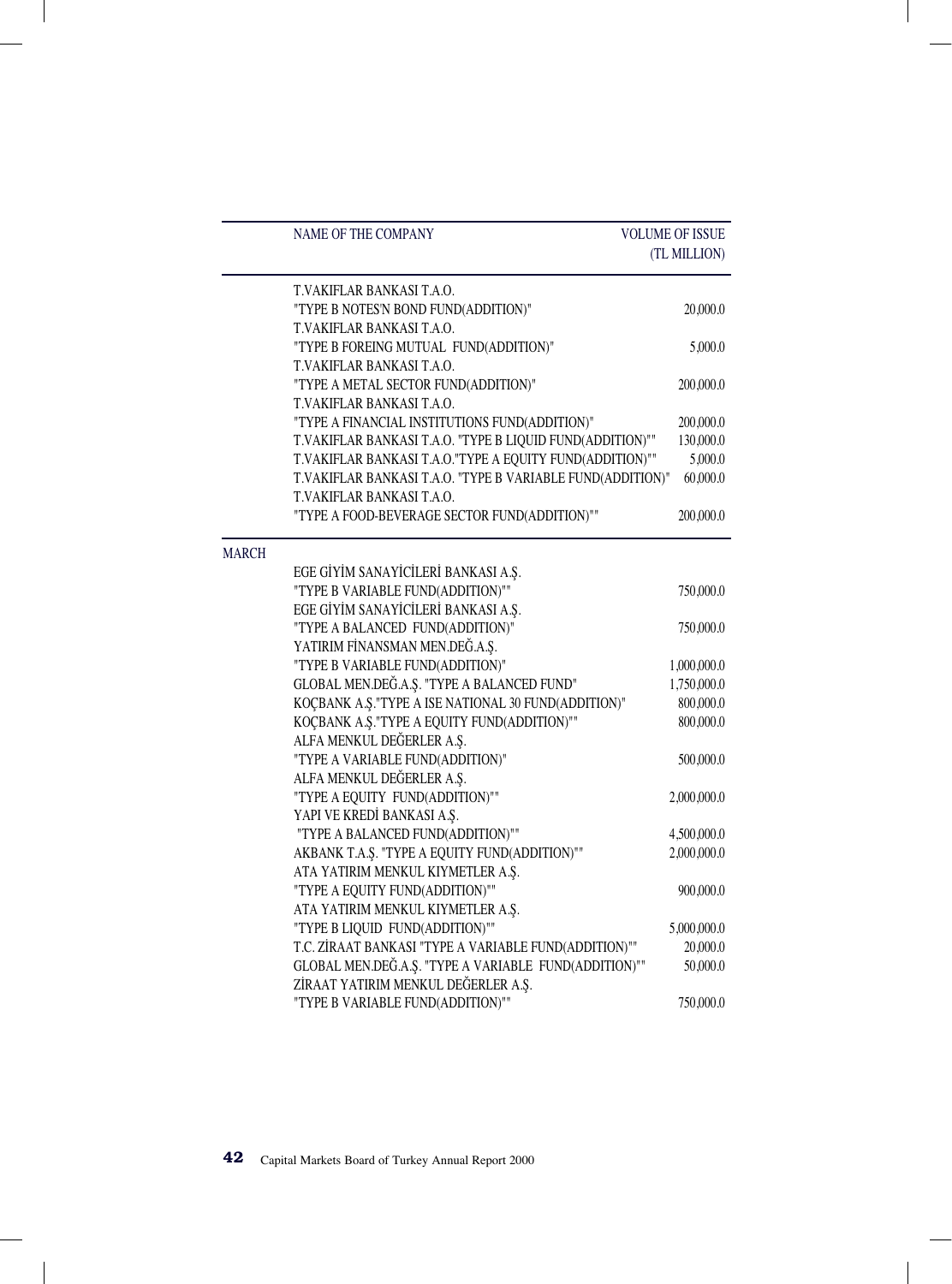| | NAME OF THE COMPANY | VOLUME OF ISSUE (TL MILLION) |
|---|---|---|
| | T.VAKIFLAR BANKASI T.A.O. "TYPE B NOTES'N BOND FUND(ADDITION)" | 20,000.0 |
| | T.VAKIFLAR BANKASI T.A.O. "TYPE B FOREING MUTUAL FUND(ADDITION)" | 5,000.0 |
| | T.VAKIFLAR BANKASI T.A.O. "TYPE A METAL SECTOR FUND(ADDITION)" | 200,000.0 |
| | T.VAKIFLAR BANKASI T.A.O. "TYPE A FINANCIAL INSTITUTIONS FUND(ADDITION)" | 200,000.0 |
| | T.VAKIFLAR BANKASI T.A.O. "TYPE B LIQUID FUND(ADDITION)"" | 130,000.0 |
| | T.VAKIFLAR BANKASI T.A.O."TYPE A EQUITY FUND(ADDITION)"" | 5,000.0 |
| | T.VAKIFLAR BANKASI T.A.O. "TYPE B VARIABLE FUND(ADDITION)" | 60,000.0 |
| | T.VAKIFLAR BANKASI T.A.O. "TYPE A FOOD-BEVERAGE SECTOR FUND(ADDITION)"" | 200,000.0 |
| MARCH | | |
| | EGE GİYİM SANAYİCİLERİ BANKASI A.Ş. "TYPE B VARIABLE FUND(ADDITION)"" | 750,000.0 |
| | EGE GİYİM SANAYİCİLERİ BANKASI A.Ş. "TYPE A BALANCED FUND(ADDITION)" | 750,000.0 |
| | YATIRIM FİNANSMAN MEN.DEĞ.A.Ş. "TYPE B VARIABLE FUND(ADDITION)" | 1,000,000.0 |
| | GLOBAL MEN.DEĞ.A.Ş. "TYPE A BALANCED FUND" | 1,750,000.0 |
| | KOÇBANK A.Ş."TYPE A ISE NATIONAL 30 FUND(ADDITION)" | 800,000.0 |
| | KOÇBANK A.Ş."TYPE A EQUITY FUND(ADDITION)"" | 800,000.0 |
| | ALFA MENKUL DEĞERLER A.Ş. "TYPE A VARIABLE FUND(ADDITION)" | 500,000.0 |
| | ALFA MENKUL DEĞERLER A.Ş. "TYPE A EQUITY FUND(ADDITION)"" | 2,000,000.0 |
| | YAPI VE KREDİ BANKASI A.Ş. "TYPE A BALANCED FUND(ADDITION)"" | 4,500,000.0 |
| | AKBANK T.A.Ş. "TYPE A EQUITY FUND(ADDITION)"" | 2,000,000.0 |
| | ATA YATIRIM MENKUL KIYMETLER A.Ş. "TYPE A EQUITY FUND(ADDITION)"" | 900,000.0 |
| | ATA YATIRIM MENKUL KIYMETLER A.Ş. "TYPE B LIQUID FUND(ADDITION)"" | 5,000,000.0 |
| | T.C. ZİRAAT BANKASI "TYPE A VARIABLE FUND(ADDITION)"" | 20,000.0 |
| | GLOBAL MEN.DEĞ.A.Ş. "TYPE A VARIABLE FUND(ADDITION)"" | 50,000.0 |
| | ZİRAAT YATIRIM MENKUL DEĞERLER A.Ş. "TYPE B VARIABLE FUND(ADDITION)"" | 750,000.0 |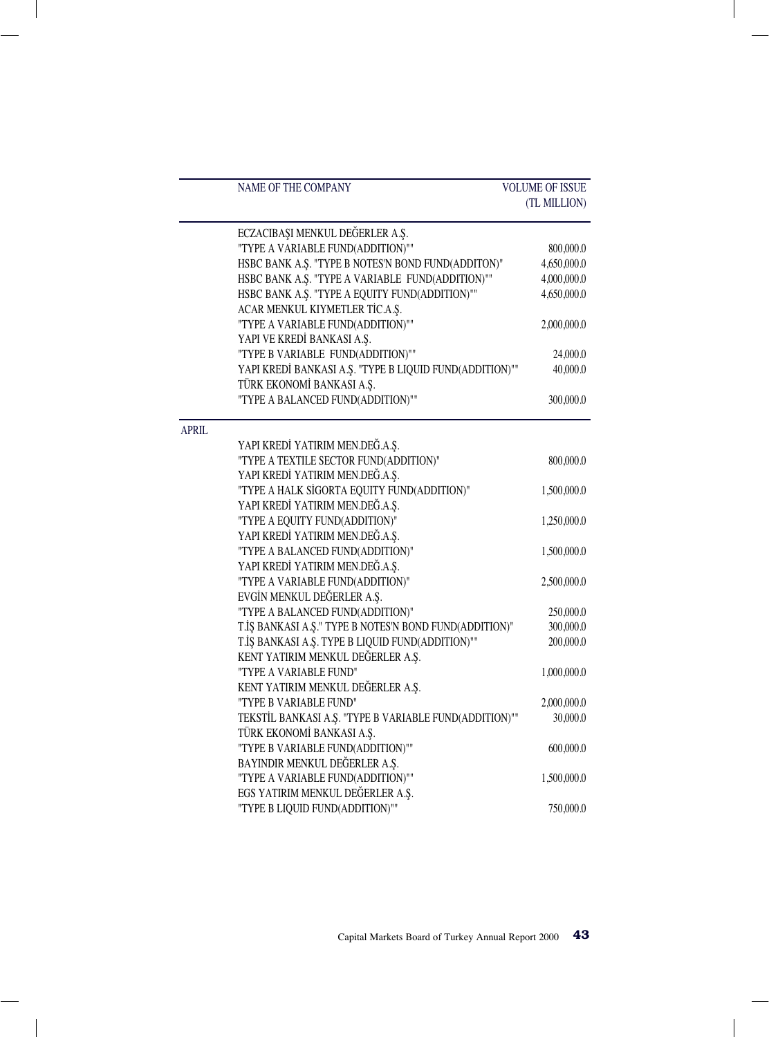| | NAME OF THE COMPANY | VOLUME OF ISSUE (TL MILLION) |
|---|---|---|
| | ECZACIBAŞI MENKUL DEĞERLER A.Ş. | |
| | "TYPE A VARIABLE FUND(ADDITION)"" | 800,000.0 |
| | HSBC BANK A.Ş. "TYPE B NOTES'N BOND FUND(ADDITON)" | 4,650,000.0 |
| | HSBC BANK A.Ş. "TYPE A VARIABLE FUND(ADDITION)"" | 4,000,000.0 |
| | HSBC BANK A.Ş. "TYPE A EQUITY FUND(ADDITION)"" | 4,650,000.0 |
| | ACAR MENKUL KIYMETLER TİC.A.Ş. | |
| | "TYPE A VARIABLE FUND(ADDITION)"" | 2,000,000.0 |
| | YAPI VE KREDİ BANKASI A.Ş. | |
| | "TYPE B VARIABLE FUND(ADDITION)"" | 24,000.0 |
| | YAPI KREDİ BANKASI A.Ş. "TYPE B LIQUID FUND(ADDITION)"" | 40,000.0 |
| | TÜRK EKONOMİ BANKASI A.Ş. | |
| | "TYPE A BALANCED FUND(ADDITION)"" | 300,000.0 |
| APRIL | | |
| | YAPI KREDİ YATIRIM MEN.DEĞ.A.Ş. | |
| | "TYPE A TEXTILE SECTOR FUND(ADDITION)" | 800,000.0 |
| | YAPI KREDİ YATIRIM MEN.DEĞ.A.Ş. | |
| | "TYPE A HALK SİGORTA EQUITY FUND(ADDITION)" | 1,500,000.0 |
| | YAPI KREDİ YATIRIM MEN.DEĞ.A.Ş. | |
| | "TYPE A EQUITY FUND(ADDITION)" | 1,250,000.0 |
| | YAPI KREDİ YATIRIM MEN.DEĞ.A.Ş. | |
| | "TYPE A BALANCED FUND(ADDITION)" | 1,500,000.0 |
| | YAPI KREDİ YATIRIM MEN.DEĞ.A.Ş. | |
| | "TYPE A VARIABLE FUND(ADDITION)" | 2,500,000.0 |
| | EVGİN MENKUL DEĞERLER A.Ş. | |
| | "TYPE A BALANCED FUND(ADDITION)" | 250,000.0 |
| | T.İŞ BANKASI A.Ş." TYPE B NOTES'N BOND FUND(ADDITION)" | 300,000.0 |
| | T.İŞ BANKASI A.Ş. TYPE B LIQUID FUND(ADDITION)"" | 200,000.0 |
| | KENT YATIRIM MENKUL DEĞERLER A.Ş. | |
| | "TYPE A VARIABLE FUND" | 1,000,000.0 |
| | KENT YATIRIM MENKUL DEĞERLER A.Ş. | |
| | "TYPE B VARIABLE FUND" | 2,000,000.0 |
| | TEKSTİL BANKASI A.Ş. "TYPE B VARIABLE FUND(ADDITION)"" | 30,000.0 |
| | TÜRK EKONOMİ BANKASI A.Ş. | |
| | "TYPE B VARIABLE FUND(ADDITION)"" | 600,000.0 |
| | BAYINDIR MENKUL DEĞERLER A.Ş. | |
| | "TYPE A VARIABLE FUND(ADDITION)"" | 1,500,000.0 |
| | EGS YATIRIM MENKUL DEĞERLER A.Ş. | |
| | "TYPE B LIQUID FUND(ADDITION)"" | 750,000.0 |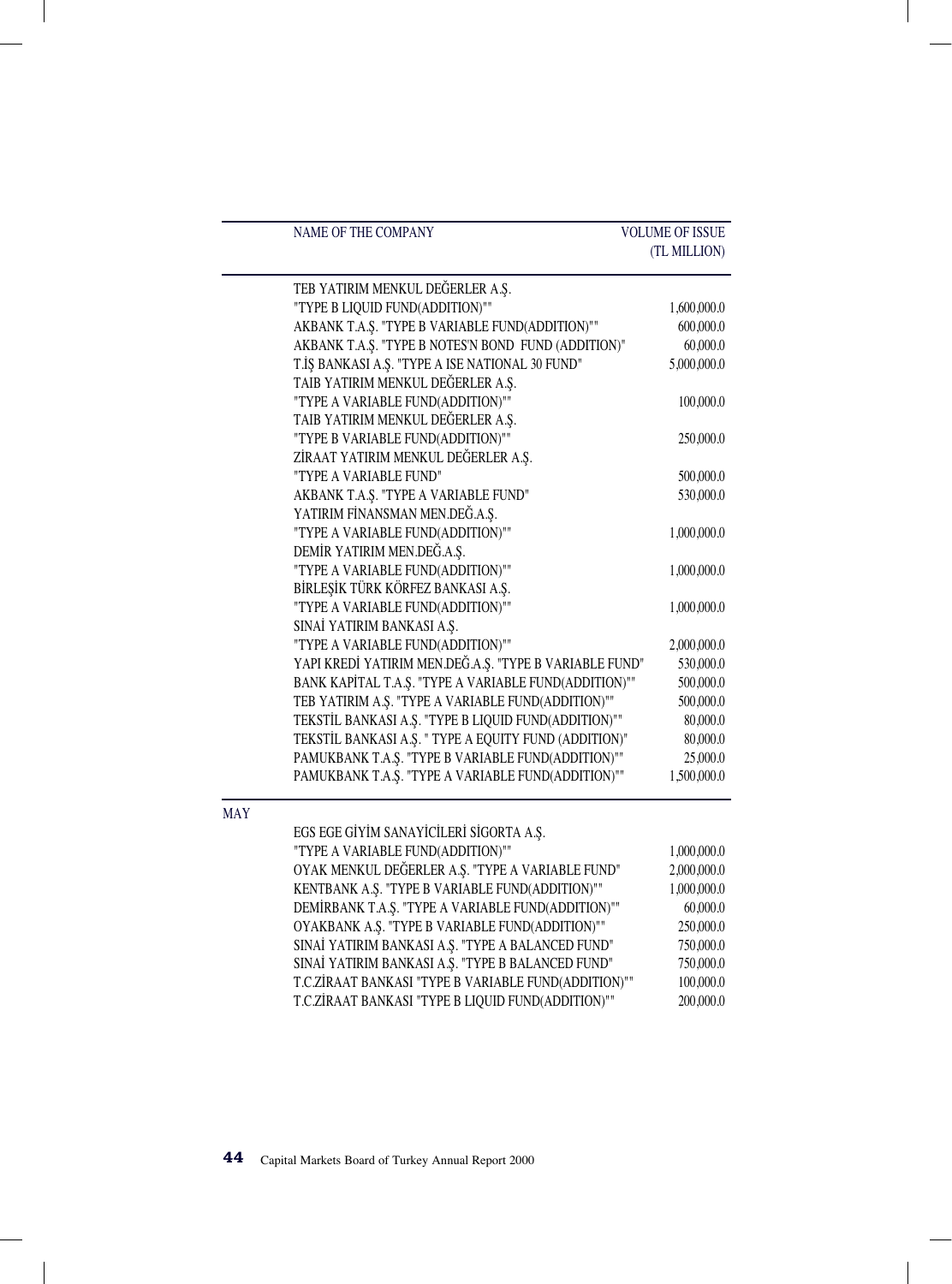| | NAME OF THE COMPANY | VOLUME OF ISSUE (TL MILLION) |
|---|---|---|
| | TEB YATIRIM MENKUL DEĞERLER A.Ş. "TYPE B LIQUID FUND(ADDITION)"" | 1,600,000.0 |
| | AKBANK T.A.Ş. "TYPE B VARIABLE FUND(ADDITION)"" | 600,000.0 |
| | AKBANK T.A.Ş. "TYPE B NOTES'N BOND FUND (ADDITION)" | 60,000.0 |
| | T.İŞ BANKASI A.Ş. "TYPE A ISE NATIONAL 30 FUND" | 5,000,000.0 |
| | TAIB YATIRIM MENKUL DEĞERLER A.Ş. "TYPE A VARIABLE FUND(ADDITION)"" | 100,000.0 |
| | TAIB YATIRIM MENKUL DEĞERLER A.Ş. "TYPE B VARIABLE FUND(ADDITION)"" | 250,000.0 |
| | ZİRAAT YATIRIM MENKUL DEĞERLER A.Ş. "TYPE A VARIABLE FUND" | 500,000.0 |
| | AKBANK T.A.Ş. "TYPE A VARIABLE FUND" | 530,000.0 |
| | YATIRIM FİNANSMAN MEN.DEĞ.A.Ş. "TYPE A VARIABLE FUND(ADDITION)"" | 1,000,000.0 |
| | DEMİR YATIRIM MEN.DEĞ.A.Ş. "TYPE A VARIABLE FUND(ADDITION)"" | 1,000,000.0 |
| | BİRLEŞİK TÜRK KÖRFEZ BANKASI A.Ş. "TYPE A VARIABLE FUND(ADDITION)"" | 1,000,000.0 |
| | SINAİ YATIRIM BANKASI A.Ş. "TYPE A VARIABLE FUND(ADDITION)"" | 2,000,000.0 |
| | YAPI KREDİ YATIRIM MEN.DEĞ.A.Ş. "TYPE B VARIABLE FUND" | 530,000.0 |
| | BANK KAPİTAL T.A.Ş. "TYPE A VARIABLE FUND(ADDITION)"" | 500,000.0 |
| | TEB YATIRIM A.Ş. "TYPE A VARIABLE FUND(ADDITION)"" | 500,000.0 |
| | TEKSTİL BANKASI A.Ş. "TYPE B LIQUID FUND(ADDITION)"" | 80,000.0 |
| | TEKSTİL BANKASI A.Ş. " TYPE A EQUITY FUND (ADDITION)" | 80,000.0 |
| | PAMUKBANK T.A.Ş. "TYPE B VARIABLE FUND(ADDITION)"" | 25,000.0 |
| | PAMUKBANK T.A.Ş. "TYPE A VARIABLE FUND(ADDITION)"" | 1,500,000.0 |
| MAY | EGS EGE GİYİM SANAYİCİLERİ SİGORTA A.Ş. "TYPE A VARIABLE FUND(ADDITION)"" | 1,000,000.0 |
| | OYAK MENKUL DEĞERLER A.Ş. "TYPE A VARIABLE FUND" | 2,000,000.0 |
| | KENTBANK A.Ş. "TYPE B VARIABLE FUND(ADDITION)"" | 1,000,000.0 |
| | DEMİRBANK T.A.Ş. "TYPE A VARIABLE FUND(ADDITION)"" | 60,000.0 |
| | OYAKBANK A.Ş. "TYPE B VARIABLE FUND(ADDITION)"" | 250,000.0 |
| | SINAİ YATIRIM BANKASI A.Ş. "TYPE A BALANCED FUND" | 750,000.0 |
| | SINAİ YATIRIM BANKASI A.Ş. "TYPE B BALANCED FUND" | 750,000.0 |
| | T.C.ZİRAAT BANKASI "TYPE B VARIABLE FUND(ADDITION)"" | 100,000.0 |
| | T.C.ZİRAAT BANKASI "TYPE B LIQUID FUND(ADDITION)"" | 200,000.0 |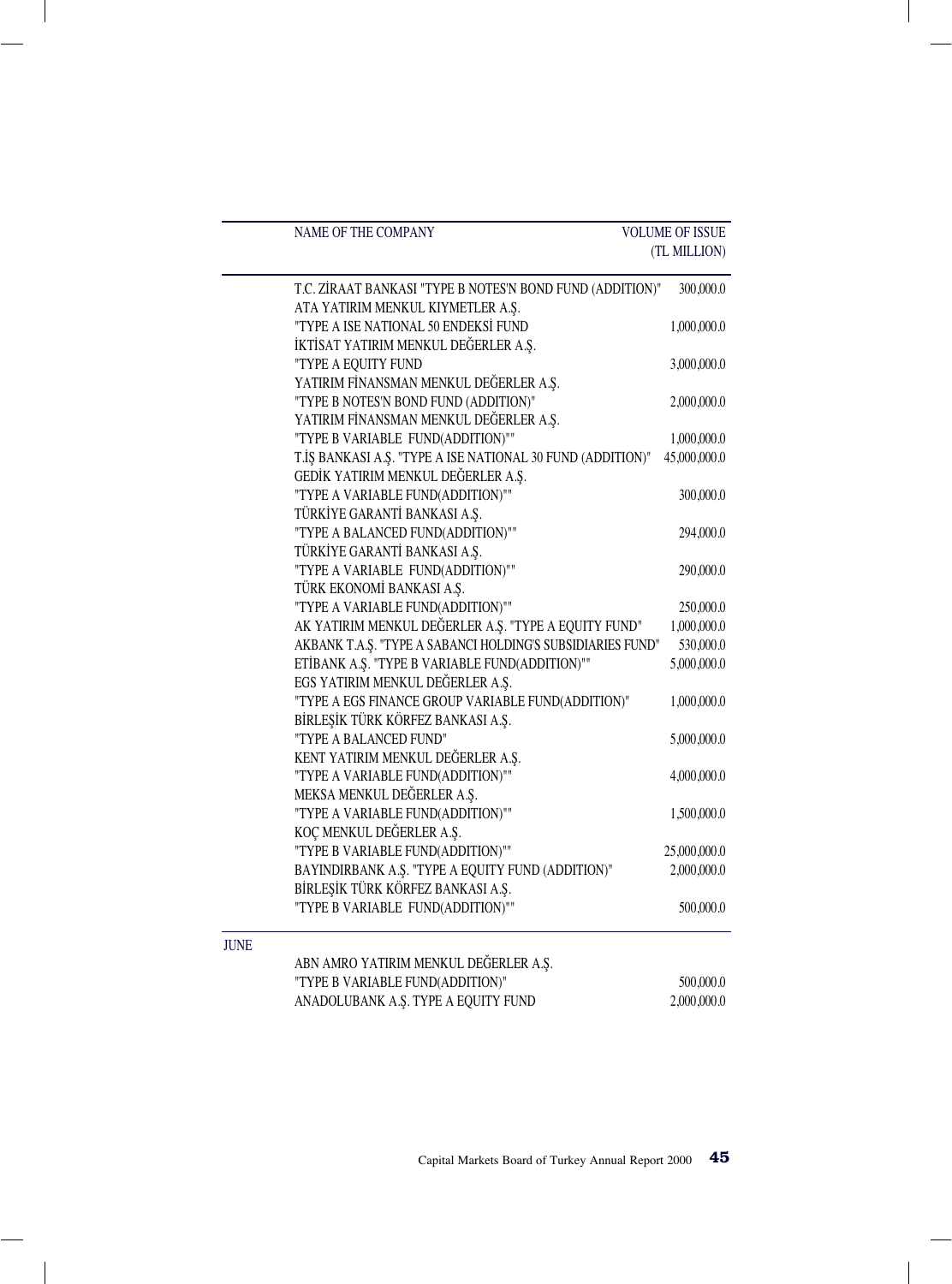| NAME OF THE COMPANY | VOLUME OF ISSUE (TL MILLION) |
|---|---|
| T.C. ZİRAAT BANKASI "TYPE B NOTES'N BOND FUND (ADDITION)" | 300,000.0 |
| ATA YATIRIM MENKUL KIYMETLER A.Ş. "TYPE A ISE NATIONAL 50 ENDEKSİ FUND | 1,000,000.0 |
| İKTİSAT YATIRIM MENKUL DEĞERLER A.Ş. "TYPE A EQUITY FUND | 3,000,000.0 |
| YATIRIM FİNANSMAN MENKUL DEĞERLER A.Ş. "TYPE B NOTES'N BOND FUND (ADDITION)" | 2,000,000.0 |
| YATIRIM FİNANSMAN MENKUL DEĞERLER A.Ş. "TYPE B VARIABLE FUND(ADDITION)"" | 1,000,000.0 |
| T.İŞ BANKASI A.Ş. "TYPE A ISE NATIONAL 30 FUND (ADDITION)" | 45,000,000.0 |
| GEDİK YATIRIM MENKUL DEĞERLER A.Ş. "TYPE A VARIABLE FUND(ADDITION)"" | 300,000.0 |
| TÜRKİYE GARANTİ BANKASI A.Ş. "TYPE A BALANCED FUND(ADDITION)"" | 294,000.0 |
| TÜRKİYE GARANTİ BANKASI A.Ş. "TYPE A VARIABLE FUND(ADDITION)"" | 290,000.0 |
| TÜRK EKONOMİ BANKASI A.Ş. "TYPE A VARIABLE FUND(ADDITION)"" | 250,000.0 |
| AK YATIRIM MENKUL DEĞERLER A.Ş. "TYPE A EQUITY FUND" | 1,000,000.0 |
| AKBANK T.A.Ş. "TYPE A SABANCI HOLDING'S SUBSIDIARIES FUND" | 530,000.0 |
| ETİBANK A.Ş. "TYPE B VARIABLE FUND(ADDITION)"" | 5,000,000.0 |
| EGS YATIRIM MENKUL DEĞERLER A.Ş. "TYPE A EGS FINANCE GROUP VARIABLE FUND(ADDITION)" | 1,000,000.0 |
| BİRLEŞİK TÜRK KÖRFEZ BANKASI A.Ş. "TYPE A BALANCED FUND" | 5,000,000.0 |
| KENT YATIRIM MENKUL DEĞERLER A.Ş. "TYPE A VARIABLE FUND(ADDITION)"" | 4,000,000.0 |
| MEKSA MENKUL DEĞERLER A.Ş. "TYPE A VARIABLE FUND(ADDITION)"" | 1,500,000.0 |
| KOÇ MENKUL DEĞERLER A.Ş. "TYPE B VARIABLE FUND(ADDITION)"" | 25,000,000.0 |
| BAYINDIRBANK A.Ş. "TYPE A EQUITY FUND (ADDITION)" | 2,000,000.0 |
| BİRLEŞİK TÜRK KÖRFEZ BANKASI A.Ş. "TYPE B VARIABLE FUND(ADDITION)"" | 500,000.0 |
| **JUNE** | |
| ABN AMRO YATIRIM MENKUL DEĞERLER A.Ş. "TYPE B VARIABLE FUND(ADDITION)" | 500,000.0 |
| ANADOLUBANK A.Ş. TYPE A EQUITY FUND | 2,000,000.0 |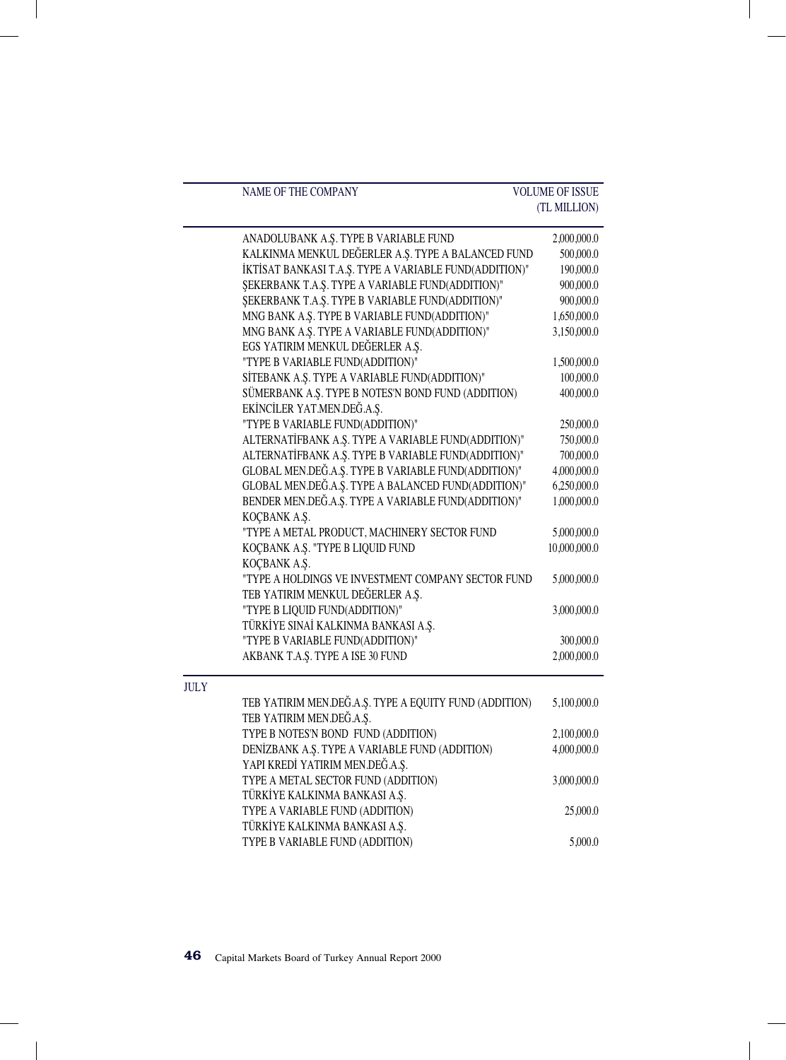| | NAME OF THE COMPANY | VOLUME OF ISSUE (TL MILLION) |
|---|---|---|
| | ANADOLUBANK A.Ş. TYPE B VARIABLE FUND | 2,000,000.0 |
| | KALKINMA MENKUL DEĞERLER A.Ş. TYPE A BALANCED FUND | 500,000.0 |
| | İKTİSAT BANKASI T.A.Ş. TYPE A VARIABLE FUND(ADDITION)" | 190,000.0 |
| | ŞEKERBANK T.A.Ş. TYPE A VARIABLE FUND(ADDITION)" | 900,000.0 |
| | ŞEKERBANK T.A.Ş. TYPE B VARIABLE FUND(ADDITION)" | 900,000.0 |
| | MNG BANK A.Ş. TYPE B VARIABLE FUND(ADDITION)" | 1,650,000.0 |
| | MNG BANK A.Ş. TYPE A VARIABLE FUND(ADDITION)" | 3,150,000.0 |
| | EGS YATIRIM MENKUL DEĞERLER A.Ş. "TYPE B VARIABLE FUND(ADDITION)" | 1,500,000.0 |
| | SİTEBANK A.Ş. TYPE A VARIABLE FUND(ADDITION)" | 100,000.0 |
| | SÜMERBANK A.Ş. TYPE B NOTES'N BOND FUND (ADDITION) | 400,000.0 |
| | EKİNCİLER YAT.MEN.DEĞ.A.Ş. "TYPE B VARIABLE FUND(ADDITION)" | 250,000.0 |
| | ALTERNATİFBANK A.Ş. TYPE A VARIABLE FUND(ADDITION)" | 750,000.0 |
| | ALTERNATİFBANK A.Ş. TYPE B VARIABLE FUND(ADDITION)" | 700,000.0 |
| | GLOBAL MEN.DEĞ.A.Ş. TYPE B VARIABLE FUND(ADDITION)" | 4,000,000.0 |
| | GLOBAL MEN.DEĞ.A.Ş. TYPE A BALANCED FUND(ADDITION)" | 6,250,000.0 |
| | BENDER MEN.DEĞ.A.Ş. TYPE A VARIABLE FUND(ADDITION)" | 1,000,000.0 |
| | KOÇBANK A.Ş. "TYPE A METAL PRODUCT, MACHINERY SECTOR FUND | 5,000,000.0 |
| | KOÇBANK A.Ş. "TYPE B LIQUID FUND | 10,000,000.0 |
| | KOÇBANK A.Ş. "TYPE A HOLDINGS VE INVESTMENT COMPANY SECTOR FUND | 5,000,000.0 |
| | TEB YATIRIM MENKUL DEĞERLER A.Ş. "TYPE B LIQUID FUND(ADDITION)" | 3,000,000.0 |
| | TÜRKİYE SINAİ KALKINMA BANKASI A.Ş. "TYPE B VARIABLE FUND(ADDITION)" | 300,000.0 |
| | AKBANK T.A.Ş. TYPE A ISE 30 FUND | 2,000,000.0 |
| JULY | | |
| | TEB YATIRIM MEN.DEĞ.A.Ş. TYPE A EQUITY FUND (ADDITION) | 5,100,000.0 |
| | TEB YATIRIM MEN.DEĞ.A.Ş. TYPE B NOTES'N BOND FUND (ADDITION) | 2,100,000.0 |
| | DENİZBANK A.Ş. TYPE A VARIABLE FUND (ADDITION) | 4,000,000.0 |
| | YAPI KREDİ YATIRIM MEN.DEĞ.A.Ş. TYPE A METAL SECTOR FUND (ADDITION) | 3,000,000.0 |
| | TÜRKİYE KALKINMA BANKASI A.Ş. TYPE A VARIABLE FUND (ADDITION) | 25,000.0 |
| | TÜRKİYE KALKINMA BANKASI A.Ş. TYPE B VARIABLE FUND (ADDITION) | 5,000.0 |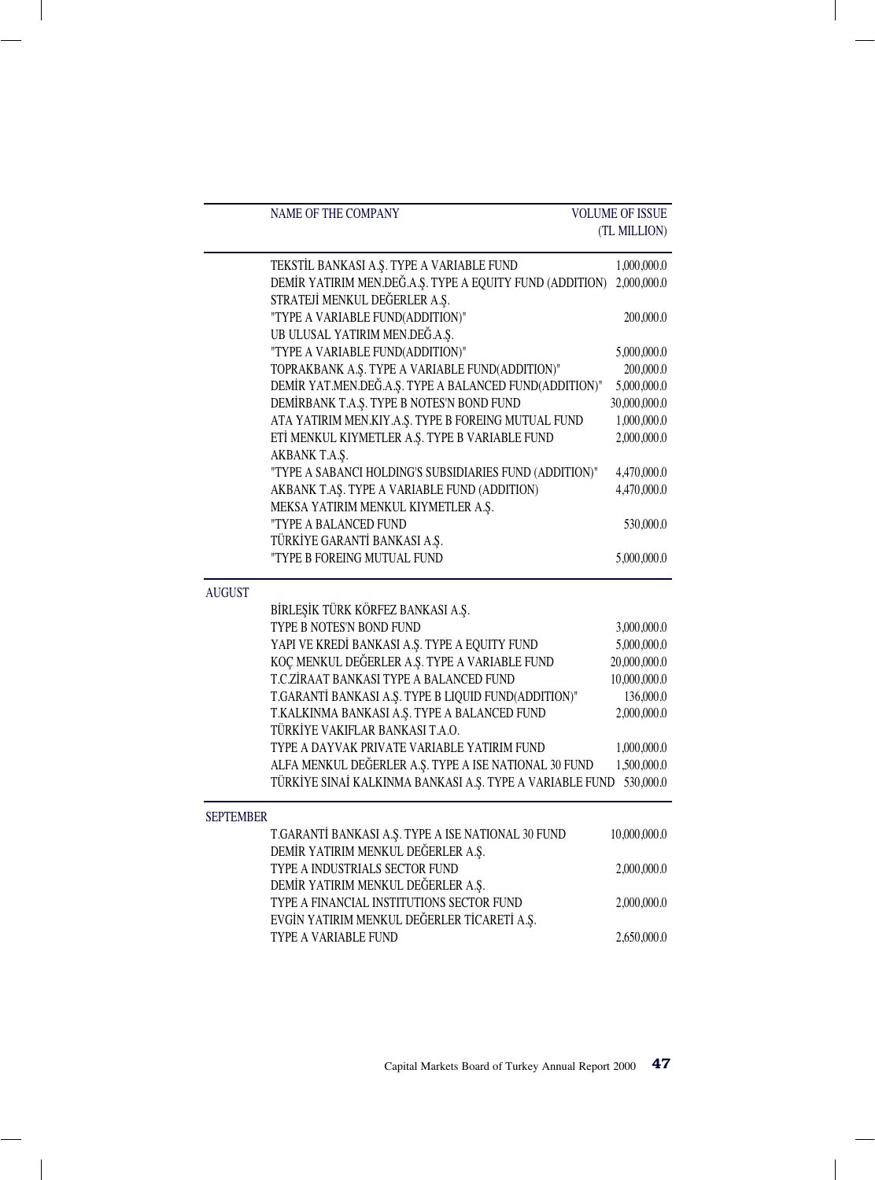| | NAME OF THE COMPANY | VOLUME OF ISSUE (TL MILLION) |
|---|---|---|
| | TEKSTİL BANKASI A.Ş. TYPE A VARIABLE FUND | 1,000,000.0 |
| | DEMİR YATIRIM MEN.DEĞ.A.Ş. TYPE A EQUITY FUND (ADDITION) | 2,000,000.0 |
| | STRATEJİ MENKUL DEĞERLER A.Ş. | |
| | "TYPE A VARIABLE FUND(ADDITION)" | 200,000.0 |
| | UB ULUSAL YATIRIM MEN.DEĞ.A.Ş. | |
| | "TYPE A VARIABLE FUND(ADDITION)" | 5,000,000.0 |
| | TOPRAKBANK A.Ş. TYPE A VARIABLE FUND(ADDITION)" | 200,000.0 |
| | DEMİR YAT.MEN.DEĞ.A.Ş. TYPE A BALANCED FUND(ADDITION)" | 5,000,000.0 |
| | DEMİRBANK T.A.Ş. TYPE B NOTES'N BOND FUND | 30,000,000.0 |
| | ATA YATIRIM MEN.KIY.A.Ş. TYPE B FOREING MUTUAL FUND | 1,000,000.0 |
| | ETİ MENKUL KIYMETLER A.Ş. TYPE B VARIABLE FUND | 2,000,000.0 |
| | AKBANK T.A.Ş. | |
| | "TYPE A SABANCI HOLDING'S SUBSIDIARIES FUND (ADDITION)" | 4,470,000.0 |
| | AKBANK T.AŞ. TYPE A VARIABLE FUND (ADDITION) | 4,470,000.0 |
| | MEKSA YATIRIM MENKUL KIYMETLER A.Ş. | |
| | "TYPE A BALANCED FUND | 530,000.0 |
| | TÜRKİYE GARANTİ BANKASI A.Ş. | |
| | "TYPE B FOREING MUTUAL FUND | 5,000,000.0 |
| AUGUST | | |
| | BİRLEŞİK TÜRK KÖRFEZ BANKASI A.Ş. | |
| | TYPE B NOTES'N BOND FUND | 3,000,000.0 |
| | YAPI VE KREDİ BANKASI A.Ş. TYPE A EQUITY FUND | 5,000,000.0 |
| | KOÇ MENKUL DEĞERLER A.Ş. TYPE A VARIABLE FUND | 20,000,000.0 |
| | T.C.ZİRAAT BANKASI TYPE A BALANCED FUND | 10,000,000.0 |
| | T.GARANTİ BANKASI A.Ş. TYPE B LIQUID FUND(ADDITION)" | 136,000.0 |
| | T.KALKINMA BANKASI A.Ş. TYPE A BALANCED FUND | 2,000,000.0 |
| | TÜRKİYE VAKIFLAR BANKASI T.A.O. | |
| | TYPE A DAYVAK PRIVATE VARIABLE YATIRIM FUND | 1,000,000.0 |
| | ALFA MENKUL DEĞERLER A.Ş. TYPE A ISE NATIONAL 30 FUND | 1,500,000.0 |
| | TÜRKİYE SINAİ KALKINMA BANKASI A.Ş. TYPE A VARIABLE FUND | 530,000.0 |
| SEPTEMBER | | |
| | T.GARANTİ BANKASI A.Ş. TYPE A ISE NATIONAL 30 FUND | 10,000,000.0 |
| | DEMİR YATIRIM MENKUL DEĞERLER A.Ş. | |
| | TYPE A INDUSTRIALS SECTOR FUND | 2,000,000.0 |
| | DEMİR YATIRIM MENKUL DEĞERLER A.Ş. | |
| | TYPE A FINANCIAL INSTITUTIONS SECTOR FUND | 2,000,000.0 |
| | EVGİN YATIRIM MENKUL DEĞERLER TİCARETİ A.Ş. | |
| | TYPE A VARIABLE FUND | 2,650,000.0 |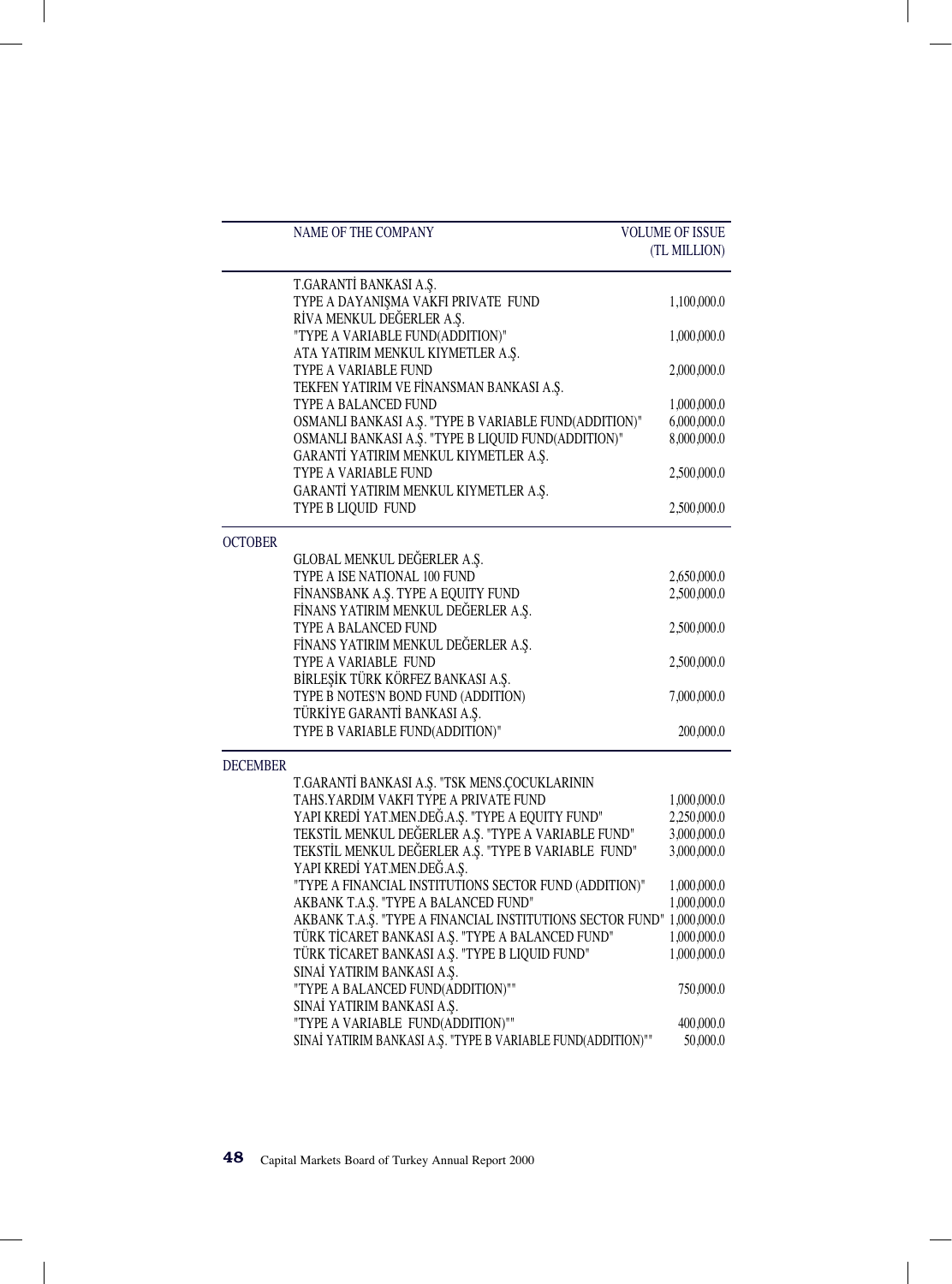| | NAME OF THE COMPANY | VOLUME OF ISSUE (TL MILLION) |
|---|---|---|
| | T.GARANTİ BANKASI A.Ş. | |
| | TYPE A DAYANIŞMA VAKFI PRIVATE FUND | 1,100,000.0 |
| | RİVA MENKUL DEĞERLER A.Ş. | |
| | "TYPE A VARIABLE FUND(ADDITION)" | 1,000,000.0 |
| | ATA YATIRIM MENKUL KIYMETLER A.Ş. | |
| | TYPE A VARIABLE FUND | 2,000,000.0 |
| | TEKFEN YATIRIM VE FİNANSMAN BANKASI A.Ş. | |
| | TYPE A BALANCED FUND | 1,000,000.0 |
| | OSMANLI BANKASI A.Ş. "TYPE B VARIABLE FUND(ADDITION)" | 6,000,000.0 |
| | OSMANLI BANKASI A.Ş. "TYPE B LIQUID FUND(ADDITION)" | 8,000,000.0 |
| | GARANTİ YATIRIM MENKUL KIYMETLER A.Ş. | |
| | TYPE A VARIABLE FUND | 2,500,000.0 |
| | GARANTİ YATIRIM MENKUL KIYMETLER A.Ş. | |
| | TYPE B LIQUID FUND | 2,500,000.0 |
| OCTOBER | | |
| | GLOBAL MENKUL DEĞERLER A.Ş. | |
| | TYPE A ISE NATIONAL 100 FUND | 2,650,000.0 |
| | FİNANSBANK A.Ş. TYPE A EQUITY FUND | 2,500,000.0 |
| | FİNANS YATIRIM MENKUL DEĞERLER A.Ş. | |
| | TYPE A BALANCED FUND | 2,500,000.0 |
| | FİNANS YATIRIM MENKUL DEĞERLER A.Ş. | |
| | TYPE A VARIABLE FUND | 2,500,000.0 |
| | BİRLEŞİK TÜRK KÖRFEZ BANKASI A.Ş. | |
| | TYPE B NOTES'N BOND FUND (ADDITION) | 7,000,000.0 |
| | TÜRKİYE GARANTİ BANKASI A.Ş. | |
| | TYPE B VARIABLE FUND(ADDITION)" | 200,000.0 |
| DECEMBER | | |
| | T.GARANTİ BANKASI A.Ş. "TSK MENS.ÇOCUKLARININ | |
| | TAHS.YARDIM VAKFI TYPE A PRIVATE FUND | 1,000,000.0 |
| | YAPI KREDİ YAT.MEN.DEĞ.A.Ş. "TYPE A EQUITY FUND" | 2,250,000.0 |
| | TEKSTİL MENKUL DEĞERLER A.Ş. "TYPE A VARIABLE FUND" | 3,000,000.0 |
| | TEKSTİL MENKUL DEĞERLER A.Ş. "TYPE B VARIABLE FUND" | 3,000,000.0 |
| | YAPI KREDİ YAT.MEN.DEĞ.A.Ş. | |
| | "TYPE A FINANCIAL INSTITUTIONS SECTOR FUND (ADDITION)" | 1,000,000.0 |
| | AKBANK T.A.Ş. "TYPE A BALANCED FUND" | 1,000,000.0 |
| | AKBANK T.A.Ş. "TYPE A FINANCIAL INSTITUTIONS SECTOR FUND" | 1,000,000.0 |
| | TÜRK TİCARET BANKASI A.Ş. "TYPE A BALANCED FUND" | 1,000,000.0 |
| | TÜRK TİCARET BANKASI A.Ş. "TYPE B LIQUID FUND" | 1,000,000.0 |
| | SINAİ YATIRIM BANKASI A.Ş. | |
| | "TYPE A BALANCED FUND(ADDITION)"" | 750,000.0 |
| | SINAİ YATIRIM BANKASI A.Ş. | |
| | "TYPE A VARIABLE FUND(ADDITION)"" | 400,000.0 |
| | SINAİ YATIRIM BANKASI A.Ş. "TYPE B VARIABLE FUND(ADDITION)"" | 50,000.0 |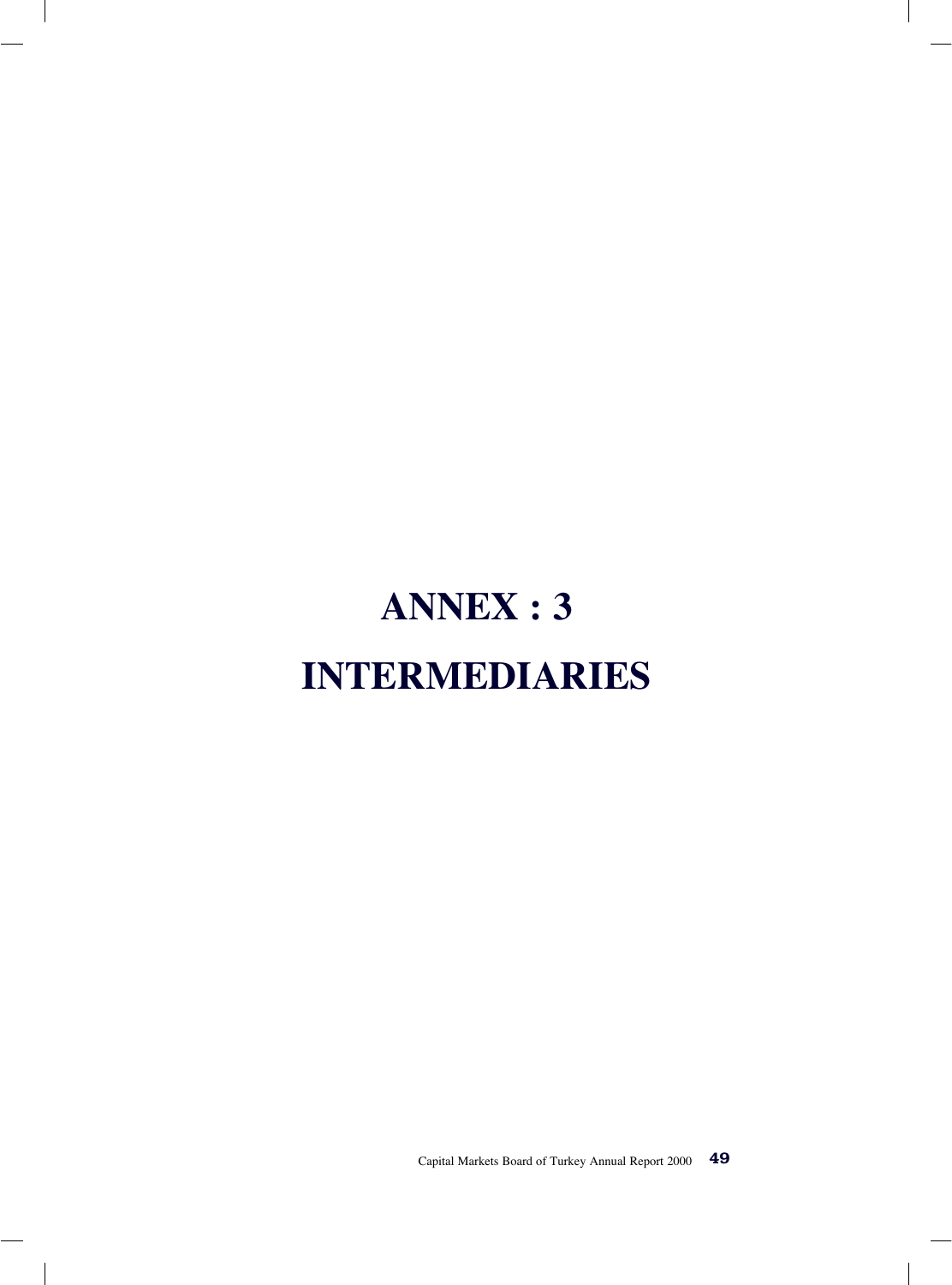# ANNEX : 3

# INTERMEDIARIES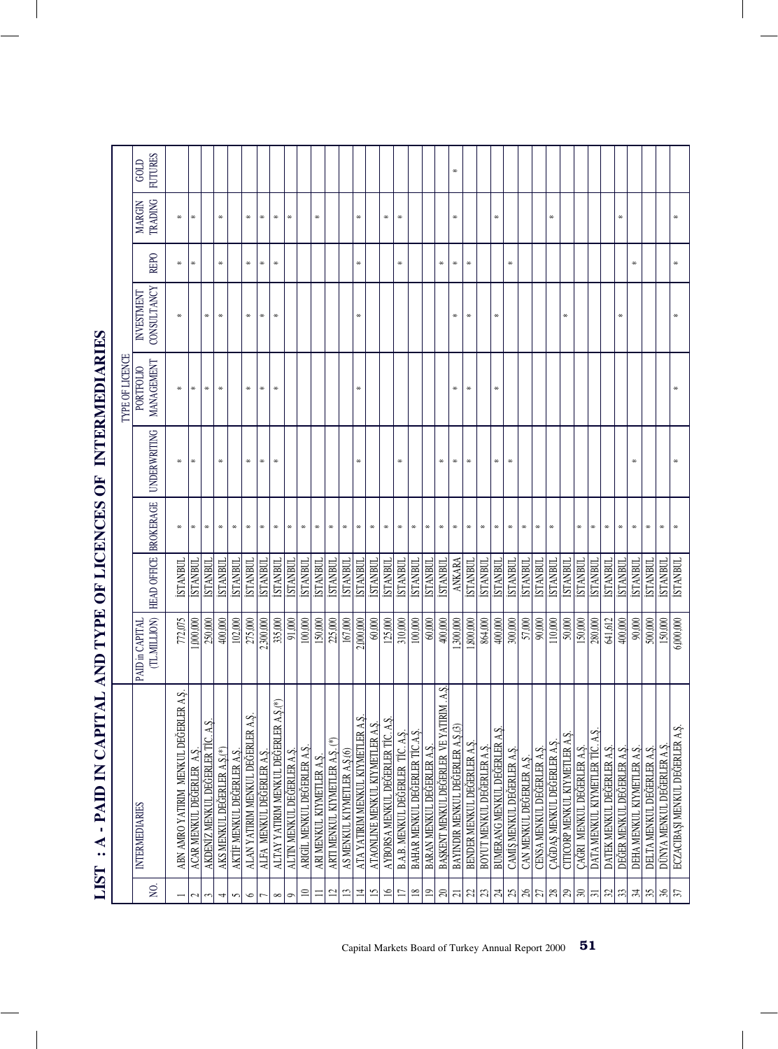# LIST : A - PAID IN CAPITAL AND TYPE OF LICENCES OF INTERMEDIARIES

| NO. | INTERMEDIARIES | PAID in CAPITAL (TL MILLION) | HEAD OFFICE | TYPE OF LICENCE | | | | | | |
|---|---|---|---|---|---|---|---|---|---|---|
| | | | | BROKERAGE | UNDERWRITING | PORTFOLIO MANAGEMENT | INVESTMENT CONSULTANCY | REPO | MARGIN TRADING | GOLD FUTURES |
| 1 | ABN AMRO YATIRIM MENKUL DEĞERLER A.Ş. | 772,075 | İSTANBUL | * | * | * | * | * | * | |
| 2 | ACAR MENKUL DEĞERLER A.Ş. | 1,000,000 | İSTANBUL | * | * | * | | * | * | |
| 3 | AKDENİZ MENKUL DEĞERLER TİC. A.Ş. | 250,000 | İSTANBUL | * | | * | * | | | |
| 4 | AKS MENKUL DEĞERLER A.Ş.(*) | 400,000 | İSTANBUL | * | * | * | * | * | * | |
| 5 | AKTİF MENKUL DEĞERLER A.Ş. | 102,000 | İSTANBUL | * | | | | | | |
| 6 | ALAN YATIRIM MENKUL DEĞERLER A.Ş. | 275,000 | İSTANBUL | * | * | * | * | * | * | |
| 7 | ALFA MENKUL DEĞERLER A.Ş. | 2,300,000 | İSTANBUL | * | * | * | * | * | * | |
| 8 | ALTAY YATIRIM MENKUL DEĞERLER A.Ş.(*) | 335,000 | İSTANBUL | * | * | * | * | * | * | |
| 9 | ALTIN MENKUL DEĞERLER A.Ş. | 91,000 | İSTANBUL | * | | | | | * | |
| 10 | ARIGİL MENKUL DEĞERLER A.Ş. | 100,000 | İSTANBUL | * | | | | | | |
| 11 | ARI MENKUL KIYMETLER A.Ş. | 150,000 | İSTANBUL | * | | | | | * | |
| 12 | ARTI MENKUL KIYMETLER A.Ş. (*) | 225,000 | İSTANBUL | * | | | | | | |
| 13 | AS MENKUL KIYMETLER A.Ş.(6) | 167,000 | İSTANBUL | * | | | | | | |
| 14 | ATA YATIRIM MENKUL KIYMETLER A.Ş. | 2,000,000 | İSTANBUL | * | * | * | * | * | * | |
| 15 | ATAONLINE MENKUL KIYMETLER A.Ş. | 60,000 | İSTANBUL | * | | | | | | |
| 16 | AYBORSA MENKUL DEĞERLER TİC. A.Ş. | 125,000 | İSTANBUL | * | | | | | * | |
| 17 | B.A.B. MENKUL DEĞERLER TİC. A.Ş. | 310,000 | İSTANBUL | * | * | | | * | * | |
| 18 | BAHAR MENKUL DEĞERLER TİC.A.Ş. | 100,000 | İSTANBUL | * | | | | | | |
| 19 | BARAN MENKUL DEĞERLER A.Ş. | 60,000 | İSTANBUL | * | | | | | | |
| 20 | BAŞKENT MENKUL DEĞERLER VE YATIRIM A.Ş. | 400,000 | İSTANBUL | * | * | | | * | | |
| 21 | BAYINDIR MENKUL DEĞERLER A.Ş.(3) | 1,300,000 | ANKARA | * | * | * | * | * | * | * |
| 22 | BENDER MENKUL DEĞERLER A.Ş. | 1,800,000 | İSTANBUL | * | * | * | * | * | | |
| 23 | BOYUT MENKUL DEĞERLER A.Ş. | 864,000 | İSTANBUL | * | | | | | | |
| 24 | BUMERANG MENKUL DEĞERLER A.Ş. | 400,000 | İSTANBUL | * | * | * | * | | * | |
| 25 | CAMİŞ MENKUL DEĞERLER A.Ş. | 300,000 | İSTANBUL | * | * | | | * | | |
| 26 | CAN MENKUL DEĞERLER A.Ş. | 57,000 | İSTANBUL | * | | | | | | |
| 27 | CENSA MENKUL DEĞERLER A.Ş. | 90,000 | İSTANBUL | * | | | | | | |
| 28 | ÇAĞDAŞ MENKUL DEĞERLER A.Ş. | 110,000 | İSTANBUL | * | | | | | * | |
| 29 | CITICORP MENKUL KIYMETLER A.Ş. | 50,000 | İSTANBUL | | | | * | | | |
| 30 | ÇAĞRI MENKUL DEĞERLER A.Ş. | 150,000 | İSTANBUL | * | | | | | | |
| 31 | DATA MENKUL KIYMETLER TİC. A.Ş. | 280,000 | İSTANBUL | * | | | | | | |
| 32 | DATEK MENKUL DEĞERLER A.Ş. | 641,612 | İSTANBUL | * | | | | | | |
| 33 | DEĞER MENKUL DEĞERLER A.Ş. | 400,000 | İSTANBUL | * | | | * | | * | |
| 34 | DEHA MENKUL KIYMETLER A.Ş. | 90,000 | İSTANBUL | * | * | | | * | | |
| 35 | DELTA MENKUL DEĞERLER A.Ş. | 500,000 | İSTANBUL | * | | | | | | |
| 36 | DÜNYA MENKUL DEĞERLER A.Ş. | 150,000 | İSTANBUL | * | | | | | | |
| 37 | ECZACIBAŞI MENKUL DEĞERLER A.Ş. | 6,000,000 | İSTANBUL | * | * | * | * | * | * | |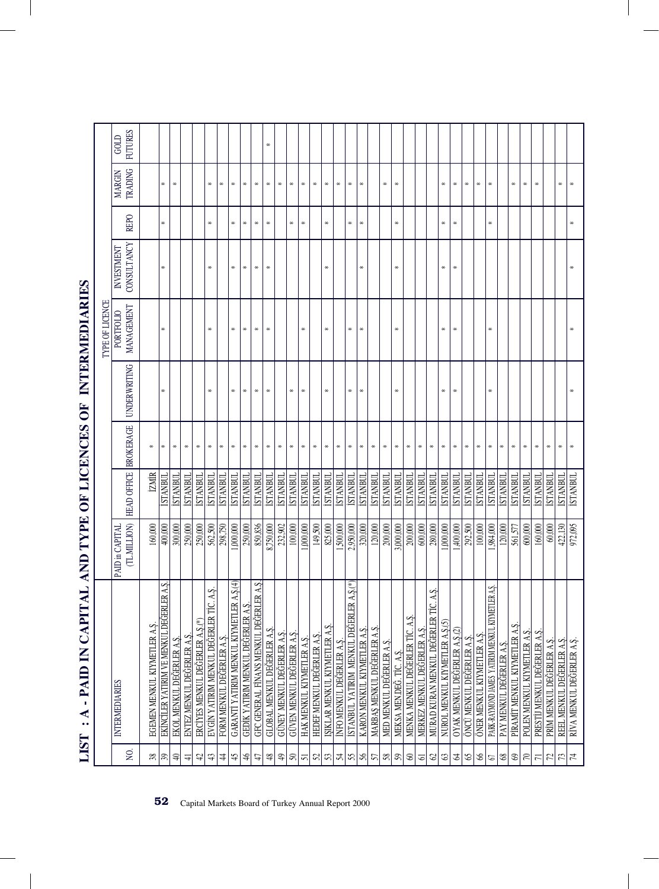# LIST : A - PAID IN CAPITAL AND TYPE OF LICENCES OF INTERMEDIARIES

| NO. | INTERMEDIARIES | PAID in CAPITAL (TL MILLION) | HEAD OFFICE | TYPE OF LICENCE | | | | | | |
|---|---|---|---|---|---|---|---|---|---|---|
| | | | | BROKERAGE | UNDERWRITING | PORTFOLIO MANAGEMENT | INVESTMENT CONSULTANCY | REPO | MARGIN TRADING | GOLD FUTURES |
| 38 | EGEMEN MENKUL KIYMETLER A.Ş. | 160,000 | İZMİR | * | | | | | | |
| 39 | EKİNCİLER YATIRIM VE MENKUL DEĞERLER A.Ş. | 400,000 | İSTANBUL | * | * | * | * | * | * | |
| 40 | EKOL MENKUL DEĞERLER A.Ş. | 300,000 | İSTANBUL | * | | | | | * | |
| 41 | ENTEZ MENKUL DEĞERLER A.Ş. | 250,000 | İSTANBUL | * | | | | | | |
| 42 | ERCİYES MENKUL DEĞERLER A.Ş.(*) | 250,000 | İSTANBUL | * | | | | | | |
| 43 | EVGİN YATIRIM MENKUL DEĞERLER TİC. A.Ş. | 562,500 | İSTANBUL | * | * | * | * | * | * | |
| 44 | FORM MENKUL DEĞERLER A.Ş. | 298,750 | İSTANBUL | * | | | | | * | |
| 45 | GARANTİ YATIRIM MENKUL KIYMETLER A.Ş.(4) | 1,000,000 | İSTANBUL | * | * | * | * | * | * | |
| 46 | GEDİK YATIRIM MENKUL DEĞERLER A.Ş. | 250,000 | İSTANBUL | * | * | * | * | * | * | |
| 47 | GFC GENERAL FİNANS MENKUL DEĞERLER A.Ş. | 850,836 | İSTANBUL | * | * | * | * | * | * | |
| 48 | GLOBAL MENKUL DEĞERLER A.Ş. | 8,750,000 | İSTANBUL | * | * | * | * | * | * | * |
| 49 | GÜNEY MENKUL DEĞERLER A.Ş. | 232,902 | İSTANBUL | * | | | | | * | |
| 50 | GÜVEN MENKUL DEĞERLER A.Ş. | 100,000 | İSTANBUL | * | * | | | * | * | |
| 51 | HAK MENKUL KIYMETLER A.Ş. | 1,000,000 | İSTANBUL | * | * | * | | * | * | |
| 52 | HEDEF MENKUL DEĞERLER A.Ş. | 149,500 | İSTANBUL | * | | | | | * | |
| 53 | IŞIKLAR MENKUL KIYMETLER A.Ş. | 825,000 | İSTANBUL | * | * | * | * | * | * | |
| 54 | İNFO MENKUL DEĞERLER A.Ş. | 1,500,000 | İSTANBUL | * | | | | | * | |
| 55 | İSTANBUL YATIRIM MENKUL DEĞERLER A.Ş.(*) | 2,950,000 | İSTANBUL | * | * | * | | * | * | |
| 56 | KARON MENKUL KIYMETLER A.Ş. | 320,000 | İSTANBUL | * | * | * | * | * | * | |
| 57 | MARBAŞ MENKUL DEĞERLER A.Ş. | 120,000 | İSTANBUL | * | | | | | | |
| 58 | MED MENKUL DEĞERLER A.Ş. | 200,000 | İSTANBUL | * | | | | | * | |
| 59 | MEKSA MEN.DEĞ. TİC. A.Ş. | 3,000,000 | İSTANBUL | * | * | * | * | * | * | |
| 60 | MENKA MENKUL DEĞERLER TİC. A.Ş. | 200,000 | İSTANBUL | * | | | | | | |
| 61 | MERKEZ MENKUL DEĞERLER A.Ş. | 600,000 | İSTANBUL | * | | | | | | |
| 62 | MURAD KURAN MENKUL DEĞERLER TİC. A.Ş. | 280,000 | İSTANBUL | * | | | | | | |
| 63 | NUROL MENKUL KIYMETLER A.Ş.(5) | 1,000,000 | İSTANBUL | * | * | * | * | * | * | |
| 64 | OYAK MENKUL DEĞERLER A.Ş.(2) | 1,400,000 | İSTANBUL | * | * | * | * | * | * | |
| 65 | ÖNCÜ MENKUL DEĞERLER A.Ş. | 292,500 | İSTANBUL | * | | | | | * | |
| 66 | ÖNER MENKUL KIYMETLER A.Ş. | 100,000 | İSTANBUL | * | | | | | * | |
| 67 | PARK-RAYMOND JAMES YATIRIM MENKUL KIYMETLER A.Ş. | 1,984,000 | İSTANBUL | * | * | * | | * | * | |
| 68 | PAY MENKUL DEĞERLER A.Ş. | 120,000 | İSTANBUL | * | | | | | | |
| 69 | PİRAMİT MENKUL KIYMETLER A.Ş. | 561,577 | İSTANBUL | * | | | | | * | |
| 70 | POLEN MENKUL KIYMETLER A.Ş. | 600,000 | İSTANBUL | * | | | | | * | |
| 71 | PRESTİJ MENKUL DEĞERLER A.Ş. | 160,000 | İSTANBUL | * | | | | | * | |
| 72 | PRİM MENKUL DEĞERLER A.Ş. | 60,000 | İSTANBUL | * | | | | | | |
| 73 | REEL MENKUL DEĞERLER A.Ş. | 422,130 | İSTANBUL | * | | | | | * | |
| 74 | RİVA MENKUL DEĞERLER A.Ş. | 972,095 | İSTANBUL | * | * | * | * | * | * | |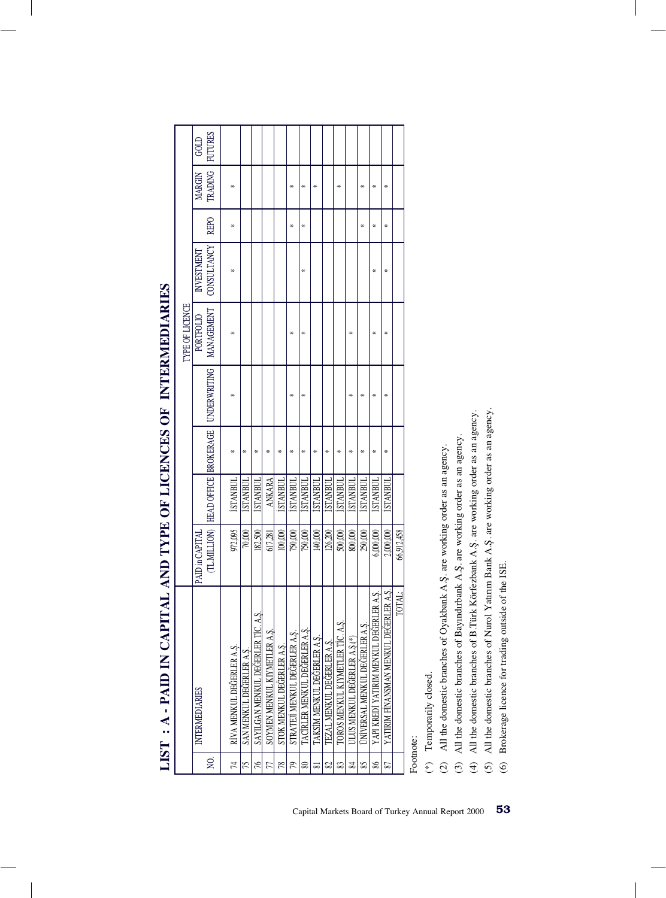# LIST : A - PAID IN CAPITAL AND TYPE OF LICENCES OF INTERMEDIARIES

| NO. | INTERMEDIARIES | PAID in CAPITAL (TL MILLION) | HEAD OFFICE | TYPE OF LICENCE | | | | | | |
|---|---|---|---|---|---|---|---|---|---|---|
| | | | | BROKERAGE | UNDERWRITING | PORTFOLIO MANAGEMENT | INVESTMENT CONSULTANCY | REPO | MARGIN TRADING | GOLD FUTURES |
| 74 | RİVA MENKUL DEĞERLER A.Ş. | 972,095 | İSTANBUL | * | * | * | * | * | * | |
| 75 | SAN MENKUL DEĞERLER A.Ş. | 70,000 | İSTANBUL | * | | | | | | |
| 76 | SAYILGAN MENKUL DEĞERLER TİC. A.Ş. | 182,500 | İSTANBUL | * | | | | | | |
| 77 | SOYMEN MENKUL KIYMETLER A.Ş. | 617,281 | ANKARA | * | | | | | | |
| 78 | STOK MENKUL DEĞERLER A.Ş. | 100,000 | İSTANBUL | * | | | | | | |
| 79 | STRATEJİ MENKUL DEĞERLER A.Ş. | 750,000 | İSTANBUL | * | * | * | | * | * | |
| 80 | TACİRLER MENKUL DEĞERLER A.Ş. | 750,000 | İSTANBUL | * | * | * | * | * | * | |
| 81 | TAKSİM MENKUL DEĞERLER A.Ş. | 140,000 | İSTANBUL | * | | | | | * | |
| 82 | TEZAL MENKUL DEĞERLER A.Ş. | 126,200 | İSTANBUL | * | | | | | | |
| 83 | TOROS MENKUL KIYMETLER TİC. A.Ş. | 500,000 | İSTANBUL | * | | | | | * | |
| 84 | ULUS MENKUL DEĞERLER A.Ş.(*) | 800,000 | İSTANBUL | * | * | * | | | | |
| 85 | ÜNİVERSAL MENKUL DEĞERLER A.Ş. | 250,000 | İSTANBUL | * | * | | | * | * | |
| 86 | YAPI KREDİ YATIRIM MENKUL DEĞERLER A.Ş. | 6,000,000 | İSTANBUL | * | * | * | * | * | * | |
| 87 | YATIRIM FİNANSMAN MENKUL DEĞERLER A.Ş. | 2,000,000 | İSTANBUL | * | * | * | * | * | * | |
| | TOTAL: | 66,912,458 | | | | | | | | |

Footnote:

(*) Temporarily closed.

(2) All the domestic branches of Oyakbank A.Ş. are working order as an agency.

(3) All the domestic branches of Bayındırbank A.Ş. are working order as an agency.

(4) All the domestic branches of B.Türk Körfezbank A.Ş. are working order as an agency.

(5) All the domestic branches of Nurol Yatırım Bank A.Ş. are working order as an agency.

(6) Brokerage licence for trading outside of the ISE.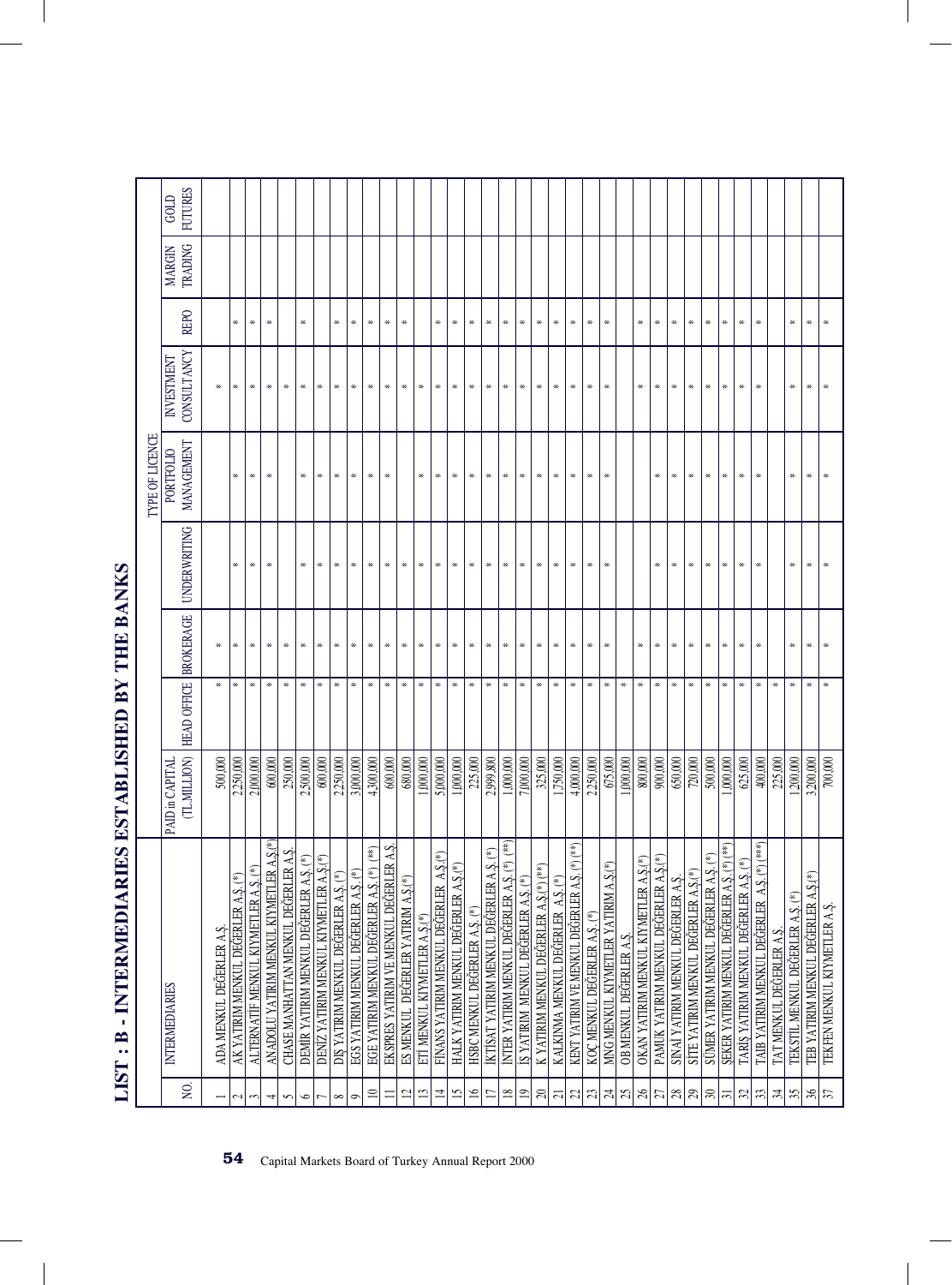# LIST : B - INTERMEDIARIES ESTABLISHED BY THE BANKS

| NO. | INTERMEDIARIES | PAID in CAPITAL (TL MILLION) | HEAD OFFICE | TYPE OF LICENCE | | | | | | |
|---|---|---|---|---|---|---|---|---|---|---|
| | | | | BROKERAGE | UNDERWRITING | PORTFOLIO MANAGEMENT | INVESTMENT CONSULTANCY | REPO | MARGIN TRADING | GOLD FUTURES |
| 1 | ADA MENKUL DEĞERLER A.Ş. | 500,000 | * | * | | | * | | | |
| 2 | AK YATIRIM MENKUL DEĞERLER A.Ş.(*) | 2,250,000 | * | * | * | * | * | * | | |
| 3 | ALTERNATİF MENKUL KIYMETLER A.Ş.(*) | 2,000,000 | * | * | * | * | * | * | | |
| 4 | ANADOLU YATIRIM MENKUL KIYMETLER A.Ş.(*) | 600,000 | * | * | * | * | * | * | | |
| 5 | CHASE MANHATTAN MENKUL DEĞERLER A.Ş. | 250,000 | * | * | | | * | | | |
| 6 | DEMİR YATIRIM MENKUL DEĞERLER A.Ş. (*) | 2,500,000 | * | * | * | * | * | * | | |
| 7 | DENİZ YATIRIM MENKUL KIYMETLER A.Ş.(*) | 600,000 | * | * | * | * | * | | | |
| 8 | DIŞ YATIRIM MENKUL DEĞERLER A.Ş.(*) | 2,250,000 | * | * | * | * | * | * | | |
| 9 | EGS YATIRIM MENKUL DEĞERLER A.Ş. (*) | 3,000,000 | * | * | * | * | * | * | | |
| 10 | EGE YATIRIM MENKUL DEĞERLER A.Ş. (*) (**) | 4,300,000 | * | * | * | * | * | * | | |
| 11 | EKSPRES YATIRIM VE MENKUL DEĞERLER A.Ş. | 600,000 | * | * | * | * | * | * | | |
| 12 | ES MENKUL DEĞERLER YATIRIM A.Ş.(*) | 680,000 | * | * | * | | * | * | | |
| 13 | ETİ MENKUL KIYMETLER A.Ş.(*) | 1,000,000 | * | * | * | * | * | | | |
| 14 | FİNANS YATIRIM MENKUL DEĞERLER A.Ş.(*) | 5,000,000 | * | * | * | * | * | * | | |
| 15 | HALK YATIRIM MENKUL DEĞERLER A.Ş.(*) | 1,000,000 | * | * | * | * | * | * | | |
| 16 | HSBC MENKUL DEĞERLER A.Ş. (*) | 225,000 | * | * | * | * | * | * | | |
| 17 | İKTİSAT YATIRIM MENKUL DEĞERLER A.Ş. (*) | 2,999,800 | * | * | * | * | * | * | | |
| 18 | İNTER YATIRIM MENKUL DEĞERLER A.Ş. (*) (**) | 1,000,000 | * | * | * | * | * | * | | |
| 19 | İŞ YATIRIM MENKUL DEĞERLER A.Ş. (*) | 7,000,000 | * | * | * | * | * | * | | |
| 20 | K YATIRIM MENKUL DEĞERLER A.Ş.(*) (**) | 325,000 | * | * | * | * | * | * | | |
| 21 | KALKINMA MENKUL DEĞERLER A.Ş. (*) | 1,750,000 | * | * | * | * | * | * | | |
| 22 | KENT YATIRIM VE MENKUL DEĞERLER A.Ş. (*) (**) | 4,000,000 | * | * | * | * | * | * | | |
| 23 | KOÇ MENKUL DEĞERLER A.Ş. (*) | 2,250,000 | * | * | * | * | * | * | | |
| 24 | MNG MENKUL KIYMETLER YATIRIM A.Ş.(*) | 675,000 | * | * | * | * | * | * | | |
| 25 | OB MENKUL DEĞERLER A.Ş. | 1,000,000 | * | | | | | | | |
| 26 | OKAN YATIRIM MENKUL KIYMETLER A.Ş.(*) | 800,000 | * | * | | | * | * | | |
| 27 | PAMUK YATIRIM MENKUL DEĞERLER A.Ş.(*) | 900,000 | * | * | * | * | * | * | | |
| 28 | SINAİ YATIRIM MENKUL DEĞERLER A.Ş. | 650,000 | * | * | * | * | * | * | | |
| 29 | SİTE YATIRIM MENKUL DEĞERLER A.Ş.(*) | 720,000 | * | * | * | * | * | * | | |
| 30 | SÜMER YATIRIM MENKUL DEĞERLER A.Ş. (*) | 500,000 | * | * | * | * | * | * | | |
| 31 | ŞEKER YATIRIM MENKUL DEĞERLER A.Ş. (*) (**) | 1,000,000 | * | * | * | * | * | * | | |
| 32 | TARIŞ YATIRIM MENKUL DEĞERLER A.Ş. (*) | 625,000 | * | * | * | * | * | * | | |
| 33 | TAIB YATIRIM MENKUL DEĞERLER A.Ş. (*) (***) | 400,000 | * | * | * | * | * | * | | |
| 34 | TAT MENKUL DEĞERLER A.Ş. | 225,000 | * | | | | | | | |
| 35 | TEKSTİL MENKUL DEĞERLER A.Ş. (*) | 1,200,000 | * | * | * | * | * | * | | |
| 36 | TEB YATIRIM MENKUL DEĞERLER A.Ş.(*) | 3,200,000 | * | * | * | * | * | * | | |
| 37 | TEKFEN MENKUL KIYMETLER A.Ş. | 700,000 | * | * | * | * | * | * | | |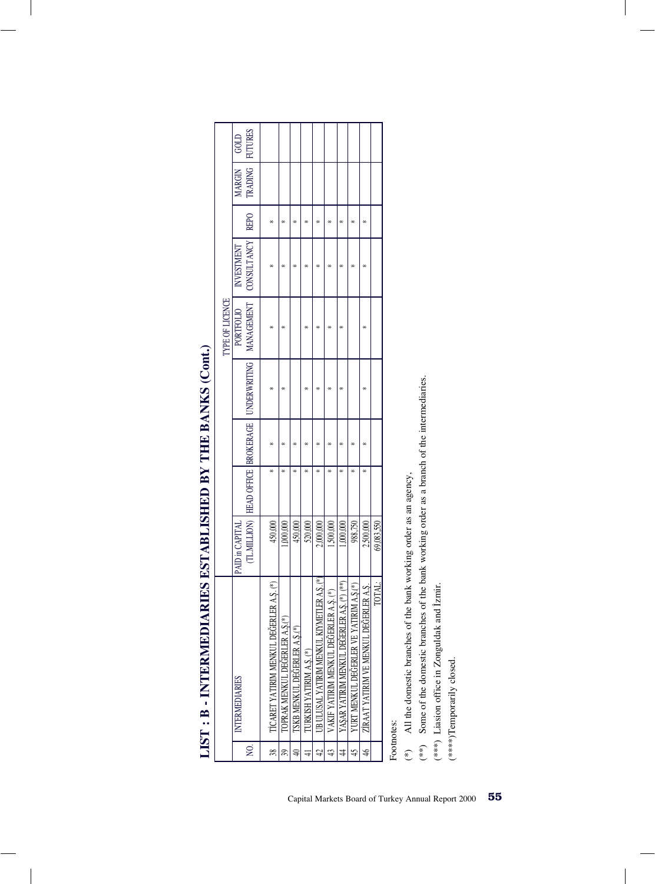# LIST : B - INTERMEDIARIES ESTABLISHED BY THE BANKS (Cont.)

| NO. | INTERMEDIARIES | PAID in CAPITAL (TL MILLION) | HEAD OFFICE | BROKERAGE | UNDERWRITING | TYPE OF LICENCE PORTFOLIO MANAGEMENT | INVESTMENT CONSULTANCY | REPO | MARGIN TRADING | GOLD FUTURES |
|---|---|---|---|---|---|---|---|---|---|---|
| 38 | TİCARET YATIRIM MENKUL DEĞERLER A.Ş. (*) | 450,000 | * | * | * | * | * | * | | |
| 39 | TOPRAK MENKUL DEĞERLER A.Ş.(*) | 1,000,000 | * | * | * | * | * | * | | |
| 40 | TSKB MENKUL DEĞERLER A.Ş.(*) | 450,000 | * | * | | | * | * | | |
| 41 | TURKISH YATIRIM A.Ş. (*) | 520,000 | * | * | * | * | * | * | | |
| 42 | UB ULUSAL YATIRIM MENKUL KIYMETLER A.Ş. (*) | 2,000,000 | * | * | * | * | * | * | | |
| 43 | VAKIF YATIRIM MENKUL DEĞERLER A.Ş. (*) | 1,500,000 | * | * | * | * | * | * | | |
| 44 | YAŞAR YATIRIM MENKUL DEĞERLER A.Ş. (*) (**) | 1,000,000 | * | * | * | * | * | * | | |
| 45 | YURT MENKUL DEĞERLER VE YATIRIM A.Ş.(*) | 988,750 | * | * | | | * | * | | |
| 46 | ZİRAAT YATIRIM VE MENKUL DEĞERLER A.Ş. | 2,500,000 | * | * | * | * | * | * | | |
| | TOTAL: | 69,083,550 | | | | | | | | |

Footnotes:

(*) All the domestic branches of the bank working order as an agency.

(**) Some of the domestic branches of the bank working order as a branch of the intermediaries.

(***) Liasion office in Zonguldak and İzmir.

(****)Temporarily closed.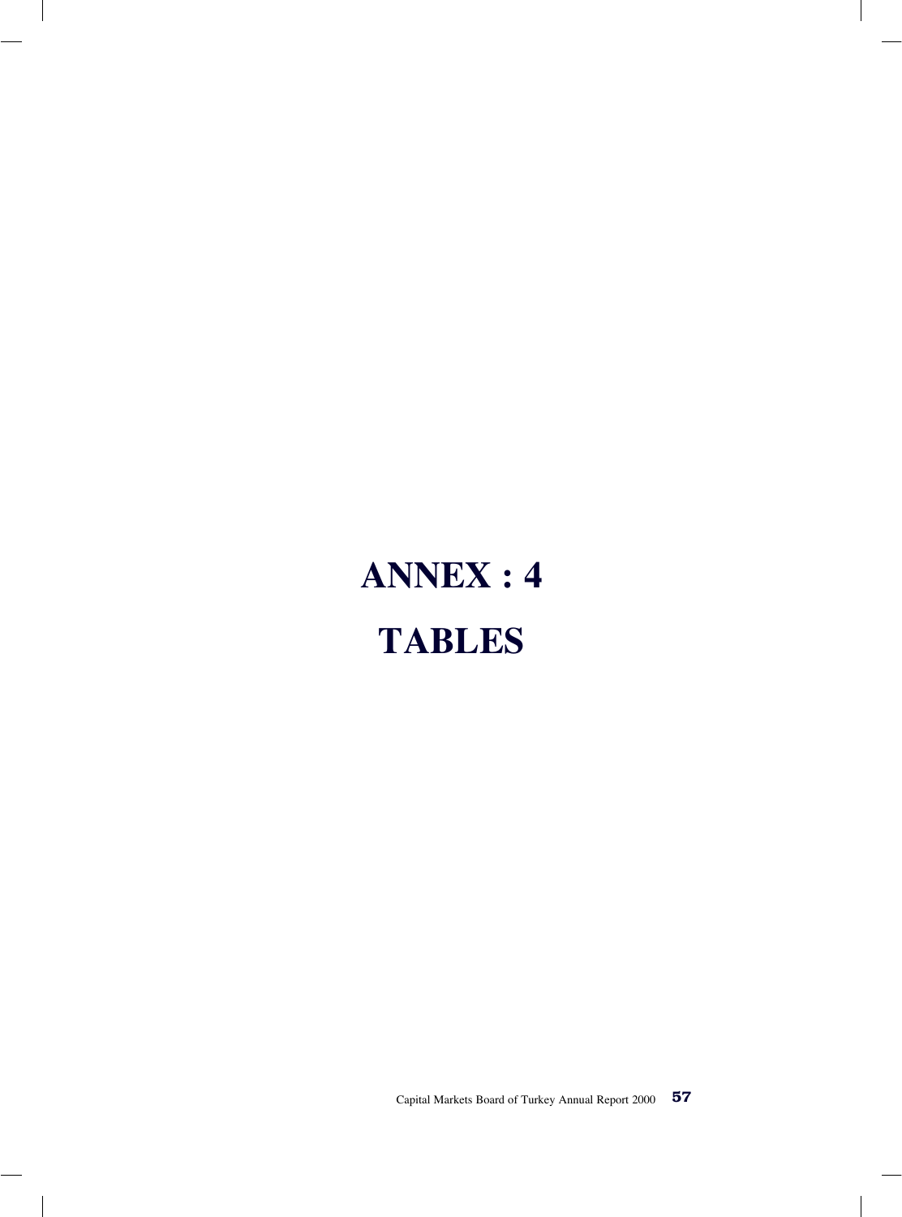# ANNEX : 4

# TABLES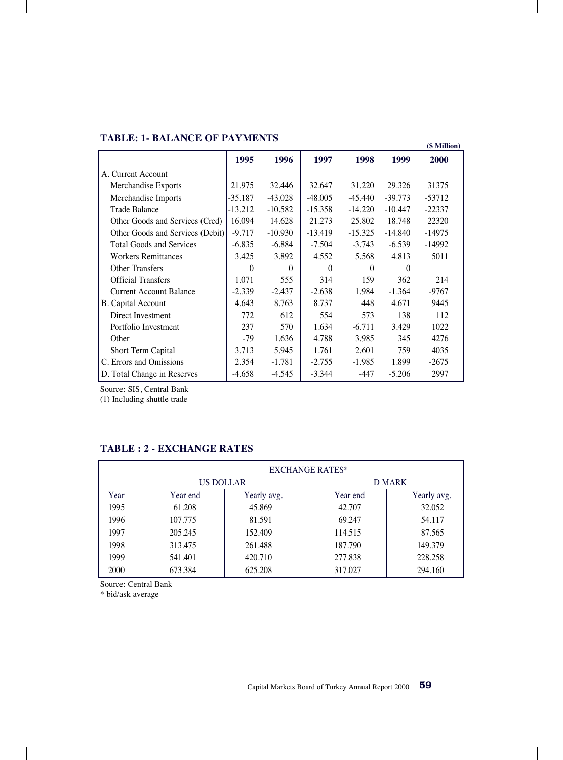## TABLE: 1- BALANCE OF PAYMENTS

($ Million)

| | 1995 | 1996 | 1997 | 1998 | 1999 | 2000 |
|---|---|---|---|---|---|---|
| A. Current Account | | | | | | |
| Merchandise Exports | 21.975 | 32.446 | 32.647 | 31.220 | 29.326 | 31375 |
| Merchandise Imports | -35.187 | -43.028 | -48.005 | -45.440 | -39.773 | -53712 |
| Trade Balance | -13.212 | -10.582 | -15.358 | -14.220 | -10.447 | -22337 |
| Other Goods and Services (Cred) | 16.094 | 14.628 | 21.273 | 25.802 | 18.748 | 22320 |
| Other Goods and Services (Debit) | -9.717 | -10.930 | -13.419 | -15.325 | -14.840 | -14975 |
| Total Goods and Services | -6.835 | -6.884 | -7.504 | -3.743 | -6.539 | -14992 |
| Workers Remittances | 3.425 | 3.892 | 4.552 | 5.568 | 4.813 | 5011 |
| Other Transfers | 0 | 0 | 0 | 0 | 0 | |
| Official Transfers | 1.071 | 555 | 314 | 159 | 362 | 214 |
| Current Account Balance | -2.339 | -2.437 | -2.638 | 1.984 | -1.364 | -9767 |
| B. Capital Account | 4.643 | 8.763 | 8.737 | 448 | 4.671 | 9445 |
| Direct Investment | 772 | 612 | 554 | 573 | 138 | 112 |
| Portfolio Investment | 237 | 570 | 1.634 | -6.711 | 3.429 | 1022 |
| Other | -79 | 1.636 | 4.788 | 3.985 | 345 | 4276 |
| Short Term Capital | 3.713 | 5.945 | 1.761 | 2.601 | 759 | 4035 |
| C. Errors and Omissions | 2.354 | -1.781 | -2.755 | -1.985 | 1.899 | -2675 |
| D. Total Change in Reserves | -4.658 | -4.545 | -3.344 | -447 | -5.206 | 2997 |

Source: SIS, Central Bank

(1) Including shuttle trade

## TABLE : 2 - EXCHANGE RATES

| | EXCHANGE RATES* | | | |
|---|---|---|---|---|
| | US DOLLAR | | D MARK | |
| Year | Year end | Yearly avg. | Year end | Yearly avg. |
| 1995 | 61.208 | 45.869 | 42.707 | 32.052 |
| 1996 | 107.775 | 81.591 | 69.247 | 54.117 |
| 1997 | 205.245 | 152.409 | 114.515 | 87.565 |
| 1998 | 313.475 | 261.488 | 187.790 | 149.379 |
| 1999 | 541.401 | 420.710 | 277.838 | 228.258 |
| 2000 | 673.384 | 625.208 | 317.027 | 294.160 |

Source: Central Bank

* bid/ask average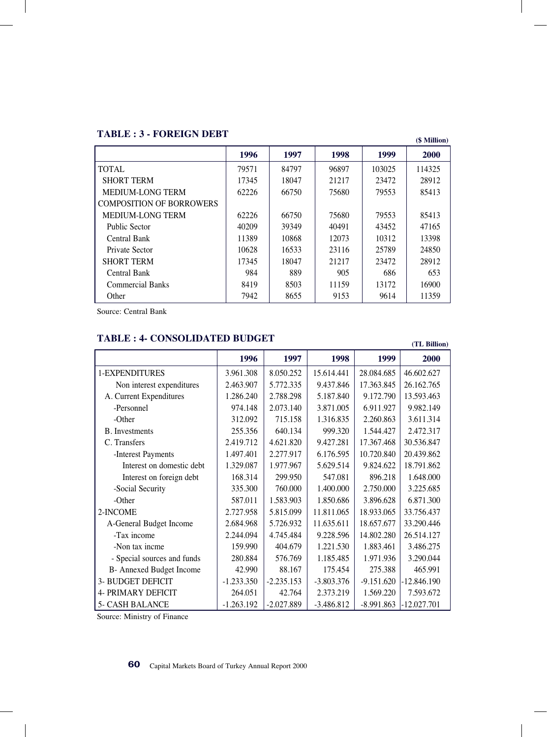## TABLE : 3 - FOREIGN DEBT

($ Million)

| | 1996 | 1997 | 1998 | 1999 | 2000 |
|---|---|---|---|---|---|
| TOTAL | 79571 | 84797 | 96897 | 103025 | 114325 |
| SHORT TERM | 17345 | 18047 | 21217 | 23472 | 28912 |
| MEDIUM-LONG TERM | 62226 | 66750 | 75680 | 79553 | 85413 |
| COMPOSITION OF BORROWERS | | | | | |
| MEDIUM-LONG TERM | 62226 | 66750 | 75680 | 79553 | 85413 |
| Public Sector | 40209 | 39349 | 40491 | 43452 | 47165 |
| Central Bank | 11389 | 10868 | 12073 | 10312 | 13398 |
| Private Sector | 10628 | 16533 | 23116 | 25789 | 24850 |
| SHORT TERM | 17345 | 18047 | 21217 | 23472 | 28912 |
| Central Bank | 984 | 889 | 905 | 686 | 653 |
| Commercial Banks | 8419 | 8503 | 11159 | 13172 | 16900 |
| Other | 7942 | 8655 | 9153 | 9614 | 11359 |

Source: Central Bank

## TABLE : 4- CONSOLIDATED BUDGET

(TL Billion)

| | 1996 | 1997 | 1998 | 1999 | 2000 |
|---|---|---|---|---|---|
| 1-EXPENDITURES | 3.961.308 | 8.050.252 | 15.614.441 | 28.084.685 | 46.602.627 |
| Non interest expenditures | 2.463.907 | 5.772.335 | 9.437.846 | 17.363.845 | 26.162.765 |
| A. Current Expenditures | 1.286.240 | 2.788.298 | 5.187.840 | 9.172.790 | 13.593.463 |
| -Personnel | 974.148 | 2.073.140 | 3.871.005 | 6.911.927 | 9.982.149 |
| -Other | 312.092 | 715.158 | 1.316.835 | 2.260.863 | 3.611.314 |
| B. Investments | 255.356 | 640.134 | 999.320 | 1.544.427 | 2.472.317 |
| C. Transfers | 2.419.712 | 4.621.820 | 9.427.281 | 17.367.468 | 30.536.847 |
| -Interest Payments | 1.497.401 | 2.277.917 | 6.176.595 | 10.720.840 | 20.439.862 |
| Interest on domestic debt | 1.329.087 | 1.977.967 | 5.629.514 | 9.824.622 | 18.791.862 |
| Interest on foreign debt | 168.314 | 299.950 | 547.081 | 896.218 | 1.648.000 |
| -Social Security | 335.300 | 760.000 | 1.400.000 | 2.750.000 | 3.225.685 |
| -Other | 587.011 | 1.583.903 | 1.850.686 | 3.896.628 | 6.871.300 |
| 2-INCOME | 2.727.958 | 5.815.099 | 11.811.065 | 18.933.065 | 33.756.437 |
| A-General Budget Income | 2.684.968 | 5.726.932 | 11.635.611 | 18.657.677 | 33.290.446 |
| -Tax income | 2.244.094 | 4.745.484 | 9.228.596 | 14.802.280 | 26.514.127 |
| -Non tax incme | 159.990 | 404.679 | 1.221.530 | 1.883.461 | 3.486.275 |
| - Special sources and funds | 280.884 | 576.769 | 1.185.485 | 1.971.936 | 3.290.044 |
| B- Annexed Budget Income | 42.990 | 88.167 | 175.454 | 275.388 | 465.991 |
| 3- BUDGET DEFICIT | -1.233.350 | -2.235.153 | -3.803.376 | -9.151.620 | -12.846.190 |
| 4- PRIMARY DEFICIT | 264.051 | 42.764 | 2.373.219 | 1.569.220 | 7.593.672 |
| 5- CASH BALANCE | -1.263.192 | -2.027.889 | -3.486.812 | -8.991.863 | -12.027.701 |

Source: Ministry of Finance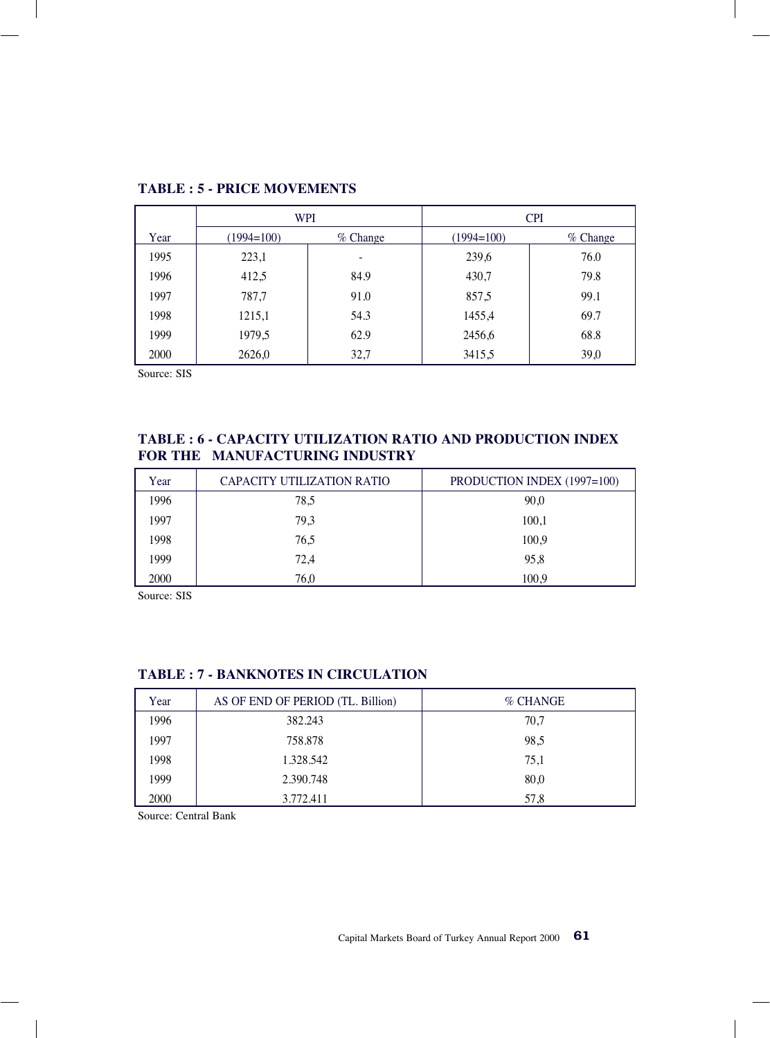**TABLE : 5 - PRICE MOVEMENTS**

| Year | WPI | | CPI | |
|---|---|---|---|---|
| | (1994=100) | % Change | (1994=100) | % Change |
| 1995 | 223,1 | - | 239,6 | 76.0 |
| 1996 | 412,5 | 84.9 | 430,7 | 79.8 |
| 1997 | 787,7 | 91.0 | 857,5 | 99.1 |
| 1998 | 1215,1 | 54.3 | 1455,4 | 69.7 |
| 1999 | 1979,5 | 62.9 | 2456,6 | 68.8 |
| 2000 | 2626,0 | 32,7 | 3415,5 | 39,0 |

Source: SIS

**TABLE : 6 - CAPACITY UTILIZATION RATIO AND PRODUCTION INDEX FOR THE MANUFACTURING INDUSTRY**

| Year | CAPACITY UTILIZATION RATIO | PRODUCTION INDEX (1997=100) |
|---|---|---|
| 1996 | 78,5 | 90,0 |
| 1997 | 79,3 | 100,1 |
| 1998 | 76,5 | 100,9 |
| 1999 | 72,4 | 95,8 |
| 2000 | 76,0 | 100,9 |

Source: SIS

**TABLE : 7 - BANKNOTES IN CIRCULATION**

| Year | AS OF END OF PERIOD (TL. Billion) | % CHANGE |
|---|---|---|
| 1996 | 382.243 | 70,7 |
| 1997 | 758.878 | 98,5 |
| 1998 | 1.328.542 | 75,1 |
| 1999 | 2.390.748 | 80,0 |
| 2000 | 3.772.411 | 57,8 |

Source: Central Bank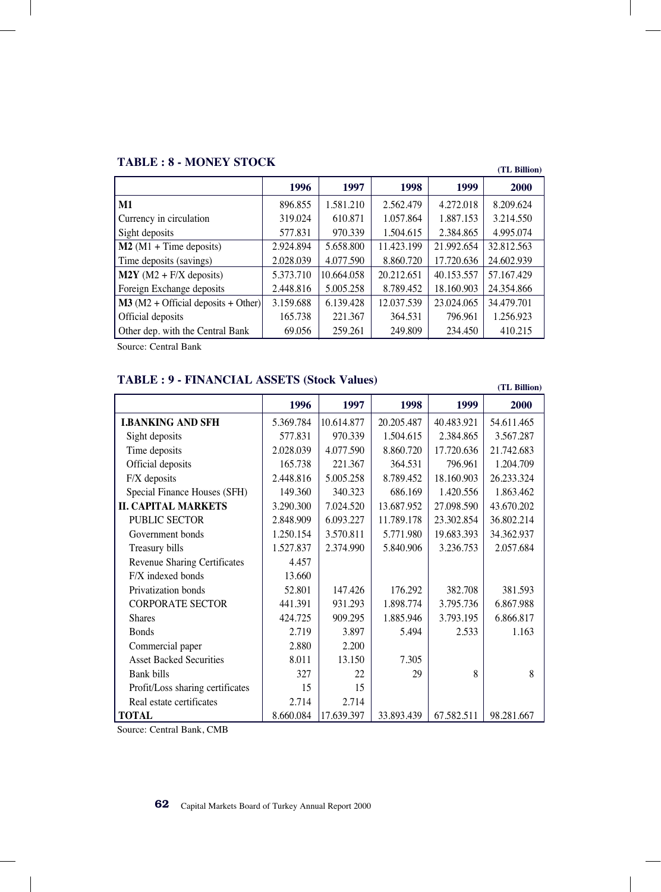## TABLE : 8 - MONEY STOCK

(TL Billion)

| | 1996 | 1997 | 1998 | 1999 | 2000 |
|---|---|---|---|---|---|
| **M1** | 896.855 | 1.581.210 | 2.562.479 | 4.272.018 | 8.209.624 |
| Currency in circulation | 319.024 | 610.871 | 1.057.864 | 1.887.153 | 3.214.550 |
| Sight deposits | 577.831 | 970.339 | 1.504.615 | 2.384.865 | 4.995.074 |
| **M2** (M1 + Time deposits) | 2.924.894 | 5.658.800 | 11.423.199 | 21.992.654 | 32.812.563 |
| Time deposits (savings) | 2.028.039 | 4.077.590 | 8.860.720 | 17.720.636 | 24.602.939 |
| **M2Y** (M2 + F/X deposits) | 5.373.710 | 10.664.058 | 20.212.651 | 40.153.557 | 57.167.429 |
| Foreign Exchange deposits | 2.448.816 | 5.005.258 | 8.789.452 | 18.160.903 | 24.354.866 |
| **M3** (M2 + Official deposits + Other) | 3.159.688 | 6.139.428 | 12.037.539 | 23.024.065 | 34.479.701 |
| Official deposits | 165.738 | 221.367 | 364.531 | 796.961 | 1.256.923 |
| Other dep. with the Central Bank | 69.056 | 259.261 | 249.809 | 234.450 | 410.215 |

Source: Central Bank

## TABLE : 9 - FINANCIAL ASSETS (Stock Values)

(TL Billion)

| | 1996 | 1997 | 1998 | 1999 | 2000 |
|---|---|---|---|---|---|
| **I.BANKING AND SFH** | 5.369.784 | 10.614.877 | 20.205.487 | 40.483.921 | 54.611.465 |
| Sight deposits | 577.831 | 970.339 | 1.504.615 | 2.384.865 | 3.567.287 |
| Time deposits | 2.028.039 | 4.077.590 | 8.860.720 | 17.720.636 | 21.742.683 |
| Official deposits | 165.738 | 221.367 | 364.531 | 796.961 | 1.204.709 |
| F/X deposits | 2.448.816 | 5.005.258 | 8.789.452 | 18.160.903 | 26.233.324 |
| Special Finance Houses (SFH) | 149.360 | 340.323 | 686.169 | 1.420.556 | 1.863.462 |
| **II. CAPITAL MARKETS** | 3.290.300 | 7.024.520 | 13.687.952 | 27.098.590 | 43.670.202 |
| PUBLIC SECTOR | 2.848.909 | 6.093.227 | 11.789.178 | 23.302.854 | 36.802.214 |
| Government bonds | 1.250.154 | 3.570.811 | 5.771.980 | 19.683.393 | 34.362.937 |
| Treasury bills | 1.527.837 | 2.374.990 | 5.840.906 | 3.236.753 | 2.057.684 |
| Revenue Sharing Certificates | 4.457 | | | | |
| F/X indexed bonds | 13.660 | | | | |
| Privatization bonds | 52.801 | 147.426 | 176.292 | 382.708 | 381.593 |
| CORPORATE SECTOR | 441.391 | 931.293 | 1.898.774 | 3.795.736 | 6.867.988 |
| Shares | 424.725 | 909.295 | 1.885.946 | 3.793.195 | 6.866.817 |
| Bonds | 2.719 | 3.897 | 5.494 | 2.533 | 1.163 |
| Commercial paper | 2.880 | 2.200 | | | |
| Asset Backed Securities | 8.011 | 13.150 | 7.305 | | |
| Bank bills | 327 | 22 | 29 | 8 | 8 |
| Profit/Loss sharing certificates | 15 | 15 | | | |
| Real estate certificates | 2.714 | 2.714 | | | |
| **TOTAL** | 8.660.084 | 17.639.397 | 33.893.439 | 67.582.511 | 98.281.667 |

Source: Central Bank, CMB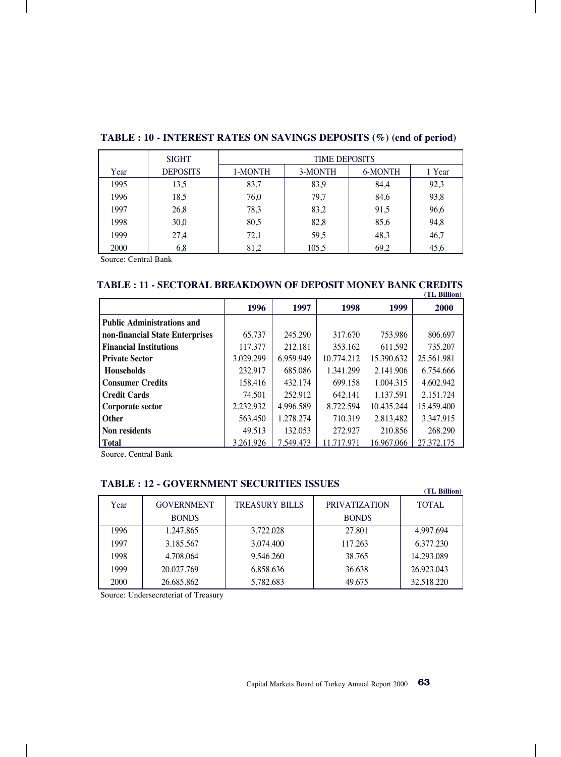**TABLE : 10 - INTEREST RATES ON SAVINGS DEPOSITS (%) (end of period)**

| Year | SIGHT DEPOSITS | TIME DEPOSITS | | | |
|---|---|---|---|---|---|
| | | 1-MONTH | 3-MONTH | 6-MONTH | 1 Year |
| 1995 | 13,5 | 83,7 | 83,9 | 84,4 | 92,3 |
| 1996 | 18,5 | 76,0 | 79,7 | 84,6 | 93,8 |
| 1997 | 26,8 | 78,3 | 83,2 | 91,5 | 96,6 |
| 1998 | 30,0 | 80,5 | 82,8 | 85,6 | 94,8 |
| 1999 | 27,4 | 72,1 | 59,5 | 48,3 | 46,7 |
| 2000 | 6,8 | 81,2 | 105,5 | 69,2 | 45,6 |

Source: Central Bank

**TABLE : 11 - SECTORAL BREAKDOWN OF DEPOSIT MONEY BANK CREDITS**

**(TL Billion)**

| | 1996 | 1997 | 1998 | 1999 | 2000 |
|---|---|---|---|---|---|
| **Public Administrations and non-financial State Enterprises** | 65.737 | 245.290 | 317.670 | 753.986 | 806.697 |
| **Financial Institutions** | 117.377 | 212.181 | 353.162 | 611.592 | 735.207 |
| **Private Sector** | 3.029.299 | 6.959.949 | 10.774.212 | 15.390.632 | 25.561.981 |
| **Households** | 232.917 | 685.086 | 1.341.299 | 2.141.906 | 6.754.666 |
| **Consumer Credits** | 158.416 | 432.174 | 699.158 | 1.004.315 | 4.602.942 |
| **Credit Cards** | 74.501 | 252.912 | 642.141 | 1.137.591 | 2.151.724 |
| **Corporate sector** | 2.232.932 | 4.996.589 | 8.722.594 | 10.435.244 | 15.459.400 |
| **Other** | 563.450 | 1.278.274 | 710.319 | 2.813.482 | 3.347.915 |
| **Non residents** | 49.513 | 132.053 | 272.927 | 210.856 | 268.290 |
| **Total** | 3.261.926 | 7.549.473 | 11.717.971 | 16.967.066 | 27.372.175 |

Source. Central Bank

**TABLE : 12 - GOVERNMENT SECURITIES ISSUES**

**(TL Billion)**

| Year | GOVERNMENT BONDS | TREASURY BILLS | PRIVATIZATION BONDS | TOTAL |
|---|---|---|---|---|
| 1996 | 1.247.865 | 3.722.028 | 27.801 | 4.997.694 |
| 1997 | 3.185.567 | 3.074.400 | 117.263 | 6.377.230 |
| 1998 | 4.708.064 | 9.546.260 | 38.765 | 14.293.089 |
| 1999 | 20.027.769 | 6.858.636 | 36.638 | 26.923.043 |
| 2000 | 26.685.862 | 5.782.683 | 49.675 | 32.518.220 |

Source: Undersecreteriat of Treasury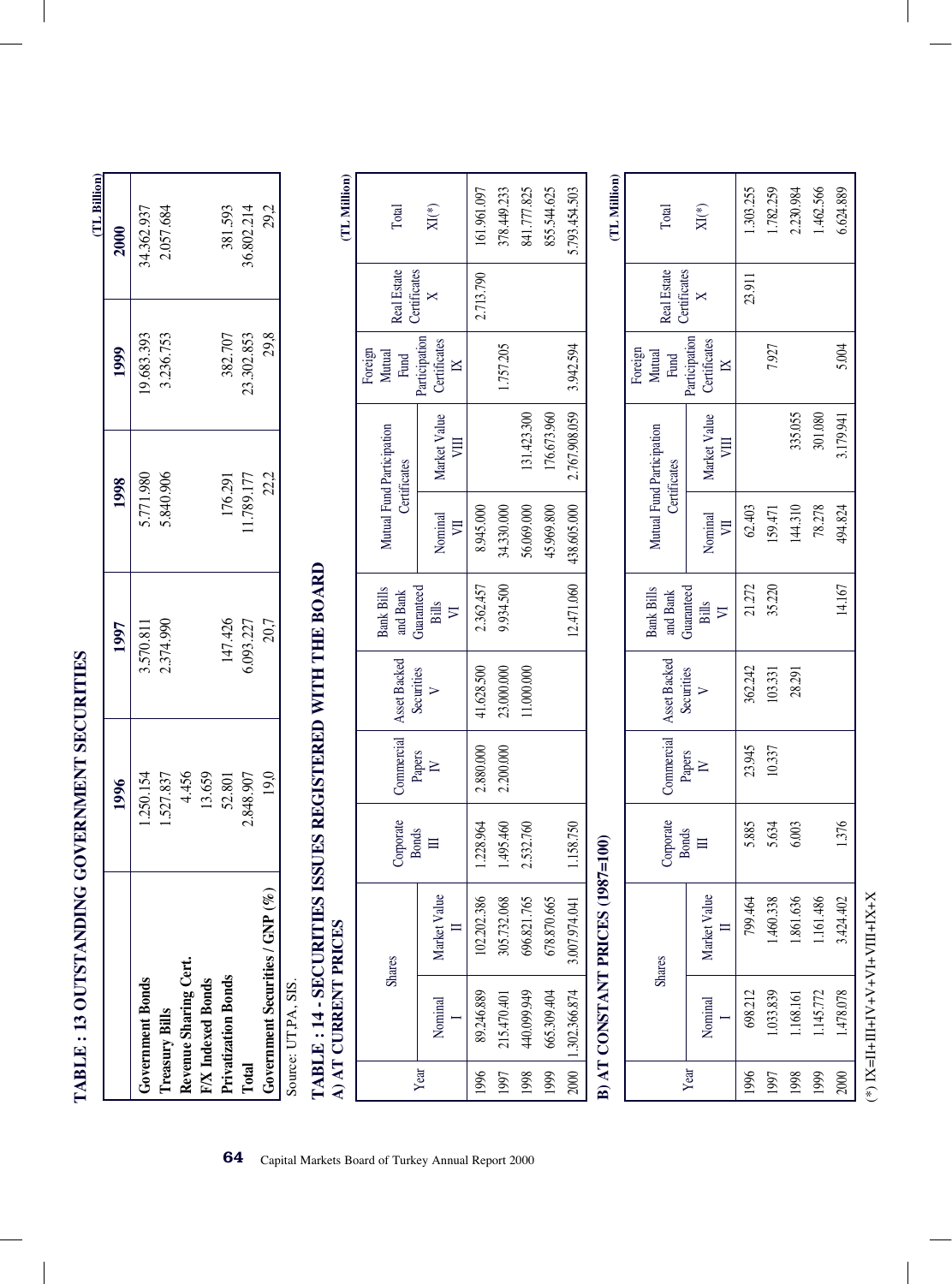## TABLE : 13 OUTSTANDING GOVERNMENT SECURITIES

(TL Billion)

| | 1996 | 1997 | 1998 | 1999 | 2000 |
|---|---|---|---|---|---|
| **Government Bonds** | 1.250.154 | 3.570.811 | 5.771.980 | 19.683.393 | 34.362.937 |
| **Treasury Bills** | 1.527.837 | 2.374.990 | 5.840.906 | 3.236.753 | 2.057.684 |
| **Revenue Sharing Cert.** | 4.456 | | | | |
| **F/X Indexed Bonds** | 13.659 | | | | |
| **Privatization Bonds** | 52.801 | 147.426 | 176.291 | 382.707 | 381.593 |
| **Total** | 2.848.907 | 6.093.227 | 11.789.177 | 23.302.853 | 36.802.214 |
| **Government Securities / GNP (%)** | 19,0 | 20,7 | 22,2 | 29,8 | 29,2 |

Source: UT,PA, SIS.

## TABLE : 14 - SECURITIES ISSUES REGISTERED WITH THE BOARD

### A) AT CURRENT PRICES

(TL Million)

| Year | Shares | | Corporate Bonds | Commercial Papers | Asset Backed Securities | Bank Bills and Bank Guaranteed Bills | Mutual Fund Participation Certificates | | Foreign Mutual Fund Participation Certificates | Real Estate Certificates | Total |
|---|---|---|---|---|---|---|---|---|---|---|---|
| | Nominal I | Market Value II | III | IV | V | VI | Nominal VII | Market Value VIII | IX | X | XI(*) |
| 1996 | 89.246.889 | 102.202.386 | 1.228.964 | 2.880.000 | 41.628.500 | 2.362.457 | 8.945.000 | | | 2.713.790 | 161.961.097 |
| 1997 | 215.470.401 | 305.732.068 | 1.495.460 | 2.200.000 | 23.000.000 | 9.934.500 | 34.330.000 | | 1.757.205 | | 378.449.233 |
| 1998 | 440.099.949 | 696.821.765 | 2.532.760 | | 11.000.000 | | 56.069.000 | 131.423.300 | | | 841.777.825 |
| 1999 | 665.309.404 | 678.870.665 | | | | | 45.969.800 | 176.673.960 | | | 855.544.625 |
| 2000 | 1.302.366.874 | 3.007.974.041 | 1.158.750 | | | 12.471.060 | 438.605.000 | 2.767.908.059 | 3.942.594 | | 5.793.454.503 |

### B) AT CONSTANT PRICES (1987=100)

(TL Million)

| Year | Shares | | Corporate Bonds | Commercial Papers | Asset Backed Securities | Bank Bills and Bank Guaranteed Bills | Mutual Fund Participation Certificates | | Foreign Mutual Fund Participation Certificates | Real Estate Certificates | Total |
|---|---|---|---|---|---|---|---|---|---|---|---|
| | Nominal I | Market Value II | III | IV | V | VI | Nominal VII | Market Value VIII | IX | X | XI(*) |
| 1996 | 698.212 | 799.464 | 5.885 | 23.945 | 362.242 | 21.272 | 62.403 | | | 23.911 | 1.303.255 |
| 1997 | 1.033.839 | 1.460.338 | 5.634 | 10.337 | 103.331 | 35.220 | 159.471 | | 7.927 | | 1.782.259 |
| 1998 | 1.168.161 | 1.861.636 | 6.003 | | 28.291 | | 144.310 | 335.055 | | | 2.230.984 |
| 1999 | 1.145.772 | 1.161.486 | | | | | 78.278 | 301.080 | | | 1.462.566 |
| 2000 | 1.478.078 | 3.424.402 | 1.376 | | | 14.167 | 494.824 | 3.179.941 | 5.004 | | 6.624.889 |

(*) IX=II+III+IV+V+VI+VIII+IX+X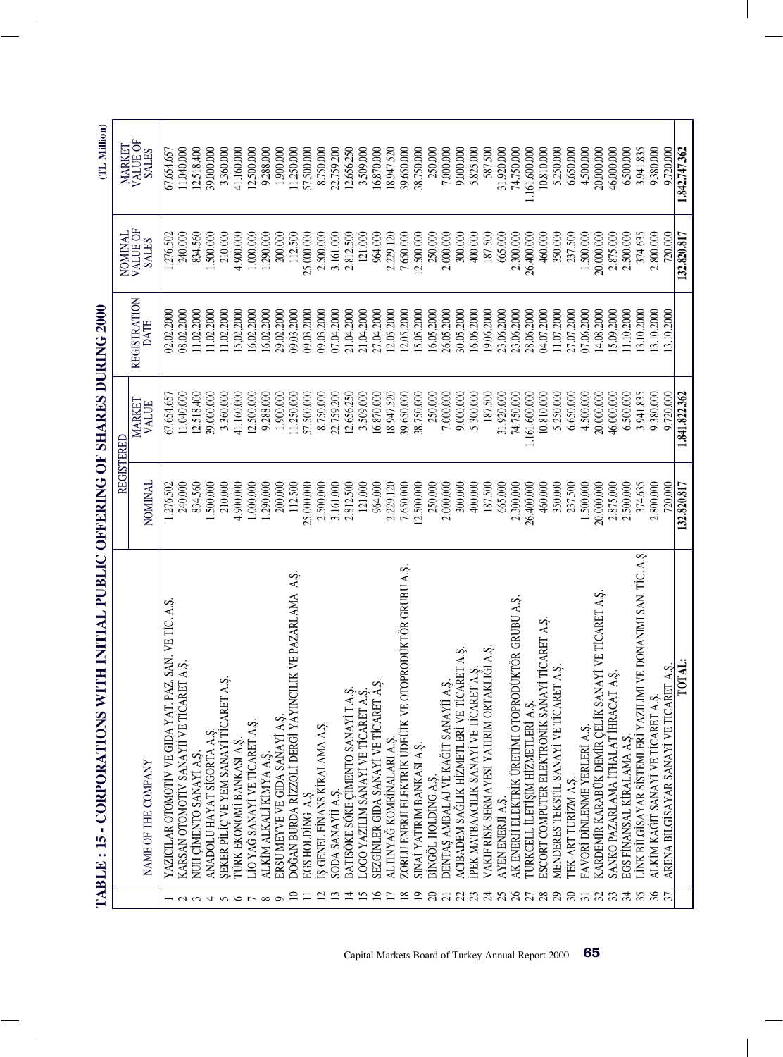# TABLE : 15 - CORPORATIONS WITH INITIAL PUBLIC OFFERING OF SHARES DURING 2000

(TL Million)

| | NAME OF THE COMPANY | REGISTERED | | REGISTRATION DATE | NOMINAL VALUE OF SALES | MARKET VALUE OF SALES |
|---|---|---|---|---|---|---|
| | | NOMINAL | MARKET VALUE | | | |
| 1 | YAZICILAR OTOMOTİV VE GIDA YAT. PAZ. SAN. VE TİC. A.Ş. | 1.276.502 | 67.654.657 | 02.02.2000 | 1.276.502 | 67.654.657 |
| 2 | KARSAN OTOMOTİV SANAYİİ VE TİCARET A.Ş. | 240.000 | 11.040.000 | 08.02.2000 | 240.000 | 11.040.000 |
| 3 | NUH ÇİMENTO SANAYİ A.Ş. | 834.560 | 12.518.400 | 11.02.2000 | 834.560 | 12.518.400 |
| 4 | ANADOLU HAYAT SİGORTA A.Ş. | 1.500.000 | 39.000.000 | 11.02.2000 | 1.500.000 | 39.000.000 |
| 5 | ŞEKER PİLİÇ VE YEM SANAYİ TİCARET A.Ş. | 210.000 | 3.360.000 | 11.02.2000 | 210.000 | 3.360.000 |
| 6 | TÜRK EKONOMİ BANKASI A.Ş. | 4.900.000 | 41.160.000 | 15.02.2000 | 4.900.000 | 41.160.000 |
| 7 | LİO YAĞ SANAYİ VE TİCARET A.Ş. | 1.000.000 | 12.500.000 | 16.02.2000 | 1.000.000 | 12.500.000 |
| 8 | ALKİM ALKALİ KİMYA A.Ş. | 1.290.000 | 9.288.000 | 16.02.2000 | 1.290.000 | 9.288.000 |
| 9 | ERSU MEYVE VE GIDA SANAYİ A.Ş. | 200.000 | 1.900.000 | 29.02.2000 | 200.000 | 1.900.000 |
| 10 | DOĞAN BURDA RİZZOLİ DERGİ YAYINCILIK VE PAZARLAMA A.Ş. | 112.500 | 11.250.000 | 09.03.2000 | 112.500 | 11.250.000 |
| 11 | EGS HOLDİNG A.Ş. | 25.000.000 | 57.500.000 | 09.03.2000 | 25.000.000 | 57.500.000 |
| 12 | İŞ GENEL FİNANS KİRALAMA A.Ş. | 2.500.000 | 8.750.000 | 09.03.2000 | 2.500.000 | 8.750.000 |
| 13 | SODA SANAYİİ A.Ş. | 3.161.000 | 22.759.200 | 07.04.2000 | 3.161.000 | 22.759.200 |
| 14 | BATISÖKE SÖKE ÇİMENTO SANAYİ T.A.Ş. | 2.812.500 | 12.656.250 | 21.04.2000 | 2.812.500 | 12.656.250 |
| 15 | LOGO YAZILIM SANAYİ VE TİCARET A.Ş. | 121.000 | 3.509.000 | 21.04.2000 | 121.000 | 3.509.000 |
| 16 | SEZGİNLER GIDA SANAYİ VE TİCARET A.Ş. | 964.000 | 16.870.000 | 27.04.2000 | 964.000 | 16.870.000 |
| 17 | ALTINYAĞ KOMBİNALARI A.Ş. | 2.229.120 | 18.947.520 | 12.05.2000 | 2.229.120 | 18.947.520 |
| 18 | ZORLU ENERJİ ELEKTRİK ÜDEÜİK VE OTOPRODÜKTÖR GRUBU A.Ş. | 7.650.000 | 39.650.000 | 12.05.2000 | 7.650.000 | 39.650.000 |
| 19 | SINAİ YATIRIM BANKASI A.Ş. | 12.500.000 | 38.750.000 | 15.05.2000 | 12.500.000 | 38.750.000 |
| 20 | BİNGÖL HOLDİNG A.Ş. | 250.000 | 250.000 | 16.05.2000 | 250.000 | 250.000 |
| 21 | DENTAŞ AMBALAJ VE KAĞIT SANAYİİ A.Ş. | 2.000.000 | 7.000.000 | 26.05.2000 | 2.000.000 | 7.000.000 |
| 22 | ACIBADEM SAĞLIK HİZMETLERİ VE TİCARET A.Ş. | 300.000 | 9.000.000 | 30.05.2000 | 300.000 | 9.000.000 |
| 23 | İPEK MATBAACILIK SANAYİ VE TİCARET A.Ş. | 400.000 | 5.300.000 | 16.06.2000 | 400.000 | 5.825.000 |
| 24 | VAKIF RİSK SERMAYESİ YATIRIM ORTAKLIĞI A.Ş. | 187.500 | 187.500 | 19.06.2000 | 187.500 | 587.500 |
| 25 | AYEN ENERJİ A.Ş. | 665.000 | 31.920.000 | 23.06.2000 | 665.000 | 31.920.000 |
| 26 | AK ENERJİ ELEKTRİK ÜRETİMİ OTOPRODÜKTÖR GRUBU A.Ş. | 2.300.000 | 74.750.000 | 23.06.2000 | 2.300.000 | 74.750.000 |
| 27 | TURKCELL İLETİŞİM HİZMETLERİ A.Ş. | 26.400.000 | 1.161.600.000 | 28.06.2000 | 26.400.000 | 1.161.600.000 |
| 28 | ESCORT COMPUTER ELEKTRONİK SANAYİ TİCARET A.Ş. | 460.000 | 10.810.000 | 04.07.2000 | 460.000 | 10.810.000 |
| 29 | MENDERES TEKSTİL SANAYİ VE TİCARET A.Ş. | 350.000 | 5.250.000 | 11.07.2000 | 350.000 | 5.250.000 |
| 30 | TEK-ART TURİZM A.Ş. | 237.500 | 6.650.000 | 27.07.2000 | 237.500 | 6.650.000 |
| 31 | FAVORİ DİNLENME YERLERİ A.Ş. | 1.500.000 | 4.500.000 | 07.06.2000 | 1.500.000 | 4.500.000 |
| 32 | KARDEMİR KARABÜK DEMİR ÇELİK SANAYİ VE TİCARET A.Ş. | 20.000.000 | 20.000.000 | 14.08.2000 | 20.000.000 | 20.000.000 |
| 33 | SANKO PAZARLAMA İTHALAT İHRACAT A.Ş. | 2.875.000 | 46.000.000 | 15.09.2000 | 2.875.000 | 46.000.000 |
| 34 | EGS FİNANSAL KİRALAMA A.Ş. | 2.500.000 | 6.500.000 | 11.10.2000 | 2.500.000 | 6.500.000 |
| 35 | LİNK BİLGİSAYAR SİSTEMLERİ YAZILIMI VE DONANIMI SAN. TİC. A.Ş. | 374.635 | 3.941.835 | 13.10.2000 | 374.635 | 3.941.835 |
| 36 | ALKİM KAĞIT SANAYİ VE TİCARET A.Ş. | 2.800.000 | 9.380.000 | 13.10.2000 | 2.800.000 | 9.380.000 |
| 37 | ARENA BİLGİSAYAR SANAYİ VE TİCARET A.Ş. | 720.000 | 9.720.000 | 13.10.2000 | 720.000 | 9.720.000 |
| | **TOTAL:** | **132.820.817** | **1.841.822.362** | | **132.820.817** | **1.842.747.362** |

Capital Markets Board of Turkey Annual Report 2000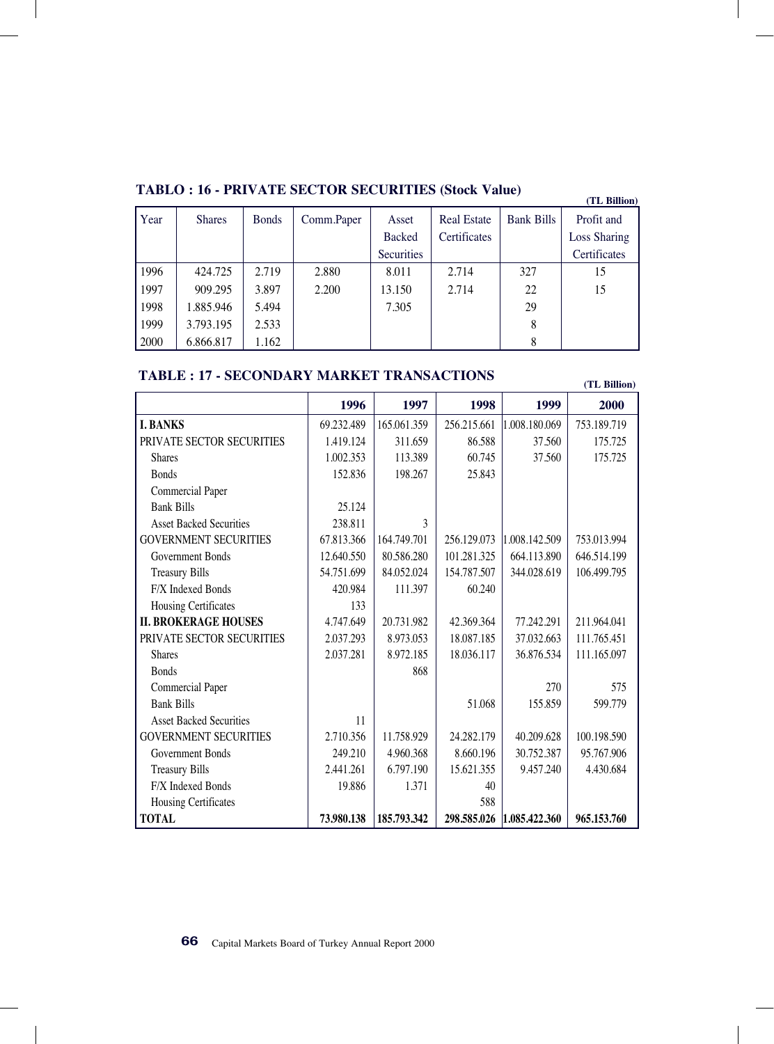**TABLO : 16 - PRIVATE SECTOR SECURITIES (Stock Value)**

**(TL Billion)**

| Year | Shares | Bonds | Comm.Paper | Asset Backed Securities | Real Estate Certificates | Bank Bills | Profit and Loss Sharing Certificates |
|---|---|---|---|---|---|---|---|
| 1996 | 424.725 | 2.719 | 2.880 | 8.011 | 2.714 | 327 | 15 |
| 1997 | 909.295 | 3.897 | 2.200 | 13.150 | 2.714 | 22 | 15 |
| 1998 | 1.885.946 | 5.494 | | 7.305 | | 29 | |
| 1999 | 3.793.195 | 2.533 | | | | 8 | |
| 2000 | 6.866.817 | 1.162 | | | | 8 | |

**TABLE : 17 - SECONDARY MARKET TRANSACTIONS**

**(TL Billion)**

| | 1996 | 1997 | 1998 | 1999 | 2000 |
|---|---|---|---|---|---|
| **I. BANKS** | 69.232.489 | 165.061.359 | 256.215.661 | 1.008.180.069 | 753.189.719 |
| PRIVATE SECTOR SECURITIES | 1.419.124 | 311.659 | 86.588 | 37.560 | 175.725 |
| Shares | 1.002.353 | 113.389 | 60.745 | 37.560 | 175.725 |
| Bonds | 152.836 | 198.267 | 25.843 | | |
| Commercial Paper | | | | | |
| Bank Bills | 25.124 | | | | |
| Asset Backed Securities | 238.811 | 3 | | | |
| GOVERNMENT SECURITIES | 67.813.366 | 164.749.701 | 256.129.073 | 1.008.142.509 | 753.013.994 |
| Government Bonds | 12.640.550 | 80.586.280 | 101.281.325 | 664.113.890 | 646.514.199 |
| Treasury Bills | 54.751.699 | 84.052.024 | 154.787.507 | 344.028.619 | 106.499.795 |
| F/X Indexed Bonds | 420.984 | 111.397 | 60.240 | | |
| Housing Certificates | 133 | | | | |
| **II. BROKERAGE HOUSES** | 4.747.649 | 20.731.982 | 42.369.364 | 77.242.291 | 211.964.041 |
| PRIVATE SECTOR SECURITIES | 2.037.293 | 8.973.053 | 18.087.185 | 37.032.663 | 111.765.451 |
| Shares | 2.037.281 | 8.972.185 | 18.036.117 | 36.876.534 | 111.165.097 |
| Bonds | | 868 | | | |
| Commercial Paper | | | | 270 | 575 |
| Bank Bills | | | 51.068 | 155.859 | 599.779 |
| Asset Backed Securities | 11 | | | | |
| GOVERNMENT SECURITIES | 2.710.356 | 11.758.929 | 24.282.179 | 40.209.628 | 100.198.590 |
| Government Bonds | 249.210 | 4.960.368 | 8.660.196 | 30.752.387 | 95.767.906 |
| Treasury Bills | 2.441.261 | 6.797.190 | 15.621.355 | 9.457.240 | 4.430.684 |
| F/X Indexed Bonds | 19.886 | 1.371 | 40 | | |
| Housing Certificates | | | 588 | | |
| **TOTAL** | **73.980.138** | **185.793.342** | **298.585.026** | **1.085.422.360** | **965.153.760** |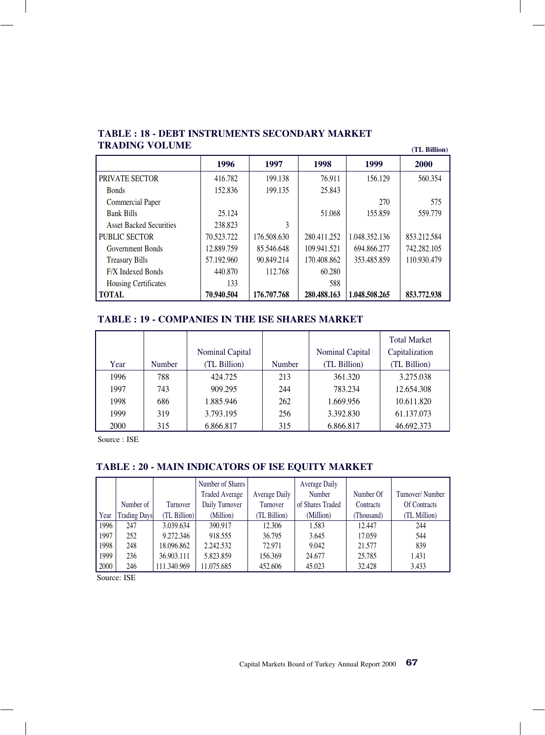## TABLE : 18 - DEBT INSTRUMENTS SECONDARY MARKET TRADING VOLUME

(TL Billion)

| | 1996 | 1997 | 1998 | 1999 | 2000 |
|---|---|---|---|---|---|
| PRIVATE SECTOR | 416.782 | 199.138 | 76.911 | 156.129 | 560.354 |
| Bonds | 152.836 | 199.135 | 25.843 | | |
| Commercial Paper | | | | 270 | 575 |
| Bank Bills | 25.124 | | 51.068 | 155.859 | 559.779 |
| Asset Backed Securities | 238.823 | 3 | | | |
| PUBLIC SECTOR | 70.523.722 | 176.508.630 | 280.411.252 | 1.048.352.136 | 853.212.584 |
| Government Bonds | 12.889.759 | 85.546.648 | 109.941.521 | 694.866.277 | 742.282.105 |
| Treasury Bills | 57.192.960 | 90.849.214 | 170.408.862 | 353.485.859 | 110.930.479 |
| F/X Indexed Bonds | 440.870 | 112.768 | 60.280 | | |
| Housing Certificates | 133 | | 588 | | |
| **TOTAL** | **70.940.504** | **176.707.768** | **280.488.163** | **1.048.508.265** | **853.772.938** |

## TABLE : 19 - COMPANIES IN THE ISE SHARES MARKET

| Year | Number | Nominal Capital (TL Billion) | Number | Nominal Capital (TL Billion) | Total Market Capitalization (TL Billion) |
|---|---|---|---|---|---|
| 1996 | 788 | 424.725 | 213 | 361.320 | 3.275.038 |
| 1997 | 743 | 909.295 | 244 | 783.234 | 12.654.308 |
| 1998 | 686 | 1.885.946 | 262 | 1.669.956 | 10.611.820 |
| 1999 | 319 | 3.793.195 | 256 | 3.392.830 | 61.137.073 |
| 2000 | 315 | 6.866.817 | 315 | 6.866.817 | 46.692.373 |

Source : ISE

## TABLE : 20 - MAIN INDICATORS OF ISE EQUITY MARKET

| Year | Number of Trading Days | Turnover (TL Billion) | Number of Shares Traded Average Daily Turnover (Million) | Average Daily Turnover (TL Billion) | Average Daily Number of Shares Traded (Million) | Number Of Contracts (Thousand) | Turnover/ Number Of Contracts (TL Million) |
|---|---|---|---|---|---|---|---|
| 1996 | 247 | 3.039.634 | 390.917 | 12.306 | 1.583 | 12.447 | 244 |
| 1997 | 252 | 9.272.346 | 918.555 | 36.795 | 3.645 | 17.059 | 544 |
| 1998 | 248 | 18.096.862 | 2.242.532 | 72.971 | 9.042 | 21.577 | 839 |
| 1999 | 236 | 36.903.111 | 5.823.859 | 156.369 | 24.677 | 25.785 | 1.431 |
| 2000 | 246 | 111.340.969 | 11.075.685 | 452.606 | 45.023 | 32.428 | 3.433 |

Source: ISE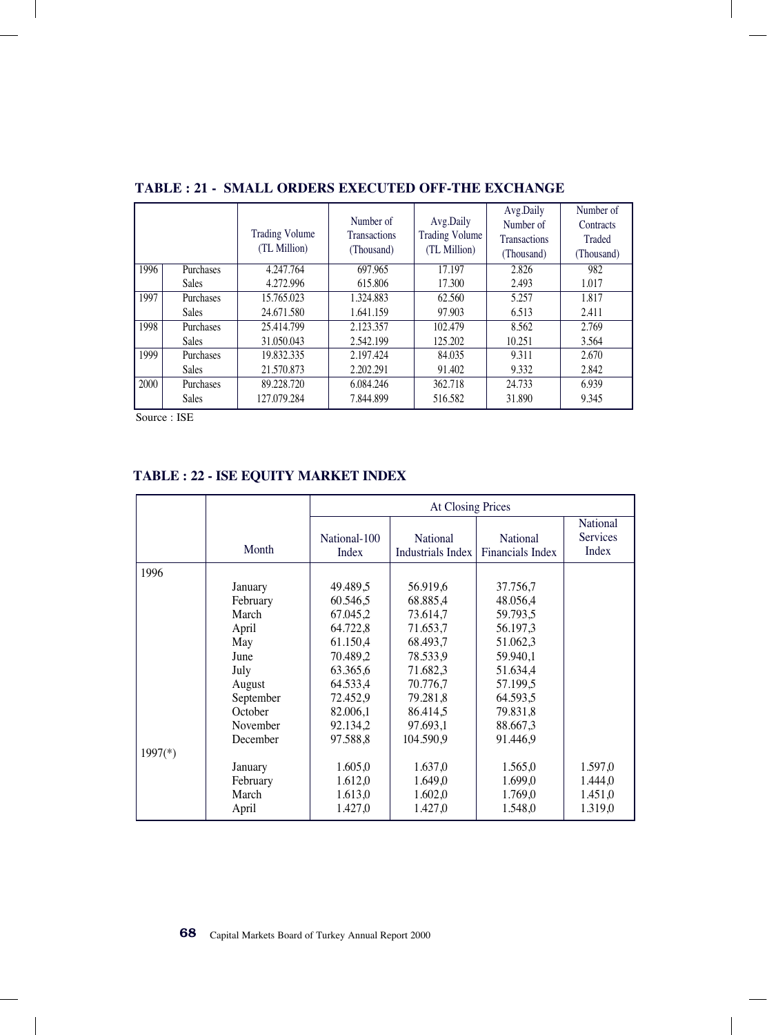## TABLE : 21 - SMALL ORDERS EXECUTED OFF-THE EXCHANGE

| | | Trading Volume (TL Million) | Number of Transactions (Thousand) | Avg.Daily Trading Volume (TL Million) | Avg.Daily Number of Transactions (Thousand) | Number of Contracts Traded (Thousand) |
|---|---|---|---|---|---|---|
| 1996 | Purchases | 4.247.764 | 697.965 | 17.197 | 2.826 | 982 |
| | Sales | 4.272.996 | 615.806 | 17.300 | 2.493 | 1.017 |
| 1997 | Purchases | 15.765.023 | 1.324.883 | 62.560 | 5.257 | 1.817 |
| | Sales | 24.671.580 | 1.641.159 | 97.903 | 6.513 | 2.411 |
| 1998 | Purchases | 25.414.799 | 2.123.357 | 102.479 | 8.562 | 2.769 |
| | Sales | 31.050.043 | 2.542.199 | 125.202 | 10.251 | 3.564 |
| 1999 | Purchases | 19.832.335 | 2.197.424 | 84.035 | 9.311 | 2.670 |
| | Sales | 21.570.873 | 2.202.291 | 91.402 | 9.332 | 2.842 |
| 2000 | Purchases | 89.228.720 | 6.084.246 | 362.718 | 24.733 | 6.939 |
| | Sales | 127.079.284 | 7.844.899 | 516.582 | 31.890 | 9.345 |

Source : ISE

## TABLE : 22 - ISE EQUITY MARKET INDEX

| | | At Closing Prices | | | |
|---|---|---|---|---|---|
| | Month | National-100 Index | National Industrials Index | National Financials Index | National Services Index |
| 1996 | | | | | |
| | January | 49.489,5 | 56.919,6 | 37.756,7 | |
| | February | 60.546,5 | 68.885,4 | 48.056,4 | |
| | March | 67.045,2 | 73.614,7 | 59.793,5 | |
| | April | 64.722,8 | 71.653,7 | 56.197,3 | |
| | May | 61.150,4 | 68.493,7 | 51.062,3 | |
| | June | 70.489,2 | 78.533,9 | 59.940,1 | |
| | July | 63.365,6 | 71.682,3 | 51.634,4 | |
| | August | 64.533,4 | 70.776,7 | 57.199,5 | |
| | September | 72.452,9 | 79.281,8 | 64.593,5 | |
| | October | 82.006,1 | 86.414,5 | 79.831,8 | |
| | November | 92.134,2 | 97.693,1 | 88.667,3 | |
| | December | 97.588,8 | 104.590,9 | 91.446,9 | |
| 1997(*) | | | | | |
| | January | 1.605,0 | 1.637,0 | 1.565,0 | 1.597,0 |
| | February | 1.612,0 | 1.649,0 | 1.699,0 | 1.444,0 |
| | March | 1.613,0 | 1.602,0 | 1.769,0 | 1.451,0 |
| | April | 1.427,0 | 1.427,0 | 1.548,0 | 1.319,0 |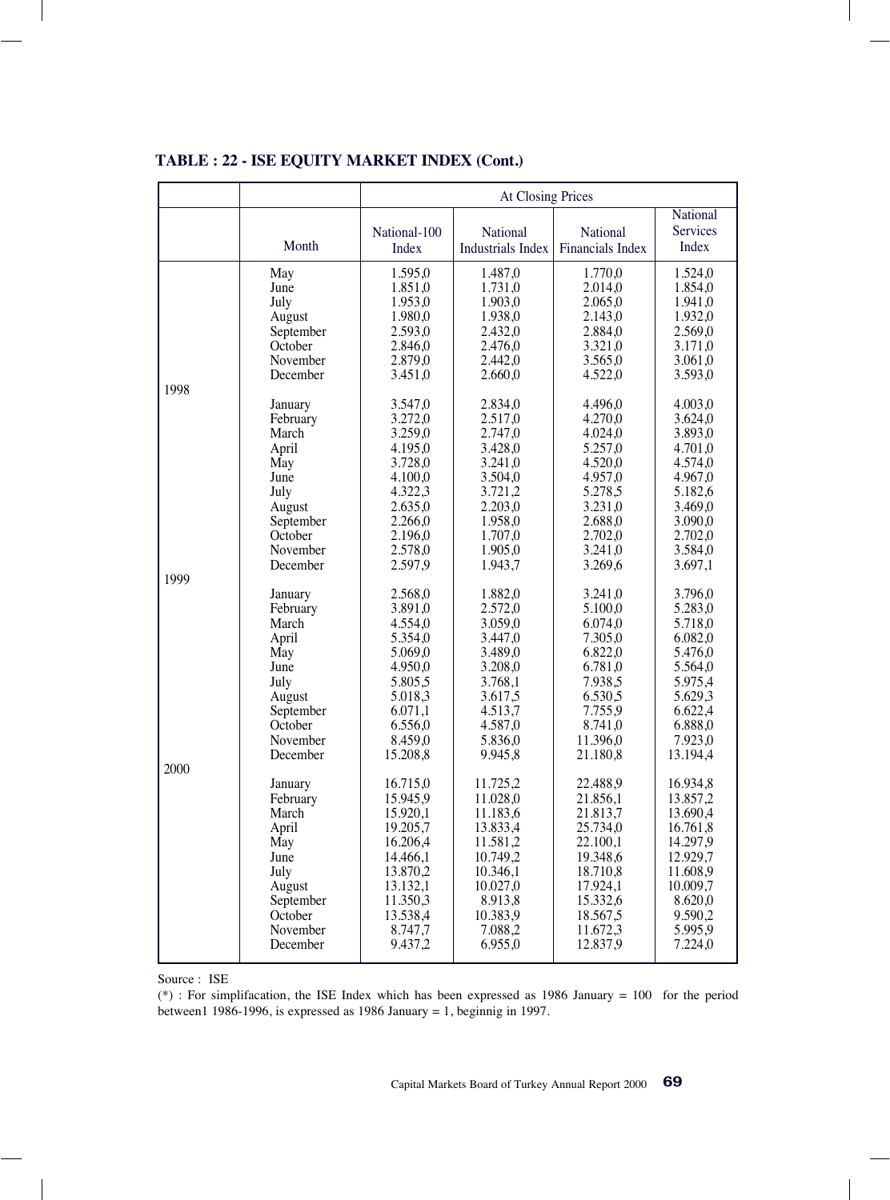**TABLE : 22 - ISE EQUITY MARKET INDEX (Cont.)**

| | | At Closing Prices | | | |
|---|---|---|---|---|---|
| | Month | National-100 Index | National Industrials Index | National Financials Index | National Services Index |
| | May | 1.595,0 | 1.487,0 | 1.770,0 | 1.524,0 |
| | June | 1.851,0 | 1.731,0 | 2.014,0 | 1.854,0 |
| | July | 1.953,0 | 1.903,0 | 2.065,0 | 1.941,0 |
| | August | 1.980,0 | 1.938,0 | 2.143,0 | 1.932,0 |
| | September | 2.593,0 | 2.432,0 | 2.884,0 | 2.569,0 |
| | October | 2.846,0 | 2.476,0 | 3.321,0 | 3.171,0 |
| | November | 2.879,0 | 2.442,0 | 3.565,0 | 3.061,0 |
| | December | 3.451,0 | 2.660,0 | 4.522,0 | 3.593,0 |
| 1998 | | | | | |
| | January | 3.547,0 | 2.834,0 | 4.496,0 | 4.003,0 |
| | February | 3.272,0 | 2.517,0 | 4.270,0 | 3.624,0 |
| | March | 3.259,0 | 2.747,0 | 4.024,0 | 3.893,0 |
| | April | 4.195,0 | 3.428,0 | 5.257,0 | 4.701,0 |
| | May | 3.728,0 | 3.241,0 | 4.520,0 | 4.574,0 |
| | June | 4.100,0 | 3.504,0 | 4.957,0 | 4.967,0 |
| | July | 4.322,3 | 3.721,2 | 5.278,5 | 5.182,6 |
| | August | 2.635,0 | 2.203,0 | 3.231,0 | 3.469,0 |
| | September | 2.266,0 | 1.958,0 | 2.688,0 | 3.090,0 |
| | October | 2.196,0 | 1.707,0 | 2.702,0 | 2.702,0 |
| | November | 2.578,0 | 1.905,0 | 3.241,0 | 3.584,0 |
| | December | 2.597,9 | 1.943,7 | 3.269,6 | 3.697,1 |
| 1999 | | | | | |
| | January | 2.568,0 | 1.882,0 | 3.241,0 | 3.796,0 |
| | February | 3.891,0 | 2.572,0 | 5.100,0 | 5.283,0 |
| | March | 4.554,0 | 3.059,0 | 6.074,0 | 5.718,0 |
| | April | 5.354,0 | 3.447,0 | 7.305,0 | 6.082,0 |
| | May | 5.069,0 | 3.489,0 | 6.822,0 | 5.476,0 |
| | June | 4.950,0 | 3.208,0 | 6.781,0 | 5.564,0 |
| | July | 5.805,5 | 3.768,1 | 7.938,5 | 5.975,4 |
| | August | 5.018,3 | 3.617,5 | 6.530,5 | 5.629,3 |
| | September | 6.071,1 | 4.513,7 | 7.755,9 | 6.622,4 |
| | October | 6.556,0 | 4.587,0 | 8.741,0 | 6.888,0 |
| | November | 8.459,0 | 5.836,0 | 11.396,0 | 7.923,0 |
| | December | 15.208,8 | 9.945,8 | 21.180,8 | 13.194,4 |
| 2000 | | | | | |
| | January | 16.715,0 | 11.725,2 | 22.488,9 | 16.934,8 |
| | February | 15.945,9 | 11.028,0 | 21.856,1 | 13.857,2 |
| | March | 15.920,1 | 11.183,6 | 21.813,7 | 13.690,4 |
| | April | 19.205,7 | 13.833,4 | 25.734,0 | 16.761,8 |
| | May | 16.206,4 | 11.581,2 | 22.100,1 | 14.297,9 |
| | June | 14.466,1 | 10.749,2 | 19.348,6 | 12.929,7 |
| | July | 13.870,2 | 10.346,1 | 18.710,8 | 11.608,9 |
| | August | 13.132,1 | 10.027,0 | 17.924,1 | 10.009,7 |
| | September | 11.350,3 | 8.913,8 | 15.332,6 | 8.620,0 |
| | October | 13.538,4 | 10.383,9 | 18.567,5 | 9.590,2 |
| | November | 8.747,7 | 7.088,2 | 11.672,3 | 5.995,9 |
| | December | 9.437,2 | 6.955,0 | 12.837,9 | 7.224,0 |

Source : ISE

(*) : For simplifacation, the ISE Index which has been expressed as 1986 January = 100 for the period between1 1986-1996, is expressed as 1986 January = 1, beginnig in 1997.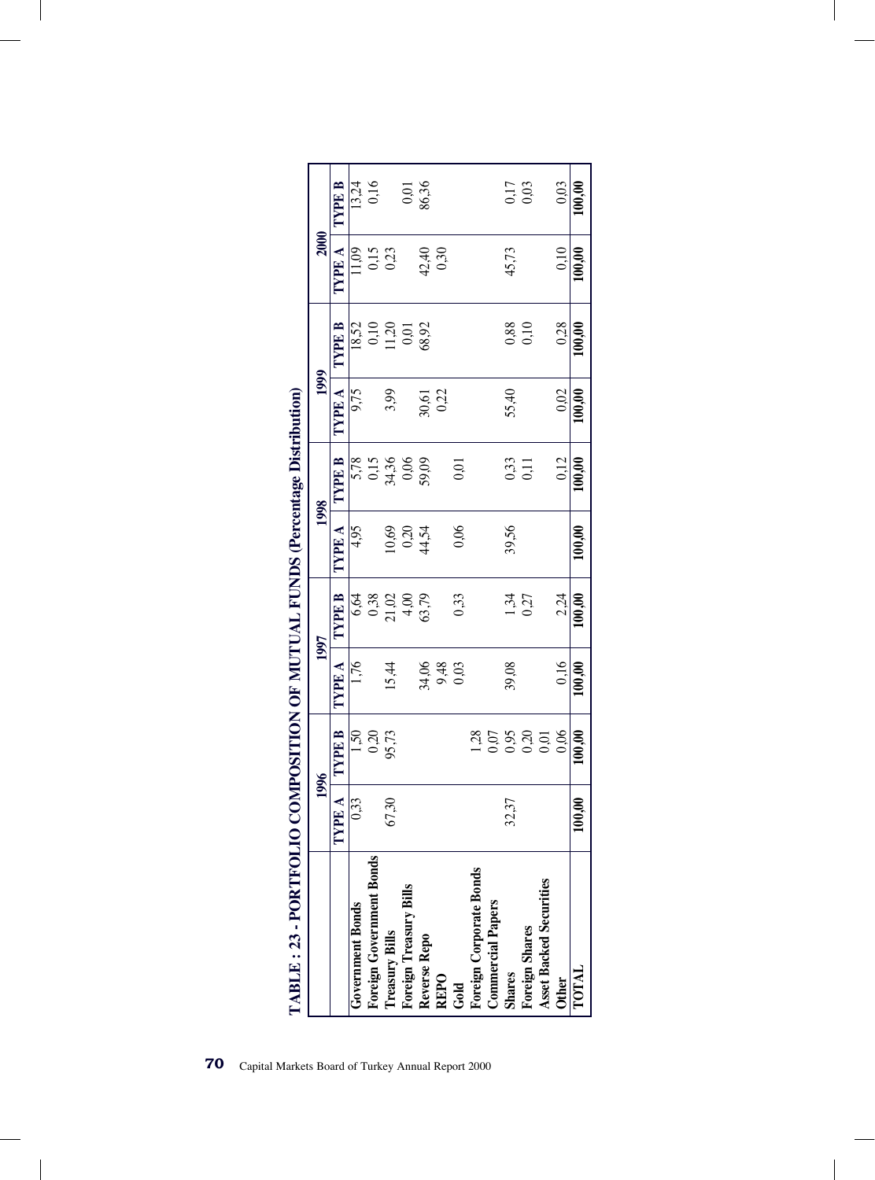# TABLE : 23 - PORTFOLIO COMPOSITION OF MUTUAL FUNDS (Percentage Distribution)

| | 1996 | | 1997 | | 1998 | | 1999 | | 2000 | |
|---|---|---|---|---|---|---|---|---|---|---|
| | TYPE A | TYPE B | TYPE A | TYPE B | TYPE A | TYPE B | TYPE A | TYPE B | TYPE A | TYPE B |
| **Government Bonds** | 0,33 | 1,50 | 1,76 | 6,64 | 4,95 | 5,78 | 9,75 | 18,52 | 11,09 | 13,24 |
| **Foreign Government Bonds** | | 0,20 | | 0,38 | | 0,15 | | 0,10 | 0,15 | 0,16 |
| **Treasury Bills** | 67,30 | 95,73 | 15,44 | 21,02 | 10,69 | 34,36 | 3,99 | 11,20 | 0,23 | |
| **Foreign Treasury Bills** | | | | 4,00 | 0,20 | 0,06 | | 0,01 | | 0,01 |
| **Reverse Repo** | | | 34,06 | 63,79 | 44,54 | 59,09 | 30,61 | 68,92 | 42,40 | 86,36 |
| **REPO** | | | 9,48 | | | | 0,22 | | 0,30 | |
| **Gold** | | | 0,03 | 0,33 | 0,06 | 0,01 | | | | |
| **Foreign Corporate Bonds** | | 1,28 | | | | | | | | |
| **Commercial Papers** | | 0,07 | | | | | | | | |
| **Shares** | 32,37 | 0,95 | 39,08 | 1,34 | 39,56 | 0,33 | 55,40 | 0,88 | 45,73 | 0,17 |
| **Foreign Shares** | | 0,20 | | 0,27 | | 0,11 | | 0,10 | | 0,03 |
| **Asset Backed Securities** | | 0,01 | | | | | | | | |
| **Other** | | 0,06 | 0,16 | 2,24 | | 0,12 | 0,02 | 0,28 | 0,10 | 0,03 |
| **TOTAL** | 100,00 | 100,00 | 100,00 | 100,00 | 100,00 | 100,00 | 100,00 | 100,00 | 100,00 | 100,00 |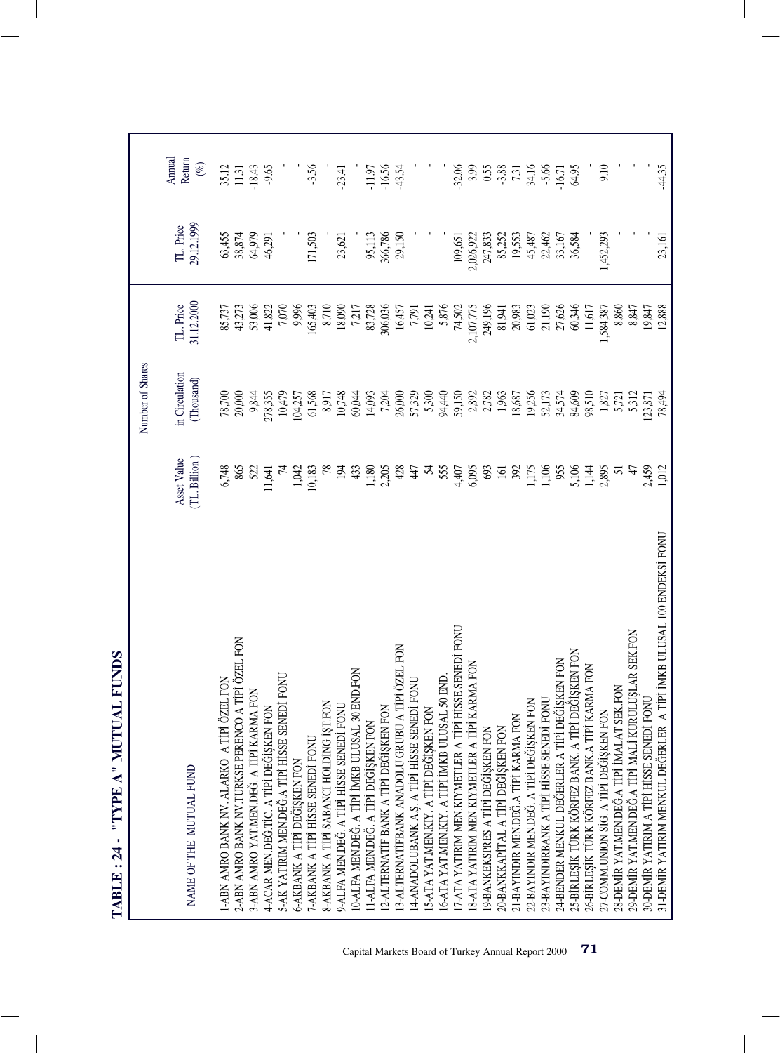# TABLE : 24 - "TYPE A" MUTUAL FUNDS

| NAME OF THE MUTUAL FUND | Asset Value (TL. Billion) | Number of Shares in Circulation (Thousand) | TL. Price 31.12.2000 | TL. Price 29.12.1999 | Annual Return (%) |
|---|---|---|---|---|---|
| 1-ABN AMRO BANK NV. ALARKO A TİPİ ÖZEL FON | 6,748 | 78,700 | 85,737 | 63,455 | 35.12 |
| 2-ABN AMRO BANK NV.TURKSE PERENCO A TİPİ ÖZEL FON | 865 | 20,000 | 43,273 | 38,874 | 11.31 |
| 3-ABN AMRO YAT.MEN.DEĞ. A TİPİ KARMA FON | 522 | 9,844 | 53,006 | 64,979 | -18.43 |
| 4-ACAR MEN.DEĞ.TİC. A TİPİ DEĞİŞKEN FON | 11,641 | 278,355 | 41,822 | 46,291 | -9.65 |
| 5-AK YATIRIM MEN.DEĞ.A TİPİ HİSSE SENEDİ FONU | 74 | 10,479 | 7,070 | - | - |
| 6-AKBANK A TİPİ DEĞİŞKEN FON | 1,042 | 104,257 | 9,996 | - | - |
| 7-AKBANK A TİPİ HİSSE SENEDİ FONU | 10,183 | 61,568 | 165,403 | 171,503 | -3.56 |
| 8-AKBANK A TİPİ SABANCI HOLDİNG İŞT.FON | 78 | 8,917 | 8,710 | - | - |
| 9-ALFA MEN.DEĞ. A TİPİ HİSSE SENEDİ FONU | 194 | 10,748 | 18,090 | 23,621 | -23.41 |
| 10-ALFA MEN.DEĞ. A TİPİ İMKB ULUSAL 30 END.FON | 433 | 60,044 | 7,217 | - | - |
| 11-ALFA MEN.DEĞ. A TİPİ DEĞİŞKEN FON | 1,180 | 14,093 | 83,728 | 95,113 | -11.97 |
| 12-ALTERNATİF BANK A TİPİ DEĞİŞKEN FON | 2,205 | 7,204 | 306,036 | 366,786 | -16.56 |
| 13-ALTERNATIFBANK ANADOLU GRUBU A TİPİ ÖZEL FON | 428 | 26,000 | 16,457 | 29,150 | -43.54 |
| 14-ANADOLUBANK A.Ş. A TİPİ HİSSE SENEDİ FONU | 447 | 57,329 | 7,791 | - | - |
| 15-ATA YAT.MEN.KIY. A TİPİ DEĞİŞKEN FON | 54 | 5,300 | 10,241 | - | - |
| 16-ATA YAT.MEN.KIY. A TİPİ İMKB ULUSAL 50 END. | 555 | 94,440 | 5,876 | - | - |
| 17-ATA YATIRIM MEN.KIYMETLER A TİPİ HİSSE SENEDİ FONU | 4,407 | 59,150 | 74,502 | 109,651 | -32.06 |
| 18-ATA YATIRIM MEN.KIYMETLER A TİPİ KARMA FON | 6,095 | 2,892 | 2,107,775 | 2,026,922 | 3.99 |
| 19-BANKEKSPRES A TİPİ DEĞİŞKEN FON | 693 | 2,782 | 249,196 | 247,833 | 0.55 |
| 20-BANKKAPİTAL A TİPİ DEĞİŞKEN FON | 161 | 1,963 | 81,941 | 85,252 | -3.88 |
| 21-BAYINDIR MEN.DEĞ.A TİPİ KARMA FON | 392 | 18,687 | 20,983 | 19,553 | 7.31 |
| 22-BAYINDIR MEN.DEĞ. A TİPİ DEĞİŞKEN FON | 1,175 | 19,256 | 61,023 | 45,487 | 34.16 |
| 23-BAYINDIRBANK A TİPİ HİSSE SENEDİ FONU | 1,106 | 52,173 | 21,190 | 22,462 | -5.66 |
| 24-BENDER MENKUL DEĞERLER A TİPİ DEĞİŞKEN FON | 955 | 34,574 | 27,626 | 33,167 | -16.71 |
| 25-BİRLEŞİK TÜRK KÖRFEZ BANK. A TİPİ DEĞİŞKEN FON | 5,106 | 84,609 | 60,346 | 36,584 | 64.95 |
| 26-BİRLEŞİK TÜRK KÖRFEZ BANK.A TİPİ KARMA FON | 1,144 | 98,510 | 11,617 | - | - |
| 27-COMM.UNION SİG. A TİPİ DEĞİŞKEN FON | 2,895 | 1,827 | 1,584,387 | 1,452,293 | 9.10 |
| 28-DEMİR YAT.MEN.DEĞ.A TİPİ İMALAT SEK.FON | 51 | 5,721 | 8,860 | - | - |
| 29-DEMİR YAT.MEN.DEĞ.A TİPİ MALİ KURULUŞLAR SEK.FON | 47 | 5,312 | 8,847 | - | - |
| 30-DEMİR YATIRIM A TİPİ HİSSE SENEDİ FONU | 2,459 | 123,871 | 19,847 | - | - |
| 31-DEMİR YATIRIM MENKUL DEĞERLER A TİPİ İMKB ULUSAL 100 ENDEKSİ FONU | 1,012 | 78,494 | 12,888 | 23,161 | -44.35 |

Capital Markets Board of Turkey Annual Report 2000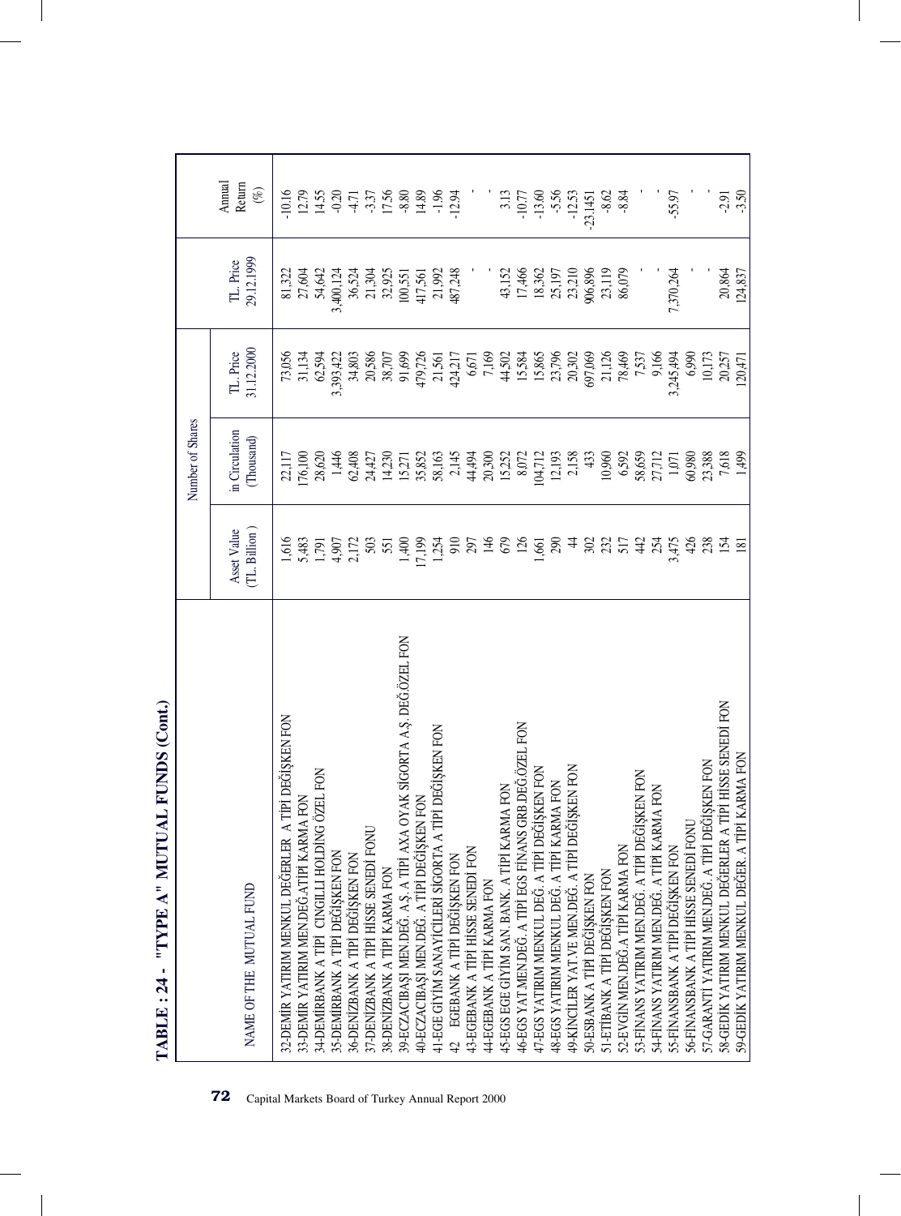# TABLE : 24 - "TYPE A" MUTUAL FUNDS (Cont.)

| NAME OF THE MUTUAL FUND | Asset Value (TL. Billion ) | Number of Shares in Circulation (Thousand) | TL. Price 31.12.2000 | TL. Price 29.12.1999 | Annual Return (%) |
|---|---|---|---|---|---|
| 32-DEMİR YATIRIM MENKUL DEĞERLER A TİPİ DEĞİŞKEN FON | 1,616 | 22,117 | 73,056 | 81,322 | -10.16 |
| 33-DEMİR YATIRIM MEN.DEĞ.ATİPİ KARMA FON | 5,483 | 176,100 | 31,134 | 27,604 | 12.79 |
| 34-DEMİRBANK A TİPİ CINGILLI HOLDİNG ÖZEL FON | 1,791 | 28,620 | 62,594 | 54,642 | 14.55 |
| 35-DEMİRBANK A TİPİ DEĞİŞKEN FON | 4,907 | 1,446 | 3,393,422 | 3,400,124 | -0.20 |
| 36-DENİZBANK A TİPİ DEĞİŞKEN FON | 2,172 | 62,408 | 34,803 | 36,524 | -4.71 |
| 37-DENİZBANK A TİPİ HİSSE SENEDİ FONU | 503 | 24,427 | 20,586 | 21,304 | -3.37 |
| 38-DENİZBANK A TİPİ KARMA FON | 551 | 14,230 | 38,707 | 32,925 | 17.56 |
| 39-ECZACIBAŞI MEN.DEĞ. A.Ş. A TİPİ AXA OYAK SİGORTA A.Ş. DEĞ.ÖZEL FON | 1,400 | 15,271 | 91,699 | 100,551 | -8.80 |
| 40-ECZACIBAŞI MEN.DEĞ. A TİPİ DEĞİŞKEN FON | 17,199 | 35,852 | 479,726 | 417,561 | 14.89 |
| 41-EGE GİYİM SANAYİCİLERİ SİGORTA A TİPİ DEĞİŞKEN FON | 1,254 | 58,163 | 21,561 | 21,992 | -1.96 |
| 42 EGEBANK A TİPİ DEĞİŞKEN FON | 910 | 2,145 | 424,217 | 487,248 | -12.94 |
| 43-EGEBANK A TİPİ HİSSE SENEDİ FON | 297 | 44,494 | 6,671 | - | - |
| 44-EGEBANK A TİPİ KARMA FON | 146 | 20,300 | 7,169 | - | - |
| 45-EGS EGE GİYİM SAN. BANK. A TİPİ KARMA FON | 679 | 15,252 | 44,502 | 43,152 | 3.13 |
| 46-EGS YAT.MEN.DEĞ. A TİPİ EGS FİNANS GRB.DEĞ.ÖZEL FON | 126 | 8,072 | 15,584 | 17,466 | -10.77 |
| 47-EGS YATIRIM MENKUL DEĞ. A TİPİ DEĞİŞKEN FON | 1,661 | 104,712 | 15,865 | 18,362 | -13.60 |
| 48-EGS YATIRIM MENKUL DEĞ. A TİPİ KARMA FON | 290 | 12,193 | 23,796 | 25,197 | -5.56 |
| 49-KİNCİLER YAT.VE MEN.DEĞ. A TİPİ DEĞİŞKEN FON | 44 | 2,158 | 20,302 | 23,210 | -12.53 |
| 50-ESBANK A TİPİ DEĞİŞKEN FON | 302 | 433 | 697,069 | 906,896 | -23.1451 |
| 51-ETİBANK A TİPİ DEĞİŞKEN FON | 232 | 10,960 | 21,126 | 23,119 | -8.62 |
| 52-EVGİN MEN.DEĞ.A TİPİ KARMA FON | 517 | 6,592 | 78,469 | 86,079 | -8.84 |
| 53-FİNANS YATIRIM MEN.DEĞ. A TİPİ DEĞİŞKEN FON | 442 | 58,659 | 7,537 | - | - |
| 54-FİNANS YATIRIM MEN.DEĞ. A TİPİ KARMA FON | 254 | 27,712 | 9,166 | - | - |
| 55-FİNANSBANK A TİPİ DEĞİŞKEN FON | 3,475 | 1,071 | 3,245,494 | 7,370,264 | -55.97 |
| 56-FİNANSBANK A TİPİ HİSSE SENEDİ FONU | 426 | 60,980 | 6,990 | - | - |
| 57-GARANTİ YATIRIM MEN.DEĞ. A TİPİ DEĞİŞKEN FON | 238 | 23,388 | 10,173 | - | - |
| 58-GEDİK YATIRIM MENKUL DEĞERLER A TİPİ HİSSE SENEDİ FON | 154 | 7,618 | 20,257 | 20,864 | -2.91 |
| 59-GEDİK YATIRIM MENKUL DEĞER. A TİPİ KARMA FON | 181 | 1,499 | 120,471 | 124,837 | -3.50 |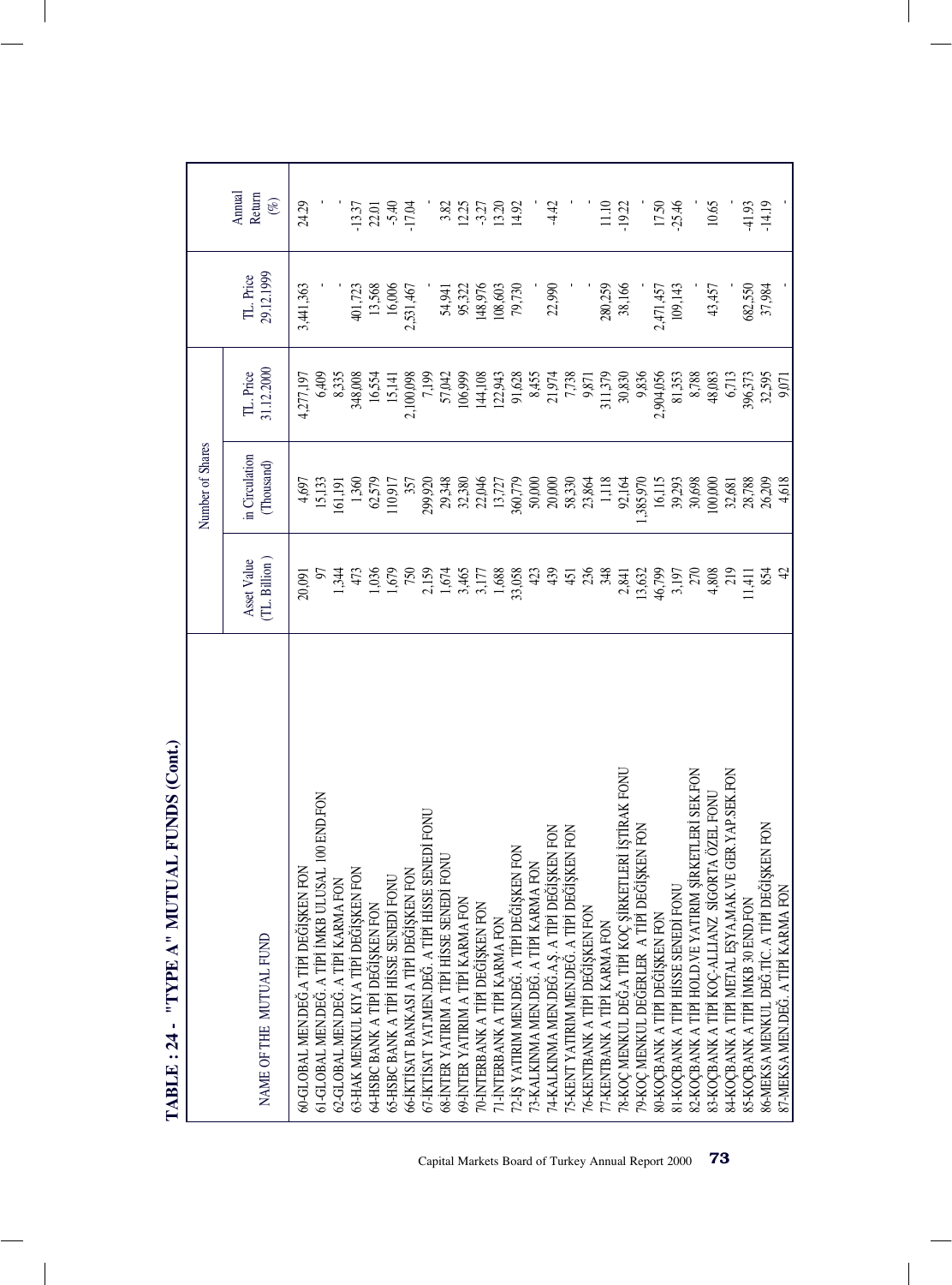# TABLE : 24 - "TYPE A" MUTUAL FUNDS (Cont.)

| NAME OF THE MUTUAL FUND | Asset Value (TL. Billion ) | Number of Shares in Circulation (Thousand) | TL. Price 31.12.2000 | TL. Price 29.12.1999 | Annual Return (%) |
|---|---|---|---|---|---|
| 60-GLOBAL MEN.DEĞ.A TİPİ DEĞİŞKEN FON | 20,091 | 4,697 | 4,277,197 | 3,441,363 | 24.29 |
| 61-GLOBAL MEN.DEĞ. A TİPİ İMKB ULUSAL 100 END.FON | 97 | 15,133 | 6,409 | - | - |
| 62-GLOBAL MEN.DEĞ. A TİPİ KARMA FON | 1,344 | 161,191 | 8,335 | - | - |
| 63-HAK MENKUL KIY.A TİPİ DEĞİŞKEN FON | 473 | 1,360 | 348,008 | 401,723 | -13.37 |
| 64-HSBC BANK A TİPİ DEĞİŞKEN FON | 1,036 | 62,579 | 16,554 | 13,568 | 22.01 |
| 65-HSBC BANK A TİPİ HİSSE SENEDİ FONU | 1,679 | 110,917 | 15,141 | 16,006 | -5.40 |
| 66-İKTİSAT BANKASI A TİPİ DEĞİŞKEN FON | 750 | 357 | 2,100,098 | 2,531,467 | -17.04 |
| 67-İKTİSAT YAT.MEN.DEĞ. A TİPİ HİSSE SENEDİ FONU | 2,159 | 299,920 | 7,199 | - | - |
| 68-İNTER YATIRIM A TİPİ HİSSE SENEDİ FONU | 1,674 | 29,348 | 57,042 | 54,941 | 3.82 |
| 69-İNTER YATIRIM A TİPİ KARMA FON | 3,465 | 32,380 | 106,999 | 95,322 | 12.25 |
| 70-İNTERBANK A TİPİ DEĞİŞKEN FON | 3,177 | 22,046 | 144,108 | 148,976 | -3.27 |
| 71-İNTERBANK A TİPİ KARMA FON | 1,688 | 13,727 | 122,943 | 108,603 | 13.20 |
| 72-İŞ YATIRIM MEN.DEĞ. A TİPİ DEĞİŞKEN FON | 33,058 | 360,779 | 91,628 | 79,730 | 14.92 |
| 73-KALKINMA MEN.DEĞ. A TİPİ KARMA FON | 423 | 50,000 | 8,455 | - | - |
| 74-KALKINMA MEN.DEĞ.A.Ş. A TİPİ DEĞİŞKEN FON | 439 | 20,000 | 21,974 | 22,990 | -4.42 |
| 75-KENT YATIRIM MEN.DEĞ. A TİPİ DEĞİŞKEN FON | 451 | 58,330 | 7,738 | - | - |
| 76-KENTBANK A TİPİ DEĞİŞKEN FON | 236 | 23,864 | 9,871 | - | - |
| 77-KENTBANK A TİPİ KARMA FON | 348 | 1,118 | 311,379 | 280,259 | 11.10 |
| 78-KOÇ MENKUL DEĞ.A TİPİ KOÇ ŞİRKETLERİ İŞTİRAK FONU | 2,841 | 92,164 | 30,830 | 38,166 | -19.22 |
| 79-KOÇ MENKUL DEĞERLER A TİPİ DEĞİŞKEN FON | 13,632 | 1,385,970 | 9,836 | - | - |
| 80-KOÇBANK A TİPİ DEĞİŞKEN FON | 46,799 | 16,115 | 2,904,056 | 2,471,457 | 17.50 |
| 81-KOÇBANK A TİPİ HİSSE SENEDİ FONU | 3,197 | 39,293 | 81,353 | 109,143 | -25.46 |
| 82-KOÇBANK A TİPİ HOLD.VE YATIRIM ŞİRKETLERİ SEK.FON | 270 | 30,698 | 8,788 | - | - |
| 83-KOÇBANK A TİPİ KOÇ-ALLIANZ SİGORTA ÖZEL FONU | 4,808 | 100,000 | 48,083 | 43,457 | 10.65 |
| 84-KOÇBANK A TİPİ METAL EŞYA,MAK.VE GER.YAP.SEK.FON | 219 | 32,681 | 6,713 | - | - |
| 85-KOÇBANK A TİPİ İMKB 30 END.FON | 11,411 | 28,788 | 396,373 | 682,550 | -41.93 |
| 86-MEKSA MENKUL DEĞ.TİC. A TİPİ DEĞİŞKEN FON | 854 | 26,209 | 32,595 | 37,984 | -14.19 |
| 87-MEKSA MEN.DEĞ. A TİPİ KARMA FON | 42 | 4,618 | 9,071 | - | - |

Capital Markets Board of Turkey Annual Report 2000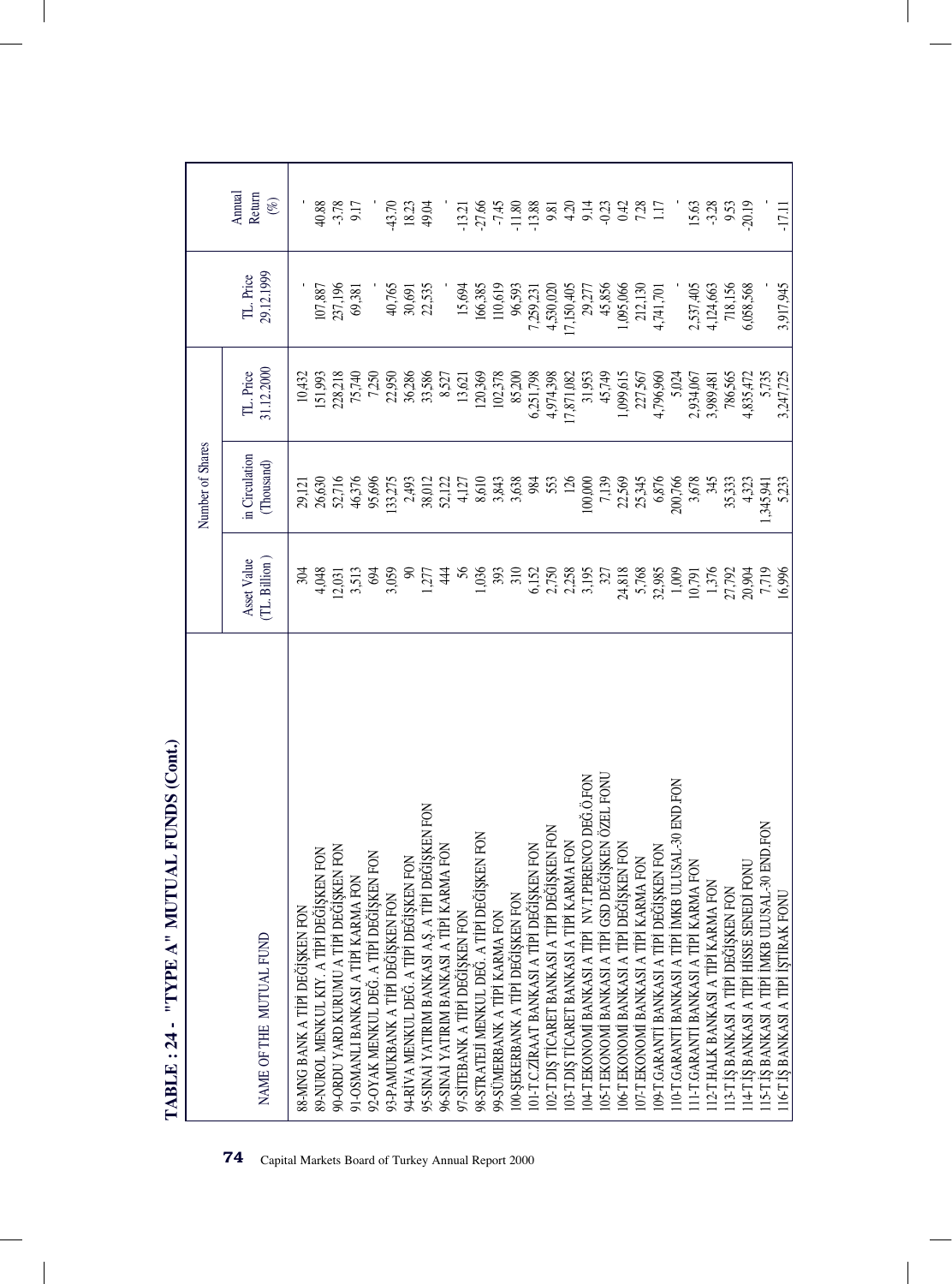# TABLE : 24 - "TYPE A" MUTUAL FUNDS (Cont.)

| NAME OF THE MUTUAL FUND | Asset Value (TL. Billion ) | Number of Shares in Circulation (Thousand) | TL. Price 31.12.2000 | TL. Price 29.12.1999 | Annual Return (%) |
|---|---|---|---|---|---|
| 88-MNG BANK A TİPİ DEĞİŞKEN FON | 304 | 29,121 | 10,432 | - | - |
| 89-NUROL MENKUL KIY. A TİPİ DEĞİŞKEN FON | 4,048 | 26,630 | 151,993 | 107,887 | 40.88 |
| 90-ORDU YARD.KURUMU A TİPİ DEĞİŞKEN FON | 12,031 | 52,716 | 228,218 | 237,196 | -3.78 |
| 91-OSMANLI BANKASI A TİPİ KARMA FON | 3,513 | 46,376 | 75,740 | 69,381 | 9.17 |
| 92-OYAK MENKUL DEĞ. A TİPİ DEĞİŞKEN FON | 694 | 95,696 | 7,250 | - | - |
| 93-PAMUKBANK A TİPİ DEĞİŞKEN FON | 3,059 | 133,275 | 22,950 | 40,765 | -43.70 |
| 94-RİVA MENKUL DEĞ. A TİPİ DEĞİŞKEN FON | 90 | 2,493 | 36,286 | 30,691 | 18.23 |
| 95-SINAİ YATIRIM BANKASI A.Ş. A TİPİ DEĞİŞKEN FON | 1,277 | 38,012 | 33,586 | 22,535 | 49.04 |
| 96-SINAİ YATIRIM BANKASI A TİPİ KARMA FON | 444 | 52,122 | 8,527 | - | - |
| 97-SİTEBANK A TİPİ DEĞİŞKEN FON | 56 | 4,127 | 13,621 | 15,694 | -13.21 |
| 98-STRATEJİ MENKUL DEĞ. A TİPİ DEĞİŞKEN FON | 1,036 | 8,610 | 120,369 | 166,385 | -27.66 |
| 99-SÜMERBANK A TİPİ KARMA FON | 393 | 3,843 | 102,378 | 110,619 | -7.45 |
| 100-ŞEKERBANK A TİPİ DEĞİŞKEN FON | 310 | 3,638 | 85,200 | 96,593 | -11.80 |
| 101-T.C.ZİRAAT BANKASI A TİPİ DEĞİŞKEN FON | 6,152 | 984 | 6,251,798 | 7,259,231 | -13.88 |
| 102-T.DIŞ TİCARET BANKASI A TİPİ DEĞİŞKEN FON | 2,750 | 553 | 4,974,398 | 4,530,020 | 9.81 |
| 103-T.DIŞ TİCARET BANKASI A TİPİ KARMA FON | 2,258 | 126 | 17,871,082 | 17,150,405 | 4.20 |
| 104-T.EKONOMİ BANKASI A TİPİ NV.T.PERENCO DEĞ.Ö.FON | 3,195 | 100,000 | 31,953 | 29,277 | 9.14 |
| 105-T.EKONOMİ BANKASI A TİPİ GSD DEĞİŞKEN ÖZEL FONU | 327 | 7,139 | 45,749 | 45,856 | -0.23 |
| 106-T.EKONOMİ BANKASI A TİPİ DEĞİŞKEN FON | 24,818 | 22,569 | 1,099,615 | 1,095,066 | 0.42 |
| 107-T.EKONOMİ BANKASI A TİPİ KARMA FON | 5,768 | 25,345 | 227,567 | 212,130 | 7.28 |
| 109-T.GARANTİ BANKASI A TİPİ DEĞİŞKEN FON | 32,985 | 6,876 | 4,796,960 | 4,741,701 | 1.17 |
| 110-T.GARANTİ BANKASI A TİPİ İMKB ULUSAL-30 END.FON | 1,009 | 200,766 | 5,024 | - | - |
| 111-T.GARANTİ BANKASI A TİPİ KARMA FON | 10,791 | 3,678 | 2,934,067 | 2,537,405 | 15.63 |
| 112-T.HALK BANKASI A TİPİ KARMA FON | 1,376 | 345 | 3,989,481 | 4,124,663 | -3.28 |
| 113-T.İŞ BANKASI A TİPİ DEĞİŞKEN FON | 27,792 | 35,333 | 786,565 | 718,156 | 9.53 |
| 114-T.İŞ BANKASI A TİPİ HİSSE SENEDİ FONU | 20,904 | 4,323 | 4,835,472 | 6,058,568 | -20.19 |
| 115-T.İŞ BANKASI A TİPİ İMKB ULUSAL-30 END.FON | 7,719 | 1,345,941 | 5,735 | - | - |
| 116-T.İŞ BANKASI A TİPİ İŞTİRAK FONU | 16,996 | 5,233 | 3,247,725 | 3,917,945 | -17.11 |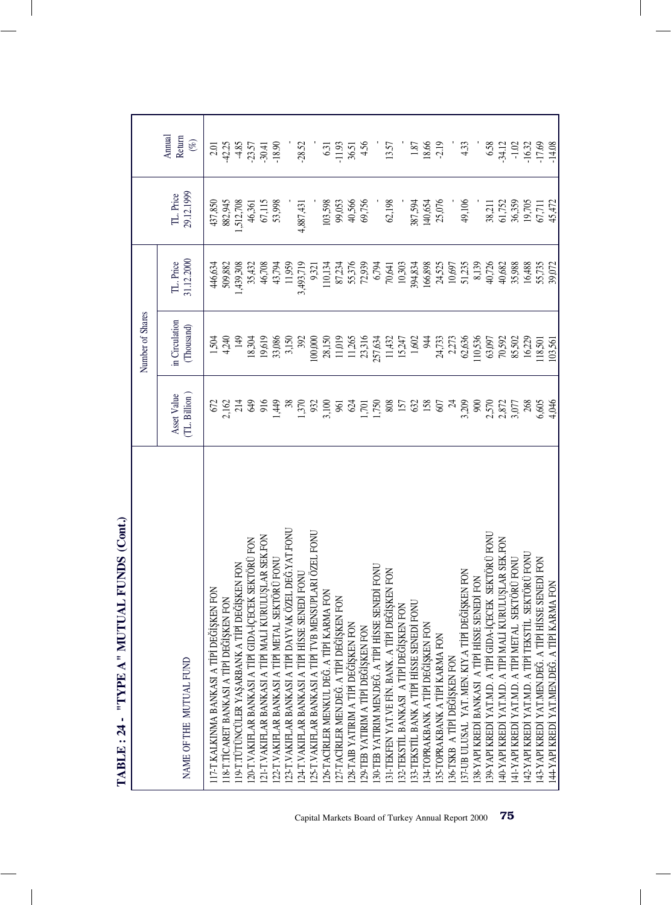# TABLE : 24 - "TYPE A" MUTUAL FUNDS (Cont.)

| NAME OF THE MUTUAL FUND | Asset Value (TL. Billion ) | Number of Shares in Circulation (Thousand) | TL. Price 31.12.2000 | TL. Price 29.12.1999 | Annual Return (%) |
|---|---|---|---|---|---|
| 117-T.KALKINMA BANKASI A TİPİ DEĞİŞKEN FON | 672 | 1,504 | 446,634 | 437,850 | 2.01 |
| 118-T.TİCARET BANKASI A TİPİ DEĞİŞKEN FON | 2,162 | 4,240 | 509,882 | 882,945 | -42.25 |
| 119-T.TÜTÜNCÜLER YAŞARBANK A TİPİ DEĞİŞKEN FON | 214 | 149 | 1,439,308 | 1,512,708 | -4.85 |
| 120-T.VAKIFLAR BANKASI A TİPİ GIDA-İÇECEK SEKTÖRÜ FON | 649 | 18,304 | 35,432 | 46,361 | -23.57 |
| 121-T.VAKIFLAR BANKASI A TİPİ MALİ KURULUŞLAR SEK.FON | 916 | 19,619 | 46,708 | 67,115 | -30.41 |
| 122-T.VAKIFLAR BANKASI A TİPİ METAL SEKTÖRÜ FONU | 1,449 | 33,086 | 43,794 | 53,998 | -18.90 |
| 123-T.VAKIFLAR BANKASI A TİPİ DAYVAK ÖZEL DEĞ.YAT.FONU | 38 | 3,150 | 11,959 | - | - |
| 124-T.VAKIFLAR BANKASI A TİPİ HİSSE SENEDİ FONU | 1,370 | 392 | 3,493,719 | 4,887,431 | -28.52 |
| 125-T.VAKIFLAR BANKASI A TİPİ TVB MENSUPLARI ÖZEL FONU | 932 | 100,000 | 9,321 | - | - |
| 126-TACİRLER MENKUL DEĞ. A TİPİ KARMA FON | 3,100 | 28,150 | 110,134 | 103,598 | 6.31 |
| 127-TACİRLER MEN.DEĞ. A TİPİ DEĞİŞKEN FON | 961 | 11,019 | 87,234 | 99,053 | -11.93 |
| 128-TAIB YATIRIM A TİPİ DEĞİŞKEN FON | 624 | 11,265 | 55,376 | 40,566 | 36.51 |
| 129-TEB YATIRIM A TİPİ DEĞİŞKEN FON | 1,701 | 23,316 | 72,939 | 69,756 | 4.56 |
| 130-TEB YATIRIM MEN.DEĞ. A TİPİ HİSSE SENEDİ FONU | 1,750 | 257,634 | 6,794 | - | - |
| 131-TEKFEN YAT.VE FİN. BANK. A TİPİ DEĞİŞKEN FON | 808 | 11,432 | 70,641 | 62,198 | 13.57 |
| 132-TEKSTİL BANKASI A TİPİ DEĞİŞKEN FON | 157 | 15,247 | 10,303 | - | - |
| 133-TEKSTİL BANK A TİPİ HİSSE SENEDİ FONU | 632 | 1,602 | 394,834 | 387,594 | 1.87 |
| 134-TOPRAKBANK A TİPİ DEĞİŞKEN FON | 158 | 944 | 166,898 | 140,654 | 18.66 |
| 135-TOPRAKBANK A TİPİ KARMA FON | 607 | 24,733 | 24,525 | 25,076 | -2.19 |
| 136-TSKB A TİPİ DEĞİŞKEN FON | 24 | 2,273 | 10,697 | - | - |
| 137-UB ULUSAL YAT. MEN. KIY.A TİPİ DEĞİŞKEN FON | 3,209 | 62,636 | 51,235 | 49,106 | 4.33 |
| 138-YAPI KREDİ BANKASI A TİPİ HİSSE SENEDİ FON | 900 | 110,536 | 8,139 | - | - |
| 139-YAPI KREDİ YAT.M.D. A TİPİ GIDA-İÇECEK SEKTÖRÜ FONU | 2,570 | 63,097 | 40,726 | 38,211 | 6.58 |
| 140-YAPI KREDİ YAT.M.D. A TİPİ MALİ KURULUŞLAR SEK.FON | 2,872 | 70,592 | 40,682 | 61,752 | -34.12 |
| 141-YAPI KREDİ YAT.M.D. A TİPİ METAL SEKTÖRÜ FONU | 3,077 | 85,502 | 35,988 | 36,359 | -1.02 |
| 142-YAPI KREDİ YAT.M.D. A TİPİ TEKSTİL SEKTÖRÜ FONU | 268 | 16,229 | 16,488 | 19,705 | -16.32 |
| 143-YAPI KREDİ YAT.MEN.DEĞ. A TİPİ HİSSE SENEDİ FON | 6,605 | 118,501 | 55,735 | 67,711 | -17.69 |
| 144-YAPI KREDİ YAT.MEN.DEĞ. A TİPİ KARMA FON | 4,046 | 103,561 | 39,072 | 45,472 | -14.08 |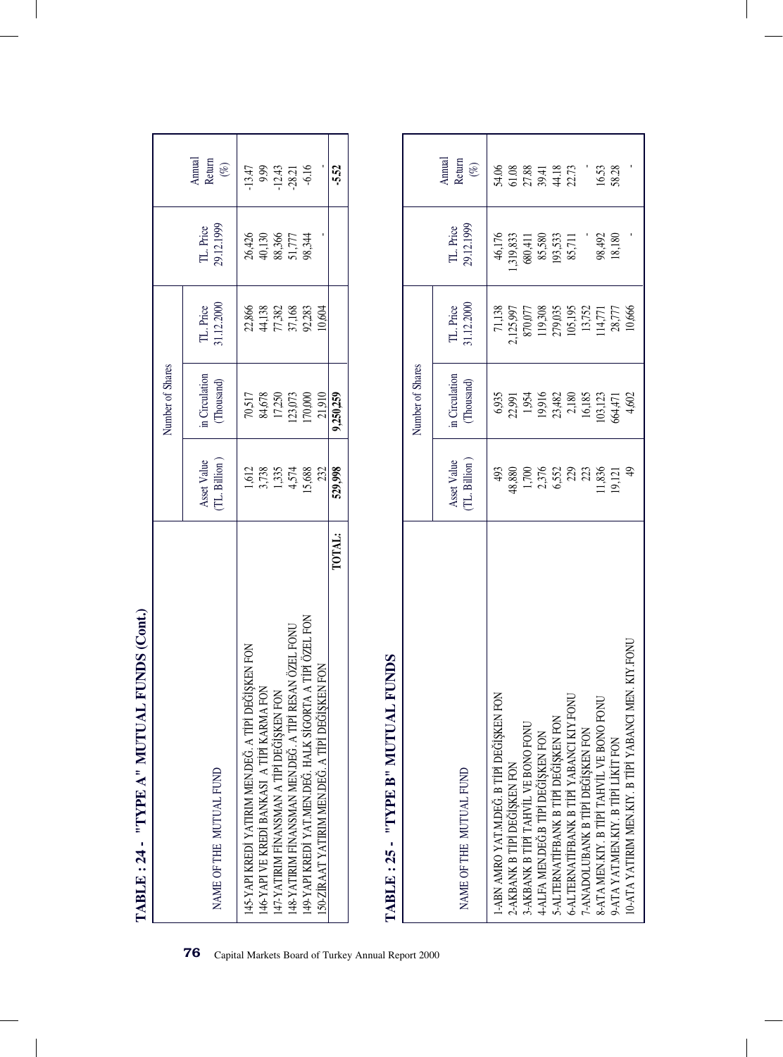## TABLE : 24 - "TYPE A" MUTUAL FUNDS (Cont.)

| NAME OF THE MUTUAL FUND | Asset Value (TL. Billion ) | Number of Shares in Circulation (Thousand) | TL. Price 31.12.2000 | TL. Price 29.12.1999 | Annual Return (%) |
|---|---|---|---|---|---|
| 145-YAPI KREDİ YATIRIM MEN.DEĞ. A TİPİ DEĞİŞKEN FON | 1,612 | 70,517 | 22,866 | 26,426 | -13.47 |
| 146-YAPI VE KREDİ BANKASI A TİPİ KARMA FON | 3,738 | 84,678 | 44,138 | 40,130 | 9.99 |
| 147-YATIRIM FİNANSMAN A TİPİ DEĞİŞKEN FON | 1,335 | 17,250 | 77,382 | 88,366 | -12.43 |
| 148-YATIRIM FİNANSMAN MEN.DEĞ. A TİPİ RESAN ÖZEL FONU | 4,574 | 123,073 | 37,168 | 51,777 | -28.21 |
| 149-YAPI KREDİ YAT.MEN.DEĞ. HALK SİGORTA A TİPİ ÖZEL FON | 15,688 | 170,000 | 92,283 | 98,344 | -6.16 |
| 150-ZİRAAT YATIRIM MEN.DEĞ. A TİPİ DEĞİŞKEN FON | 232 | 21,910 | 10,604 | - | - |
| **TOTAL:** | **529,998** | **9,250,259** | | | **-5.52** |

## TABLE : 25 - "TYPE B" MUTUAL FUNDS

| NAME OF THE MUTUAL FUND | Asset Value (TL. Billion ) | Number of Shares in Circulation (Thousand) | TL. Price 31.12.2000 | TL. Price 29.12.1999 | Annual Return (%) |
|---|---|---|---|---|---|
| 1-ABN AMRO YAT.M.DEĞ. B TİPİ DEĞİŞKEN FON | 493 | 6,935 | 71,138 | 46,176 | 54.06 |
| 2-AKBANK B TİPİ DEĞİŞKEN FON | 48,880 | 22,991 | 2,125,997 | 1,319,833 | 61.08 |
| 3-AKBANK B TİPİ TAHVİL VE BONO FONU | 1,700 | 1,954 | 870,077 | 680,411 | 27.88 |
| 4-ALFA MEN.DEĞ.B TİPİ DEĞİŞKEN FON | 2,376 | 19,916 | 119,308 | 85,580 | 39.41 |
| 5-ALTERNATİFBANK B TİPİ DEĞİŞKEN FON | 6,552 | 23,482 | 279,035 | 193,533 | 44.18 |
| 6-ALTERNATİFBANK B TİPİ YABANCI KIY.FONU | 229 | 2,180 | 105,195 | 85,711 | 22.73 |
| 7-ANADOLUBANK B TİPİ DEĞİŞKEN FON | 223 | 16,185 | 13,752 | - | - |
| 8-ATA MEN.KIY. B TİPİ TAHVİL VE BONO FONU | 11,836 | 103,123 | 114,771 | 98,492 | 16.53 |
| 9-ATA YAT.MEN.KIY. B TİPİ LİKİT FON | 19,121 | 664,471 | 28,777 | 18,180 | 58.28 |
| 10-ATA YATIRIM MEN.KIY. B TİPİ YABANCI MEN. KIY.FONU | 49 | 4,602 | 10,666 | - | - |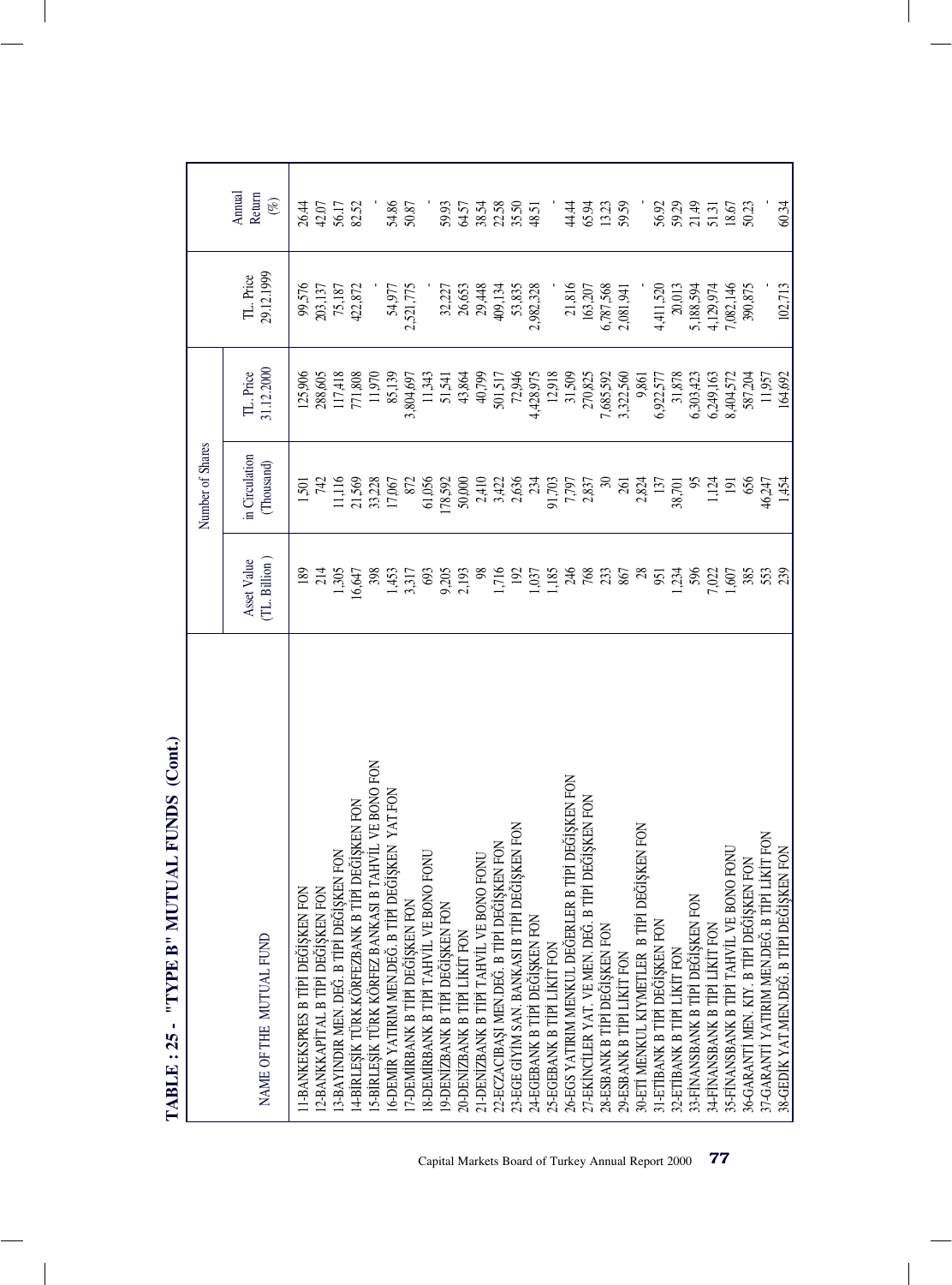# TABLE : 25 - "TYPE B" MUTUAL FUNDS (Cont.)

| NAME OF THE MUTUAL FUND | Asset Value (TL. Billion ) | Number of Shares in Circulation (Thousand) | TL. Price 31.12.2000 | TL. Price 29.12.1999 | Annual Return (%) |
|---|---|---|---|---|---|
| 11-BANKEKSPRES B TİPİ DEĞİŞKEN FON | 189 | 1,501 | 125,906 | 99,576 | 26.44 |
| 12-BANKKAPİTAL B TİPİ DEĞİŞKEN FON | 214 | 742 | 288,605 | 203,137 | 42.07 |
| 13-BAYINDIR MEN. DEĞ. B TİPİ DEĞİŞKEN FON | 1,305 | 11,116 | 117,418 | 75,187 | 56.17 |
| 14-BİRLEŞİK TÜRK KÖRFEZBANK B TİPİ DEĞİŞKEN FON | 16,647 | 21,569 | 771,808 | 422,872 | 82.52 |
| 15-BİRLEŞİK TÜRK KÖRFEZ BANKASI B TAHVİL VE BONO FON | 398 | 33,228 | 11,970 | - | - |
| 16-DEMİR YATIRIM MEN.DEĞ. B TİPİ DEĞİŞKEN YAT.FON | 1,453 | 17,067 | 85,139 | 54,977 | 54.86 |
| 17-DEMİRBANK B TİPİ DEĞİŞKEN FON | 3,317 | 872 | 3,804,697 | 2,521,775 | 50.87 |
| 18-DEMİRBANK B TİPİ TAHVİL VE BONO FONU | 693 | 61,056 | 11,343 | - | - |
| 19-DENİZBANK B TİPİ DEĞİŞKEN FON | 9,205 | 178,592 | 51,541 | 32,227 | 59.93 |
| 20-DENİZBANK B TİPİ LİKİT FON | 2,193 | 50,000 | 43,864 | 26,653 | 64.57 |
| 21-DENİZBANK B TİPİ TAHVİL VE BONO FONU | 98 | 2,410 | 40,799 | 29,448 | 38.54 |
| 22-ECZACIBAŞI MEN.DEĞ. B TİPİ DEĞİŞKEN FON | 1,716 | 3,422 | 501,517 | 409,134 | 22.58 |
| 23-EGE GİYİM SAN. BANKASI B TİPİ DEĞİŞKEN FON | 192 | 2,636 | 72,946 | 53,835 | 35.50 |
| 24-EGEBANK B TİPİ DEĞİŞKEN FON | 1,037 | 234 | 4,428,975 | 2,982,328 | 48.51 |
| 25-EGEBANK B TİPİ LİKİT FON | 1,185 | 91,703 | 12,918 | - | - |
| 26-EGS YATIRIM MENKUL DEĞERLER B TİPİ DEĞİŞKEN FON | 246 | 7,797 | 31,509 | 21,816 | 44.44 |
| 27-EKİNCİLER YAT. VE MEN. DEĞ. B TİPİ DEĞİŞKEN FON | 768 | 2,837 | 270,825 | 163,207 | 65.94 |
| 28-ESBANK B TİPİ DEĞİŞKEN FON | 233 | 30 | 7,685,592 | 6,787,568 | 13.23 |
| 29-ESBANK B TİPİ LİKİT FON | 867 | 261 | 3,322,560 | 2,081,941 | 59.59 |
| 30-ETİ MENKUL KIYMETLER B TİPİ DEĞİŞKEN FON | 28 | 2,824 | 9,861 | - | - |
| 31-ETİBANK B TİPİ DEĞİŞKEN FON | 951 | 137 | 6,922,577 | 4,411,520 | 56.92 |
| 32-ETİBANK B TİPİ LİKİT FON | 1,234 | 38,701 | 31,878 | 20,013 | 59.29 |
| 33-FİNANSBANK B TİPİ DEĞİŞKEN FON | 596 | 95 | 6,303,423 | 5,188,594 | 21.49 |
| 34-FİNANSBANK B TİPİ LİKİT FON | 7,022 | 1,124 | 6,249,163 | 4,129,974 | 51.31 |
| 35-FİNANSBANK B TİPİ TAHVİL VE BONO FONU | 1,607 | 191 | 8,404,572 | 7,082,146 | 18.67 |
| 36-GARANTİ MEN. KIY. B TİPİ DEĞİŞKEN FON | 385 | 656 | 587,204 | 390,875 | 50.23 |
| 37-GARANTİ YATIRIM MEN.DEĞ. B TİPİ LİKİT FON | 553 | 46,247 | 11,957 | - | - |
| 38-GEDİK YAT.MEN.DEĞ. B TİPİ DEĞİŞKEN FON | 239 | 1,454 | 164,692 | 102,713 | 60.34 |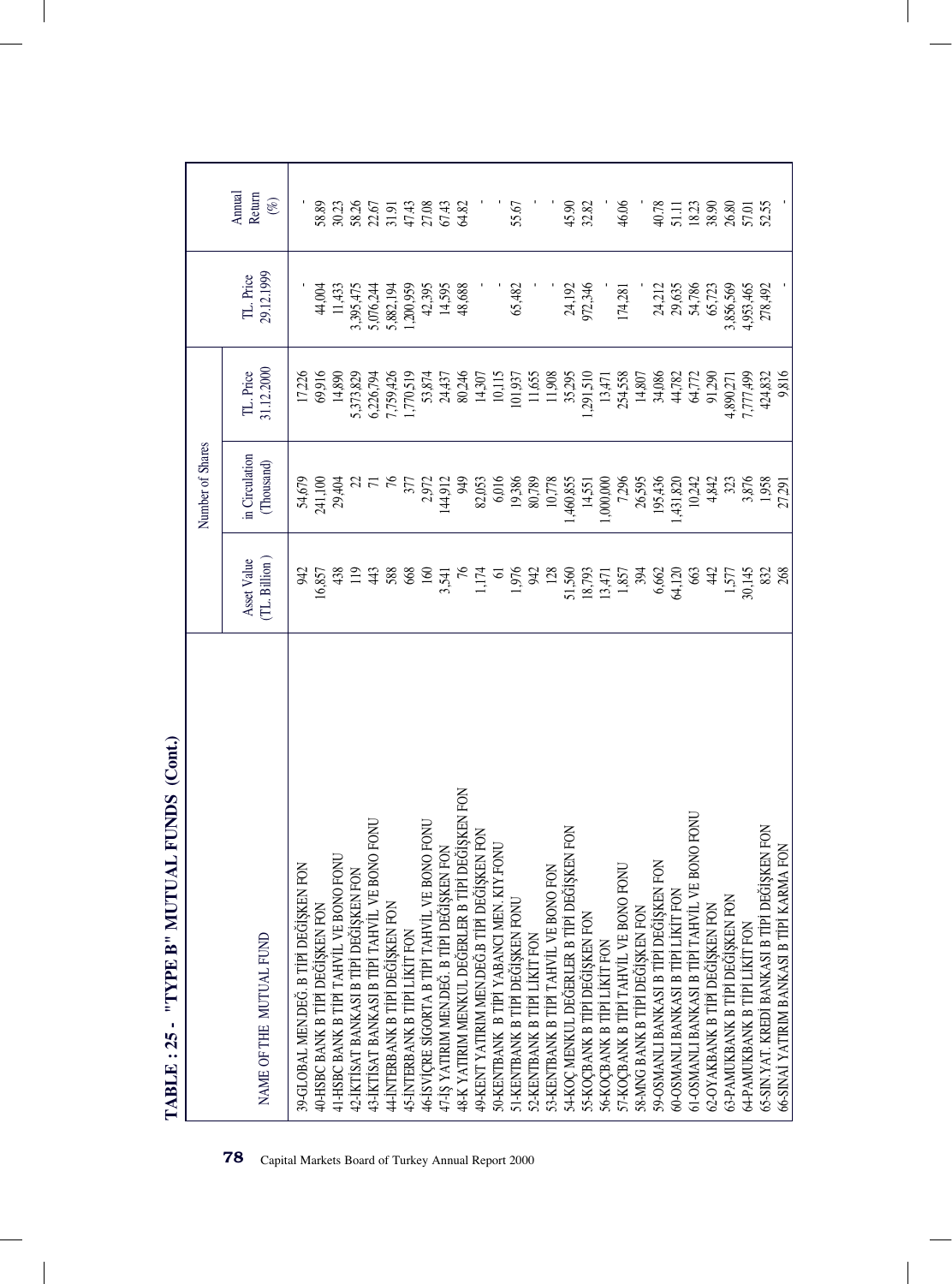# TABLE : 25 - "TYPE B" MUTUAL FUNDS (Cont.)

| NAME OF THE MUTUAL FUND | Asset Value (TL. Billion) | Number of Shares in Circulation (Thousand) | TL. Price 31.12.2000 | TL. Price 29.12.1999 | Annual Return (%) |
|---|---|---|---|---|---|
| 39-GLOBAL MEN.DEĞ. B TİPİ DEĞİŞKEN FON | 942 | 54,679 | 17,226 | - | - |
| 40-HSBC BANK B TİPİ DEĞİŞKEN FON | 16,857 | 241,100 | 69,916 | 44,004 | 58.89 |
| 41-HSBC BANK B TİPİ TAHVİL VE BONO FONU | 438 | 29,404 | 14,890 | 11,433 | 30.23 |
| 42-İKTİSAT BANKASI B TİPİ DEĞİŞKEN FON | 119 | 22 | 5,373,829 | 3,395,475 | 58.26 |
| 43-İKTİSAT BANKASI B TİPİ TAHVİL VE BONO FONU | 443 | 71 | 6,226,794 | 5,076,244 | 22.67 |
| 44-İNTERBANK B TİPİ DEĞİŞKEN FON | 588 | 76 | 7,759,426 | 5,882,194 | 31.91 |
| 45-İNTERBANK B TİPİ LİKİT FON | 668 | 377 | 1,770,519 | 1,200,959 | 47.43 |
| 46-İSVİÇRE SİGORTA B TİPİ TAHVİL VE BONO FONU | 160 | 2,972 | 53,874 | 42,395 | 27.08 |
| 47-İŞ YATIRIM MEN.DEĞ. B TİPİ DEĞİŞKEN FON | 3,541 | 144,912 | 24,437 | 14,595 | 67.43 |
| 48-K YATIRIM MENKUL DEĞERLER B TİPİ DEĞİŞKEN FON | 76 | 949 | 80,246 | 48,688 | 64.82 |
| 49-KENT YATIRIM MEN.DEĞ.B TİPİ DEĞİŞKEN FON | 1,174 | 82,053 | 14,307 | - | - |
| 50-KENTBANK B TİPİ YABANCI MEN. KIY FONU | 61 | 6,016 | 10,115 | - | - |
| 51-KENTBANK B TİPİ DEĞİŞKEN FONU | 1,976 | 19,386 | 101,937 | 65,482 | 55.67 |
| 52-KENTBANK B TİPİ LİKİT FON | 942 | 80,789 | 11,655 | - | - |
| 53-KENTBANK B TİPİ TAHVİL VE BONO FON | 128 | 10,778 | 11,908 | - | - |
| 54-KOÇ MENKUL DEĞERLER B TİPİ DEĞİŞKEN FON | 51,560 | 1,460,855 | 35,295 | 24,192 | 45.90 |
| 55-KOÇBANK B TİPİ DEĞİŞKEN FON | 18,793 | 14,551 | 1,291,510 | 972,346 | 32.82 |
| 56-KOÇBANK B TİPİ LİKİT FON | 13,471 | 1,000,000 | 13,471 | - | - |
| 57-KOÇBANK B TİPİ TAHVİL VE BONO FONU | 1,857 | 7,296 | 254,558 | 174,281 | 46.06 |
| 58-MNG BANK B TİPİ DEĞİŞKEN FON | 394 | 26,595 | 14,807 | - | - |
| 59-OSMANLI BANKASI B TİPİ DEĞİŞKEN FON | 6,662 | 195,436 | 34,086 | 24,212 | 40.78 |
| 60-OSMANLI BANKASI B TİPİ LİKİT FON | 64,120 | 1,431,820 | 44,782 | 29,635 | 51.11 |
| 61-OSMANLI BANKASI B TİPİ TAHVİL VE BONO FONU | 663 | 10,242 | 64,772 | 54,786 | 18.23 |
| 62-OYAKBANK B TİPİ DEĞİŞKEN FON | 442 | 4,842 | 91,290 | 65,723 | 38.90 |
| 63-PAMUKBANK B TİPİ DEĞİŞKEN FON | 1,577 | 323 | 4,890,271 | 3,856,569 | 26.80 |
| 64-PAMUKBANK B TİPİ LİKİT FON | 30,145 | 3,876 | 7,777,499 | 4,953,465 | 57.01 |
| 65-SIN.YAT. KREDİ BANKASI B TİPİ DEĞİŞKEN FON | 832 | 1,958 | 424,832 | 278,492 | 52.55 |
| 66-SINAİ YATIRIM BANKASI B TİPİ KARMA FON | 268 | 27,291 | 9,816 | - | - |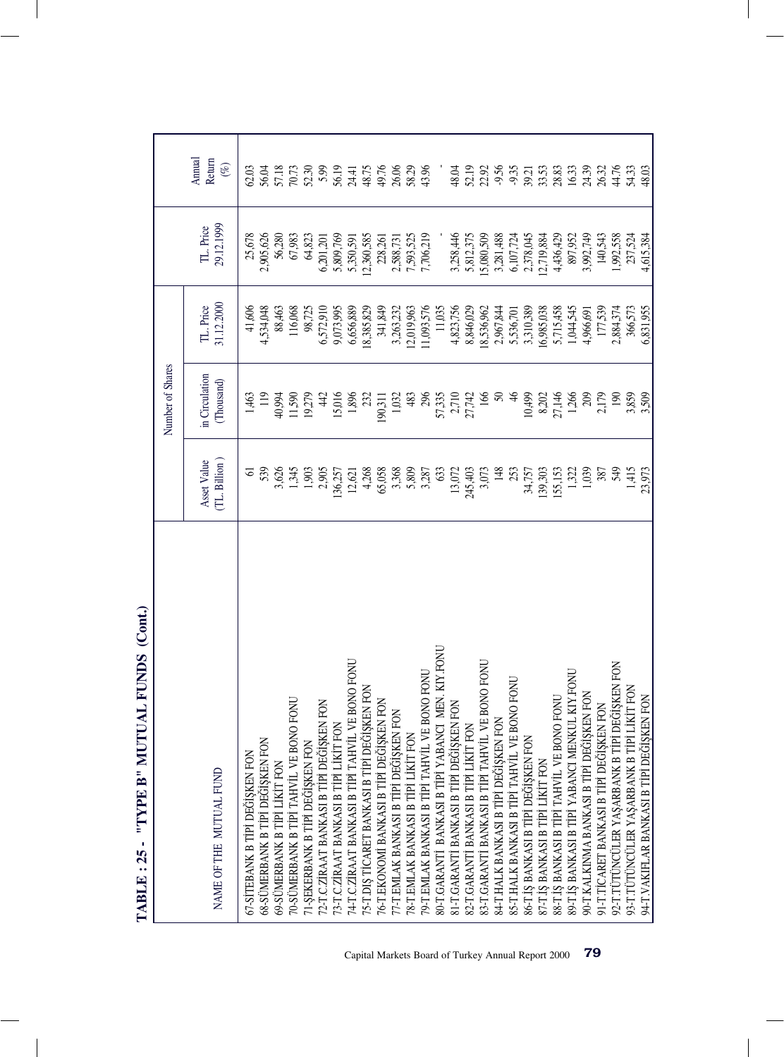# TABLE : 25 - "TYPE B" MUTUAL FUNDS (Cont.)

| NAME OF THE MUTUAL FUND | Asset Value (TL. Billion ) | Number of Shares in Circulation (Thousand) | TL. Price 31.12.2000 | TL. Price 29.12.1999 | Annual Return (%) |
|---|---|---|---|---|---|
| 67-ŞİTEBANK B TİPİ DEĞİŞKEN FON | 61 | 1,463 | 41,606 | 25,678 | 62.03 |
| 68-SÜMERBANK B TİPİ DEĞİŞKEN FON | 539 | 119 | 4,534,048 | 2,905,626 | 56.04 |
| 69-SÜMERBANK B TİPİ LİKİT FON | 3,626 | 40,994 | 88,463 | 56,280 | 57.18 |
| 70-SÜMERBANK B TİPİ TAHVİL VE BONO FONU | 1,345 | 11,590 | 116,068 | 67,983 | 70.73 |
| 71-ŞEKERBANK B TİPİ DEĞİŞKEN FON | 1,903 | 19,279 | 98,725 | 64,823 | 52.30 |
| 72-T.C.ZİRAAT BANKASI B TİPİ DEĞİŞKEN FON | 2,905 | 442 | 6,572,910 | 6,201,201 | 5.99 |
| 73-T.C.ZİRAAT BANKASI B TİPİ LİKİT FON | 136,257 | 15,016 | 9,073,995 | 5,809,769 | 56.19 |
| 74-T.C.ZİRAAT BANKASI B TİPİ TAHVİL VE BONO FONU | 12,621 | 1,896 | 6,656,889 | 5,350,591 | 24.41 |
| 75-T.DIŞ TİCARET BANKASI B TİPİ DEĞİŞKEN FON | 4,268 | 232 | 18,385,829 | 12,360,585 | 48.75 |
| 76-T.EKONOMİ BANKASI B TİPİ DEĞİŞKEN FON | 65,058 | 190,311 | 341,849 | 228,261 | 49.76 |
| 77-T.EMLAK BANKASI B TİPİ DEĞİŞKEN FON | 3,368 | 1,032 | 3,263,232 | 2,588,731 | 26.06 |
| 78-T.EMLAK BANKASI B TİPİ LİKİT FON | 5,809 | 483 | 12,019,963 | 7,593,525 | 58.29 |
| 79-T.EMLAK BANKASI B TİPİ TAHVİL VE BONO FONU | 3,287 | 296 | 11,093,576 | 7,706,219 | 43.96 |
| 80-T.GARANTİ BANKASI B TİPİ YABANCI MEN. KIY.FONU | 633 | 57,335 | 11,035 | - | - |
| 81-T.GARANTİ BANKASI B TİPİ DEĞİŞKEN FON | 13,072 | 2,710 | 4,823,756 | 3,258,446 | 48.04 |
| 82-T.GARANTİ BANKASI B TİPİ LİKİT FON | 245,403 | 27,742 | 8,846,029 | 5,812,375 | 52.19 |
| 83-T.GARANTİ BANKASI B TİPİ TAHVİL VE BONO FONU | 3,073 | 166 | 18,536,962 | 15,080,509 | 22.92 |
| 84-T.HALK BANKASI B TİPİ DEĞİŞKEN FON | 148 | 50 | 2,967,844 | 3,281,488 | -9.56 |
| 85-T.HALK BANKASI B TİPİ TAHVİL VE BONO FONU | 253 | 46 | 5,536,701 | 6,107,724 | -9.35 |
| 86-T.İŞ BANKASI B TİPİ DEĞİŞKEN FON | 34,757 | 10,499 | 3,310,389 | 2,378,045 | 39.21 |
| 87-T.İŞ BANKASI B TİPİ LİKİT FON | 139,303 | 8,202 | 16,985,038 | 12,719,884 | 33.53 |
| 88-T.İŞ BANKASI B TİPİ TAHVİL VE BONO FONU | 155,153 | 27,146 | 5,715,458 | 4,436,429 | 28.83 |
| 89-T.İŞ BANKASI B TİPİ YABANCI MENKUL KIY.FONU | 1,322 | 1,266 | 1,044,545 | 897,952 | 16.33 |
| 90-T.KALKINMA BANKASI B TİPİ DEĞİŞKEN FON | 1,039 | 209 | 4,966,691 | 3,992,749 | 24.39 |
| 91-T.TİCARET BANKASI B TİPİ DEĞİŞKEN FON | 387 | 2,179 | 177,539 | 140,543 | 26.32 |
| 92-T.TÜTÜNCÜLER YAŞARBANK B TİPİ DEĞİŞKEN FON | 549 | 190 | 2,884,374 | 1,992,558 | 44.76 |
| 93-T.TÜTÜNCÜLER YAŞARBANK B TİPİ LİKİT FON | 1,415 | 3,859 | 366,573 | 237,524 | 54.33 |
| 94-T.VAKIFLAR BANKASI B TİPİ DEĞİŞKEN FON | 23,973 | 3,509 | 6,831,955 | 4,615,384 | 48.03 |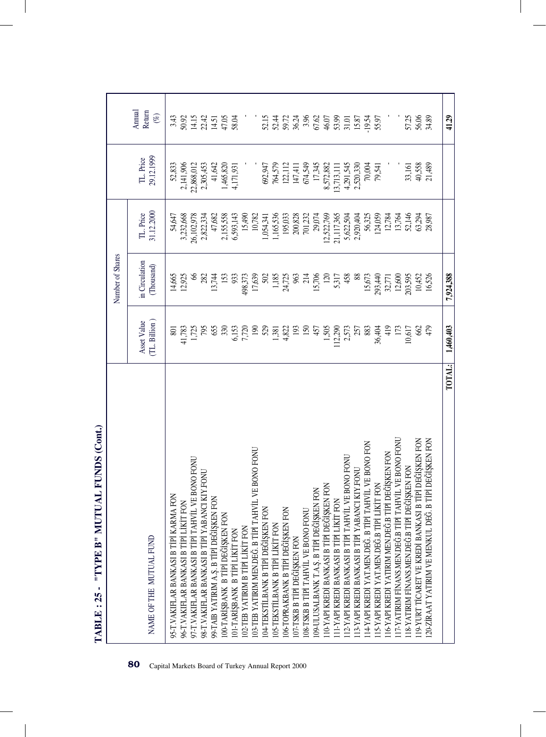## TABLE : 25 - "TYPE B" MUTUAL FUNDS (Cont.)

| NAME OF THE MUTUAL FUND | Asset Value (TL. Billion ) | Number of Shares in Circulation (Thousand) | TL. Price 31.12.2000 | TL. Price 29.12.1999 | Annual Return (%) |
|---|---|---|---|---|---|
| 95-T.VAKIFLAR BANKASI B TİPİ KARMA FON | 801 | 14,665 | 54,647 | 52,833 | 3.43 |
| 96-T.VAKIFLAR BANKASI B TİPİ LİKİT FON | 41,783 | 12,925 | 3,232,668 | 2,141,906 | 50.92 |
| 97-T.VAKIFLAR BANKASI B TİPİ TAHVİL VE BONO FONU | 1,725 | 66 | 26,102,978 | 22,868,012 | 14.15 |
| 98-T.VAKIFLAR BANKASI B TİPİ YABANCI KIY.FONU | 795 | 282 | 2,822,334 | 2,305,453 | 22.42 |
| 99-TAIB YATIRIM A.Ş. B TİPİ DEĞİŞKEN FON | 655 | 13,744 | 47,682 | 41,642 | 14.51 |
| 100-TARİŞBANK B TİPİ DEĞİŞKEN FON | 330 | 153 | 2,155,558 | 1,465,820 | 47.05 |
| 101-TARİŞBANK B TİPİ LİKİT FON | 6,153 | 933 | 6,593,143 | 4,171,931 | 58.04 |
| 102-TEB YATIRIM B TİPİ LİKİT FON | 7,720 | 498,373 | 15,490 | - | - |
| 103-TEB YATIRIM MEN.DEĞ. B TİPİ TAHVİL VE BONO FONU | 190 | 17,639 | 10,782 | - | - |
| 104-TEKSTİLBANK B TİPİ DEĞİŞKEN FON | 529 | 502 | 1,054,341 | 692,947 | 52.15 |
| 105-TEKSTİLBANK B TİPİ LİKİT FON | 1,381 | 1,185 | 1,165,536 | 764,579 | 52.44 |
| 106-TOPRAKBANK B TİPİ DEĞİŞKEN FON | 4,822 | 24,725 | 195,033 | 122,112 | 59.72 |
| 107-TSKB B TİPİ DEĞİŞKEN FON | 193 | 963 | 200,828 | 147,411 | 36.24 |
| 108-TSKB B TİPİ TAHVİL VE BONO FONU | 150 | 214 | 701,232 | 674,549 | 3.96 |
| 109-ULUSALBANK T.A.Ş. B TİPİ DEĞİŞKEN FON | 457 | 15,706 | 29,074 | 17,345 | 67.62 |
| 110-YAPI KREDİ BANKASI B TİPİ DEĞİŞKEN FON | 1,505 | 120 | 12,522,769 | 8,572,882 | 46.07 |
| 111-YAPI KREDİ BANKASI B TİPİ LİKİT FON | 112,290 | 5,317 | 21,117,365 | 13,713,111 | 53.99 |
| 112-YAPI KREDİ BANKASI B TİPİ TAHVİL VE BONO FONU | 2,573 | 458 | 5,622,504 | 4,291,545 | 31.01 |
| 113-YAPI KREDİ BANKASI B TİPİ YABANCI KIY.FONU | 257 | 88 | 2,920,404 | 2,520,330 | 15.87 |
| 114-YAPI KREDİ YAT.MEN.DEĞ. B TİPİ TAHVİL VE BONO FON | 883 | 15,673 | 56,325 | 70,004 | -19.54 |
| 115-YAPI KREDİ YAT.MEN.DEĞ.B TİPİ LİKİT FON | 36,404 | 293,440 | 124,059 | 79,541 | 55.97 |
| 116-YAPI KREDİ YATIRIM MEN.DEĞ.B TİPİ DEĞİŞKEN FON | 419 | 32,771 | 12,784 | - | - |
| 117-YATIRIM FİNANS.MEN.DEĞ.B TİPİ TAHVİL VE BONO FONU | 173 | 12,600 | 13,764 | - | - |
| 118-YATIRIM FİNANS.MEN.DEĞ.B TİPİ DEĞİŞKEN FON | 10,617 | 203,595 | 52,146 | 33,161 | 57.25 |
| 119-YURT TİCARET VE KREDİ BANKASI B TİPİ DEĞİŞKEN FON | 662 | 10,452 | 63,294 | 40,558 | 56.06 |
| 120-ZİRAAT YATIRIM VE MENKUL DEĞ. B TİPİ DEĞİŞKEN FON | 479 | 16,526 | 28,987 | 21,489 | 34.89 |
| **TOTAL:** | **1,460,403** | **7,924,388** | | | **41.29** |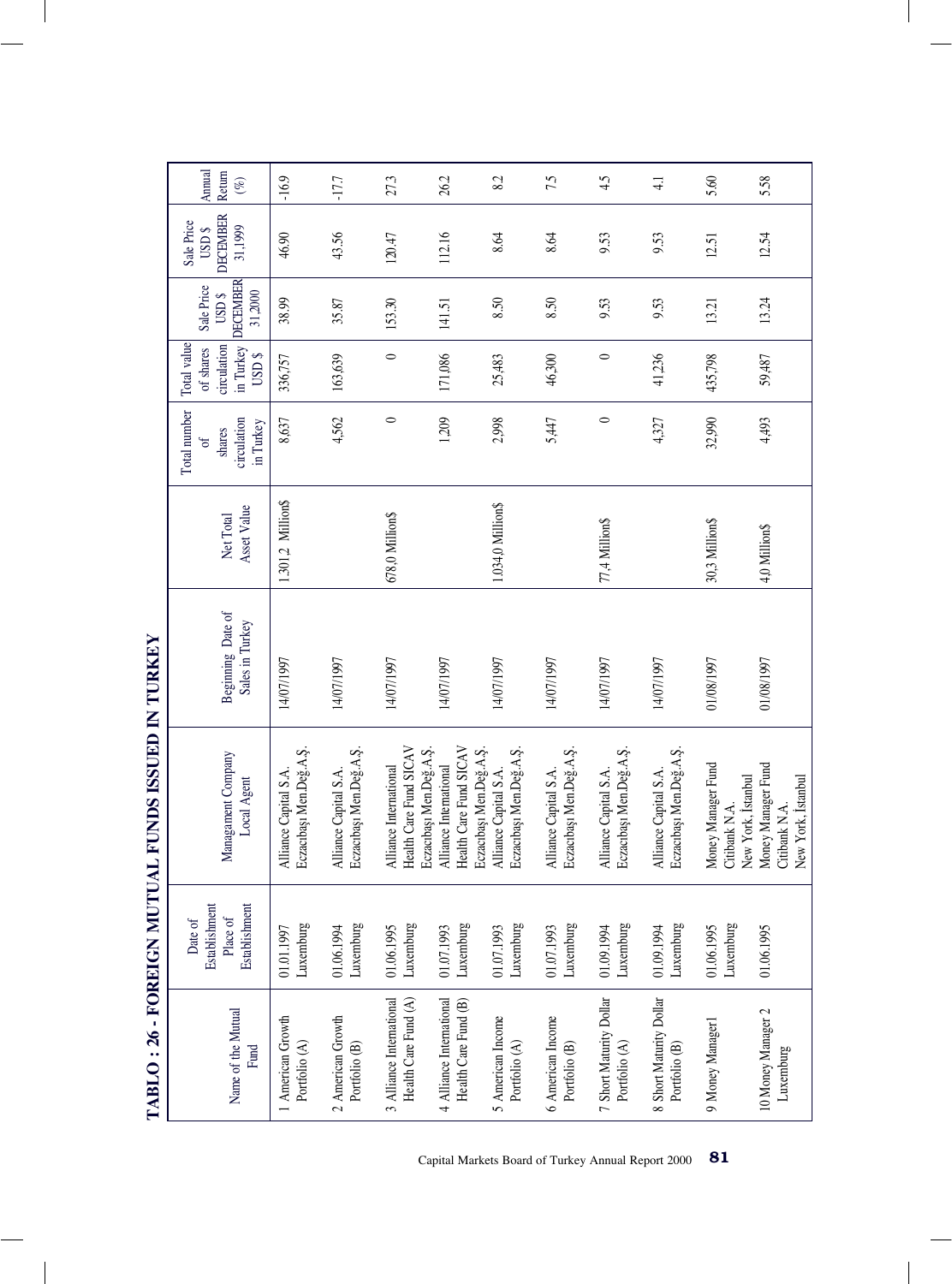# TABLO : 26 - FOREIGN MUTUAL FUNDS ISSUED IN TURKEY

| Name of the Mutual Fund | Date of Establishment Place of Establishment | Managament Company Local Agent | Beginning Date of Sales in Turkey | Net Total Asset Value | Total number of shares circulation in Turkey | Total value of shares circulation in Turkey USD $ | Sale Price USD $ DECEMBER 31,2000 | Sale Price USD $ DECEMBER 31,1999 | Annual Return (%) |
|---|---|---|---|---|---|---|---|---|---|
| 1 American Growth Portfolio (A) | 01.01.1997 Luxemburg | Alliance Capital S.A. Eczacıbaşı Men.Değ.A.Ş. | 14/07/1997 | 1.301,2 Million$ | 8,637 | 336,757 | 38.99 | 46.90 | -16.9 |
| 2 American Growth Portfolio (B) | 01.06.1994 Luxemburg | Alliance Capital S.A. Eczacıbaşı Men.Değ.A.Ş. | 14/07/1997 | | 4,562 | 163,639 | 35.87 | 43.56 | -17.7 |
| 3 Alliance International Health Care Fund (A) | 01.06.1995 Luxemburg | Alliance International Health Care Fund SICAV Eczacıbaşı Men.Değ.A.Ş. | 14/07/1997 | 678,0 Million$ | 0 | 0 | 153.30 | 120.47 | 27.3 |
| 4 Alliance International Health Care Fund (B) | 01.07.1993 Luxemburg | Alliance International Health Care Fund SICAV Eczacıbaşı Men.Değ.A.Ş. | 14/07/1997 | | 1,209 | 171,086 | 141.51 | 112.16 | 26.2 |
| 5 American Income Portfolio (A) | 01.07.1993 Luxemburg | Alliance Capital S.A. Eczacıbaşı Men.Değ.A.Ş. | 14/07/1997 | 1.034,0 Million$ | 2,998 | 25,483 | 8.50 | 8.64 | 8.2 |
| 6 American Income Portfolio (B) | 01.07.1993 Luxemburg | Alliance Capital S.A. Eczacıbaşı Men.Değ.A.Ş. | 14/07/1997 | | 5,447 | 46,300 | 8.50 | 8.64 | 7.5 |
| 7 Short Maturity Dollar Portfolio (A) | 01.09.1994 Luxemburg | Alliance Capital S.A. Eczacıbaşı Men.Değ.A.Ş. | 14/07/1997 | 77,4 Million$ | 0 | 0 | 9.53 | 9.53 | 4.5 |
| 8 Short Maturity Dollar Portfolio (B) | 01.09.1994 Luxemburg | Alliance Capital S.A. Eczacıbaşı Men.Değ.A.Ş. | 14/07/1997 | | 4,327 | 41,236 | 9.53 | 9.53 | 4.1 |
| 9 Money Manager1 | 01.06.1995 Luxemburg | Money Manager Fund Citibank N.A. New York, İstanbul | 01/08/1997 | 30,3 Million$ | 32,990 | 435,798 | 13.21 | 12.51 | 5.60 |
| 10 Money Manager 2 Luxemburg | 01.06.1995 | Money Manager Fund Citibank N.A. New York, İstanbul | 01/08/1997 | 4,0 Million$ | 4,493 | 59,487 | 13.24 | 12.54 | 5.58 |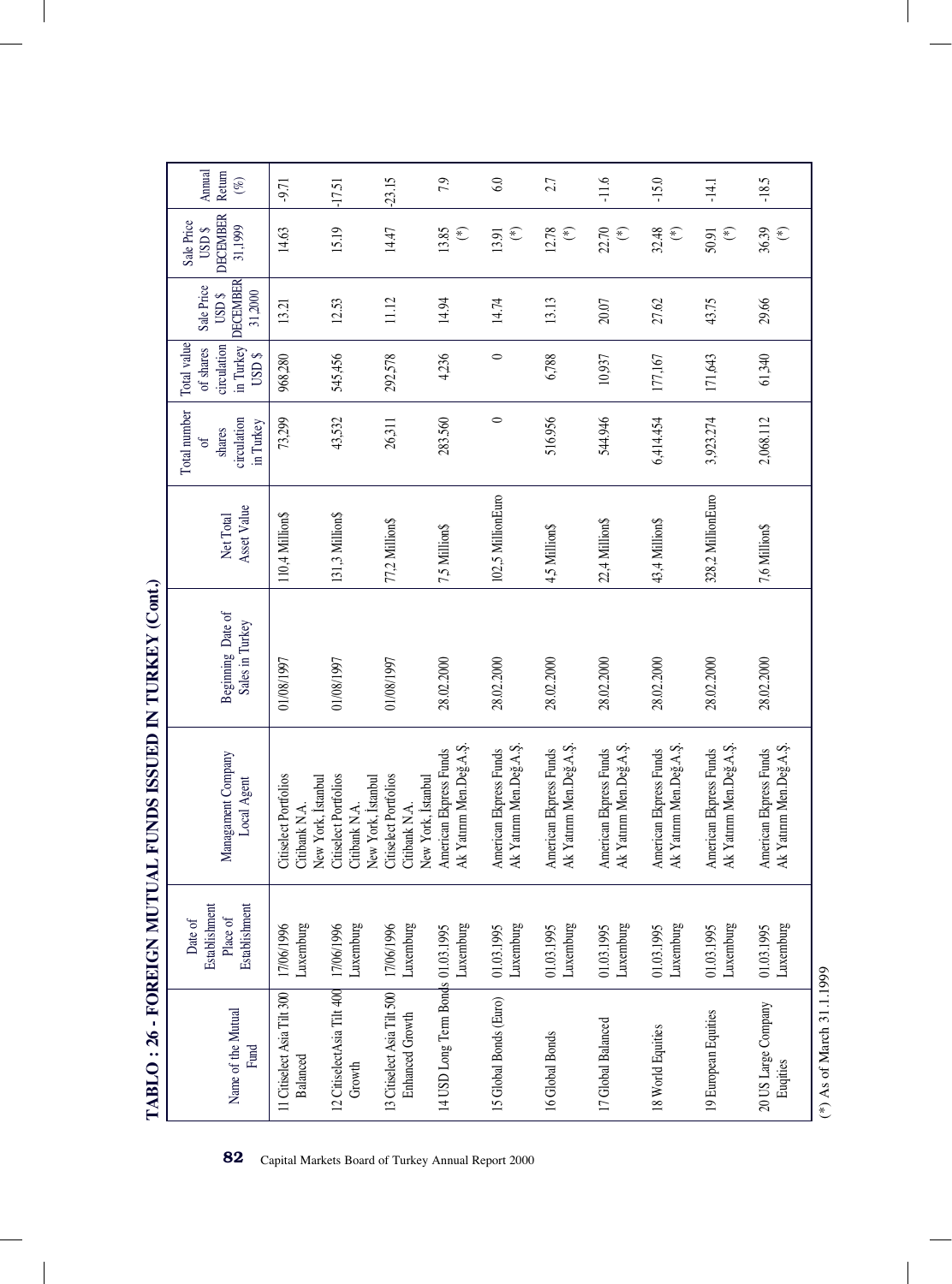# TABLO : 26 - FOREIGN MUTUAL FUNDS ISSUED IN TURKEY (Cont.)

| Name of the Mutual Fund | Date of Establishment Place of Establishment | Managament Company Local Agent | Beginning Date of Sales in Turkey | Net Total Asset Value | Total number of shares circulation in Turkey | Total value of shares circulation in Turkey USD $ | Sale Price USD $ DECEMBER 31,2000 | Sale Price USD $ DECEMBER 31,1999 | Annual Return (%) |
|---|---|---|---|---|---|---|---|---|---|
| 11 Citiselect Asia Tilt 300 Balanced | 17/06/1996 Luxemburg | Citiselect Portfolios Citibank N.A. New York, İstanbul | 01/08/1997 | 110,4 Million$ | 73,299 | 968,280 | 13.21 | 14.63 | -9.71 |
| 12 CitiselectAsia Tilt 400 Growth | 17/06/1996 Luxemburg | Citiselect Portfolios Citibank N.A. New York, İstanbul | 01/08/1997 | 131,3 Million$ | 43,532 | 545,456 | 12.53 | 15.19 | -17.51 |
| 13 Citiselect Asia Tilt 500 Enhanced Growth | 17/06/1996 Luxemburg | Citiselect Portfolios Citibank N.A. New York, İstanbul | 01/08/1997 | 77,2 Million$ | 26,311 | 292,578 | 11.12 | 14.47 | -23.15 |
| 14 USD Long Term Bonds | 01.03.1995 Luxemburg | American Ekpress Funds Ak Yatırım Men.Değ.A.Ş. | 28.02.2000 | 7,5 Million$ | 283.560 | 4,236 | 14.94 | 13.85 (*) | 7.9 |
| 15 Global Bonds (Euro) | 01.03.1995 Luxemburg | American Ekpress Funds Ak Yatırım Men.Değ.A.Ş. | 28.02.2000 | 102,5 MillionEuro | 0 | 0 | 14.74 | 13.91 (*) | 6.0 |
| 16 Global Bonds | 01.03.1995 Luxemburg | American Ekpress Funds Ak Yatırım Men.Değ.A.Ş. | 28.02.2000 | 4,5 Million$ | 516.956 | 6,788 | 13.13 | 12.78 (*) | 2.7 |
| 17 Global Balanced | 01.03.1995 Luxemburg | American Ekpress Funds Ak Yatırım Men.Değ.A.Ş. | 28.02.2000 | 22,4 Million$ | 544.946 | 10,937 | 20.07 | 22.70 (*) | -11.6 |
| 18 World Equities | 01.03.1995 Luxemburg | American Ekpress Funds Ak Yatırım Men.Değ.A.Ş. | 28.02.2000 | 43,4 Million$ | 6,414,454 | 177,167 | 27.62 | 32.48 (*) | -15.0 |
| 19 European Equities | 01.03.1995 Luxemburg | American Ekpress Funds Ak Yatırım Men.Değ.A.Ş. | 28.02.2000 | 328,2 MillionEuro | 3,923,274 | 171,643 | 43.75 | 50.91 (*) | -14.1 |
| 20 US Large Company Euqities | 01.03.1995 Luxemburg | American Ekpress Funds Ak Yatırım Men.Değ.A.Ş. | 28.02.2000 | 7,6 Million$ | 2,068.112 | 61,340 | 29.66 | 36.39 (*) | -18.5 |

(*) As of March 31.1.1999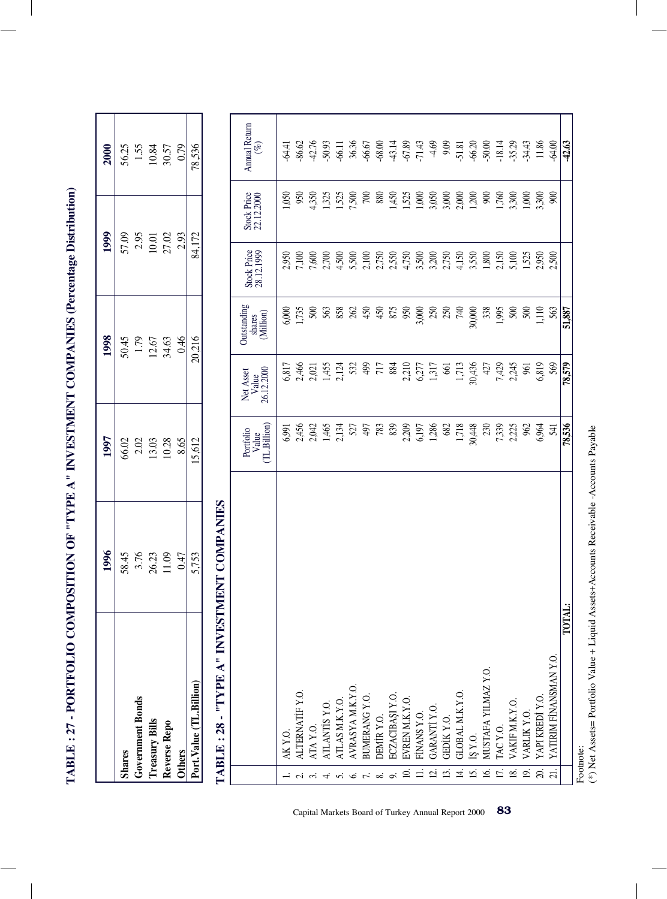# TABLE : 27 - PORTFOLIO COMPOSITION OF "TYPE A" INVESTMENT COMPANIES (Percentage Distribution)

| | 1996 | 1997 | 1998 | 1999 | 2000 |
|---|---|---|---|---|---|
| **Shares** | 58.45 | 66.02 | 50.45 | 57.09 | 56.25 |
| **Government Bonds** | 3.76 | 2.02 | 1.79 | 2.95 | 1.55 |
| **Treasury Bills** | 26.23 | 13.03 | 12.67 | 10.01 | 10.84 |
| **Reverse Repo** | 11.09 | 10.28 | 34.63 | 27.02 | 30.57 |
| **Others** | 0.47 | 8.65 | 0.46 | 2.93 | 0.79 |
| **Port.Value (TL.Billion)** | 5,753 | 15,612 | 20,216 | 84,172 | 78,536 |

# TABLE : 28 - "TYPE A" INVESTMENT COMPANIES

| | | Portfolio Value (TL.Billion) | Net Asset Value 26.12.2000 | Outstanding shares (Million) | Stock Price 28.12.1999 | Stock Price 22.12.2000 | Annual Return (%) |
|---|---|---|---|---|---|---|---|
| 1. | AK Y.O. | 6,991 | 6,817 | 6,000 | 2,950 | 1,050 | -64.41 |
| 2. | ALTERNATİF Y.O. | 2,456 | 2,466 | 1,735 | 7,100 | 950 | -86.62 |
| 3. | ATA Y.O. | 2,042 | 2,021 | 500 | 7,600 | 4,350 | -42.76 |
| 4. | ATLANTİS Y.O. | 1,465 | 1,455 | 563 | 2,700 | 1,325 | -50.93 |
| 5. | ATLAS M.K.Y.O. | 2,134 | 2,124 | 858 | 4,500 | 1,525 | -66.11 |
| 6. | AVRASYA M.K.Y.O. | 527 | 532 | 262 | 5,500 | 7,500 | 36.36 |
| 7. | BUMERANG Y.O. | 497 | 499 | 450 | 2,100 | 700 | -66.67 |
| 8. | DEMİR Y.O. | 783 | 717 | 450 | 2,750 | 880 | -68.00 |
| 9. | ECZACIBAŞI Y.O. | 839 | 884 | 875 | 2,550 | 1,450 | -43.14 |
| 10. | EVREN M.K.Y.O. | 2,209 | 2,210 | 950 | 4,750 | 1,525 | -67.89 |
| 11. | FİNANS Y.O. | 6,197 | 6,277 | 3,000 | 3,500 | 1,000 | -71.43 |
| 12. | GARANTİ Y.O. | 1,286 | 1,317 | 250 | 3,200 | 3,050 | -4.69 |
| 13. | GEDİK Y.O. | 682 | 661 | 250 | 2,750 | 3,000 | 9.09 |
| 14. | GLOBAL M.K.Y.O. | 1,718 | 1,713 | 740 | 4,150 | 2,000 | -51.81 |
| 15. | İŞ Y.O. | 30,448 | 30,436 | 30,000 | 3,550 | 1,200 | -66.20 |
| 16. | MUSTAFA YILMAZ Y.O. | 230 | 427 | 338 | 1,800 | 900 | -50.00 |
| 17. | TAC Y.O. | 7,339 | 7,429 | 1,995 | 2,150 | 1,760 | -18.14 |
| 18. | VAKIF M.K.Y.O. | 2,225 | 2,245 | 500 | 5,100 | 3,300 | -35.29 |
| 19. | VARLIK Y.O. | 962 | 961 | 500 | 1,525 | 1,000 | -34.43 |
| 20. | YAPI KREDİ Y.O. | 6,964 | 6,819 | 1,110 | 2,950 | 3,300 | 11.86 |
| 21. | YATIRIM FİNANSMAN Y.O. | 541 | 569 | 563 | 2,500 | 900 | -64.00 |
| | **TOTAL:** | **78,536** | **78,579** | **51,887** | | | **-42.63** |

Footnote:
(*) Net Assets= Portfolio Value + Liquid Assets+Accounts Receivable -Accounts Payable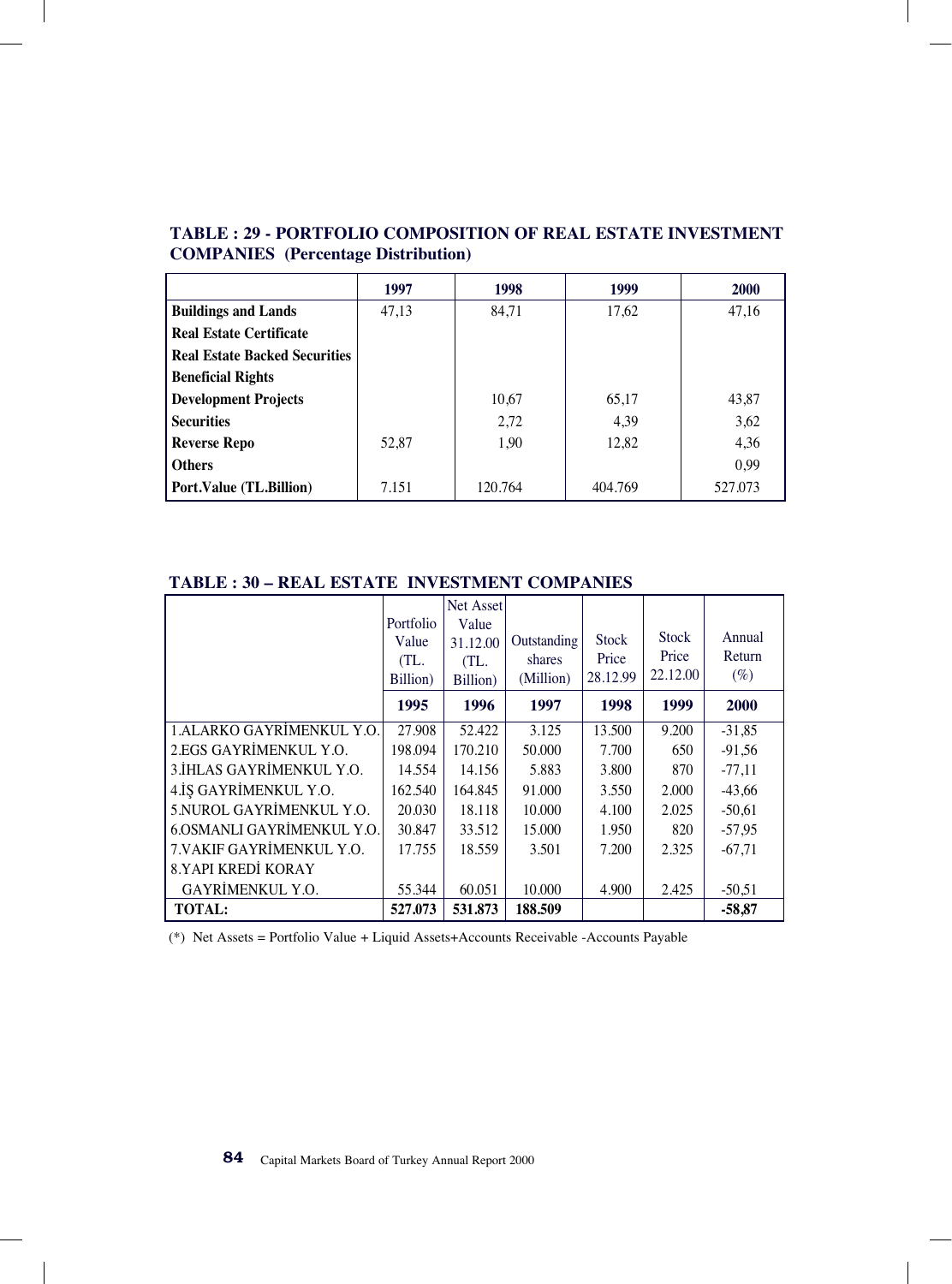**TABLE : 29 - PORTFOLIO COMPOSITION OF REAL ESTATE INVESTMENT COMPANIES (Percentage Distribution)**

| | 1997 | 1998 | 1999 | 2000 |
|---|---|---|---|---|
| **Buildings and Lands** | 47,13 | 84,71 | 17,62 | 47,16 |
| **Real Estate Certificate** | | | | |
| **Real Estate Backed Securities** | | | | |
| **Beneficial Rights** | | | | |
| **Development Projects** | | 10,67 | 65,17 | 43,87 |
| **Securities** | | 2,72 | 4,39 | 3,62 |
| **Reverse Repo** | 52,87 | 1,90 | 12,82 | 4,36 |
| **Others** | | | | 0,99 |
| **Port.Value (TL.Billion)** | 7.151 | 120.764 | 404.769 | 527.073 |

**TABLE : 30 – REAL ESTATE INVESTMENT COMPANIES**

| | Portfolio Value (TL. Billion) | Net Asset Value 31.12.00 (TL. Billion) | Outstanding shares (Million) | Stock Price 28.12.99 | Stock Price 22.12.00 | Annual Return (%) |
|---|---|---|---|---|---|---|
| | **1995** | **1996** | **1997** | **1998** | **1999** | **2000** |
| 1.ALARKO GAYRİMENKUL Y.O. | 27.908 | 52.422 | 3.125 | 13.500 | 9.200 | -31,85 |
| 2.EGS GAYRİMENKUL Y.O. | 198.094 | 170.210 | 50.000 | 7.700 | 650 | -91,56 |
| 3.İHLAS GAYRİMENKUL Y.O. | 14.554 | 14.156 | 5.883 | 3.800 | 870 | -77,11 |
| 4.İŞ GAYRİMENKUL Y.O. | 162.540 | 164.845 | 91.000 | 3.550 | 2.000 | -43,66 |
| 5.NUROL GAYRİMENKUL Y.O. | 20.030 | 18.118 | 10.000 | 4.100 | 2.025 | -50,61 |
| 6.OSMANLI GAYRİMENKUL Y.O. | 30.847 | 33.512 | 15.000 | 1.950 | 820 | -57,95 |
| 7.VAKIF GAYRİMENKUL Y.O. | 17.755 | 18.559 | 3.501 | 7.200 | 2.325 | -67,71 |
| 8.YAPI KREDİ KORAY GAYRİMENKUL Y.O. | 55.344 | 60.051 | 10.000 | 4.900 | 2.425 | -50,51 |
| **TOTAL:** | **527.073** | **531.873** | **188.509** | | | **-58,87** |

(*) Net Assets = Portfolio Value + Liquid Assets+Accounts Receivable -Accounts Payable